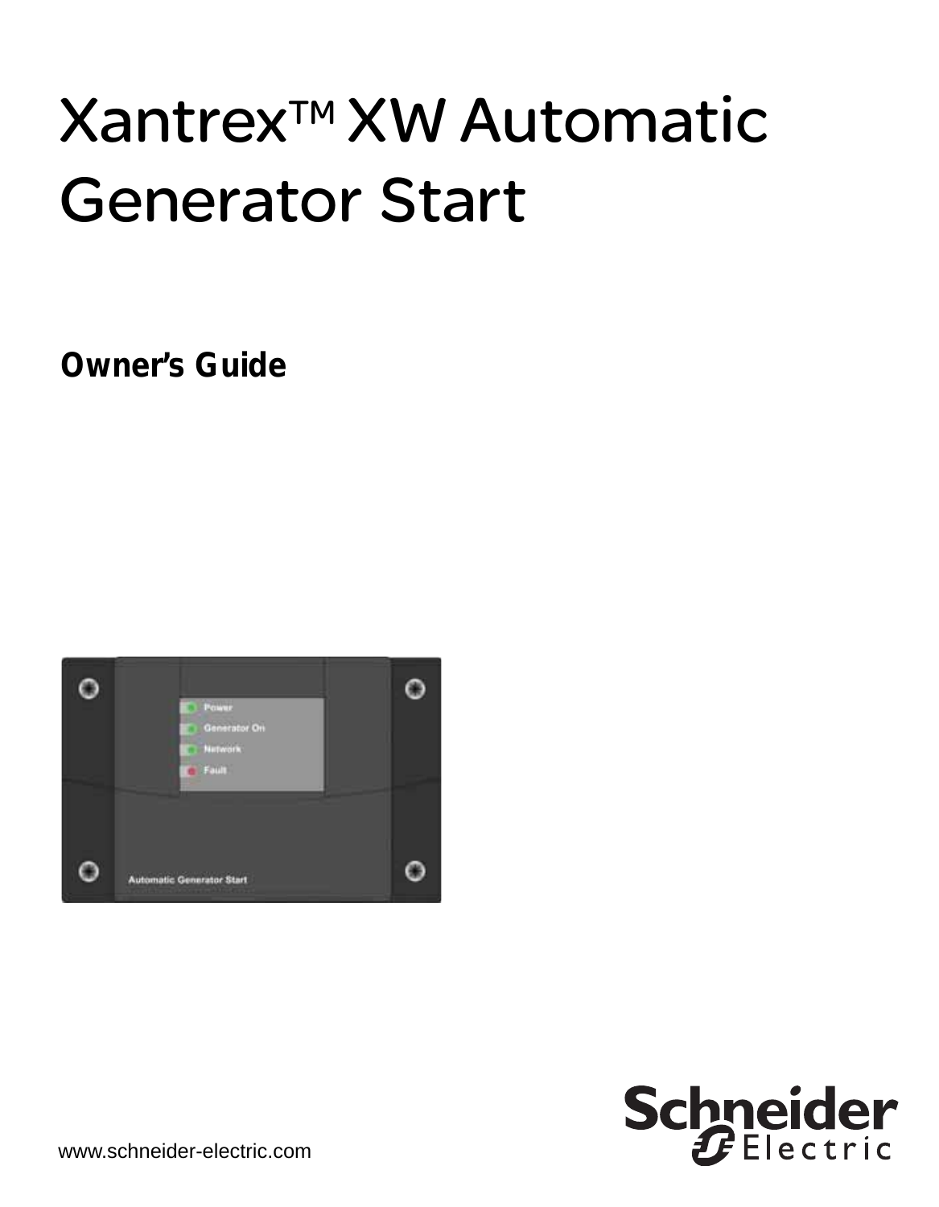# Xantrex™ XW Automatic Generator Start

**Owner's Guide**

www.schneider-electric.com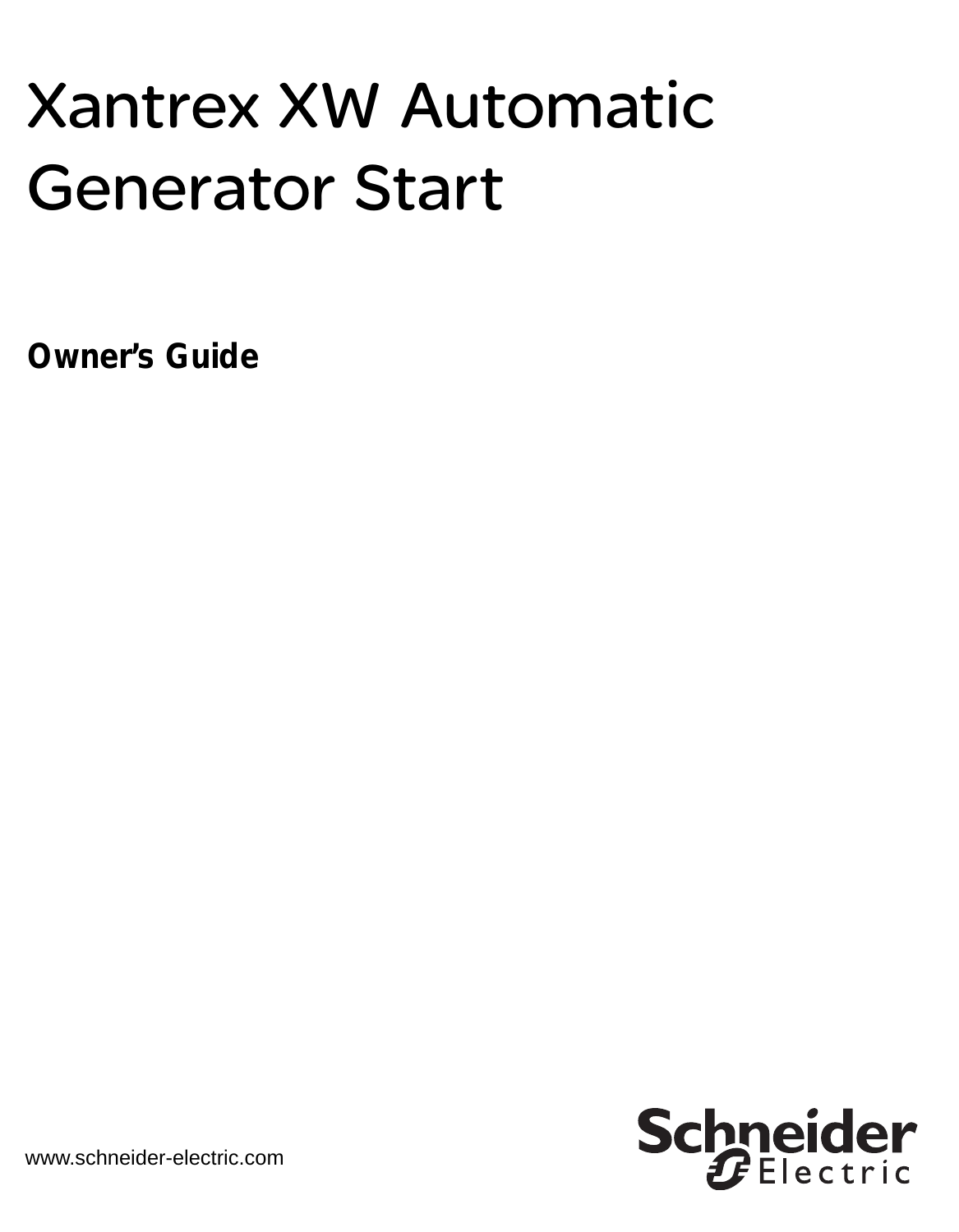# Xantrex XW Automatic Generator Start

**Owner's Guide**

www.schneider-electric.com

Schneider Electric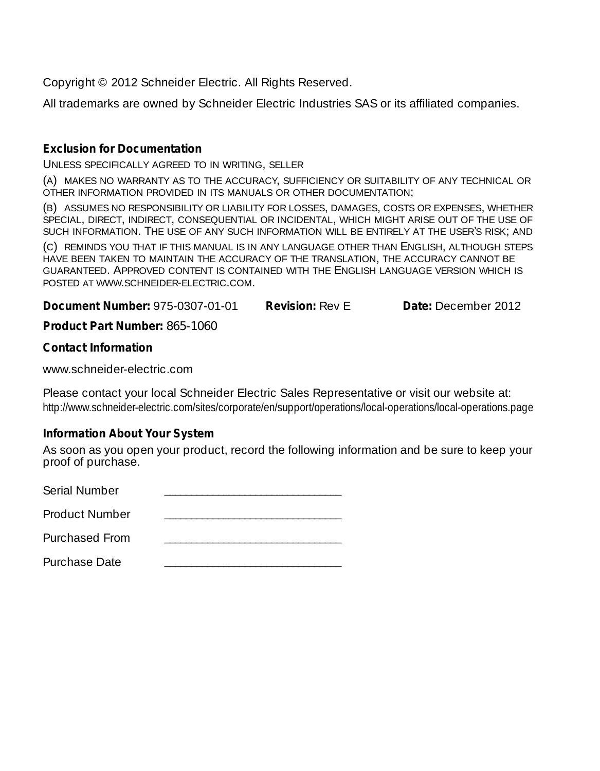Copyright © 2012 Schneider Electric. All Rights Reserved.

All trademarks are owned by Schneider Electric Industries SAS or its affiliated companies.

**Exclusion for Documentation**

UNLESS SPECIFICALLY AGREED TO IN WRITING, SELLER

(A) MAKES NO WARRANTY AS TO THE ACCURACY, SUFFICIENCY OR SUITABILITY OF ANY TECHNICAL OR OTHER INFORMATION PROVIDED IN ITS MANUALS OR OTHER DOCUMENTATION;

(B) ASSUMES NO RESPONSIBILITY OR LIABILITY FOR LOSSES, DAMAGES, COSTS OR EXPENSES, WHETHER SPECIAL, DIRECT, INDIRECT, CONSEQUENTIAL OR INCIDENTAL, WHICH MIGHT ARISE OUT OF THE USE OF SUCH INFORMATION. THE USE OF ANY SUCH INFORMATION WILL BE ENTIRELY AT THE USER'S RISK; AND

(C) REMINDS YOU THAT IF THIS MANUAL IS IN ANY LANGUAGE OTHER THAN ENGLISH, ALTHOUGH STEPS HAVE BEEN TAKEN TO MAINTAIN THE ACCURACY OF THE TRANSLATION, THE ACCURACY CANNOT BE GUARANTEED. APPROVED CONTENT IS CONTAINED WITH THE ENGLISH LANGUAGE VERSION WHICH IS POSTED AT WWW.SCHNEIDER-ELECTRIC.COM.

**Document Number:** 975-0307-01-01 **Revision:** Rev E **Date:** December 2012

**Product Part Number:** 865-1060

**Contact Information**

www.schneider-electric.com

Please contact your local Schneider Electric Sales Representative or visit our website at:
http://www.schneider-electric.com/sites/corporate/en/support/operations/local-operations/local-operations.page

**Information About Your System**

As soon as you open your product, record the following information and be sure to keep your proof of purchase.

Serial Number ___________________________

Product Number ___________________________

Purchased From ___________________________

Purchase Date ___________________________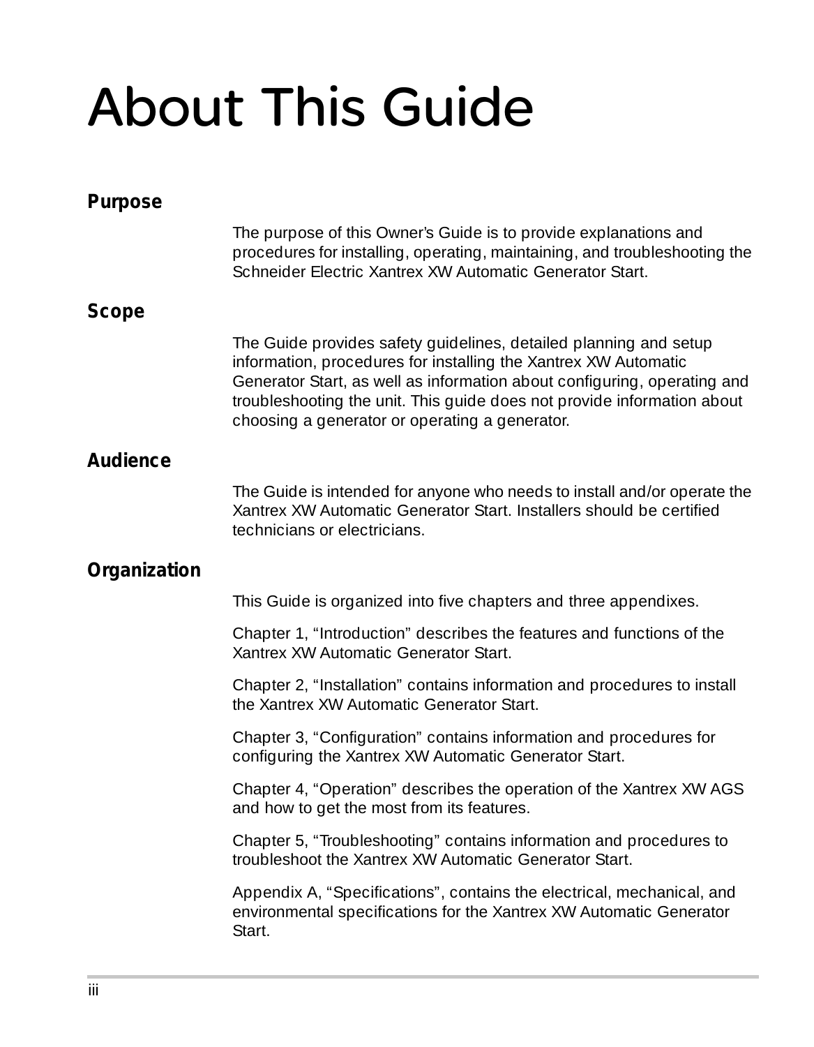# About This Guide

## Purpose

The purpose of this Owner's Guide is to provide explanations and procedures for installing, operating, maintaining, and troubleshooting the Schneider Electric Xantrex XW Automatic Generator Start.

## Scope

The Guide provides safety guidelines, detailed planning and setup information, procedures for installing the Xantrex XW Automatic Generator Start, as well as information about configuring, operating and troubleshooting the unit. This guide does not provide information about choosing a generator or operating a generator.

## Audience

The Guide is intended for anyone who needs to install and/or operate the Xantrex XW Automatic Generator Start. Installers should be certified technicians or electricians.

## Organization

This Guide is organized into five chapters and three appendixes.

Chapter 1, "Introduction" describes the features and functions of the Xantrex XW Automatic Generator Start.

Chapter 2, "Installation" contains information and procedures to install the Xantrex XW Automatic Generator Start.

Chapter 3, "Configuration" contains information and procedures for configuring the Xantrex XW Automatic Generator Start.

Chapter 4, "Operation" describes the operation of the Xantrex XW AGS and how to get the most from its features.

Chapter 5, "Troubleshooting" contains information and procedures to troubleshoot the Xantrex XW Automatic Generator Start.

Appendix A, "Specifications", contains the electrical, mechanical, and environmental specifications for the Xantrex XW Automatic Generator Start.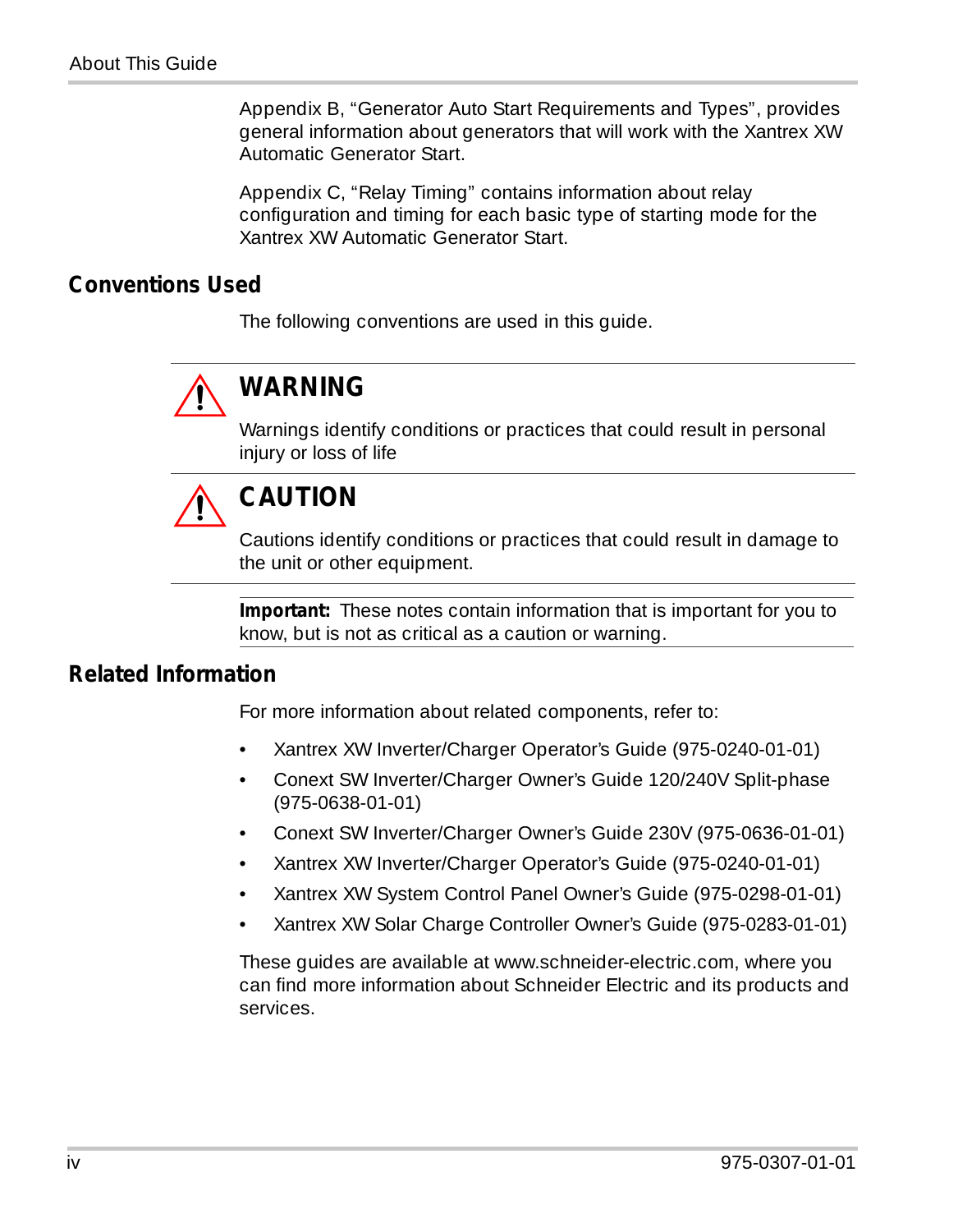Appendix B, “Generator Auto Start Requirements and Types”, provides general information about generators that will work with the Xantrex XW Automatic Generator Start.

Appendix C, “Relay Timing” contains information about relay configuration and timing for each basic type of starting mode for the Xantrex XW Automatic Generator Start.

## Conventions Used

The following conventions are used in this guide.

### WARNING

Warnings identify conditions or practices that could result in personal injury or loss of life

### CAUTION

Cautions identify conditions or practices that could result in damage to the unit or other equipment.

**Important:** These notes contain information that is important for you to know, but is not as critical as a caution or warning.

## Related Information

For more information about related components, refer to:

- Xantrex XW Inverter/Charger Operator’s Guide (975-0240-01-01)
- Conext SW Inverter/Charger Owner’s Guide 120/240V Split-phase (975-0638-01-01)
- Conext SW Inverter/Charger Owner’s Guide 230V (975-0636-01-01)
- Xantrex XW Inverter/Charger Operator’s Guide (975-0240-01-01)
- Xantrex XW System Control Panel Owner’s Guide (975-0298-01-01)
- Xantrex XW Solar Charge Controller Owner’s Guide (975-0283-01-01)

These guides are available at www.schneider-electric.com, where you can find more information about Schneider Electric and its products and services.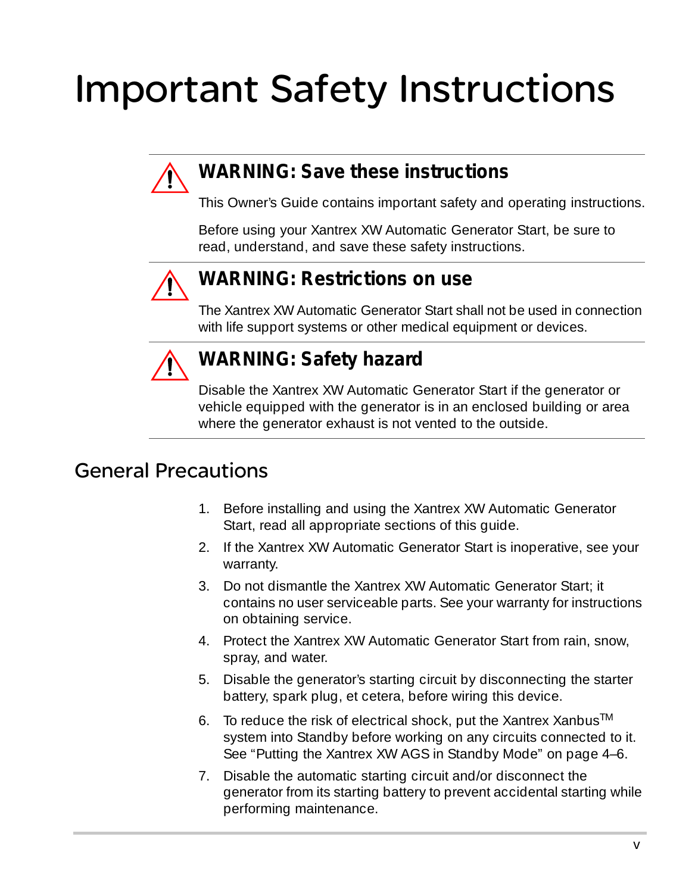# Important Safety Instructions

### WARNING: Save these instructions

This Owner's Guide contains important safety and operating instructions.

Before using your Xantrex XW Automatic Generator Start, be sure to read, understand, and save these safety instructions.

### WARNING: Restrictions on use

The Xantrex XW Automatic Generator Start shall not be used in connection with life support systems or other medical equipment or devices.

### WARNING: Safety hazard

Disable the Xantrex XW Automatic Generator Start if the generator or vehicle equipped with the generator is in an enclosed building or area where the generator exhaust is not vented to the outside.

## General Precautions

1. Before installing and using the Xantrex XW Automatic Generator Start, read all appropriate sections of this guide.
2. If the Xantrex XW Automatic Generator Start is inoperative, see your warranty.
3. Do not dismantle the Xantrex XW Automatic Generator Start; it contains no user serviceable parts. See your warranty for instructions on obtaining service.
4. Protect the Xantrex XW Automatic Generator Start from rain, snow, spray, and water.
5. Disable the generator's starting circuit by disconnecting the starter battery, spark plug, et cetera, before wiring this device.
6. To reduce the risk of electrical shock, put the Xantrex Xanbus™ system into Standby before working on any circuits connected to it. See "Putting the Xantrex XW AGS in Standby Mode" on page 4–6.
7. Disable the automatic starting circuit and/or disconnect the generator from its starting battery to prevent accidental starting while performing maintenance.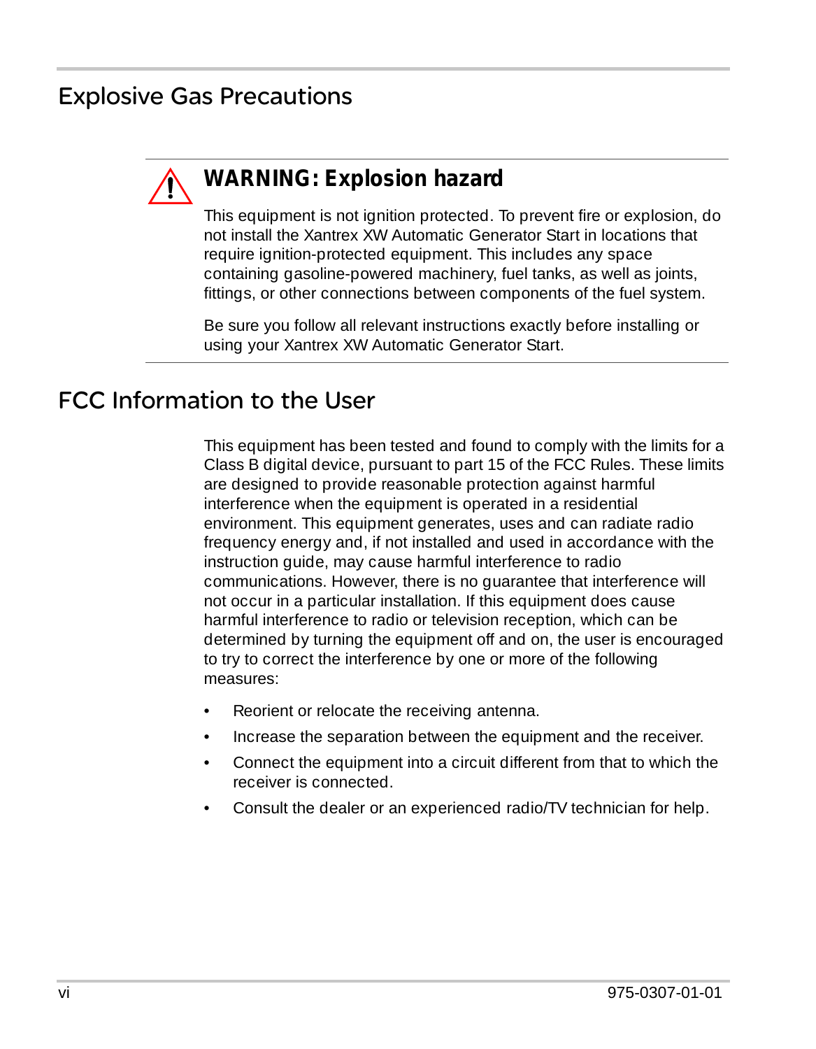## Explosive Gas Precautions

**WARNING: Explosion hazard**

This equipment is not ignition protected. To prevent fire or explosion, do not install the Xantrex XW Automatic Generator Start in locations that require ignition-protected equipment. This includes any space containing gasoline-powered machinery, fuel tanks, as well as joints, fittings, or other connections between components of the fuel system.

Be sure you follow all relevant instructions exactly before installing or using your Xantrex XW Automatic Generator Start.

## FCC Information to the User

This equipment has been tested and found to comply with the limits for a Class B digital device, pursuant to part 15 of the FCC Rules. These limits are designed to provide reasonable protection against harmful interference when the equipment is operated in a residential environment. This equipment generates, uses and can radiate radio frequency energy and, if not installed and used in accordance with the instruction guide, may cause harmful interference to radio communications. However, there is no guarantee that interference will not occur in a particular installation. If this equipment does cause harmful interference to radio or television reception, which can be determined by turning the equipment off and on, the user is encouraged to try to correct the interference by one or more of the following measures:

- Reorient or relocate the receiving antenna.
- Increase the separation between the equipment and the receiver.
- Connect the equipment into a circuit different from that to which the receiver is connected.
- Consult the dealer or an experienced radio/TV technician for help.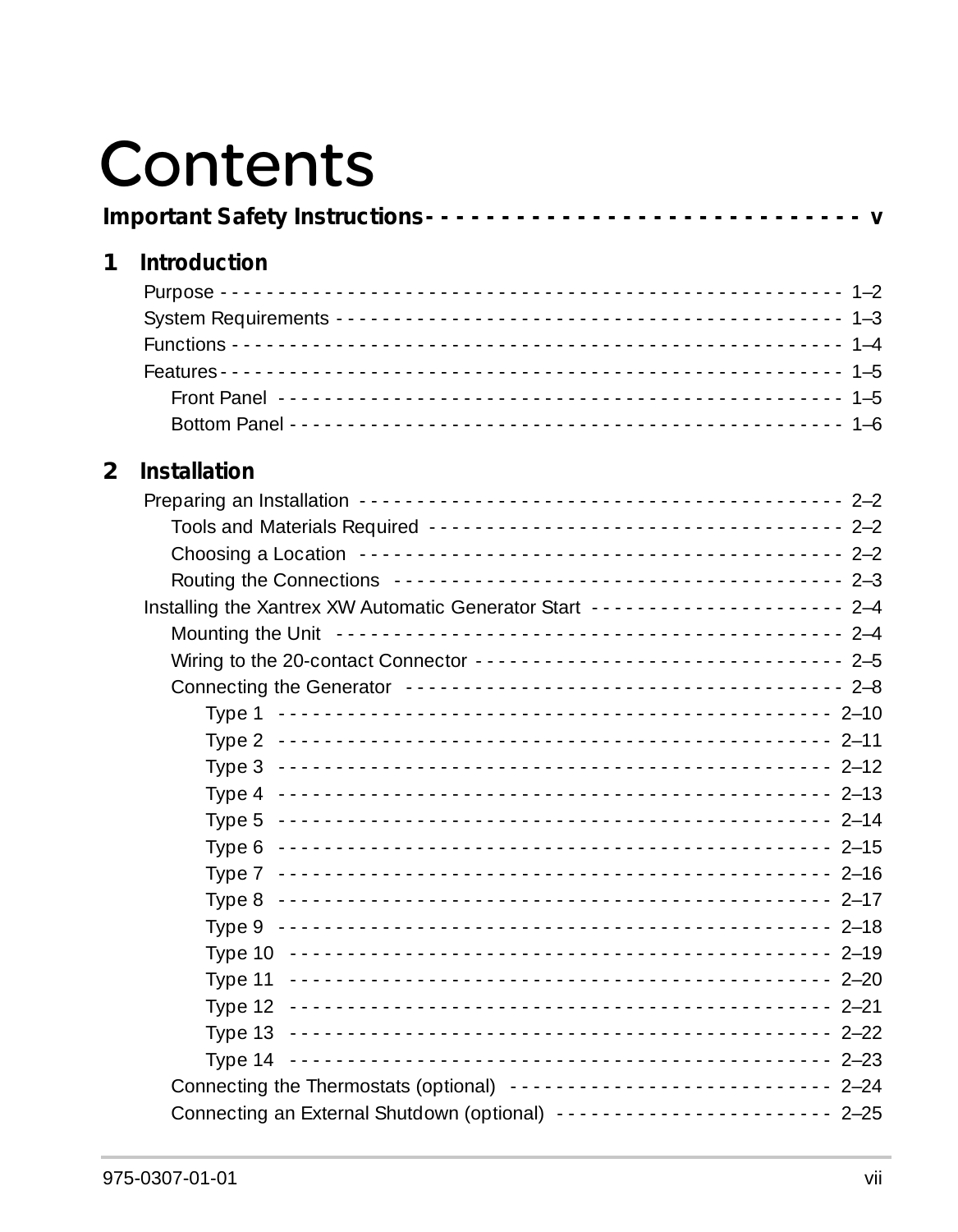# Contents

**Important Safety Instructions** - - - - - - - - - - - - - - - - - - - - - - - - - - - - - v

## 1 Introduction

Purpose - - - - - - - - - - - - - - - - - - - - - - - - - - - - - - - - - - - - - - - - - - - - - - - 1–2
System Requirements - - - - - - - - - - - - - - - - - - - - - - - - - - - - - - - - - - - - - - - - 1–3
Functions - - - - - - - - - - - - - - - - - - - - - - - - - - - - - - - - - - - - - - - - - - - - - - - 1–4
Features - - - - - - - - - - - - - - - - - - - - - - - - - - - - - - - - - - - - - - - - - - - - - - - - 1–5
  Front Panel - - - - - - - - - - - - - - - - - - - - - - - - - - - - - - - - - - - - - - - - - - - - 1–5
  Bottom Panel - - - - - - - - - - - - - - - - - - - - - - - - - - - - - - - - - - - - - - - - - - - 1–6

## 2 Installation

Preparing an Installation - - - - - - - - - - - - - - - - - - - - - - - - - - - - - - - - - - - - - - 2–2
  Tools and Materials Required - - - - - - - - - - - - - - - - - - - - - - - - - - - - - - - - - 2–2
  Choosing a Location - - - - - - - - - - - - - - - - - - - - - - - - - - - - - - - - - - - - - - 2–2
  Routing the Connections - - - - - - - - - - - - - - - - - - - - - - - - - - - - - - - - - - - - 2–3
Installing the Xantrex XW Automatic Generator Start - - - - - - - - - - - - - - - - - - - - - 2–4
  Mounting the Unit - - - - - - - - - - - - - - - - - - - - - - - - - - - - - - - - - - - - - - - - 2–4
  Wiring to the 20-contact Connector - - - - - - - - - - - - - - - - - - - - - - - - - - - - - - 2–5
  Connecting the Generator - - - - - - - - - - - - - - - - - - - - - - - - - - - - - - - - - - - 2–8
    Type 1 - - - - - - - - - - - - - - - - - - - - - - - - - - - - - - - - - - - - - - - - - - - - 2–10
    Type 2 - - - - - - - - - - - - - - - - - - - - - - - - - - - - - - - - - - - - - - - - - - - - 2–11
    Type 3 - - - - - - - - - - - - - - - - - - - - - - - - - - - - - - - - - - - - - - - - - - - - 2–12
    Type 4 - - - - - - - - - - - - - - - - - - - - - - - - - - - - - - - - - - - - - - - - - - - - 2–13
    Type 5 - - - - - - - - - - - - - - - - - - - - - - - - - - - - - - - - - - - - - - - - - - - - 2–14
    Type 6 - - - - - - - - - - - - - - - - - - - - - - - - - - - - - - - - - - - - - - - - - - - - 2–15
    Type 7 - - - - - - - - - - - - - - - - - - - - - - - - - - - - - - - - - - - - - - - - - - - - 2–16
    Type 8 - - - - - - - - - - - - - - - - - - - - - - - - - - - - - - - - - - - - - - - - - - - - 2–17
    Type 9 - - - - - - - - - - - - - - - - - - - - - - - - - - - - - - - - - - - - - - - - - - - - 2–18
    Type 10 - - - - - - - - - - - - - - - - - - - - - - - - - - - - - - - - - - - - - - - - - - - 2–19
    Type 11 - - - - - - - - - - - - - - - - - - - - - - - - - - - - - - - - - - - - - - - - - - - 2–20
    Type 12 - - - - - - - - - - - - - - - - - - - - - - - - - - - - - - - - - - - - - - - - - - - 2–21
    Type 13 - - - - - - - - - - - - - - - - - - - - - - - - - - - - - - - - - - - - - - - - - - - 2–22
    Type 14 - - - - - - - - - - - - - - - - - - - - - - - - - - - - - - - - - - - - - - - - - - - 2–23
  Connecting the Thermostats (optional) - - - - - - - - - - - - - - - - - - - - - - - - - - - 2–24
  Connecting an External Shutdown (optional) - - - - - - - - - - - - - - - - - - - - - - - - 2–25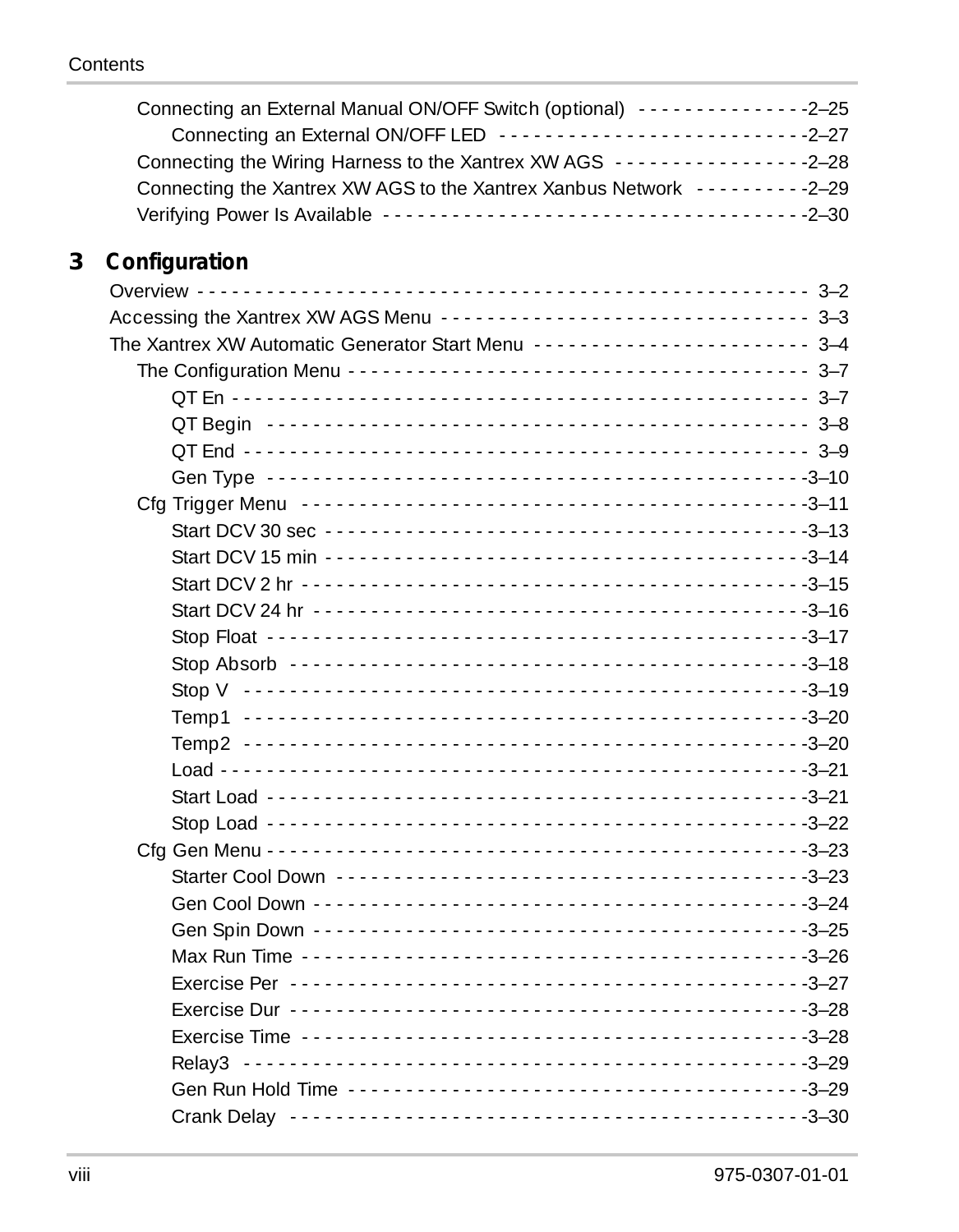- Connecting an External Manual ON/OFF Switch (optional) - - - - - - - - - - - - - - -2–25
  - Connecting an External ON/OFF LED - - - - - - - - - - - - - - - - - - - - - - - - - - -2–27
- Connecting the Wiring Harness to the Xantrex XW AGS - - - - - - - - - - - - - - - - -2–28
- Connecting the Xantrex XW AGS to the Xantrex Xanbus Network - - - - - - - - - -2–29
- Verifying Power Is Available - - - - - - - - - - - - - - - - - - - - - - - - - - - - - - - - - - - -2–30

## 3 Configuration

- Overview - - - - - - - - - - - - - - - - - - - - - - - - - - - - - - - - - - - - - - - - - - - - - - - - - - 3–2
- Accessing the Xantrex XW AGS Menu - - - - - - - - - - - - - - - - - - - - - - - - - - - - - - 3–3
- The Xantrex XW Automatic Generator Start Menu - - - - - - - - - - - - - - - - - - - - - - - 3–4
  - The Configuration Menu - - - - - - - - - - - - - - - - - - - - - - - - - - - - - - - - - - - - - - - 3–7
    - QT En - - - - - - - - - - - - - - - - - - - - - - - - - - - - - - - - - - - - - - - - - - - - - - - - - 3–7
    - QT Begin - - - - - - - - - - - - - - - - - - - - - - - - - - - - - - - - - - - - - - - - - - - - - - 3–8
    - QT End - - - - - - - - - - - - - - - - - - - - - - - - - - - - - - - - - - - - - - - - - - - - - - - - 3–9
    - Gen Type - - - - - - - - - - - - - - - - - - - - - - - - - - - - - - - - - - - - - - - - - - - - - -3–10
  - Cfg Trigger Menu - - - - - - - - - - - - - - - - - - - - - - - - - - - - - - - - - - - - - - - - -3–11
    - Start DCV 30 sec - - - - - - - - - - - - - - - - - - - - - - - - - - - - - - - - - - - - - - - -3–13
    - Start DCV 15 min - - - - - - - - - - - - - - - - - - - - - - - - - - - - - - - - - - - - - - - -3–14
    - Start DCV 2 hr - - - - - - - - - - - - - - - - - - - - - - - - - - - - - - - - - - - - - - - - - -3–15
    - Start DCV 24 hr - - - - - - - - - - - - - - - - - - - - - - - - - - - - - - - - - - - - - - - - -3–16
    - Stop Float - - - - - - - - - - - - - - - - - - - - - - - - - - - - - - - - - - - - - - - - - - - - -3–17
    - Stop Absorb - - - - - - - - - - - - - - - - - - - - - - - - - - - - - - - - - - - - - - - - - - -3–18
    - Stop V - - - - - - - - - - - - - - - - - - - - - - - - - - - - - - - - - - - - - - - - - - - - - - -3–19
    - Temp1 - - - - - - - - - - - - - - - - - - - - - - - - - - - - - - - - - - - - - - - - - - - - - - -3–20
    - Temp2 - - - - - - - - - - - - - - - - - - - - - - - - - - - - - - - - - - - - - - - - - - - - - - -3–20
    - Load - - - - - - - - - - - - - - - - - - - - - - - - - - - - - - - - - - - - - - - - - - - - - - - - -3–21
    - Start Load - - - - - - - - - - - - - - - - - - - - - - - - - - - - - - - - - - - - - - - - - - - - -3–21
    - Stop Load - - - - - - - - - - - - - - - - - - - - - - - - - - - - - - - - - - - - - - - - - - - - - -3–22
  - Cfg Gen Menu - - - - - - - - - - - - - - - - - - - - - - - - - - - - - - - - - - - - - - - - - - - -3–23
    - Starter Cool Down - - - - - - - - - - - - - - - - - - - - - - - - - - - - - - - - - - - - - - - -3–23
    - Gen Cool Down - - - - - - - - - - - - - - - - - - - - - - - - - - - - - - - - - - - - - - - - - -3–24
    - Gen Spin Down - - - - - - - - - - - - - - - - - - - - - - - - - - - - - - - - - - - - - - - - - -3–25
    - Max Run Time - - - - - - - - - - - - - - - - - - - - - - - - - - - - - - - - - - - - - - - - - -3–26
    - Exercise Per - - - - - - - - - - - - - - - - - - - - - - - - - - - - - - - - - - - - - - - - - - -3–27
    - Exercise Dur - - - - - - - - - - - - - - - - - - - - - - - - - - - - - - - - - - - - - - - - - - -3–28
    - Exercise Time - - - - - - - - - - - - - - - - - - - - - - - - - - - - - - - - - - - - - - - - - -3–28
    - Relay3 - - - - - - - - - - - - - - - - - - - - - - - - - - - - - - - - - - - - - - - - - - - - - - -3–29
    - Gen Run Hold Time - - - - - - - - - - - - - - - - - - - - - - - - - - - - - - - - - - - - - - -3–29
    - Crank Delay - - - - - - - - - - - - - - - - - - - - - - - - - - - - - - - - - - - - - - - - - - - -3–30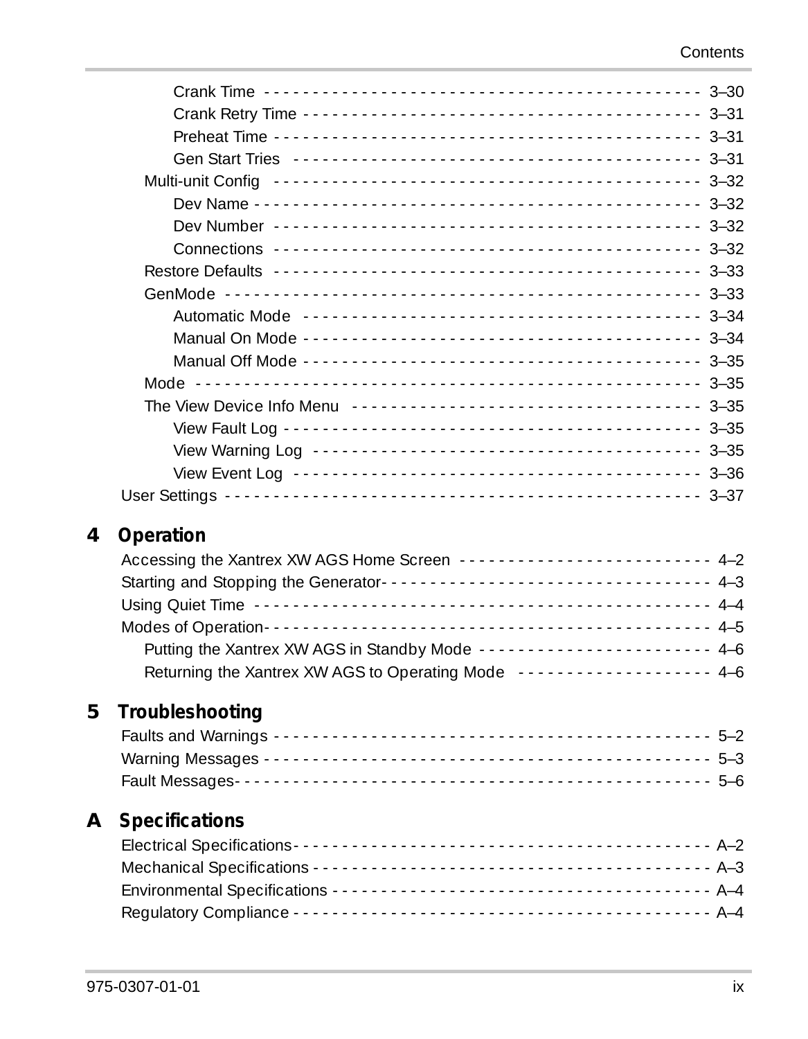Crank Time - - - - - - - - - - - - - - - - - - - - - - - - - - - - - - - - - - - - - - - - - - - 3–30
Crank Retry Time - - - - - - - - - - - - - - - - - - - - - - - - - - - - - - - - - - - - - - - - 3–31
Preheat Time - - - - - - - - - - - - - - - - - - - - - - - - - - - - - - - - - - - - - - - - - - - 3–31
Gen Start Tries - - - - - - - - - - - - - - - - - - - - - - - - - - - - - - - - - - - - - - - - - 3–31
Multi-unit Config - - - - - - - - - - - - - - - - - - - - - - - - - - - - - - - - - - - - - - - - - - - 3–32
Dev Name - - - - - - - - - - - - - - - - - - - - - - - - - - - - - - - - - - - - - - - - - - - - - 3–32
Dev Number - - - - - - - - - - - - - - - - - - - - - - - - - - - - - - - - - - - - - - - - - - - 3–32
Connections - - - - - - - - - - - - - - - - - - - - - - - - - - - - - - - - - - - - - - - - - - - 3–32
Restore Defaults - - - - - - - - - - - - - - - - - - - - - - - - - - - - - - - - - - - - - - - - - - - 3–33
GenMode - - - - - - - - - - - - - - - - - - - - - - - - - - - - - - - - - - - - - - - - - - - - - - - 3–33
Automatic Mode - - - - - - - - - - - - - - - - - - - - - - - - - - - - - - - - - - - - - - - - - 3–34
Manual On Mode - - - - - - - - - - - - - - - - - - - - - - - - - - - - - - - - - - - - - - - - 3–34
Manual Off Mode - - - - - - - - - - - - - - - - - - - - - - - - - - - - - - - - - - - - - - - - 3–35
Mode - - - - - - - - - - - - - - - - - - - - - - - - - - - - - - - - - - - - - - - - - - - - - - - - - - 3–35
The View Device Info Menu - - - - - - - - - - - - - - - - - - - - - - - - - - - - - - - - - - 3–35
View Fault Log - - - - - - - - - - - - - - - - - - - - - - - - - - - - - - - - - - - - - - - - - - 3–35
View Warning Log - - - - - - - - - - - - - - - - - - - - - - - - - - - - - - - - - - - - - - - 3–35
View Event Log - - - - - - - - - - - - - - - - - - - - - - - - - - - - - - - - - - - - - - - - - 3–36
User Settings - - - - - - - - - - - - - - - - - - - - - - - - - - - - - - - - - - - - - - - - - - - - - - - - 3–37

## 4 Operation

Accessing the Xantrex XW AGS Home Screen - - - - - - - - - - - - - - - - - - - - - - - - - - 4–2
Starting and Stopping the Generator- - - - - - - - - - - - - - - - - - - - - - - - - - - - - - - - - 4–3
Using Quiet Time - - - - - - - - - - - - - - - - - - - - - - - - - - - - - - - - - - - - - - - - - - - - - 4–4
Modes of Operation- - - - - - - - - - - - - - - - - - - - - - - - - - - - - - - - - - - - - - - - - - - - 4–5
Putting the Xantrex XW AGS in Standby Mode - - - - - - - - - - - - - - - - - - - - - - - - 4–6
Returning the Xantrex XW AGS to Operating Mode - - - - - - - - - - - - - - - - - - - - 4–6

## 5 Troubleshooting

Faults and Warnings - - - - - - - - - - - - - - - - - - - - - - - - - - - - - - - - - - - - - - - - - - - - 5–2
Warning Messages - - - - - - - - - - - - - - - - - - - - - - - - - - - - - - - - - - - - - - - - - - - - 5–3
Fault Messages- - - - - - - - - - - - - - - - - - - - - - - - - - - - - - - - - - - - - - - - - - - - - - - 5–6

## A Specifications

Electrical Specifications- - - - - - - - - - - - - - - - - - - - - - - - - - - - - - - - - - - - - - - - - A–2
Mechanical Specifications - - - - - - - - - - - - - - - - - - - - - - - - - - - - - - - - - - - - - - - A–3
Environmental Specifications - - - - - - - - - - - - - - - - - - - - - - - - - - - - - - - - - - - - - A–4
Regulatory Compliance - - - - - - - - - - - - - - - - - - - - - - - - - - - - - - - - - - - - - - - - - A–4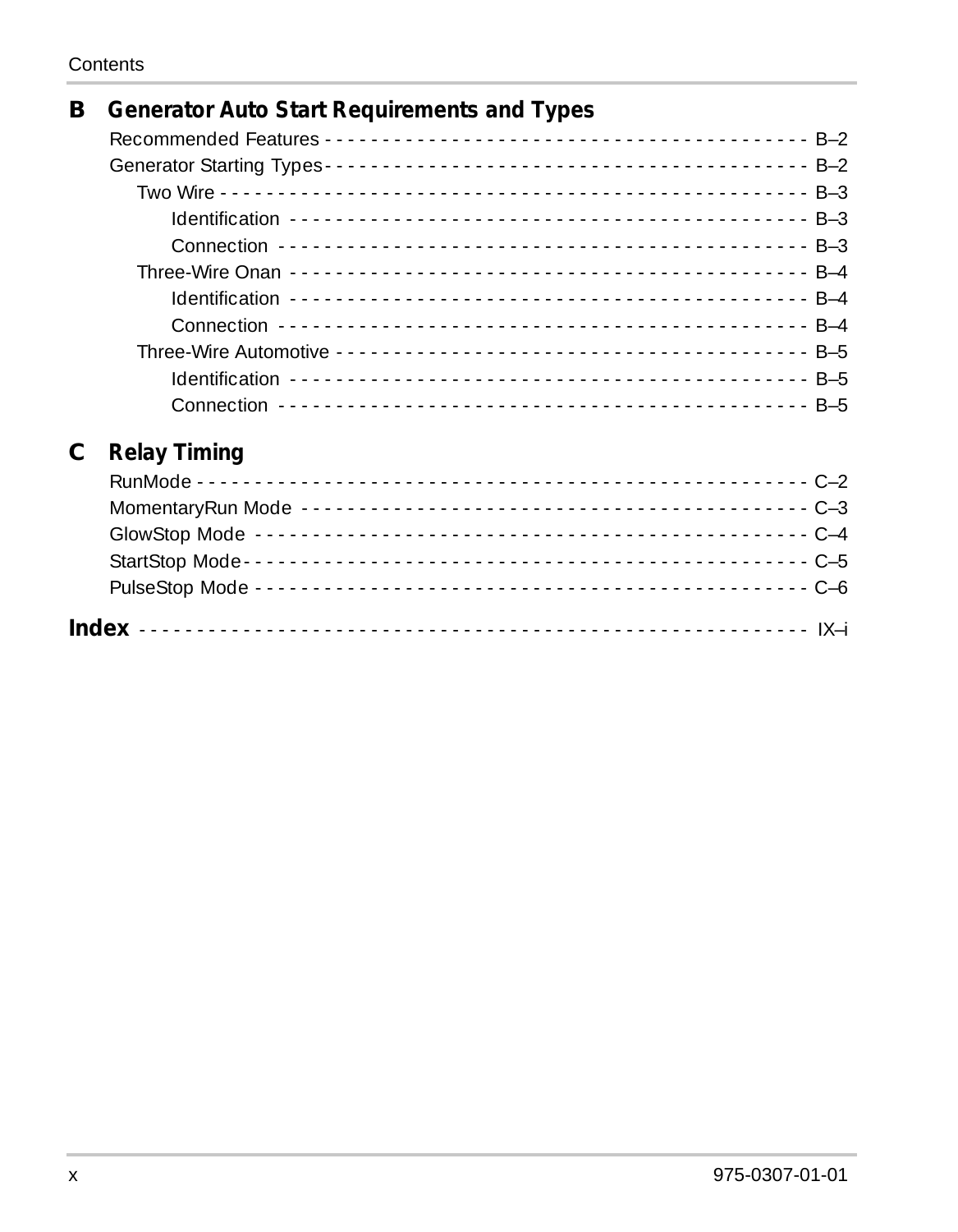## B Generator Auto Start Requirements and Types

Recommended Features - - - - - - - - - - - - - - - - - - - - - - - - - - - - - - - - - - - - - - - - - - - B–2
Generator Starting Types - - - - - - - - - - - - - - - - - - - - - - - - - - - - - - - - - - - - - - - - - - B–2
- Two Wire - - - - - - - - - - - - - - - - - - - - - - - - - - - - - - - - - - - - - - - - - - - - - - - - - - - B–3
  - Identification - - - - - - - - - - - - - - - - - - - - - - - - - - - - - - - - - - - - - - - - - - - - - B–3
  - Connection - - - - - - - - - - - - - - - - - - - - - - - - - - - - - - - - - - - - - - - - - - - - - - B–3
- Three-Wire Onan - - - - - - - - - - - - - - - - - - - - - - - - - - - - - - - - - - - - - - - - - - - - - B–4
  - Identification - - - - - - - - - - - - - - - - - - - - - - - - - - - - - - - - - - - - - - - - - - - - - B–4
  - Connection - - - - - - - - - - - - - - - - - - - - - - - - - - - - - - - - - - - - - - - - - - - - - - B–4
- Three-Wire Automotive - - - - - - - - - - - - - - - - - - - - - - - - - - - - - - - - - - - - - - - - - - B–5
  - Identification - - - - - - - - - - - - - - - - - - - - - - - - - - - - - - - - - - - - - - - - - - - - - B–5
  - Connection - - - - - - - - - - - - - - - - - - - - - - - - - - - - - - - - - - - - - - - - - - - - - - B–5

## C Relay Timing

RunMode - - - - - - - - - - - - - - - - - - - - - - - - - - - - - - - - - - - - - - - - - - - - - - - - - - - - C–2
MomentaryRun Mode - - - - - - - - - - - - - - - - - - - - - - - - - - - - - - - - - - - - - - - - - - - - - C–3
GlowStop Mode - - - - - - - - - - - - - - - - - - - - - - - - - - - - - - - - - - - - - - - - - - - - - - - - C–4
StartStop Mode - - - - - - - - - - - - - - - - - - - - - - - - - - - - - - - - - - - - - - - - - - - - - - - - C–5
PulseStop Mode - - - - - - - - - - - - - - - - - - - - - - - - - - - - - - - - - - - - - - - - - - - - - - - - C–6

## Index - - - - - - - - - - - - - - - - - - - - - - - - - - - - - - - - - - - - - - - - - - - - - - - - - - - - IX–i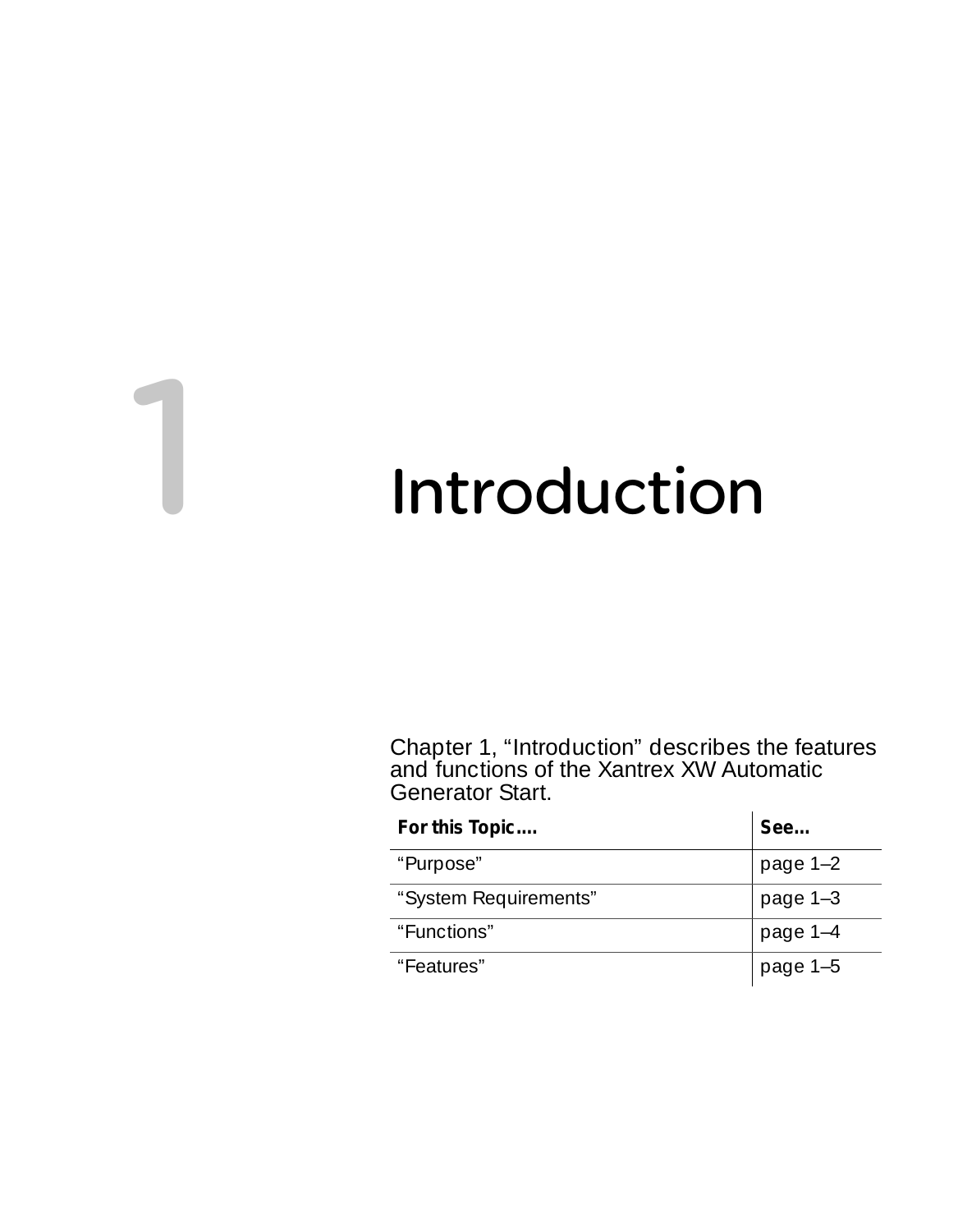# 1 Introduction

Chapter 1, “Introduction” describes the features and functions of the Xantrex XW Automatic Generator Start.

| For this Topic.... | See... |
| --- | --- |
| “Purpose” | page 1–2 |
| “System Requirements” | page 1–3 |
| “Functions” | page 1–4 |
| “Features” | page 1–5 |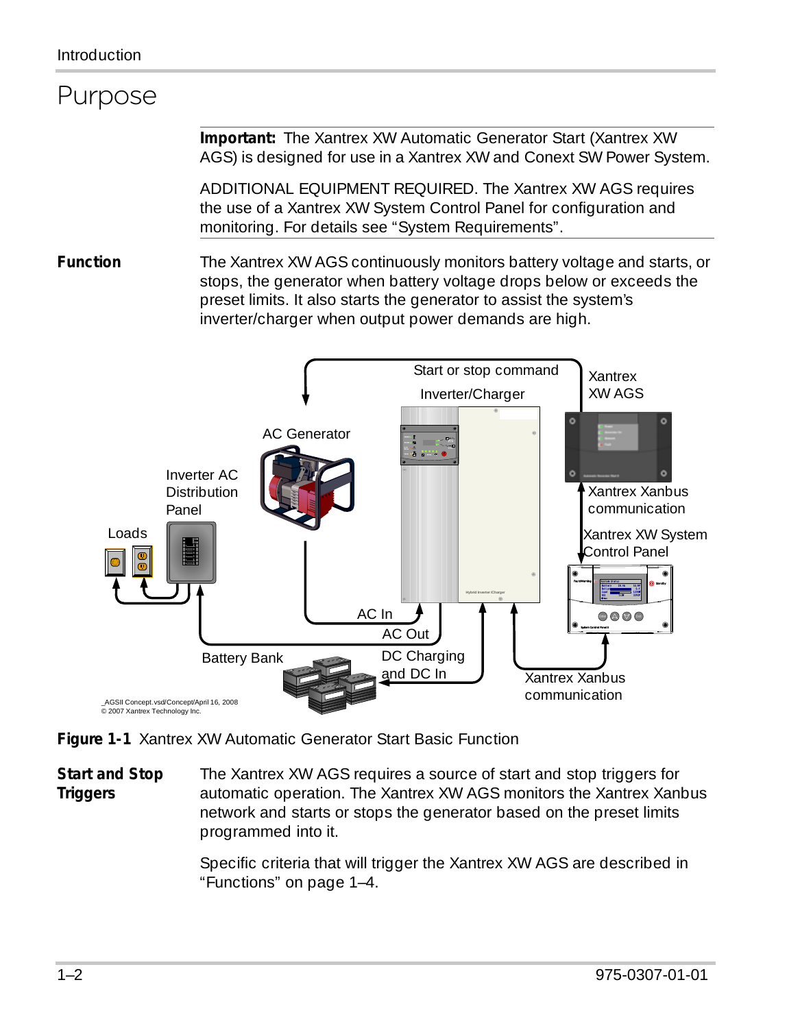# Purpose

**Important:** The Xantrex XW Automatic Generator Start (Xantrex XW AGS) is designed for use in a Xantrex XW and Conext SW Power System.

ADDITIONAL EQUIPMENT REQUIRED. The Xantrex XW AGS requires the use of a Xantrex XW System Control Panel for configuration and monitoring. For details see "System Requirements".

**Function**

The Xantrex XW AGS continuously monitors battery voltage and starts, or stops, the generator when battery voltage drops below or exceeds the preset limits. It also starts the generator to assist the system's inverter/charger when output power demands are high.

**Figure 1-1** Xantrex XW Automatic Generator Start Basic Function

**Start and Stop Triggers**

The Xantrex XW AGS requires a source of start and stop triggers for automatic operation. The Xantrex XW AGS monitors the Xantrex Xanbus network and starts or stops the generator based on the preset limits programmed into it.

Specific criteria that will trigger the Xantrex XW AGS are described in "Functions" on page 1–4.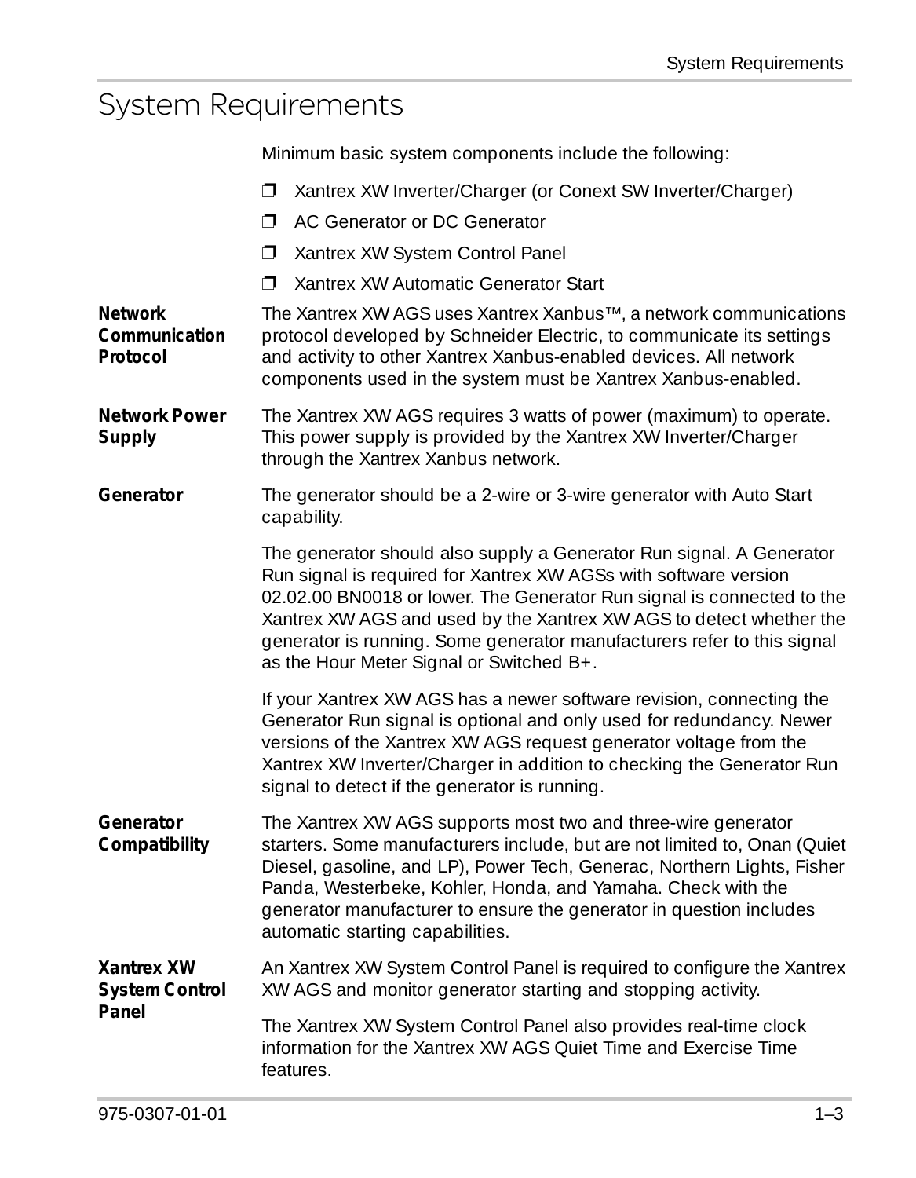# System Requirements

Minimum basic system components include the following:

- Xantrex XW Inverter/Charger (or Conext SW Inverter/Charger)
- AC Generator or DC Generator
- Xantrex XW System Control Panel
- Xantrex XW Automatic Generator Start

**Network Communication Protocol**

The Xantrex XW AGS uses Xantrex Xanbus™, a network communications protocol developed by Schneider Electric, to communicate its settings and activity to other Xantrex Xanbus-enabled devices. All network components used in the system must be Xantrex Xanbus-enabled.

**Network Power Supply**

The Xantrex XW AGS requires 3 watts of power (maximum) to operate. This power supply is provided by the Xantrex XW Inverter/Charger through the Xantrex Xanbus network.

**Generator**

The generator should be a 2-wire or 3-wire generator with Auto Start capability.

The generator should also supply a Generator Run signal. A Generator Run signal is required for Xantrex XW AGSs with software version 02.02.00 BN0018 or lower. The Generator Run signal is connected to the Xantrex XW AGS and used by the Xantrex XW AGS to detect whether the generator is running. Some generator manufacturers refer to this signal as the Hour Meter Signal or Switched B+.

If your Xantrex XW AGS has a newer software revision, connecting the Generator Run signal is optional and only used for redundancy. Newer versions of the Xantrex XW AGS request generator voltage from the Xantrex XW Inverter/Charger in addition to checking the Generator Run signal to detect if the generator is running.

**Generator Compatibility**

The Xantrex XW AGS supports most two and three-wire generator starters. Some manufacturers include, but are not limited to, Onan (Quiet Diesel, gasoline, and LP), Power Tech, Generac, Northern Lights, Fisher Panda, Westerbeke, Kohler, Honda, and Yamaha. Check with the generator manufacturer to ensure the generator in question includes automatic starting capabilities.

**Xantrex XW System Control Panel**

An Xantrex XW System Control Panel is required to configure the Xantrex XW AGS and monitor generator starting and stopping activity.

The Xantrex XW System Control Panel also provides real-time clock information for the Xantrex XW AGS Quiet Time and Exercise Time features.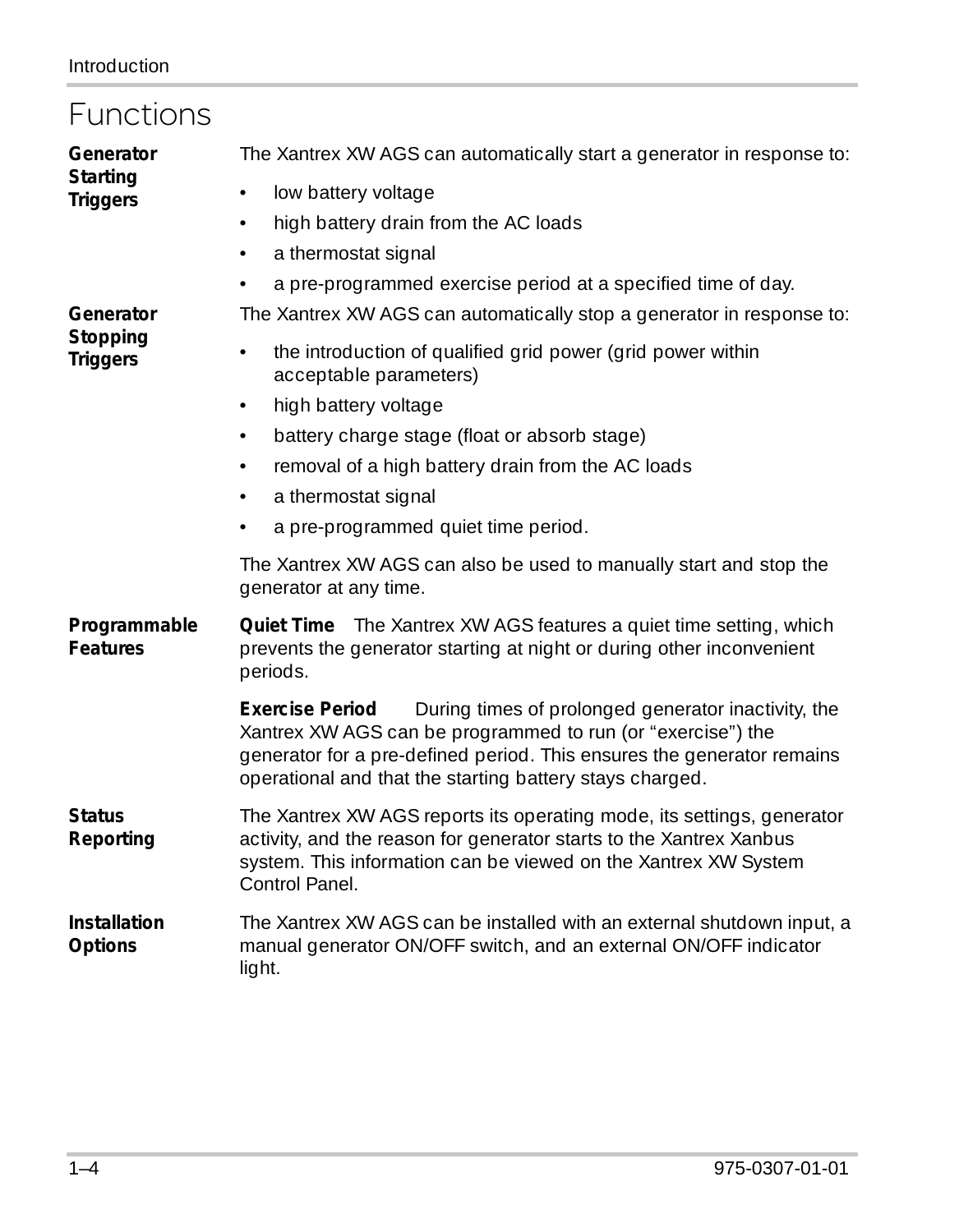## Functions

**Generator Starting Triggers**

The Xantrex XW AGS can automatically start a generator in response to:

- low battery voltage
- high battery drain from the AC loads
- a thermostat signal
- a pre-programmed exercise period at a specified time of day.

**Generator Stopping Triggers**

The Xantrex XW AGS can automatically stop a generator in response to:

- the introduction of qualified grid power (grid power within acceptable parameters)
- high battery voltage
- battery charge stage (float or absorb stage)
- removal of a high battery drain from the AC loads
- a thermostat signal
- a pre-programmed quiet time period.

The Xantrex XW AGS can also be used to manually start and stop the generator at any time.

**Programmable Features**

**Quiet Time** The Xantrex XW AGS features a quiet time setting, which prevents the generator starting at night or during other inconvenient periods.

**Exercise Period** During times of prolonged generator inactivity, the Xantrex XW AGS can be programmed to run (or "exercise") the generator for a pre-defined period. This ensures the generator remains operational and that the starting battery stays charged.

**Status Reporting**

The Xantrex XW AGS reports its operating mode, its settings, generator activity, and the reason for generator starts to the Xantrex Xanbus system. This information can be viewed on the Xantrex XW System Control Panel.

**Installation Options**

The Xantrex XW AGS can be installed with an external shutdown input, a manual generator ON/OFF switch, and an external ON/OFF indicator light.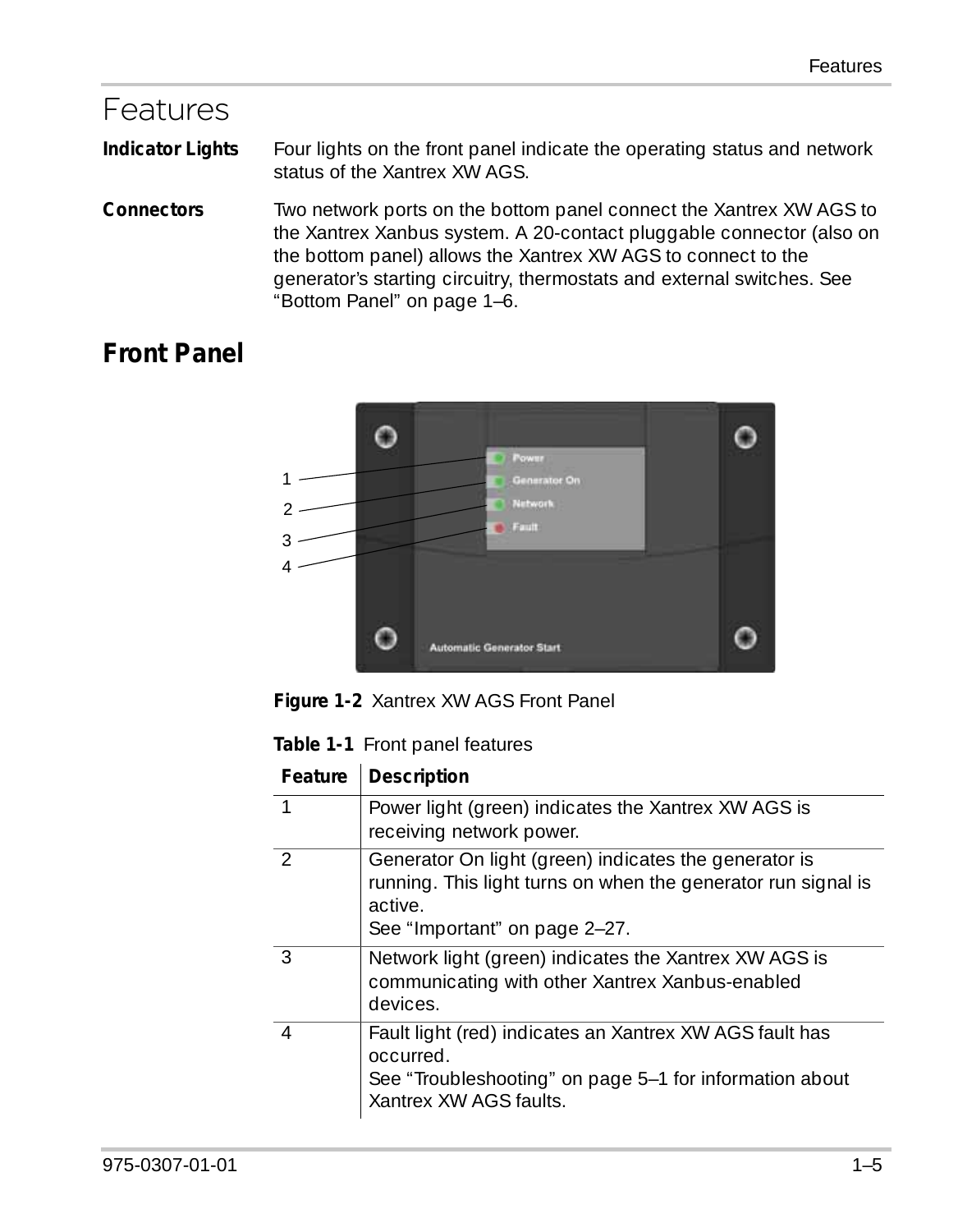# Features

**Indicator Lights** Four lights on the front panel indicate the operating status and network status of the Xantrex XW AGS.

**Connectors** Two network ports on the bottom panel connect the Xantrex XW AGS to the Xantrex Xanbus system. A 20-contact pluggable connector (also on the bottom panel) allows the Xantrex XW AGS to connect to the generator's starting circuitry, thermostats and external switches. See "Bottom Panel" on page 1–6.

## Front Panel

**Figure 1-2** Xantrex XW AGS Front Panel

**Table 1-1** Front panel features

| Feature | Description |
|---|---|
| 1 | Power light (green) indicates the Xantrex XW AGS is receiving network power. |
| 2 | Generator On light (green) indicates the generator is running. This light turns on when the generator run signal is active.<br>See "Important" on page 2–27. |
| 3 | Network light (green) indicates the Xantrex XW AGS is communicating with other Xantrex Xanbus-enabled devices. |
| 4 | Fault light (red) indicates an Xantrex XW AGS fault has occurred.<br>See "Troubleshooting" on page 5–1 for information about Xantrex XW AGS faults. |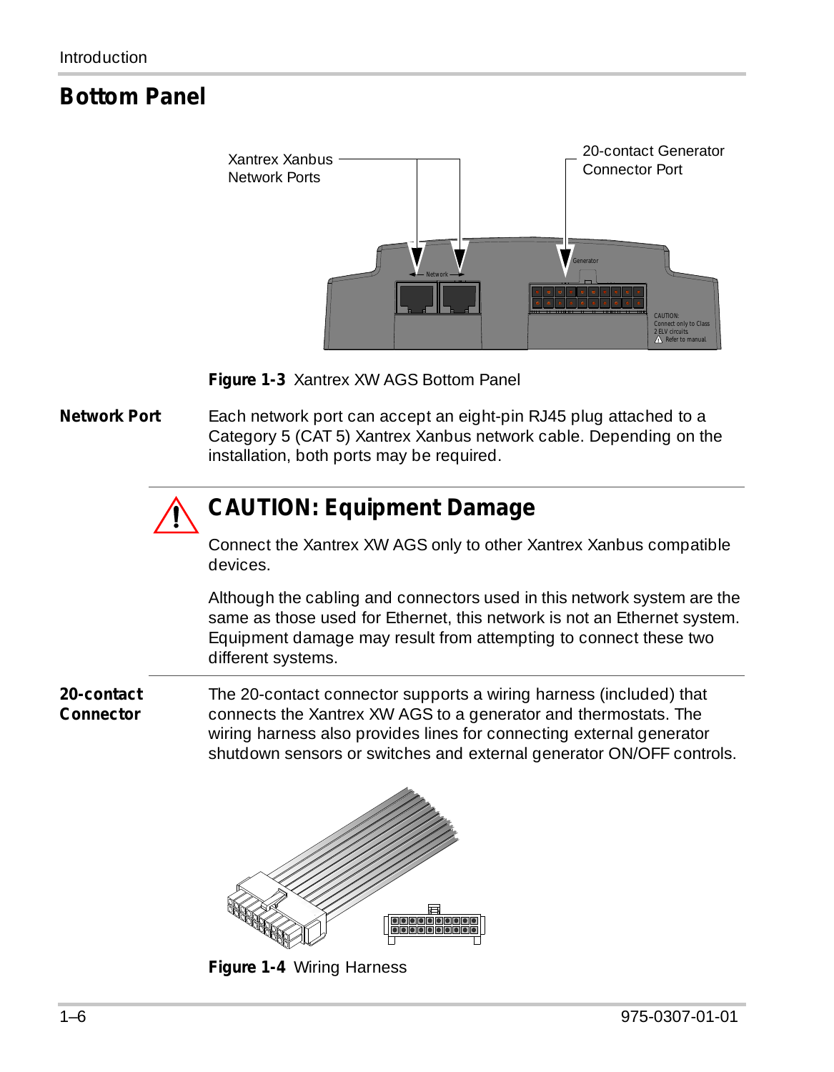## Bottom Panel

Figure 1-3 Xantrex XW AGS Bottom Panel

**Network Port**

Each network port can accept an eight-pin RJ45 plug attached to a Category 5 (CAT 5) Xantrex Xanbus network cable. Depending on the installation, both ports may be required.

### CAUTION: Equipment Damage

Connect the Xantrex XW AGS only to other Xantrex Xanbus compatible devices.

Although the cabling and connectors used in this network system are the same as those used for Ethernet, this network is not an Ethernet system. Equipment damage may result from attempting to connect these two different systems.

**20-contact Connector**

The 20-contact connector supports a wiring harness (included) that connects the Xantrex XW AGS to a generator and thermostats. The wiring harness also provides lines for connecting external generator shutdown sensors or switches and external generator ON/OFF controls.

Figure 1-4 Wiring Harness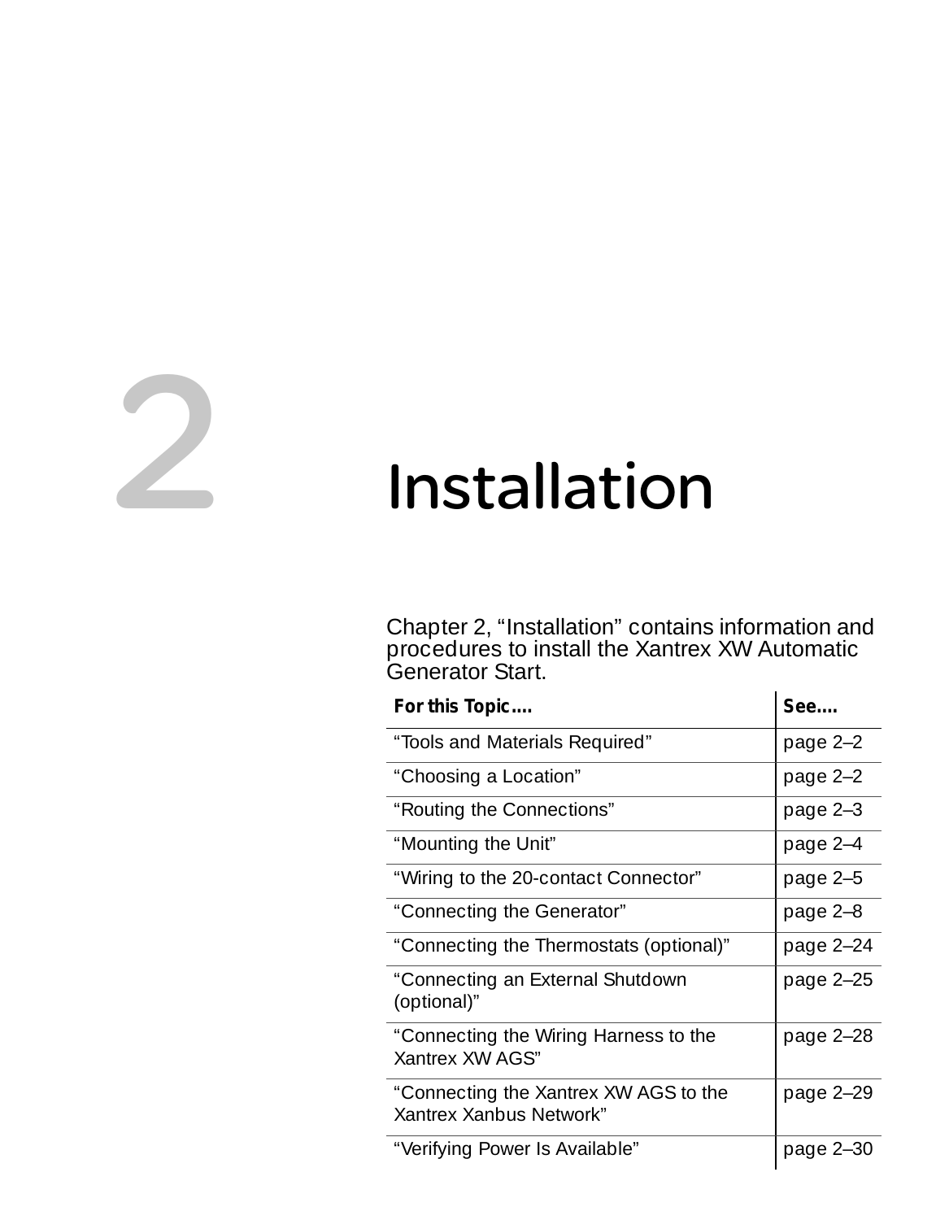# 2 Installation

Chapter 2, “Installation” contains information and procedures to install the Xantrex XW Automatic Generator Start.

| For this Topic.... | See.... |
|---|---|
| “Tools and Materials Required” | page 2–2 |
| “Choosing a Location” | page 2–2 |
| “Routing the Connections” | page 2–3 |
| “Mounting the Unit” | page 2–4 |
| “Wiring to the 20-contact Connector” | page 2–5 |
| “Connecting the Generator” | page 2–8 |
| “Connecting the Thermostats (optional)” | page 2–24 |
| “Connecting an External Shutdown (optional)” | page 2–25 |
| “Connecting the Wiring Harness to the Xantrex XW AGS” | page 2–28 |
| “Connecting the Xantrex XW AGS to the Xantrex Xanbus Network” | page 2–29 |
| “Verifying Power Is Available” | page 2–30 |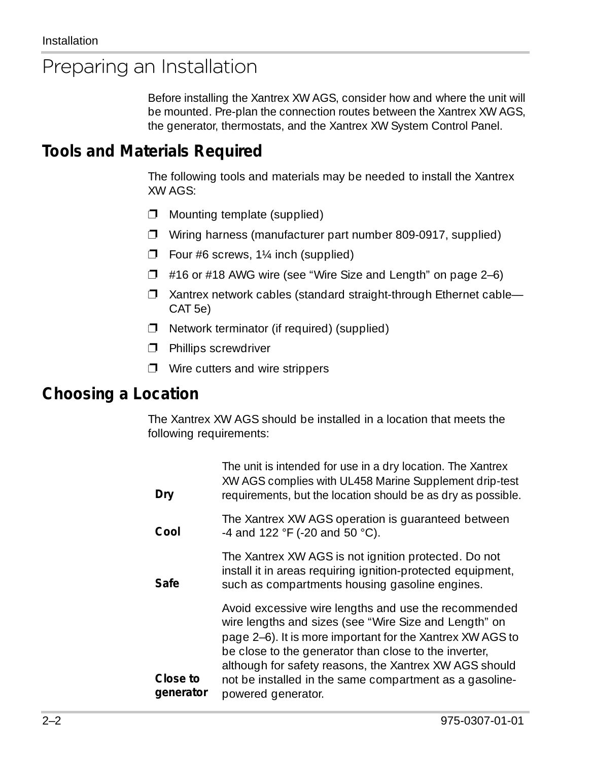# Preparing an Installation

Before installing the Xantrex XW AGS, consider how and where the unit will be mounted. Pre-plan the connection routes between the Xantrex XW AGS, the generator, thermostats, and the Xantrex XW System Control Panel.

## Tools and Materials Required

The following tools and materials may be needed to install the Xantrex XW AGS:

- ❒ Mounting template (supplied)
- ❒ Wiring harness (manufacturer part number 809-0917, supplied)
- ❒ Four #6 screws, 1¼ inch (supplied)
- ❒ #16 or #18 AWG wire (see "Wire Size and Length" on page 2–6)
- ❒ Xantrex network cables (standard straight-through Ethernet cable—CAT 5e)
- ❒ Network terminator (if required) (supplied)
- ❒ Phillips screwdriver
- ❒ Wire cutters and wire strippers

## Choosing a Location

The Xantrex XW AGS should be installed in a location that meets the following requirements:

| | |
|---|---|
| **Dry** | The unit is intended for use in a dry location. The Xantrex XW AGS complies with UL458 Marine Supplement drip-test requirements, but the location should be as dry as possible. |
| **Cool** | The Xantrex XW AGS operation is guaranteed between -4 and 122 °F (-20 and 50 °C). |
| **Safe** | The Xantrex XW AGS is not ignition protected. Do not install it in areas requiring ignition-protected equipment, such as compartments housing gasoline engines. |
| **Close to generator** | Avoid excessive wire lengths and use the recommended wire lengths and sizes (see "Wire Size and Length" on page 2–6). It is more important for the Xantrex XW AGS to be close to the generator than close to the inverter, although for safety reasons, the Xantrex XW AGS should not be installed in the same compartment as a gasoline-powered generator. |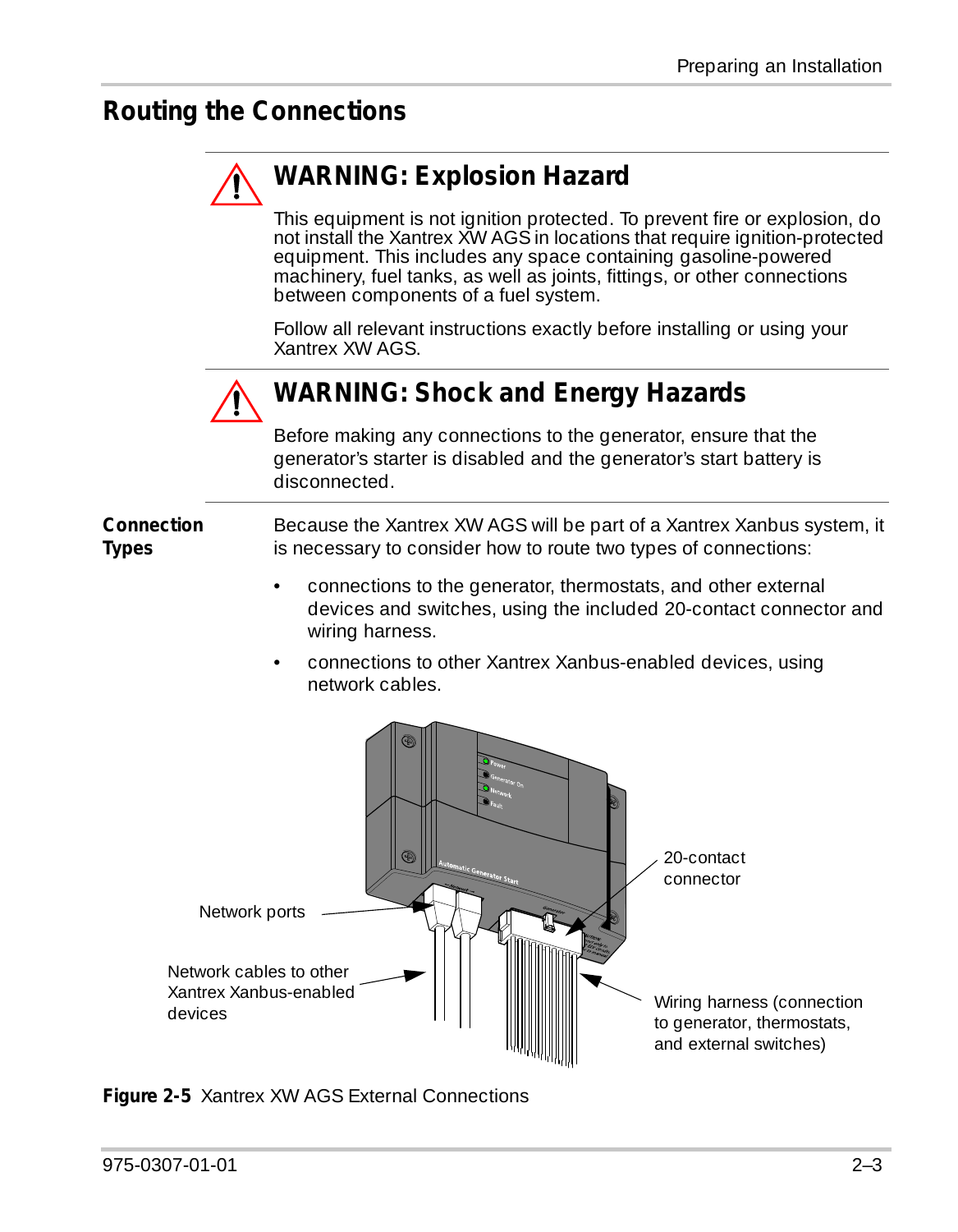## Routing the Connections

### WARNING: Explosion Hazard

This equipment is not ignition protected. To prevent fire or explosion, do not install the Xantrex XW AGS in locations that require ignition-protected equipment. This includes any space containing gasoline-powered machinery, fuel tanks, as well as joints, fittings, or other connections between components of a fuel system.

Follow all relevant instructions exactly before installing or using your Xantrex XW AGS.

### WARNING: Shock and Energy Hazards

Before making any connections to the generator, ensure that the generator's starter is disabled and the generator's start battery is disconnected.

**Connection Types**

Because the Xantrex XW AGS will be part of a Xantrex Xanbus system, it is necessary to consider how to route two types of connections:

- connections to the generator, thermostats, and other external devices and switches, using the included 20-contact connector and wiring harness.
- connections to other Xantrex Xanbus-enabled devices, using network cables.

Network ports

Network cables to other Xantrex Xanbus-enabled devices

20-contact connector

Wiring harness (connection to generator, thermostats, and external switches)

**Figure 2-5** Xantrex XW AGS External Connections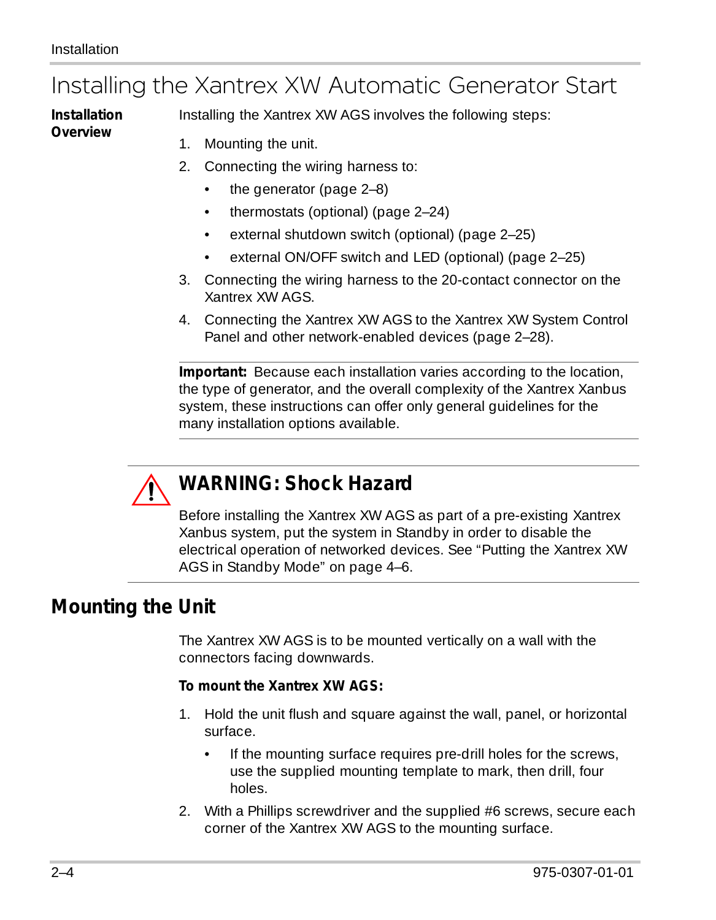# Installing the Xantrex XW Automatic Generator Start

**Installation Overview**

Installing the Xantrex XW AGS involves the following steps:

1. Mounting the unit.
2. Connecting the wiring harness to:
   - the generator (page 2–8)
   - thermostats (optional) (page 2–24)
   - external shutdown switch (optional) (page 2–25)
   - external ON/OFF switch and LED (optional) (page 2–25)
3. Connecting the wiring harness to the 20-contact connector on the Xantrex XW AGS.
4. Connecting the Xantrex XW AGS to the Xantrex XW System Control Panel and other network-enabled devices (page 2–28).

**Important:** Because each installation varies according to the location, the type of generator, and the overall complexity of the Xantrex Xanbus system, these instructions can offer only general guidelines for the many installation options available.

**WARNING: Shock Hazard**

Before installing the Xantrex XW AGS as part of a pre-existing Xantrex Xanbus system, put the system in Standby in order to disable the electrical operation of networked devices. See "Putting the Xantrex XW AGS in Standby Mode" on page 4–6.

## Mounting the Unit

The Xantrex XW AGS is to be mounted vertically on a wall with the connectors facing downwards.

**To mount the Xantrex XW AGS:**

1. Hold the unit flush and square against the wall, panel, or horizontal surface.
   - If the mounting surface requires pre-drill holes for the screws, use the supplied mounting template to mark, then drill, four holes.
2. With a Phillips screwdriver and the supplied #6 screws, secure each corner of the Xantrex XW AGS to the mounting surface.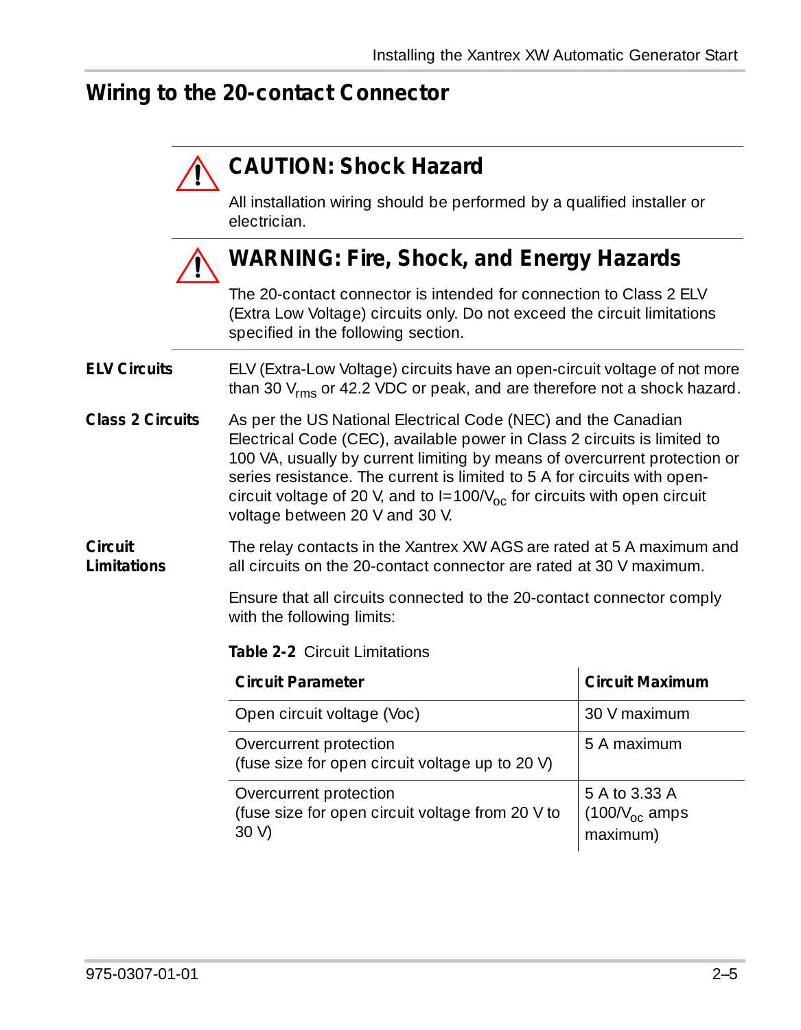## Wiring to the 20-contact Connector

**CAUTION: Shock Hazard**

All installation wiring should be performed by a qualified installer or electrician.

**WARNING: Fire, Shock, and Energy Hazards**

The 20-contact connector is intended for connection to Class 2 ELV (Extra Low Voltage) circuits only. Do not exceed the circuit limitations specified in the following section.

**ELV Circuits**

ELV (Extra-Low Voltage) circuits have an open-circuit voltage of not more than 30 $V_{rms}$ or 42.2 VDC or peak, and therefore not a shock hazard.

**Class 2 Circuits**

As per the US National Electrical Code (NEC) and the Canadian Electrical Code (CEC), available power in Class 2 circuits is limited to 100 VA, usually by current limiting by means of overcurrent protection or series resistance. The current is limited to 5 A for circuits with open-circuit voltage of 20 V, and to $I=100/V_{oc}$ for circuits with open circuit voltage between 20 V and 30 V.

**Circuit Limitations**

The relay contacts in the Xantrex XW AGS are rated at 5 A maximum and all circuits on the 20-contact connector are rated at 30 V maximum.

Ensure that all circuits connected to the 20-contact connector comply with the following limits:

**Table 2-2** Circuit Limitations

| Circuit Parameter | Circuit Maximum |
|---|---|
| Open circuit voltage (Voc) | 30 V maximum |
| Overcurrent protection (fuse size for open circuit voltage up to 20 V) | 5 A maximum |
| Overcurrent protection (fuse size for open circuit voltage from 20 V to 30 V) | 5 A to 3.33 A ($100/V_{oc}$ amps maximum) |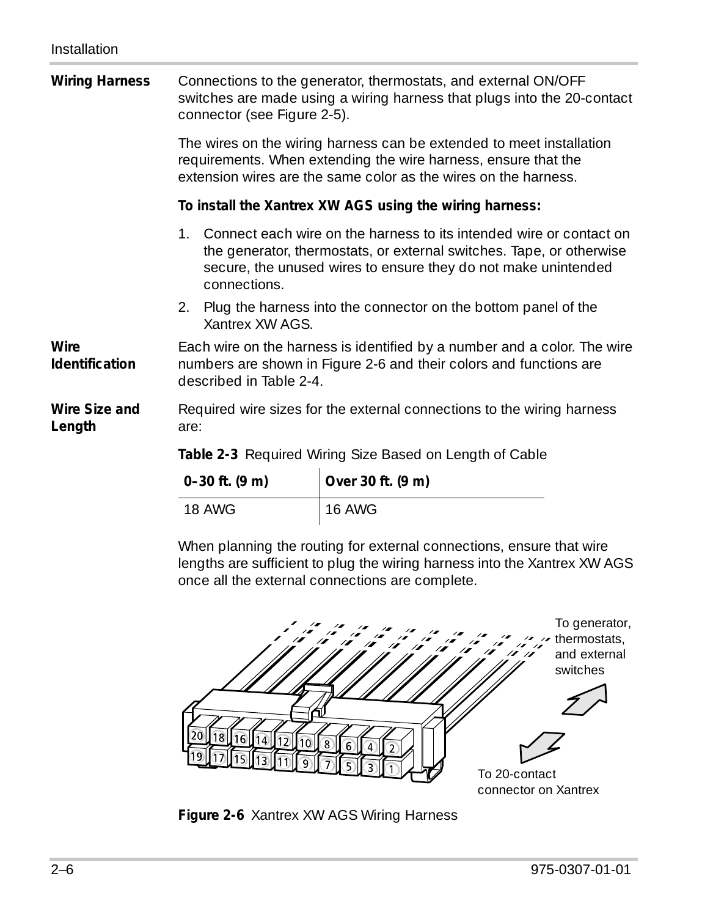**Wiring Harness**

Connections to the generator, thermostats, and external ON/OFF switches are made using a wiring harness that plugs into the 20-contact connector (see Figure 2-5).

The wires on the wiring harness can be extended to meet installation requirements. When extending the wire harness, ensure that the extension wires are the same color as the wires on the harness.

**To install the Xantrex XW AGS using the wiring harness:**

1. Connect each wire on the harness to its intended wire or contact on the generator, thermostats, or external switches. Tape, or otherwise secure, the unused wires to ensure they do not make unintended connections.
2. Plug the harness into the connector on the bottom panel of the Xantrex XW AGS.

**Wire Identification**

Each wire on the harness is identified by a number and a color. The wire numbers are shown in Figure 2-6 and their colors and functions are described in Table 2-4.

**Wire Size and Length**

Required wire sizes for the external connections to the wiring harness are:

**Table 2-3** Required Wiring Size Based on Length of Cable

| 0–30 ft. (9 m) | Over 30 ft. (9 m) |
|---|---|
| 18 AWG | 16 AWG |

When planning the routing for external connections, ensure that wire lengths are sufficient to plug the wiring harness into the Xantrex XW AGS once all the external connections are complete.

To generator, thermostats, and external switches

To 20-contact connector on Xantrex

**Figure 2-6** Xantrex XW AGS Wiring Harness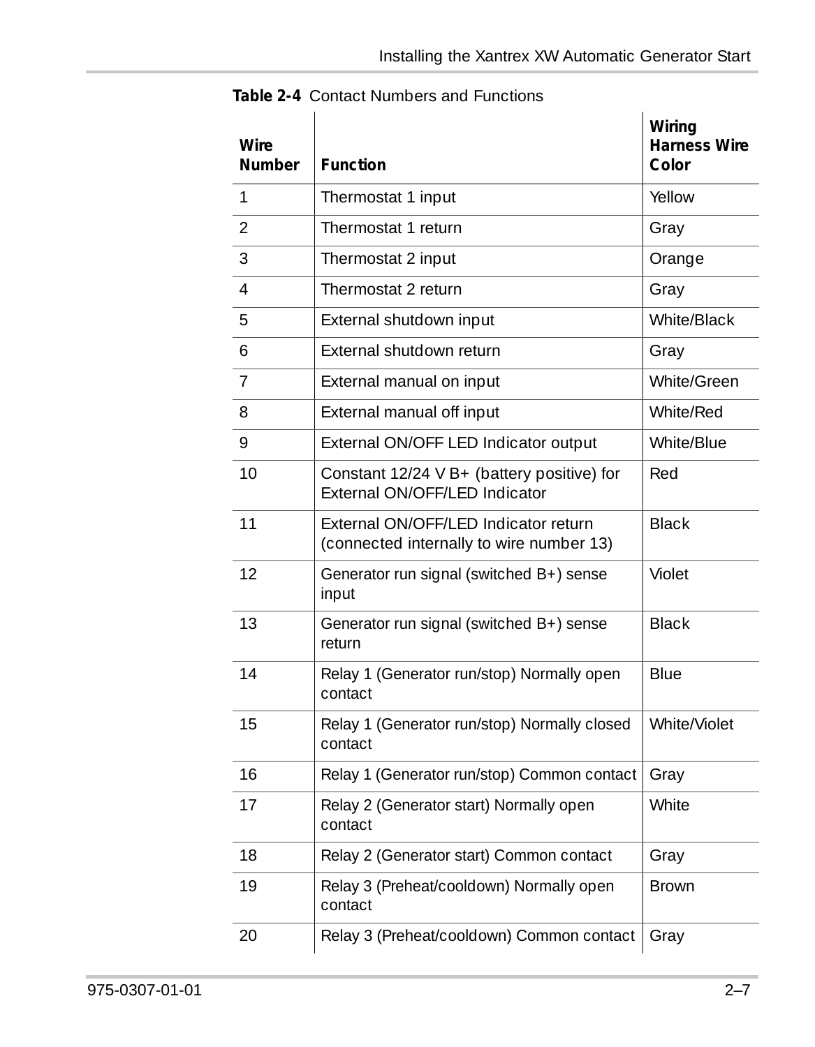**Table 2-4** Contact Numbers and Functions

| Wire Number | Function | Wiring Harness Wire Color |
|---|---|---|
| 1 | Thermostat 1 input | Yellow |
| 2 | Thermostat 1 return | Gray |
| 3 | Thermostat 2 input | Orange |
| 4 | Thermostat 2 return | Gray |
| 5 | External shutdown input | White/Black |
| 6 | External shutdown return | Gray |
| 7 | External manual on input | White/Green |
| 8 | External manual off input | White/Red |
| 9 | External ON/OFF LED Indicator output | White/Blue |
| 10 | Constant 12/24 V B+ (battery positive) for External ON/OFF/LED Indicator | Red |
| 11 | External ON/OFF/LED Indicator return (connected internally to wire number 13) | Black |
| 12 | Generator run signal (switched B+) sense input | Violet |
| 13 | Generator run signal (switched B+) sense return | Black |
| 14 | Relay 1 (Generator run/stop) Normally open contact | Blue |
| 15 | Relay 1 (Generator run/stop) Normally closed contact | White/Violet |
| 16 | Relay 1 (Generator run/stop) Common contact | Gray |
| 17 | Relay 2 (Generator start) Normally open contact | White |
| 18 | Relay 2 (Generator start) Common contact | Gray |
| 19 | Relay 3 (Preheat/cooldown) Normally open contact | Brown |
| 20 | Relay 3 (Preheat/cooldown) Common contact | Gray |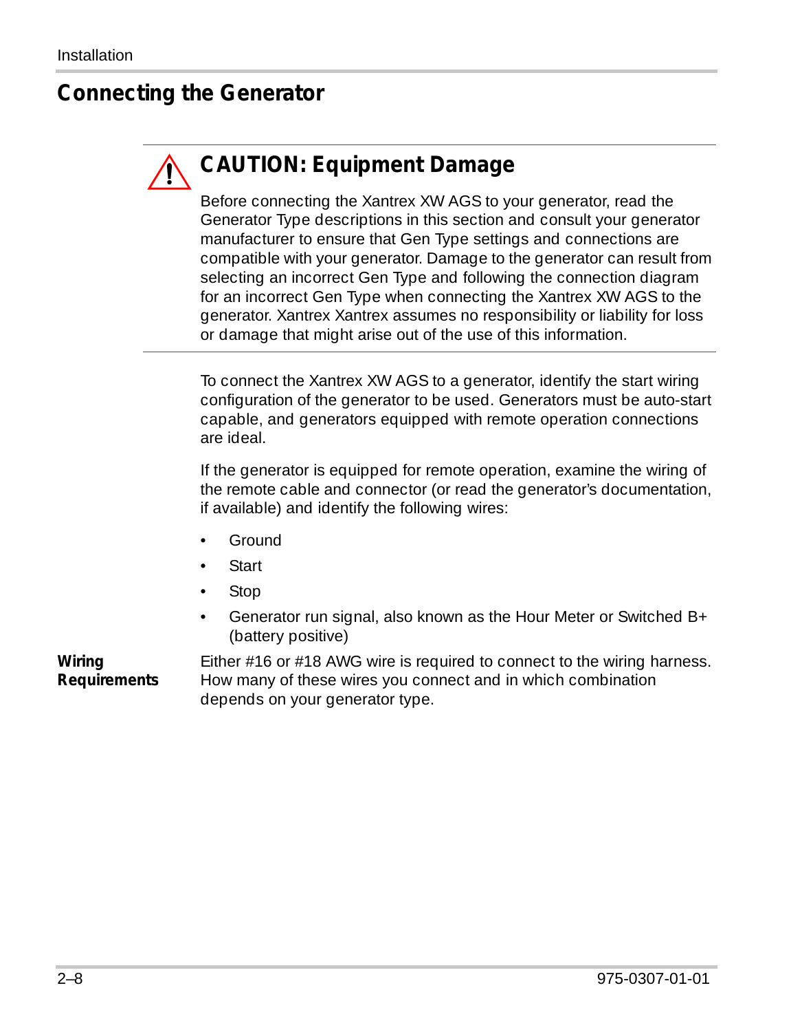## Connecting the Generator

### CAUTION: Equipment Damage

Before connecting the Xantrex XW AGS to your generator, read the Generator Type descriptions in this section and consult your generator manufacturer to ensure that Gen Type settings and connections are compatible with your generator. Damage to the generator can result from selecting an incorrect Gen Type and following the connection diagram for an incorrect Gen Type when connecting the Xantrex XW AGS to the generator. Xantrex Xantrex assumes no responsibility or liability for loss or damage that might arise out of the use of this information.

To connect the Xantrex XW AGS to a generator, identify the start wiring configuration of the generator to be used. Generators must be auto-start capable, and generators equipped with remote operation connections are ideal.

If the generator is equipped for remote operation, examine the wiring of the remote cable and connector (or read the generator's documentation, if available) and identify the following wires:

- Ground
- Start
- Stop
- Generator run signal, also known as the Hour Meter or Switched B+ (battery positive)

**Wiring Requirements**

Either #16 or #18 AWG wire is required to connect to the wiring harness. How many of these wires you connect and in which combination depends on your generator type.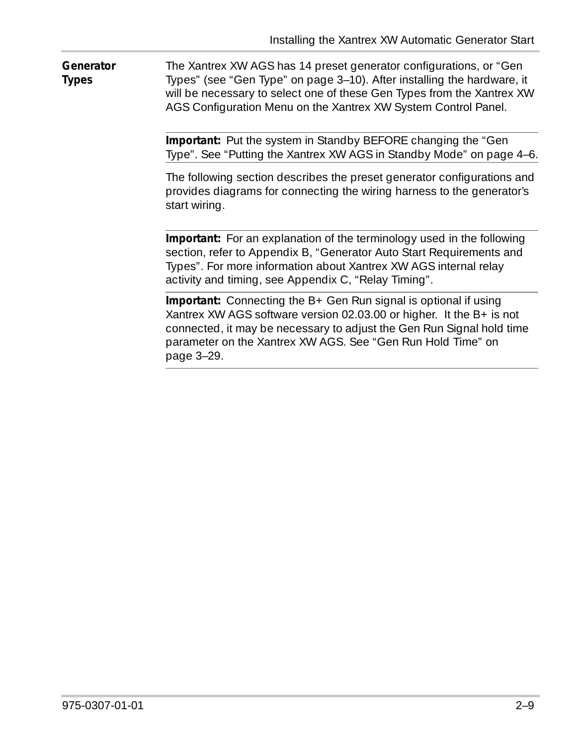## Generator Types

The Xantrex XW AGS has 14 preset generator configurations, or “Gen Types” (see “Gen Type” on page 3–10). After installing the hardware, it will be necessary to select one of these Gen Types from the Xantrex XW AGS Configuration Menu on the Xantrex XW System Control Panel.

**Important:** Put the system in Standby BEFORE changing the “Gen Type”. See “Putting the Xantrex XW AGS in Standby Mode” on page 4–6.

The following section describes the preset generator configurations and provides diagrams for connecting the wiring harness to the generator’s start wiring.

**Important:** For an explanation of the terminology used in the following section, refer to Appendix B, “Generator Auto Start Requirements and Types”. For more information about Xantrex XW AGS internal relay activity and timing, see Appendix C, “Relay Timing”.

**Important:** Connecting the B+ Gen Run signal is optional if using Xantrex XW AGS software version 02.03.00 or higher. It the B+ is not connected, it may be necessary to adjust the Gen Run Signal hold time parameter on the Xantrex XW AGS. See “Gen Run Hold Time” on page 3–29.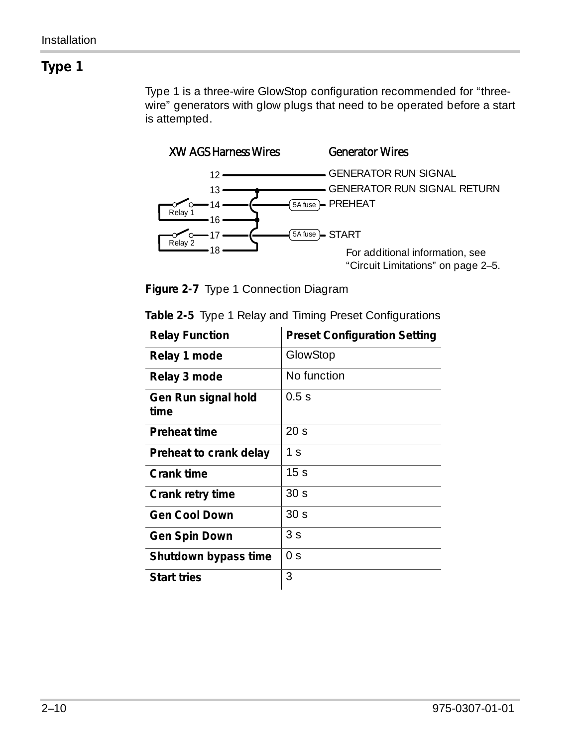## Type 1

Type 1 is a three-wire GlowStop configuration recommended for "three-wire" generators with glow plugs that need to be operated before a start is attempted.

XW AGS Harness Wires

Generator Wires

12 — GENERATOR RUN SIGNAL

13 — GENERATOR RUN SIGNAL RETURN

14 — 5A fuse — PREHEAT

Relay 1

16

17 — 5A fuse — START

Relay 2

18

For additional information, see "Circuit Limitations" on page 2–5.

**Figure 2-7** Type 1 Connection Diagram

**Table 2-5** Type 1 Relay and Timing Preset Configurations

| Relay Function | Preset Configuration Setting |
|---|---|
| **Relay 1 mode** | GlowStop |
| **Relay 3 mode** | No function |
| **Gen Run signal hold time** | 0.5 s |
| **Preheat time** | 20 s |
| **Preheat to crank delay** | 1 s |
| **Crank time** | 15 s |
| **Crank retry time** | 30 s |
| **Gen Cool Down** | 30 s |
| **Gen Spin Down** | 3 s |
| **Shutdown bypass time** | 0 s |
| **Start tries** | 3 |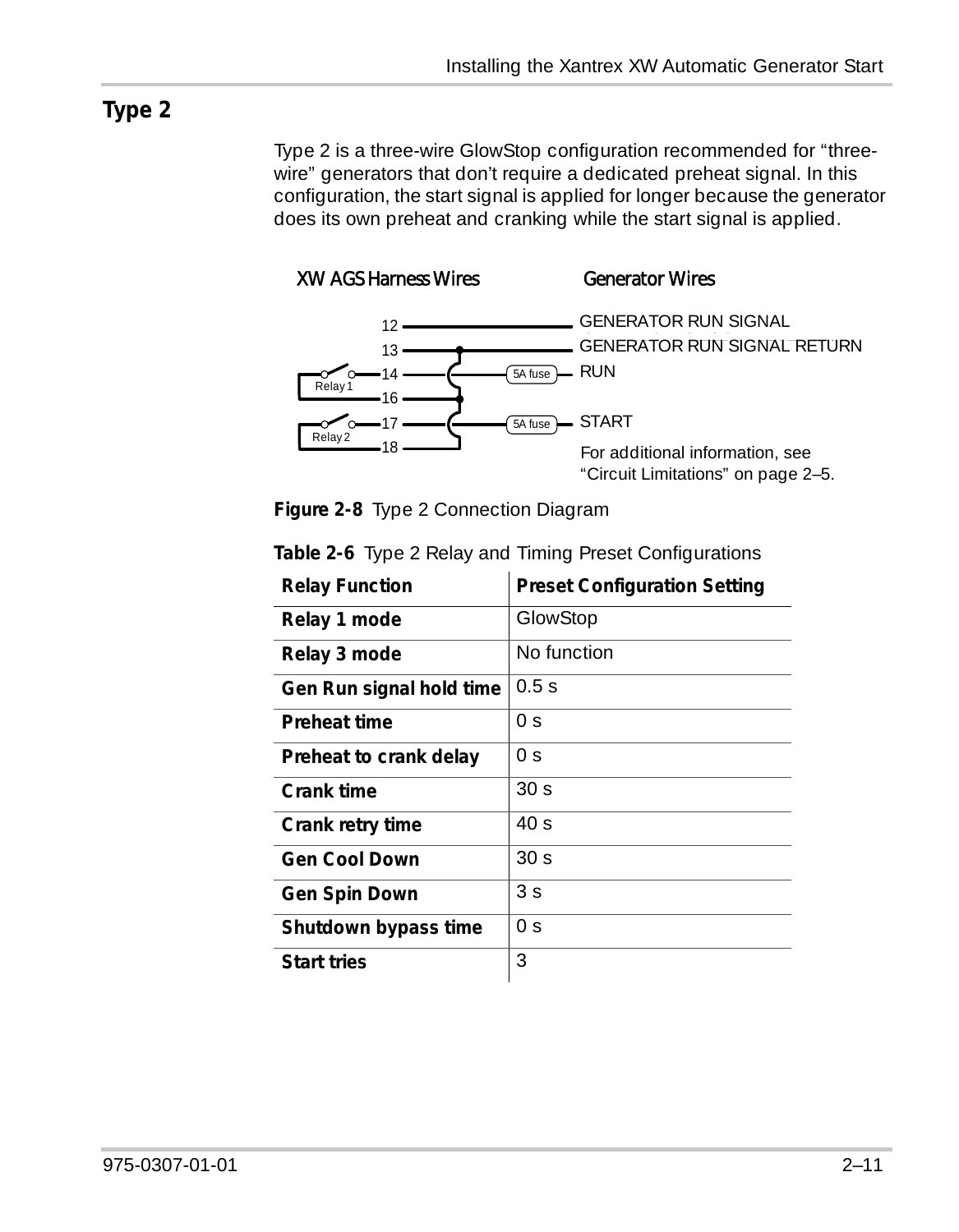## Type 2

Type 2 is a three-wire GlowStop configuration recommended for "three-wire" generators that don't require a dedicated preheat signal. In this configuration, the start signal is applied for longer because the generator does its own preheat and cranking while the start signal is applied.

XW AGS Harness Wires | Generator Wires

12 — GENERATOR RUN SIGNAL
13 — GENERATOR RUN SIGNAL RETURN
14 (Relay 1) — 5A fuse — RUN
16
17 (Relay 2) — 5A fuse — START
18

For additional information, see "Circuit Limitations" on page 2–5.

**Figure 2-8** Type 2 Connection Diagram

**Table 2-6** Type 2 Relay and Timing Preset Configurations

| Relay Function | Preset Configuration Setting |
|---|---|
| **Relay 1 mode** | GlowStop |
| **Relay 3 mode** | No function |
| **Gen Run signal hold time** | 0.5 s |
| **Preheat time** | 0 s |
| **Preheat to crank delay** | 0 s |
| **Crank time** | 30 s |
| **Crank retry time** | 40 s |
| **Gen Cool Down** | 30 s |
| **Gen Spin Down** | 3 s |
| **Shutdown bypass time** | 0 s |
| **Start tries** | 3 |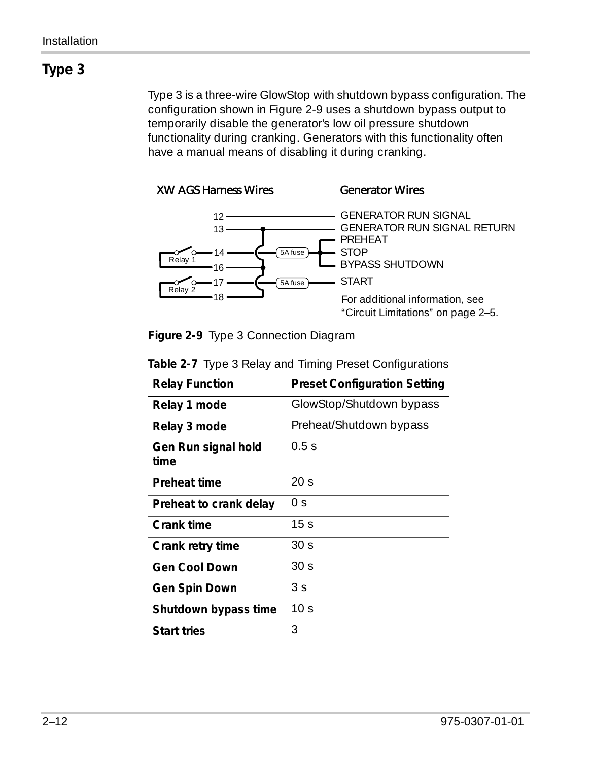## Type 3

Type 3 is a three-wire GlowStop with shutdown bypass configuration. The configuration shown in Figure 2-9 uses a shutdown bypass output to temporarily disable the generator's low oil pressure shutdown functionality during cranking. Generators with this functionality often have a manual means of disabling it during cranking.

XW AGS Harness Wires — Generator Wires

- 12 — GENERATOR RUN SIGNAL
- 13 — GENERATOR RUN SIGNAL RETURN
- 14 (Relay 1) — 5A fuse — PREHEAT / STOP / BYPASS SHUTDOWN
- 16
- 17 (Relay 2) — 5A fuse — START
- 18

For additional information, see "Circuit Limitations" on page 2–5.

**Figure 2-9** Type 3 Connection Diagram

**Table 2-7** Type 3 Relay and Timing Preset Configurations

| Relay Function | Preset Configuration Setting |
|---|---|
| **Relay 1 mode** | GlowStop/Shutdown bypass |
| **Relay 3 mode** | Preheat/Shutdown bypass |
| **Gen Run signal hold time** | 0.5 s |
| **Preheat time** | 20 s |
| **Preheat to crank delay** | 0 s |
| **Crank time** | 15 s |
| **Crank retry time** | 30 s |
| **Gen Cool Down** | 30 s |
| **Gen Spin Down** | 3 s |
| **Shutdown bypass time** | 10 s |
| **Start tries** | 3 |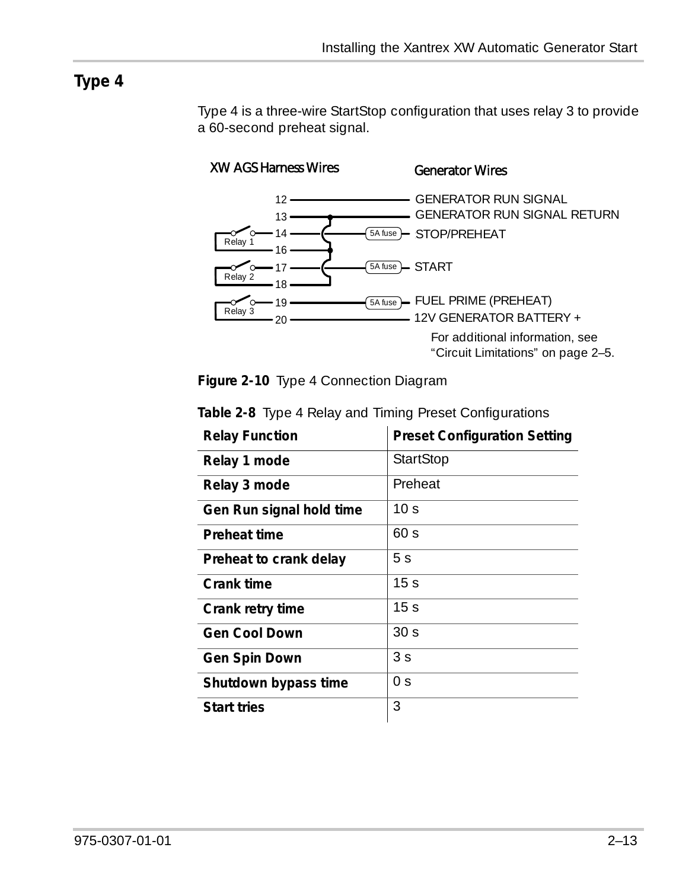## Type 4

Type 4 is a three-wire StartStop configuration that uses relay 3 to provide a 60-second preheat signal.

XW AGS Harness Wires

Generator Wires

12 — GENERATOR RUN SIGNAL
13 — GENERATOR RUN SIGNAL RETURN
Relay 1: 14 — 5A fuse — STOP/PREHEAT
16
Relay 2: 17 — 5A fuse — START
18
Relay 3: 19 — 5A fuse — FUEL PRIME (PREHEAT)
20 — 12V GENERATOR BATTERY +

For additional information, see "Circuit Limitations" on page 2–5.

**Figure 2-10** Type 4 Connection Diagram

**Table 2-8** Type 4 Relay and Timing Preset Configurations

| Relay Function | Preset Configuration Setting |
|---|---|
| **Relay 1 mode** | StartStop |
| **Relay 3 mode** | Preheat |
| **Gen Run signal hold time** | 10 s |
| **Preheat time** | 60 s |
| **Preheat to crank delay** | 5 s |
| **Crank time** | 15 s |
| **Crank retry time** | 15 s |
| **Gen Cool Down** | 30 s |
| **Gen Spin Down** | 3 s |
| **Shutdown bypass time** | 0 s |
| **Start tries** | 3 |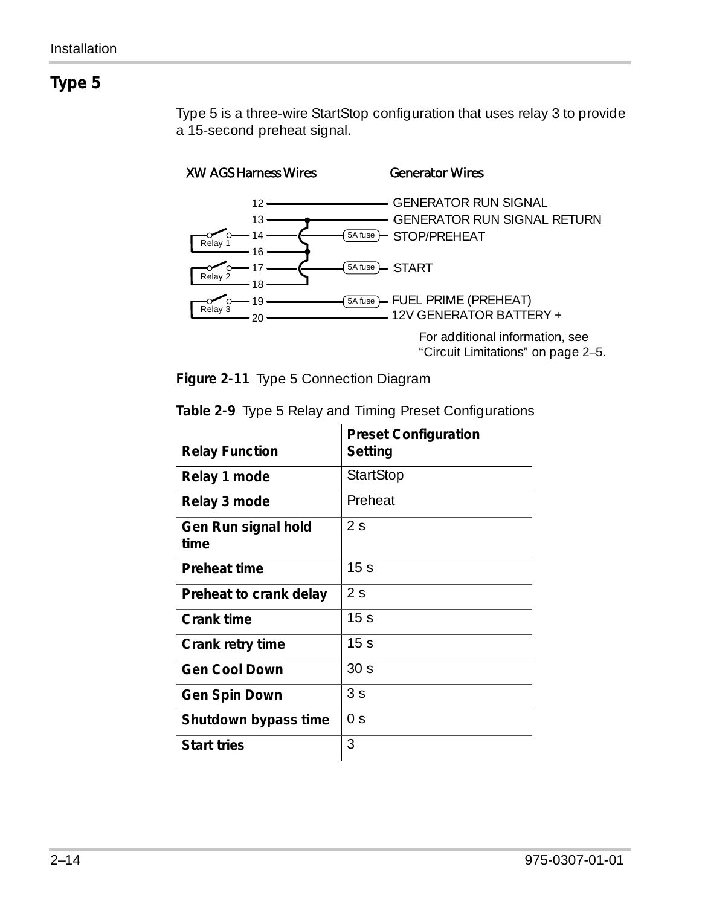## Type 5

Type 5 is a three-wire StartStop configuration that uses relay 3 to provide a 15-second preheat signal.

XW AGS Harness Wires — Generator Wires

- 12 — GENERATOR RUN SIGNAL
- 13 — GENERATOR RUN SIGNAL RETURN
- 14 (Relay 1) — 5A fuse — STOP/PREHEAT
- 16 (Relay 1)
- 17 (Relay 2) — 5A fuse — START
- 18 (Relay 2)
- 19 (Relay 3) — 5A fuse — FUEL PRIME (PREHEAT)
- 20 (Relay 3) — 12V GENERATOR BATTERY +

For additional information, see "Circuit Limitations" on page 2–5.

**Figure 2-11** Type 5 Connection Diagram

**Table 2-9** Type 5 Relay and Timing Preset Configurations

| Relay Function | Preset Configuration Setting |
|---|---|
| **Relay 1 mode** | StartStop |
| **Relay 3 mode** | Preheat |
| **Gen Run signal hold time** | 2 s |
| **Preheat time** | 15 s |
| **Preheat to crank delay** | 2 s |
| **Crank time** | 15 s |
| **Crank retry time** | 15 s |
| **Gen Cool Down** | 30 s |
| **Gen Spin Down** | 3 s |
| **Shutdown bypass time** | 0 s |
| **Start tries** | 3 |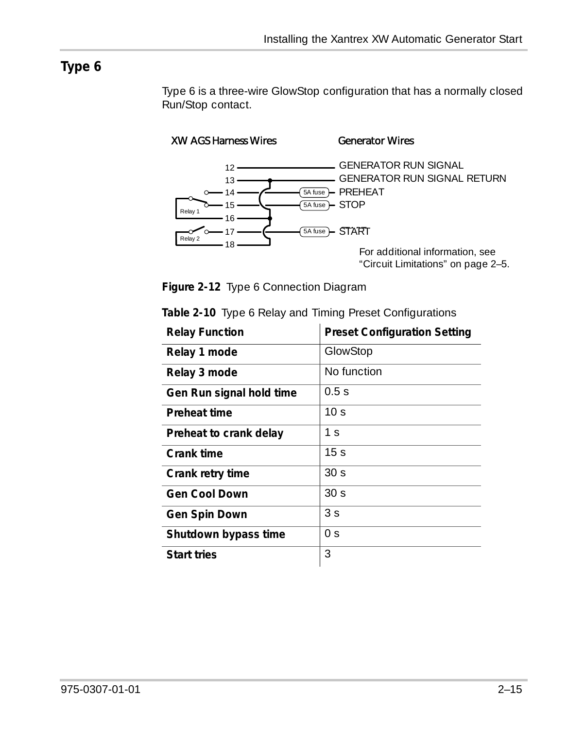## Type 6

Type 6 is a three-wire GlowStop configuration that has a normally closed Run/Stop contact.

XW AGS Harness Wires

Generator Wires

12 — GENERATOR RUN SIGNAL

13 — GENERATOR RUN SIGNAL RETURN

14 — 5A fuse — PREHEAT

15 — 5A fuse — STOP

16

17 — 5A fuse — START

18

Relay 1

Relay 2

For additional information, see "Circuit Limitations" on page 2–5.

**Figure 2-12** Type 6 Connection Diagram

**Table 2-10** Type 6 Relay and Timing Preset Configurations

| Relay Function | Preset Configuration Setting |
|---|---|
| **Relay 1 mode** | GlowStop |
| **Relay 3 mode** | No function |
| **Gen Run signal hold time** | 0.5 s |
| **Preheat time** | 10 s |
| **Preheat to crank delay** | 1 s |
| **Crank time** | 15 s |
| **Crank retry time** | 30 s |
| **Gen Cool Down** | 30 s |
| **Gen Spin Down** | 3 s |
| **Shutdown bypass time** | 0 s |
| **Start tries** | 3 |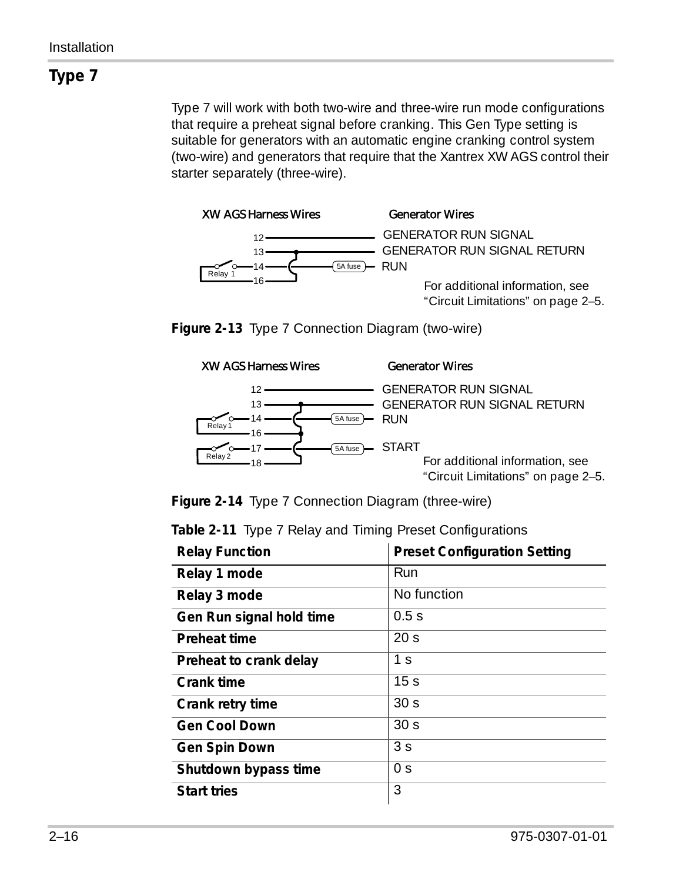## Type 7

Type 7 will work with both two-wire and three-wire run mode configurations that require a preheat signal before cranking. This Gen Type setting is suitable for generators with an automatic engine cranking control system (two-wire) and generators that require that the Xantrex XW AGS control their starter separately (three-wire).

XW AGS Harness Wires | Generator Wires

12 — GENERATOR RUN SIGNAL
13 — GENERATOR RUN SIGNAL RETURN
Relay 1 — 14 — 5A fuse — RUN
16

For additional information, see "Circuit Limitations" on page 2–5.

**Figure 2-13** Type 7 Connection Diagram (two-wire)

XW AGS Harness Wires | Generator Wires

12 — GENERATOR RUN SIGNAL
13 — GENERATOR RUN SIGNAL RETURN
Relay 1 — 14 — 5A fuse — RUN
16
Relay 2 — 17 — 5A fuse — START
18

For additional information, see "Circuit Limitations" on page 2–5.

**Figure 2-14** Type 7 Connection Diagram (three-wire)

**Table 2-11** Type 7 Relay and Timing Preset Configurations

| Relay Function | Preset Configuration Setting |
|---|---|
| **Relay 1 mode** | Run |
| **Relay 3 mode** | No function |
| **Gen Run signal hold time** | 0.5 s |
| **Preheat time** | 20 s |
| **Preheat to crank delay** | 1 s |
| **Crank time** | 15 s |
| **Crank retry time** | 30 s |
| **Gen Cool Down** | 30 s |
| **Gen Spin Down** | 3 s |
| **Shutdown bypass time** | 0 s |
| **Start tries** | 3 |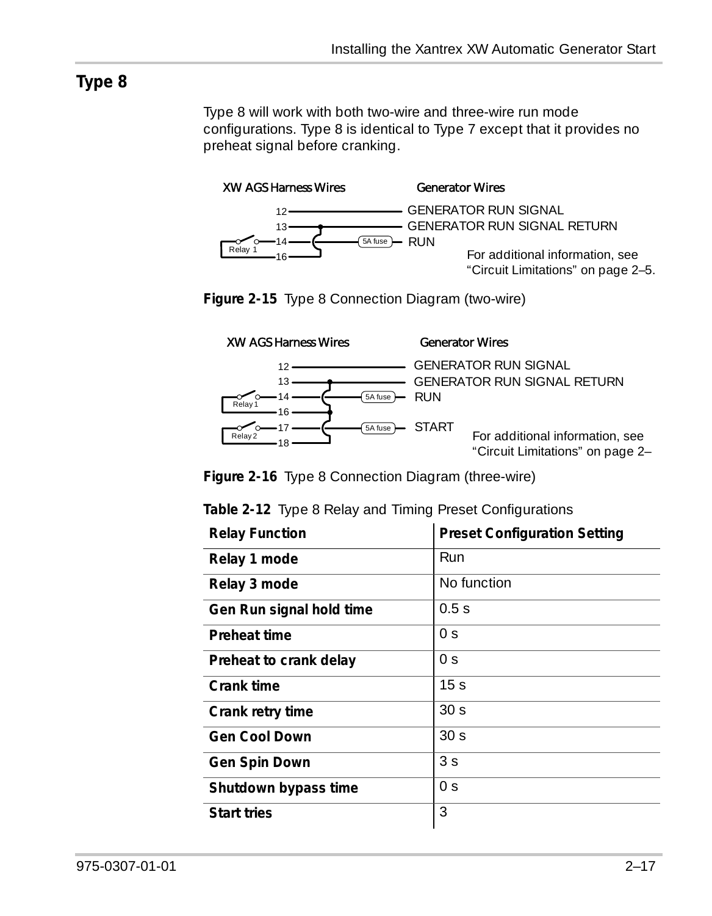## Type 8

Type 8 will work with both two-wire and three-wire run mode configurations. Type 8 is identical to Type 7 except that it provides no preheat signal before cranking.

XW AGS Harness Wires | Generator Wires

12 — GENERATOR RUN SIGNAL
13 — GENERATOR RUN SIGNAL RETURN
Relay 1 14 — 5A fuse — RUN
16

For additional information, see "Circuit Limitations" on page 2–5.

**Figure 2-15** Type 8 Connection Diagram (two-wire)

XW AGS Harness Wires | Generator Wires

12 — GENERATOR RUN SIGNAL
13 — GENERATOR RUN SIGNAL RETURN
Relay 1 14 — 5A fuse — RUN
16
Relay 2 17 — 5A fuse — START
18

For additional information, see "Circuit Limitations" on page 2–

**Figure 2-16** Type 8 Connection Diagram (three-wire)

**Table 2-12** Type 8 Relay and Timing Preset Configurations

| Relay Function | Preset Configuration Setting |
|---|---|
| **Relay 1 mode** | Run |
| **Relay 3 mode** | No function |
| **Gen Run signal hold time** | 0.5 s |
| **Preheat time** | 0 s |
| **Preheat to crank delay** | 0 s |
| **Crank time** | 15 s |
| **Crank retry time** | 30 s |
| **Gen Cool Down** | 30 s |
| **Gen Spin Down** | 3 s |
| **Shutdown bypass time** | 0 s |
| **Start tries** | 3 |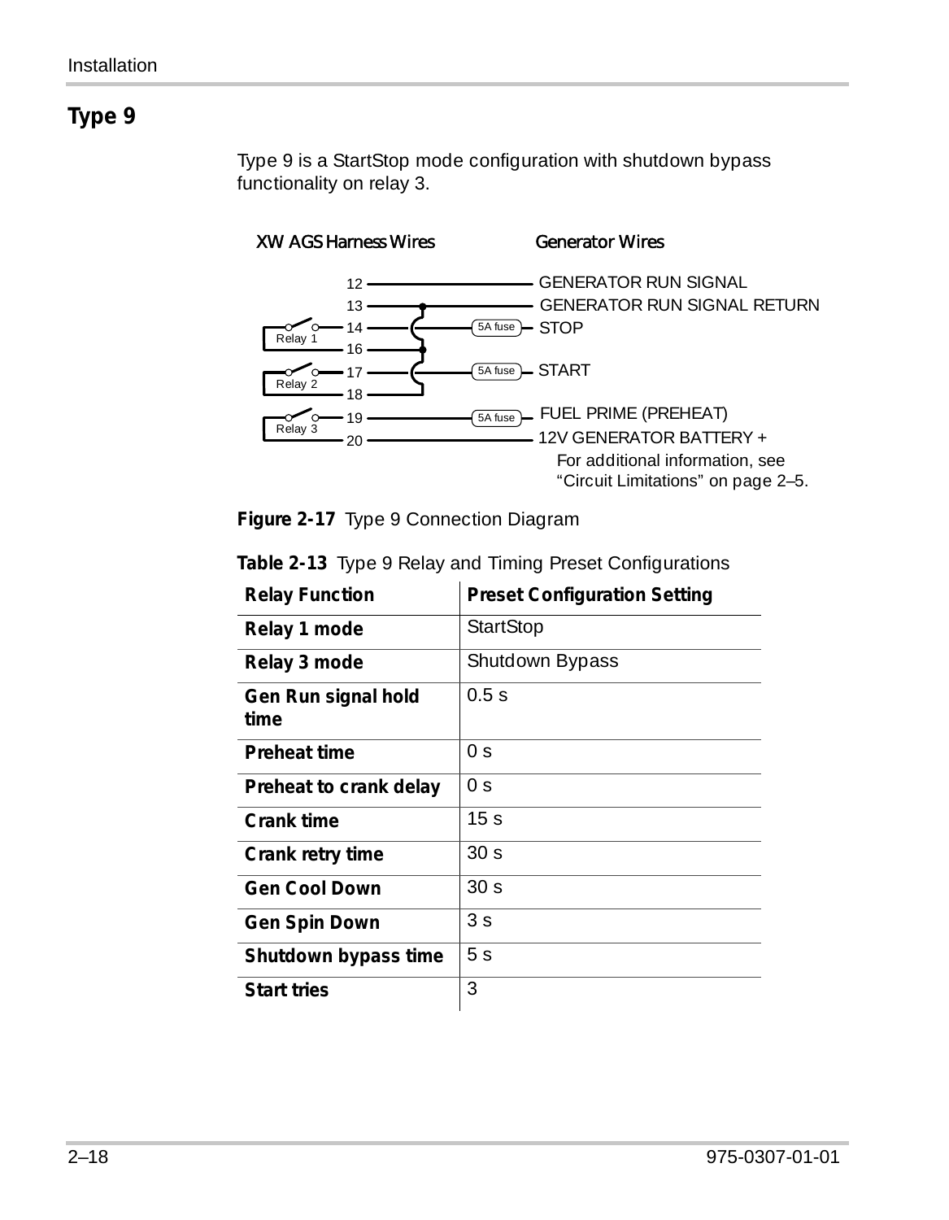## Type 9

Type 9 is a StartStop mode configuration with shutdown bypass functionality on relay 3.

XW AGS Harness Wires — Generator Wires

12 — GENERATOR RUN SIGNAL
13 — GENERATOR RUN SIGNAL RETURN
Relay 1: 14 — 5A fuse — STOP
16
Relay 2: 17 — 5A fuse — START
18
Relay 3: 19 — 5A fuse — FUEL PRIME (PREHEAT)
20 — 12V GENERATOR BATTERY +

For additional information, see "Circuit Limitations" on page 2–5.

**Figure 2-17** Type 9 Connection Diagram

**Table 2-13** Type 9 Relay and Timing Preset Configurations

| Relay Function | Preset Configuration Setting |
|---|---|
| **Relay 1 mode** | StartStop |
| **Relay 3 mode** | Shutdown Bypass |
| **Gen Run signal hold time** | 0.5 s |
| **Preheat time** | 0 s |
| **Preheat to crank delay** | 0 s |
| **Crank time** | 15 s |
| **Crank retry time** | 30 s |
| **Gen Cool Down** | 30 s |
| **Gen Spin Down** | 3 s |
| **Shutdown bypass time** | 5 s |
| **Start tries** | 3 |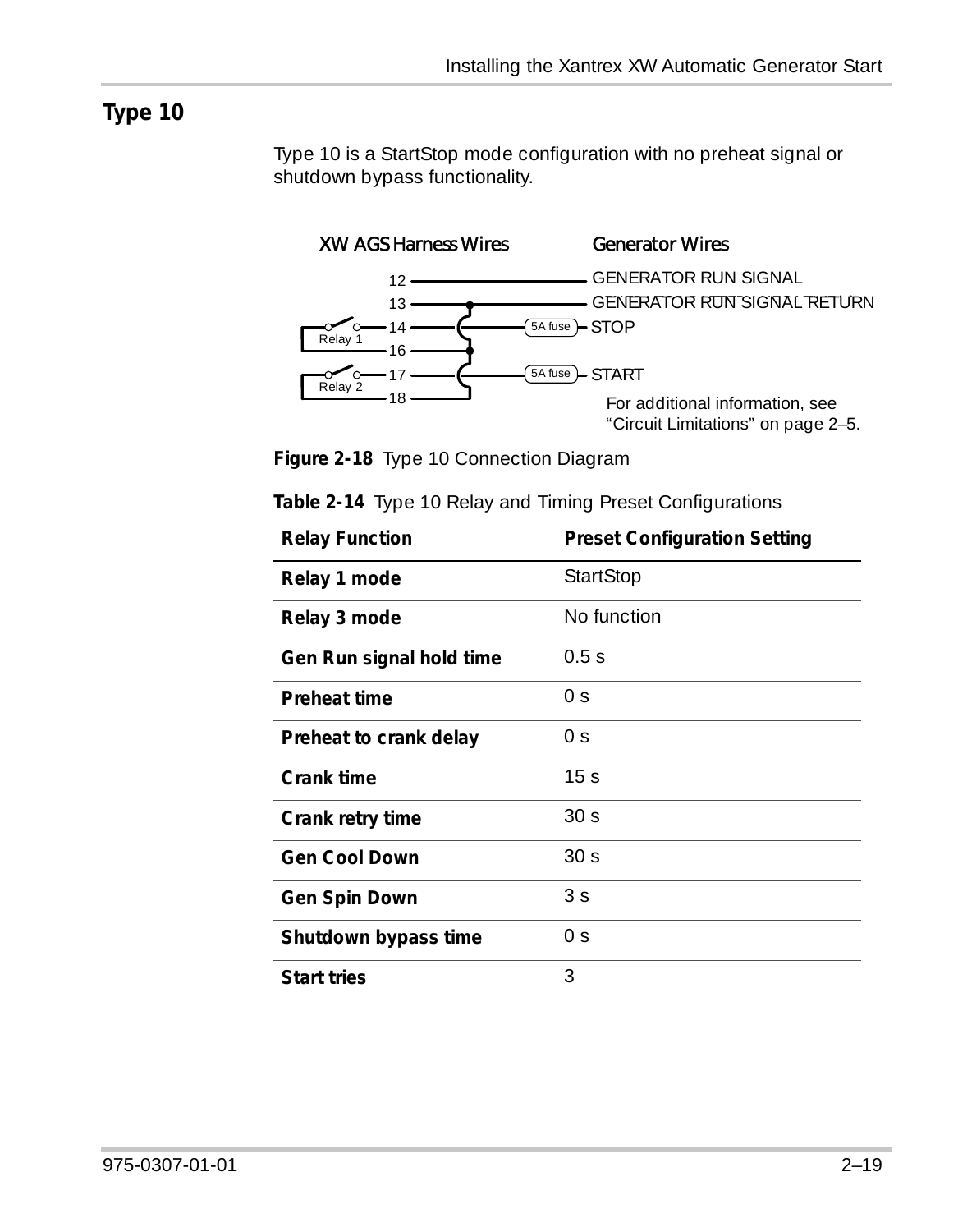## Type 10

Type 10 is a StartStop mode configuration with no preheat signal or shutdown bypass functionality.

XW AGS Harness Wires | Generator Wires

12 — GENERATOR RUN SIGNAL
13 — GENERATOR RUN SIGNAL RETURN
14 (Relay 1) — 5A fuse — STOP
16
17 (Relay 2) — 5A fuse — START
18

For additional information, see "Circuit Limitations" on page 2–5.

**Figure 2-18** Type 10 Connection Diagram

**Table 2-14** Type 10 Relay and Timing Preset Configurations

| Relay Function | Preset Configuration Setting |
|---|---|
| **Relay 1 mode** | StartStop |
| **Relay 3 mode** | No function |
| **Gen Run signal hold time** | 0.5 s |
| **Preheat time** | 0 s |
| **Preheat to crank delay** | 0 s |
| **Crank time** | 15 s |
| **Crank retry time** | 30 s |
| **Gen Cool Down** | 30 s |
| **Gen Spin Down** | 3 s |
| **Shutdown bypass time** | 0 s |
| **Start tries** | 3 |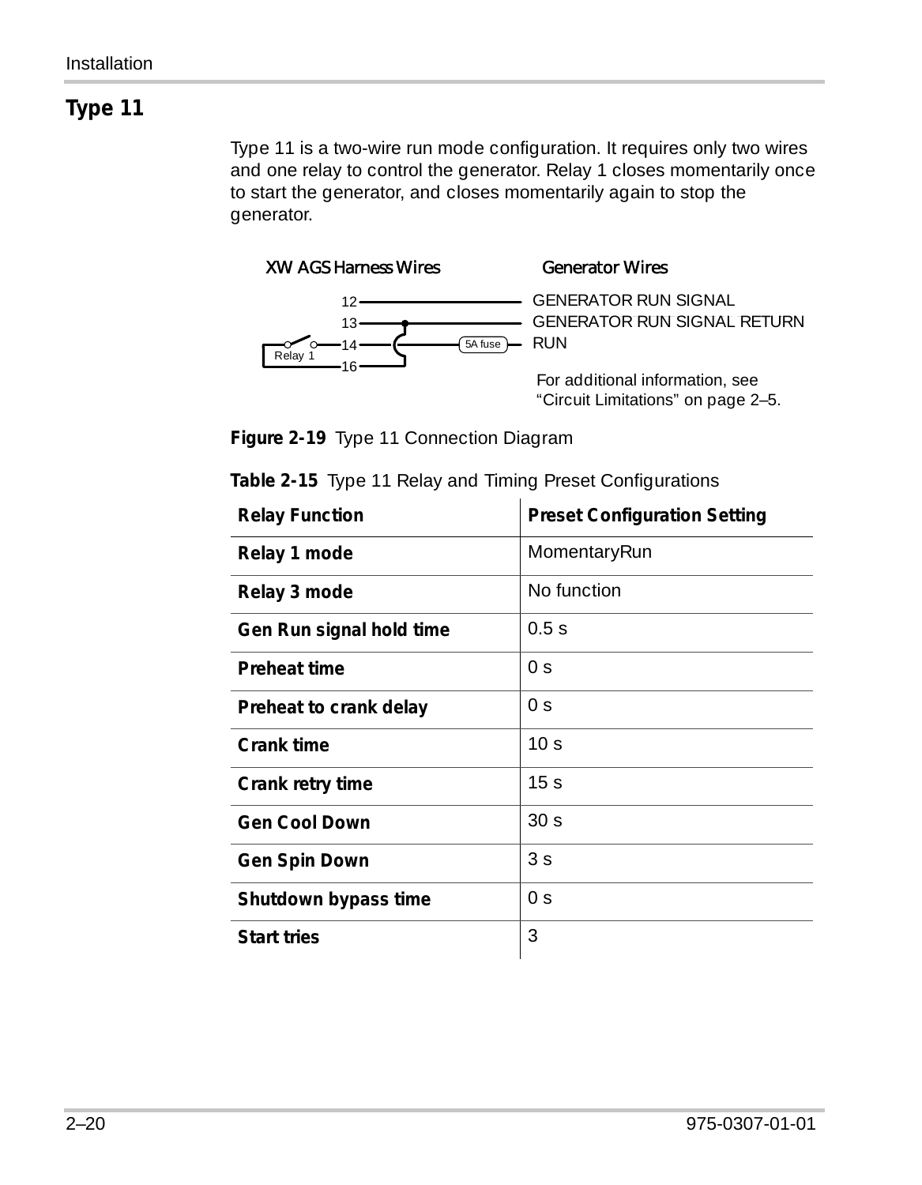## Type 11

Type 11 is a two-wire run mode configuration. It requires only two wires and one relay to control the generator. Relay 1 closes momentarily once to start the generator, and closes momentarily again to stop the generator.

XW AGS Harness Wires — Generator Wires

12 — GENERATOR RUN SIGNAL
13 — GENERATOR RUN SIGNAL RETURN
14 — 5A fuse — RUN
16
Relay 1

For additional information, see "Circuit Limitations" on page 2–5.

**Figure 2-19** Type 11 Connection Diagram

**Table 2-15** Type 11 Relay and Timing Preset Configurations

| Relay Function | Preset Configuration Setting |
|---|---|
| **Relay 1 mode** | MomentaryRun |
| **Relay 3 mode** | No function |
| **Gen Run signal hold time** | 0.5 s |
| **Preheat time** | 0 s |
| **Preheat to crank delay** | 0 s |
| **Crank time** | 10 s |
| **Crank retry time** | 15 s |
| **Gen Cool Down** | 30 s |
| **Gen Spin Down** | 3 s |
| **Shutdown bypass time** | 0 s |
| **Start tries** | 3 |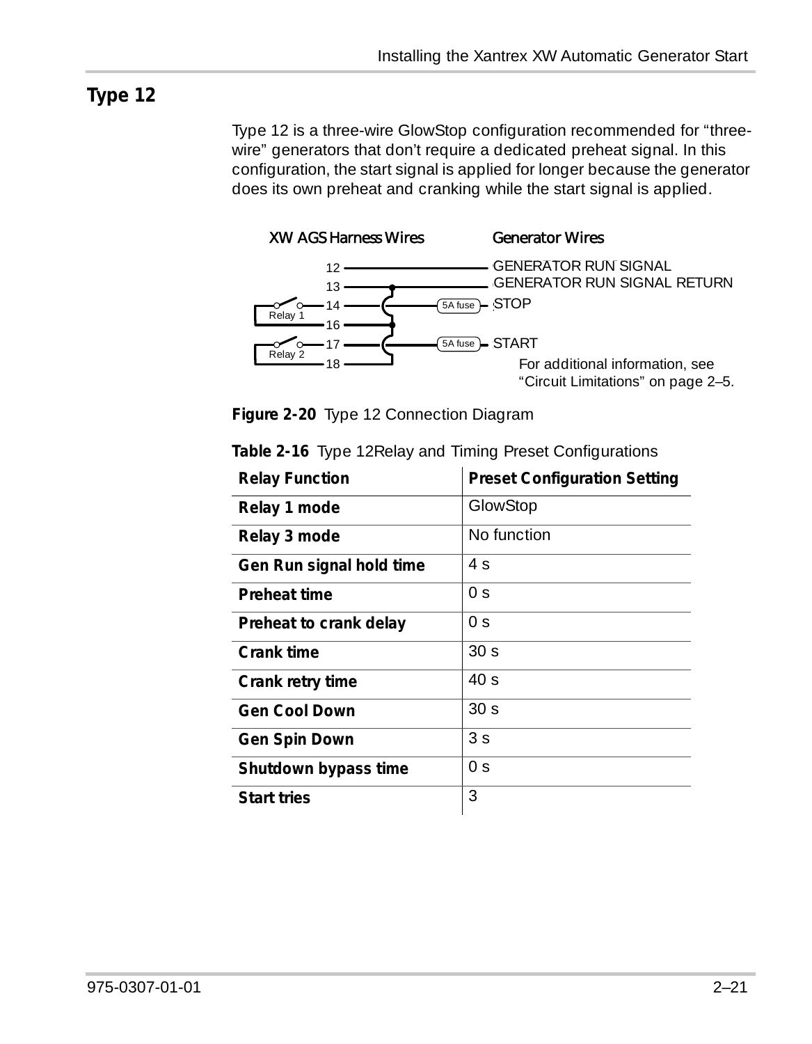## Type 12

Type 12 is a three-wire GlowStop configuration recommended for "three-wire" generators that don't require a dedicated preheat signal. In this configuration, the start signal is applied for longer because the generator does its own preheat and cranking while the start signal is applied.

XW AGS Harness Wires | Generator Wires

12 — GENERATOR RUN SIGNAL
13 — GENERATOR RUN SIGNAL RETURN
14 (Relay 1) — 5A fuse — STOP
16
17 (Relay 2) — 5A fuse — START
18

For additional information, see "Circuit Limitations" on page 2–5.

**Figure 2-20** Type 12 Connection Diagram

**Table 2-16** Type 12Relay and Timing Preset Configurations

| Relay Function | Preset Configuration Setting |
|---|---|
| **Relay 1 mode** | GlowStop |
| **Relay 3 mode** | No function |
| **Gen Run signal hold time** | 4 s |
| **Preheat time** | 0 s |
| **Preheat to crank delay** | 0 s |
| **Crank time** | 30 s |
| **Crank retry time** | 40 s |
| **Gen Cool Down** | 30 s |
| **Gen Spin Down** | 3 s |
| **Shutdown bypass time** | 0 s |
| **Start tries** | 3 |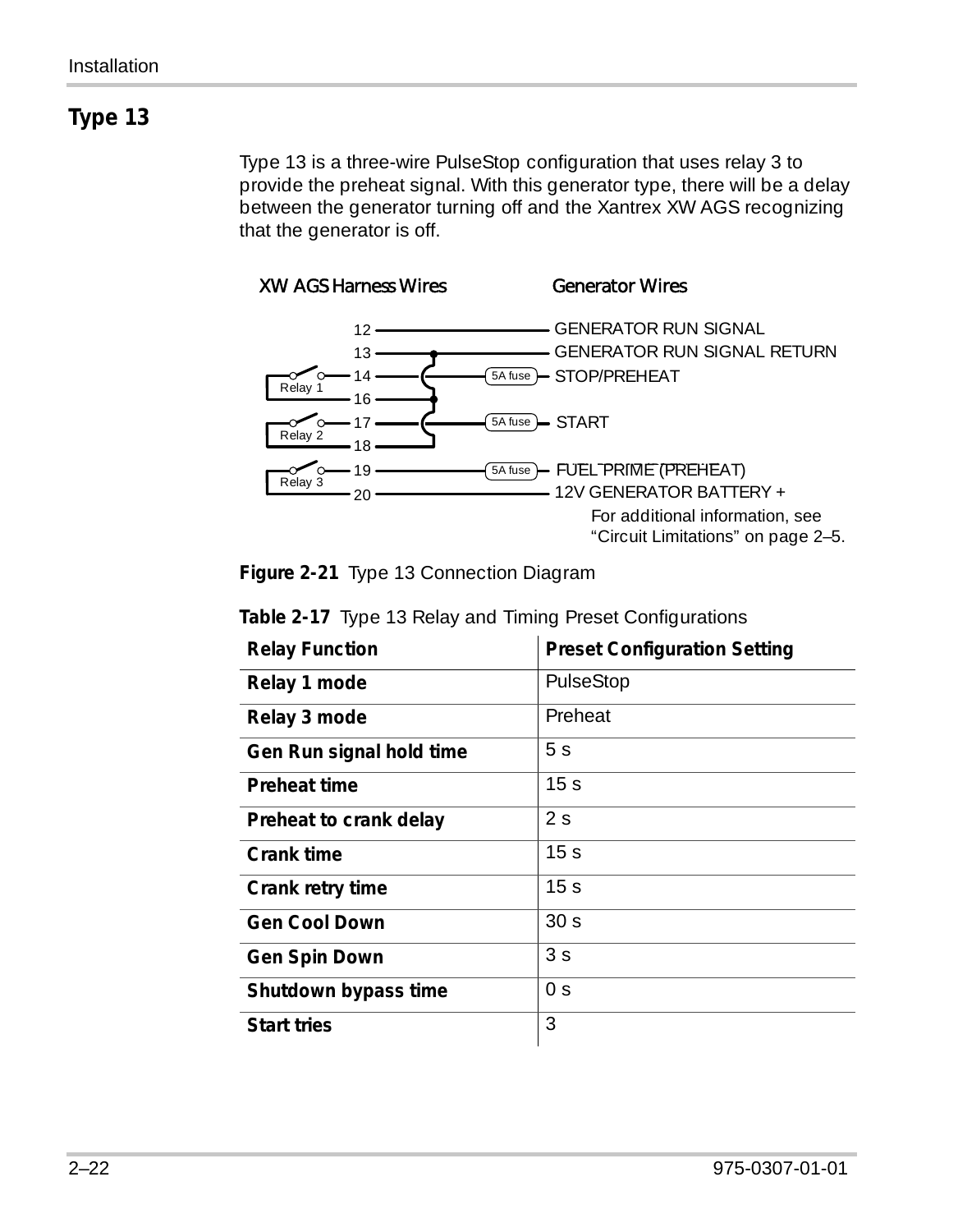## Type 13

Type 13 is a three-wire PulseStop configuration that uses relay 3 to provide the preheat signal. With this generator type, there will be a delay between the generator turning off and the Xantrex XW AGS recognizing that the generator is off.

XW AGS Harness Wires — Generator Wires

12 — GENERATOR RUN SIGNAL
13 — GENERATOR RUN SIGNAL RETURN
14 (Relay 1) — 5A fuse — STOP/PREHEAT
16
17 (Relay 2) — 5A fuse — START
18
19 (Relay 3) — 5A fuse — FUEL PRIME (PREHEAT)
20 — 12V GENERATOR BATTERY +

For additional information, see "Circuit Limitations" on page 2–5.

**Figure 2-21** Type 13 Connection Diagram

**Table 2-17** Type 13 Relay and Timing Preset Configurations

| Relay Function | Preset Configuration Setting |
|---|---|
| **Relay 1 mode** | PulseStop |
| **Relay 3 mode** | Preheat |
| **Gen Run signal hold time** | 5 s |
| **Preheat time** | 15 s |
| **Preheat to crank delay** | 2 s |
| **Crank time** | 15 s |
| **Crank retry time** | 15 s |
| **Gen Cool Down** | 30 s |
| **Gen Spin Down** | 3 s |
| **Shutdown bypass time** | 0 s |
| **Start tries** | 3 |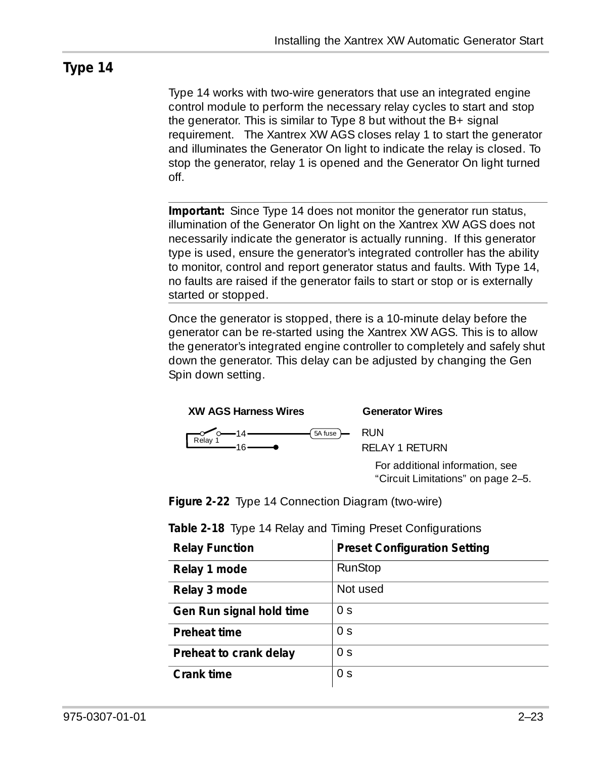## Type 14

Type 14 works with two-wire generators that use an integrated engine control module to perform the necessary relay cycles to start and stop the generator. This is similar to Type 8 but without the B+ signal requirement. The Xantrex XW AGS closes relay 1 to start the generator and illuminates the Generator On light to indicate the relay is closed. To stop the generator, relay 1 is opened and the Generator On light turned off.

**Important:** Since Type 14 does not monitor the generator run status, illumination of the Generator On light on the Xantrex XW AGS does not necessarily indicate the generator is actually running. If this generator type is used, ensure the generator's integrated controller has the ability to monitor, control and report generator status and faults. With Type 14, no faults are raised if the generator fails to start or stop or is externally started or stopped.

Once the generator is stopped, there is a 10-minute delay before the generator can be re-started using the Xantrex XW AGS. This is to allow the generator's integrated engine controller to completely and safely shut down the generator. This delay can be adjusted by changing the Gen Spin down setting.

**XW AGS Harness Wires** — **Generator Wires**

Relay 1 — 14 — 5A fuse — RUN

16 — RELAY 1 RETURN

For additional information, see "Circuit Limitations" on page 2–5.

**Figure 2-22** Type 14 Connection Diagram (two-wire)

**Table 2-18** Type 14 Relay and Timing Preset Configurations

| Relay Function | Preset Configuration Setting |
|---|---|
| **Relay 1 mode** | RunStop |
| **Relay 3 mode** | Not used |
| **Gen Run signal hold time** | 0 s |
| **Preheat time** | 0 s |
| **Preheat to crank delay** | 0 s |
| **Crank time** | 0 s |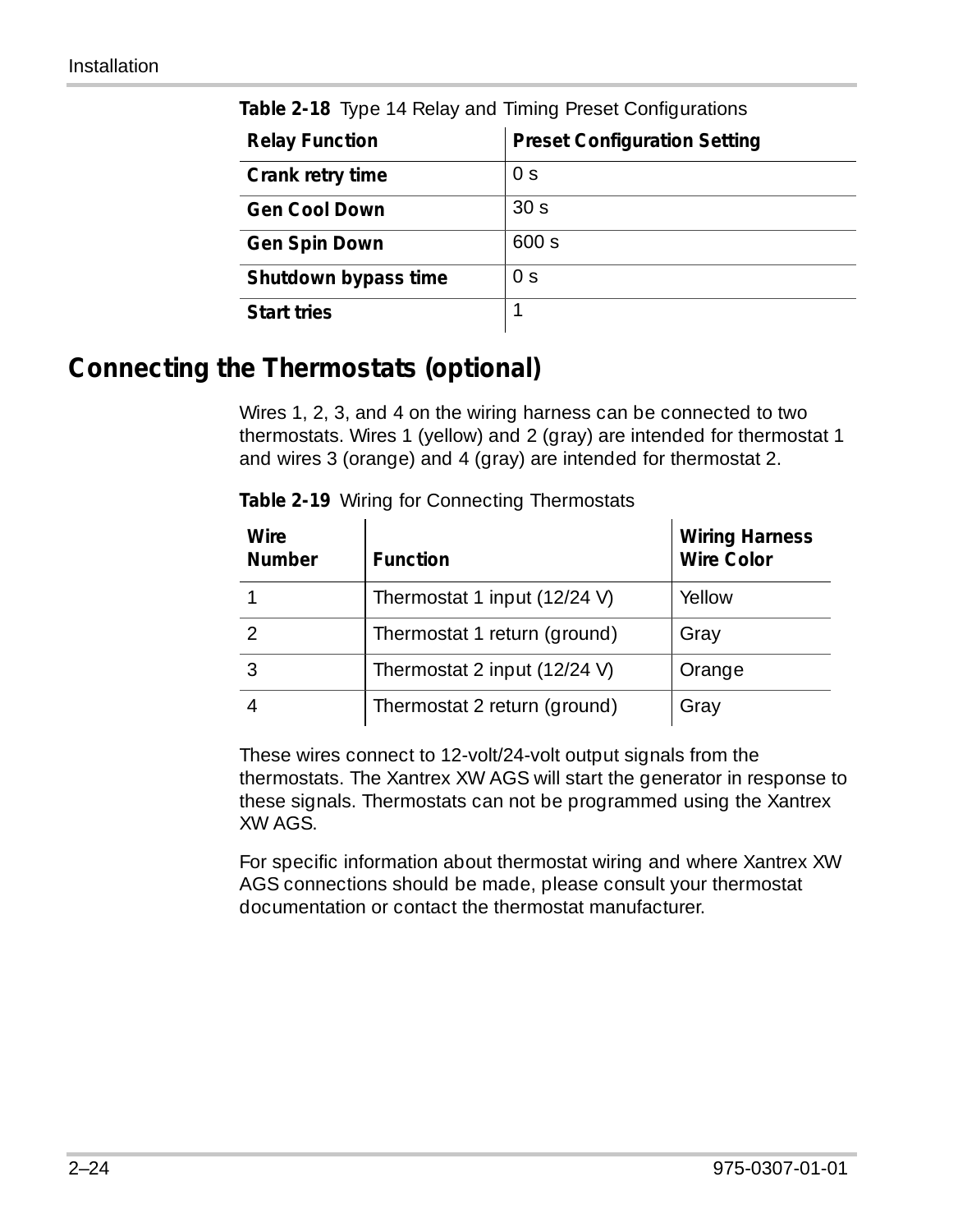**Table 2-18** Type 14 Relay and Timing Preset Configurations

| Relay Function | Preset Configuration Setting |
|---|---|
| **Crank retry time** | 0 s |
| **Gen Cool Down** | 30 s |
| **Gen Spin Down** | 600 s |
| **Shutdown bypass time** | 0 s |
| **Start tries** | 1 |

## Connecting the Thermostats (optional)

Wires 1, 2, 3, and 4 on the wiring harness can be connected to two thermostats. Wires 1 (yellow) and 2 (gray) are intended for thermostat 1 and wires 3 (orange) and 4 (gray) are intended for thermostat 2.

**Table 2-19** Wiring for Connecting Thermostats

| Wire Number | Function | Wiring Harness Wire Color |
|---|---|---|
| 1 | Thermostat 1 input (12/24 V) | Yellow |
| 2 | Thermostat 1 return (ground) | Gray |
| 3 | Thermostat 2 input (12/24 V) | Orange |
| 4 | Thermostat 2 return (ground) | Gray |

These wires connect to 12-volt/24-volt output signals from the thermostats. The Xantrex XW AGS will start the generator in response to these signals. Thermostats can not be programmed using the Xantrex XW AGS.

For specific information about thermostat wiring and where Xantrex XW AGS connections should be made, please consult your thermostat documentation or contact the thermostat manufacturer.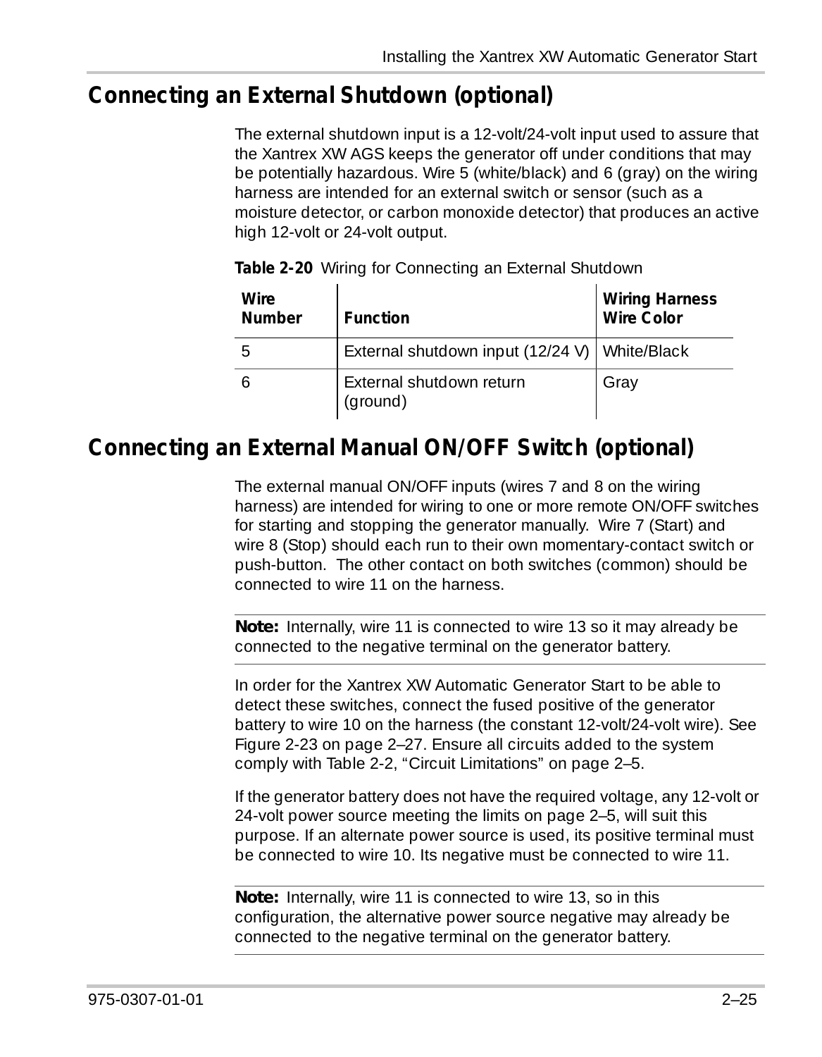## Connecting an External Shutdown (optional)

The external shutdown input is a 12-volt/24-volt input used to assure that the Xantrex XW AGS keeps the generator off under conditions that may be potentially hazardous. Wire 5 (white/black) and 6 (gray) on the wiring harness are intended for an external switch or sensor (such as a moisture detector, or carbon monoxide detector) that produces an active high 12-volt or 24-volt output.

**Table 2-20** Wiring for Connecting an External Shutdown

| Wire Number | Function | Wiring Harness Wire Color |
|---|---|---|
| 5 | External shutdown input (12/24 V) | White/Black |
| 6 | External shutdown return (ground) | Gray |

## Connecting an External Manual ON/OFF Switch (optional)

The external manual ON/OFF inputs (wires 7 and 8 on the wiring harness) are intended for wiring to one or more remote ON/OFF switches for starting and stopping the generator manually. Wire 7 (Start) and wire 8 (Stop) should each run to their own momentary-contact switch or push-button. The other contact on both switches (common) should be connected to wire 11 on the harness.

**Note:** Internally, wire 11 is connected to wire 13 so it may already be connected to the negative terminal on the generator battery.

In order for the Xantrex XW Automatic Generator Start to be able to detect these switches, connect the fused positive of the generator battery to wire 10 on the harness (the constant 12-volt/24-volt wire). See Figure 2-23 on page 2–27. Ensure all circuits added to the system comply with Table 2-2, "Circuit Limitations" on page 2–5.

If the generator battery does not have the required voltage, any 12-volt or 24-volt power source meeting the limits on page 2–5, will suit this purpose. If an alternate power source is used, its positive terminal must be connected to wire 10. Its negative must be connected to wire 11.

**Note:** Internally, wire 11 is connected to wire 13, so in this configuration, the alternative power source negative may already be connected to the negative terminal on the generator battery.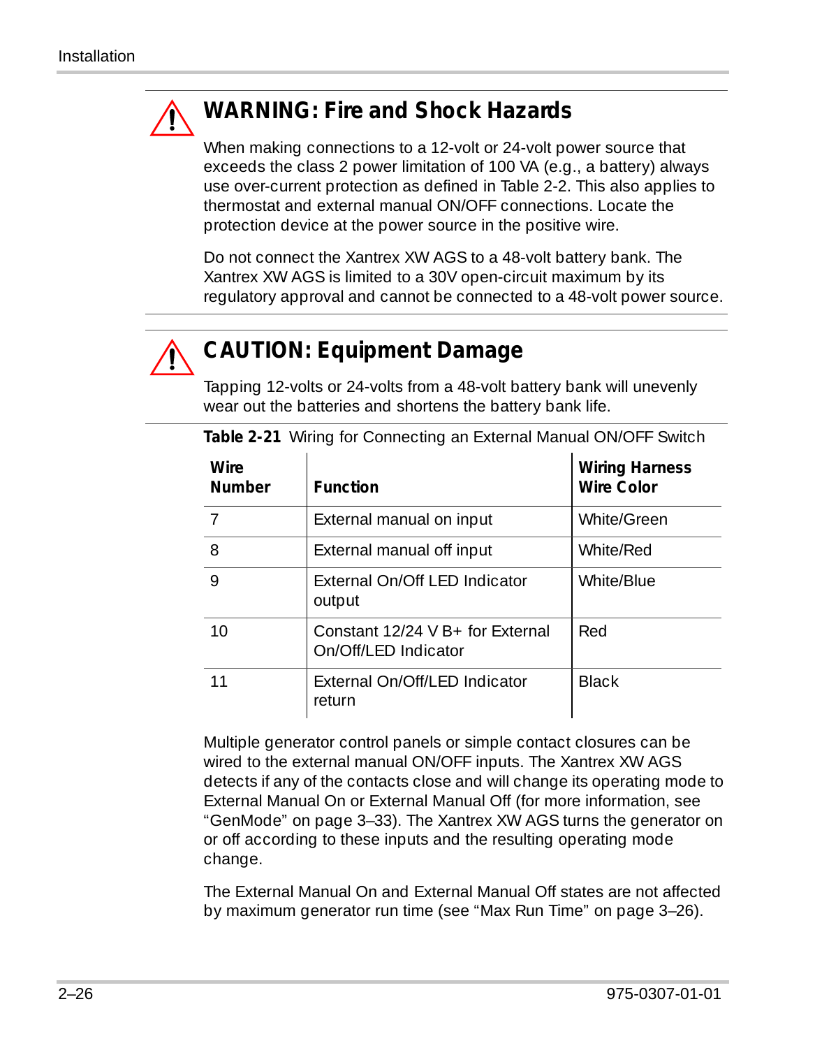**WARNING: Fire and Shock Hazards**

When making connections to a 12-volt or 24-volt power source that exceeds the class 2 power limitation of 100 VA (e.g., a battery) always use over-current protection as defined in Table 2-2. This also applies to thermostat and external manual ON/OFF connections. Locate the protection device at the power source in the positive wire.

Do not connect the Xantrex XW AGS to a 48-volt battery bank. The Xantrex XW AGS is limited to a 30V open-circuit maximum by its regulatory approval and cannot be connected to a 48-volt power source.

**CAUTION: Equipment Damage**

Tapping 12-volts or 24-volts from a 48-volt battery bank will unevenly wear out the batteries and shortens the battery bank life.

**Table 2-21** Wiring for Connecting an External Manual ON/OFF Switch

| Wire Number | Function | Wiring Harness Wire Color |
|---|---|---|
| 7 | External manual on input | White/Green |
| 8 | External manual off input | White/Red |
| 9 | External On/Off LED Indicator output | White/Blue |
| 10 | Constant 12/24 V B+ for External On/Off/LED Indicator | Red |
| 11 | External On/Off/LED Indicator return | Black |

Multiple generator control panels or simple contact closures can be wired to the external manual ON/OFF inputs. The Xantrex XW AGS detects if any of the contacts close and will change its operating mode to External Manual On or External Manual Off (for more information, see "GenMode" on page 3–33). The Xantrex XW AGS turns the generator on or off according to these inputs and the resulting operating mode change.

The External Manual On and External Manual Off states are not affected by maximum generator run time (see "Max Run Time" on page 3–26).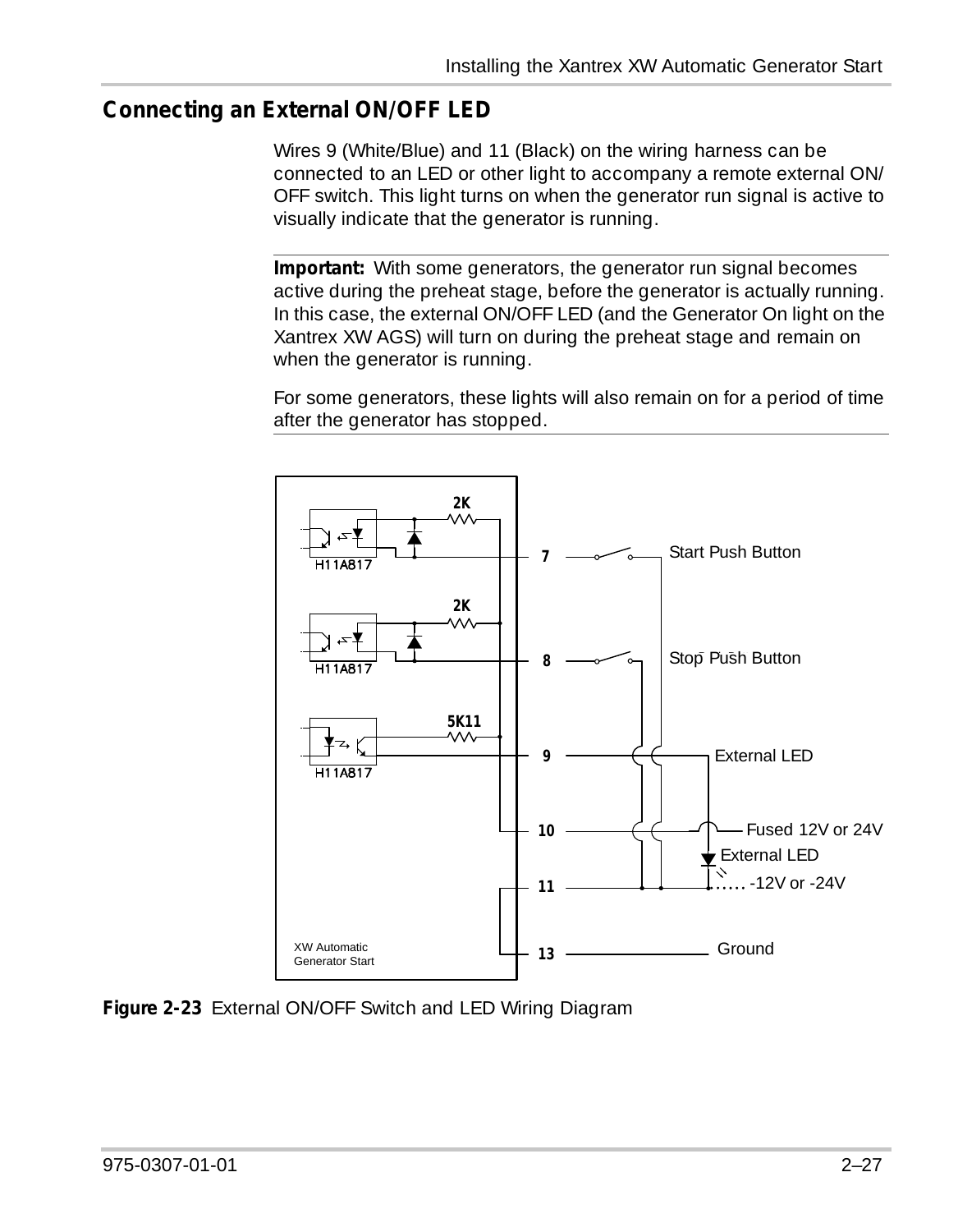## Connecting an External ON/OFF LED

Wires 9 (White/Blue) and 11 (Black) on the wiring harness can be connected to an LED or other light to accompany a remote external ON/OFF switch. This light turns on when the generator run signal is active to visually indicate that the generator is running.

**Important:** With some generators, the generator run signal becomes active during the preheat stage, before the generator is actually running. In this case, the external ON/OFF LED (and the Generator On light on the Xantrex XW AGS) will turn on during the preheat stage and remain on when the generator is running.

For some generators, these lights will also remain on for a period of time after the generator has stopped.

**Figure 2-23** External ON/OFF Switch and LED Wiring Diagram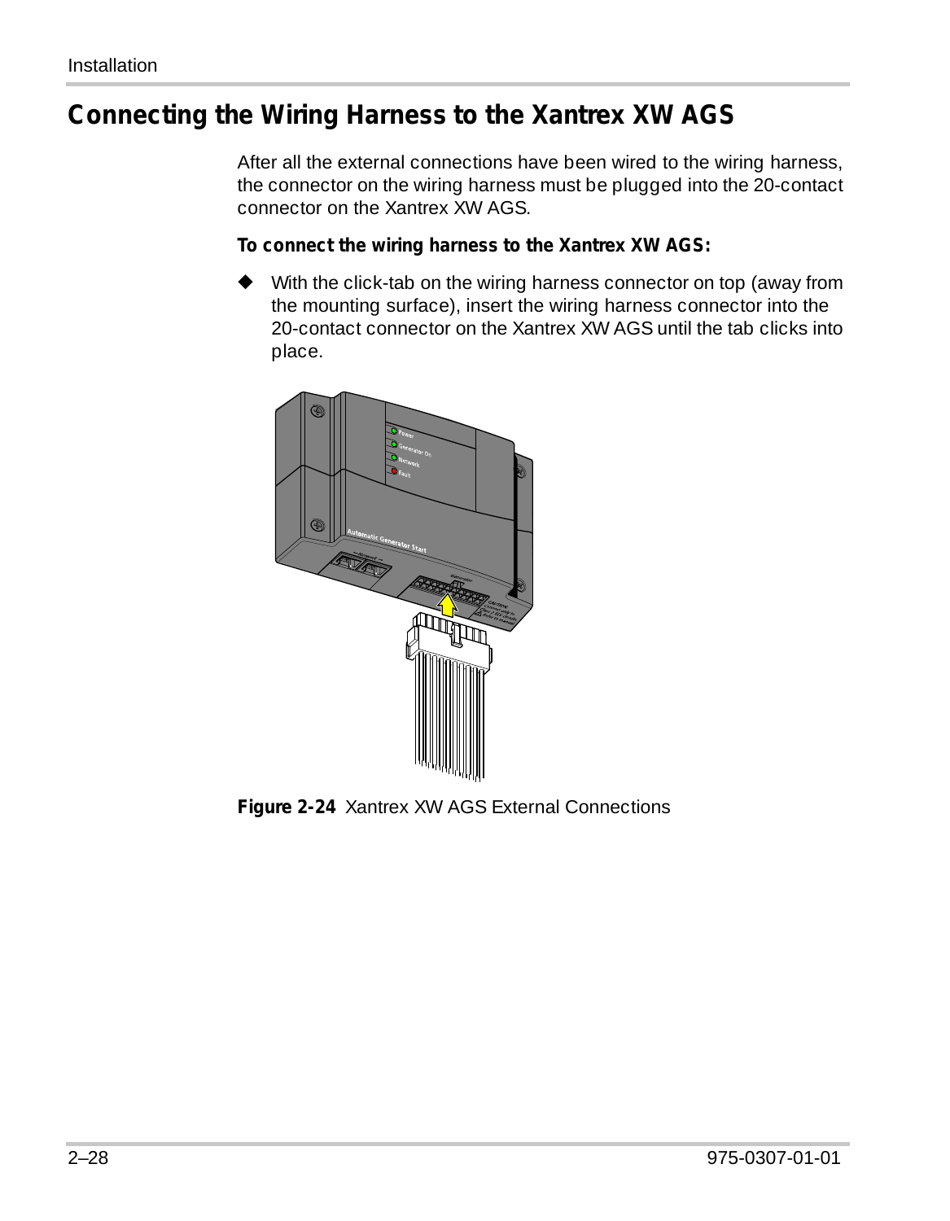## Connecting the Wiring Harness to the Xantrex XW AGS

After all the external connections have been wired to the wiring harness, the connector on the wiring harness must be plugged into the 20-contact connector on the Xantrex XW AGS.

**To connect the wiring harness to the Xantrex XW AGS:**

◆ With the click-tab on the wiring harness connector on top (away from the mounting surface), insert the wiring harness connector into the 20-contact connector on the Xantrex XW AGS until the tab clicks into place.

**Figure 2-24** Xantrex XW AGS External Connections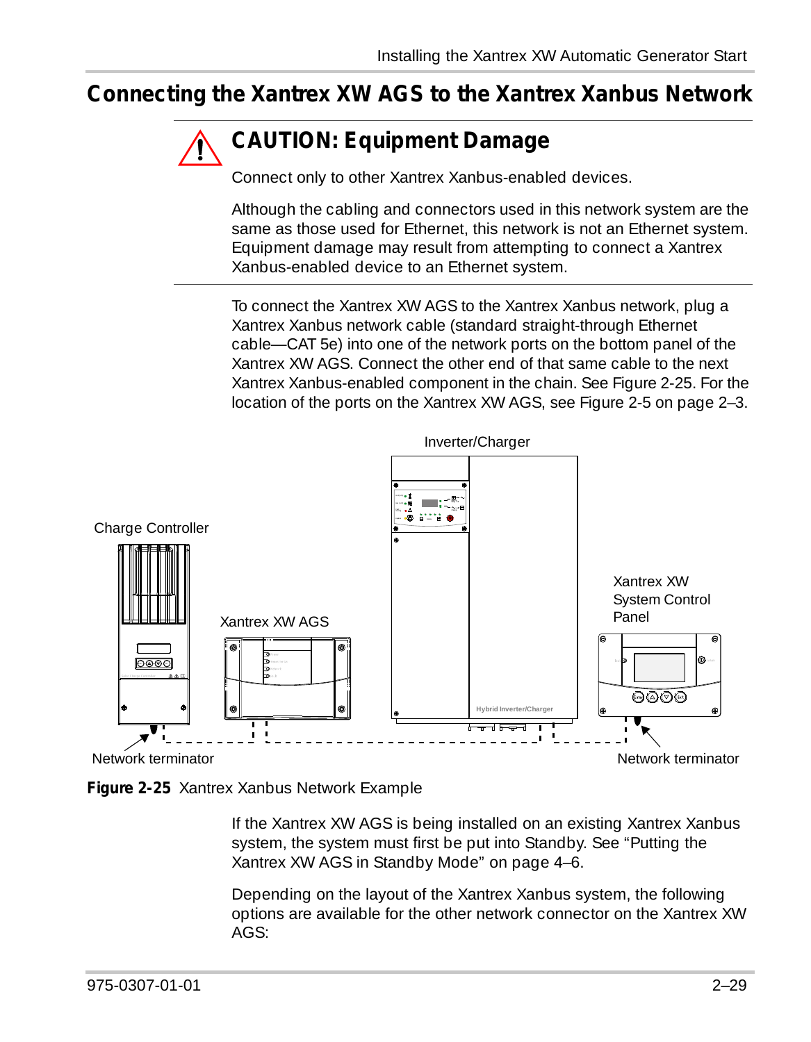## Connecting the Xantrex XW AGS to the Xantrex Xanbus Network

**CAUTION: Equipment Damage**

Connect only to other Xantrex Xanbus-enabled devices.

Although the cabling and connectors used in this network system are the same as those used for Ethernet, this network is not an Ethernet system. Equipment damage may result from attempting to connect a Xantrex Xanbus-enabled device to an Ethernet system.

To connect the Xantrex XW AGS to the Xantrex Xanbus network, plug a Xantrex Xanbus network cable (standard straight-through Ethernet cable—CAT 5e) into one of the network ports on the bottom panel of the Xantrex XW AGS. Connect the other end of that same cable to the next Xantrex Xanbus-enabled component in the chain. See Figure 2-25. For the location of the ports on the Xantrex XW AGS, see Figure 2-5 on page 2–3.

**Figure 2-25** Xantrex Xanbus Network Example

If the Xantrex XW AGS is being installed on an existing Xantrex Xanbus system, the system must first be put into Standby. See "Putting the Xantrex XW AGS in Standby Mode" on page 4–6.

Depending on the layout of the Xantrex Xanbus system, the following options are available for the other network connector on the Xantrex XW AGS: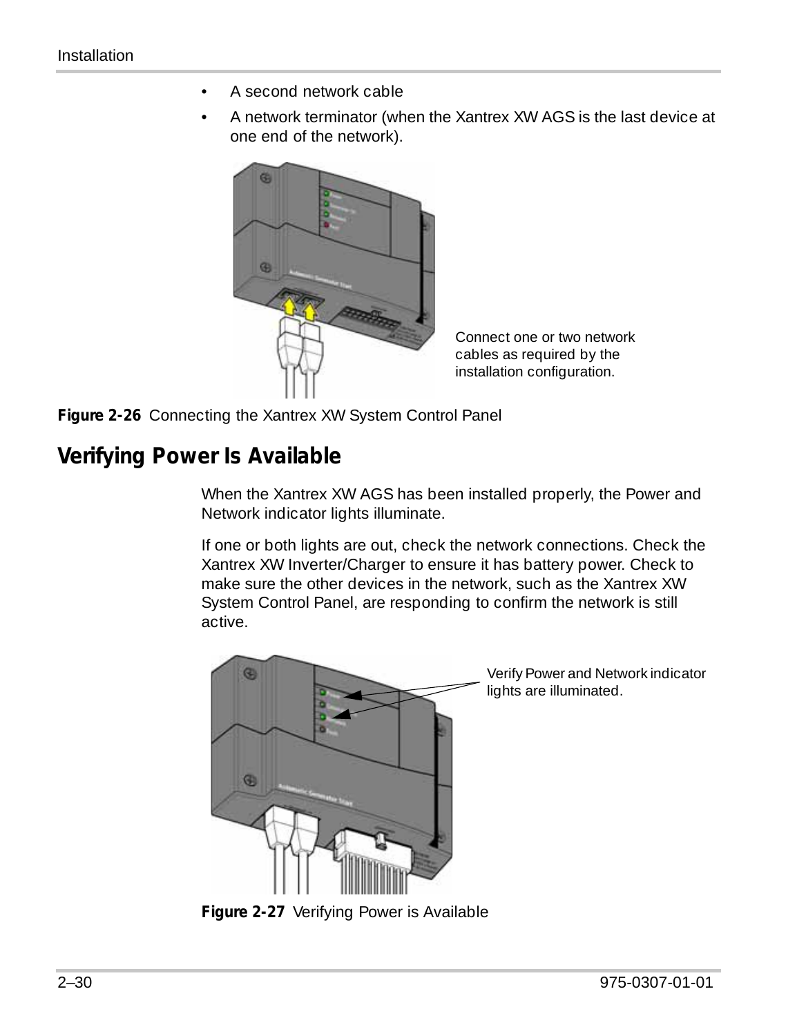- A second network cable
- A network terminator (when the Xantrex XW AGS is the last device at one end of the network).

Connect one or two network cables as required by the installation configuration.

**Figure 2-26** Connecting the Xantrex XW System Control Panel

## Verifying Power Is Available

When the Xantrex XW AGS has been installed properly, the Power and Network indicator lights illuminate.

If one or both lights are out, check the network connections. Check the Xantrex XW Inverter/Charger to ensure it has battery power. Check to make sure the other devices in the network, such as the Xantrex XW System Control Panel, are responding to confirm the network is still active.

Verify Power and Network indicator lights are illuminated.

**Figure 2-27** Verifying Power is Available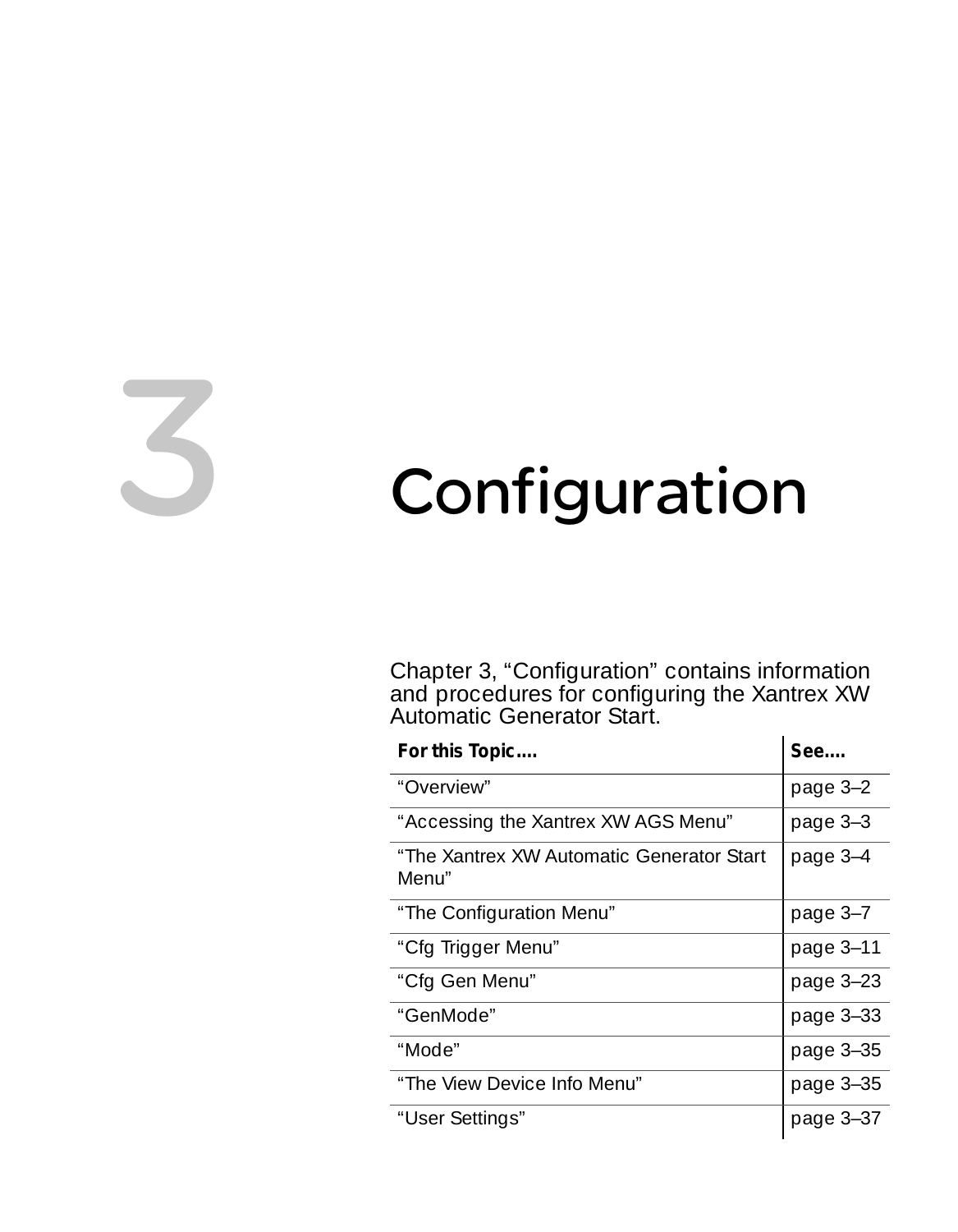# 3 Configuration

Chapter 3, “Configuration” contains information and procedures for configuring the Xantrex XW Automatic Generator Start.

| For this Topic.... | See.... |
|---|---|
| “Overview” | page 3–2 |
| “Accessing the Xantrex XW AGS Menu” | page 3–3 |
| “The Xantrex XW Automatic Generator Start Menu” | page 3–4 |
| “The Configuration Menu” | page 3–7 |
| “Cfg Trigger Menu” | page 3–11 |
| “Cfg Gen Menu” | page 3–23 |
| “GenMode” | page 3–33 |
| “Mode” | page 3–35 |
| “The View Device Info Menu” | page 3–35 |
| “User Settings” | page 3–37 |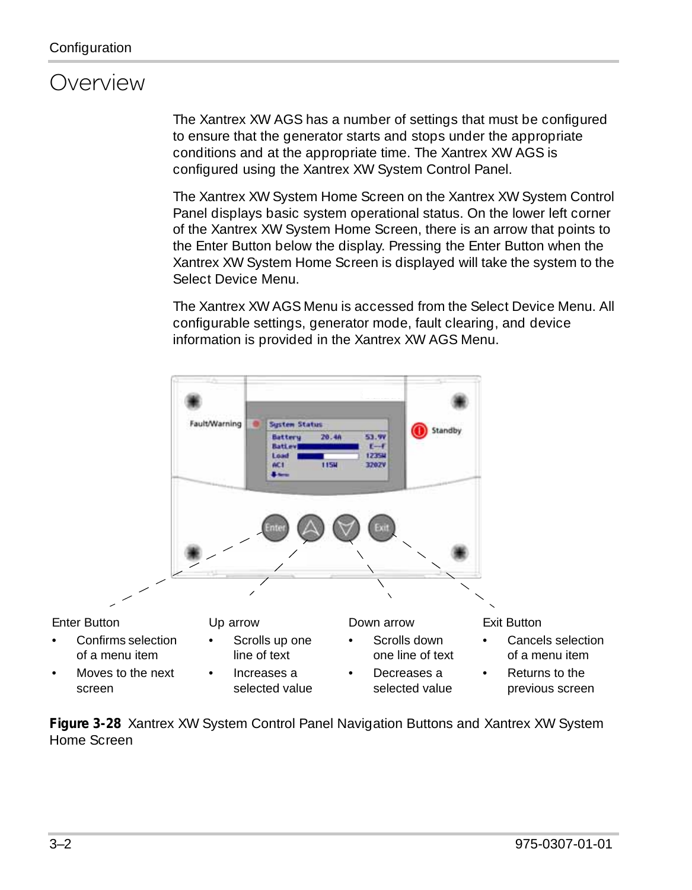# Overview

The Xantrex XW AGS has a number of settings that must be configured to ensure that the generator starts and stops under the appropriate conditions and at the appropriate time. The Xantrex XW AGS is configured using the Xantrex XW System Control Panel.

The Xantrex XW System Home Screen on the Xantrex XW System Control Panel displays basic system operational status. On the lower left corner of the Xantrex XW System Home Screen, there is an arrow that points to the Enter Button below the display. Pressing the Enter Button when the Xantrex XW System Home Screen is displayed will take the system to the Select Device Menu.

The Xantrex XW AGS Menu is accessed from the Select Device Menu. All configurable settings, generator mode, fault clearing, and device information is provided in the Xantrex XW AGS Menu.

Enter Button

- Confirms selection of a menu item
- Moves to the next screen

Up arrow

- Scrolls up one line of text
- Increases a selected value

Down arrow

- Scrolls down one line of text
- Decreases a selected value

Exit Button

- Cancels selection of a menu item
- Returns to the previous screen

**Figure 3-28** Xantrex XW System Control Panel Navigation Buttons and Xantrex XW System Home Screen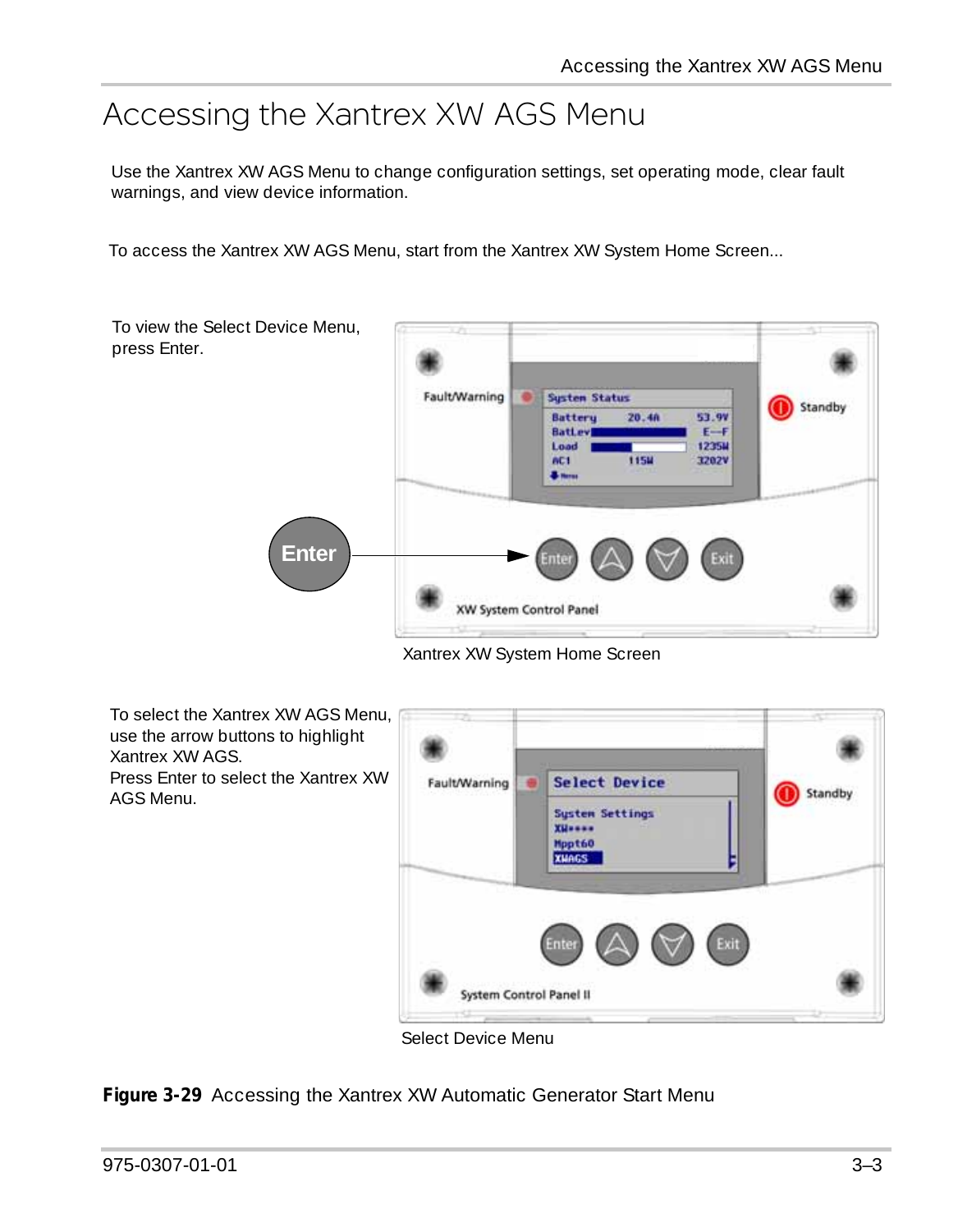# Accessing the Xantrex XW AGS Menu

Use the Xantrex XW AGS Menu to change configuration settings, set operating mode, clear fault warnings, and view device information.

To access the Xantrex XW AGS Menu, start from the Xantrex XW System Home Screen...

To view the Select Device Menu, press Enter.

Xantrex XW System Home Screen

To select the Xantrex XW AGS Menu, use the arrow buttons to highlight Xantrex XW AGS.
Press Enter to select the Xantrex XW AGS Menu.

Select Device Menu

**Figure 3-29** Accessing the Xantrex XW Automatic Generator Start Menu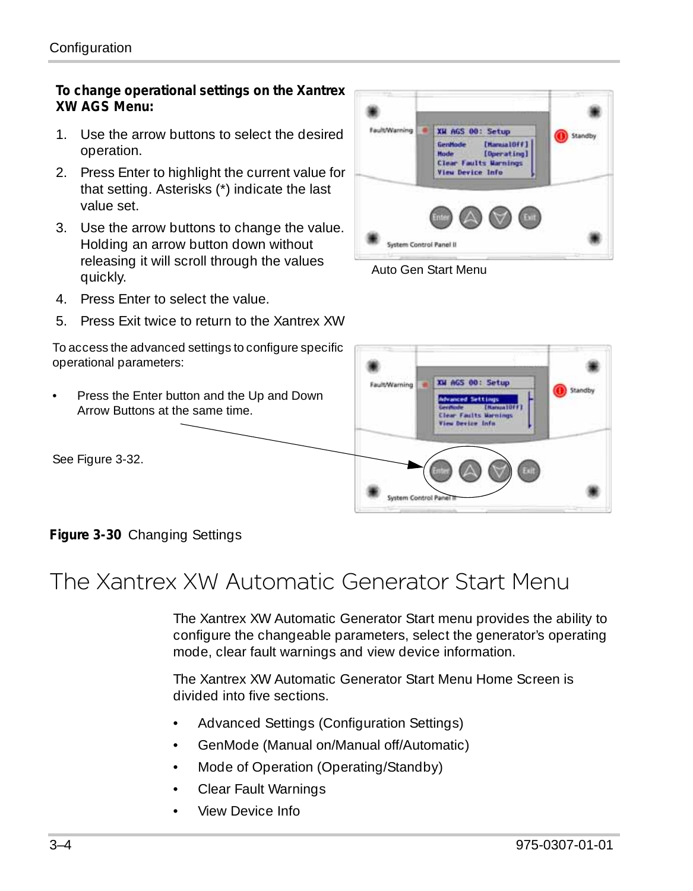**To change operational settings on the Xantrex XW AGS Menu:**

1. Use the arrow buttons to select the desired operation.
2. Press Enter to highlight the current value for that setting. Asterisks (*) indicate the last value set.
3. Use the arrow buttons to change the value. Holding an arrow button down without releasing it will scroll through the values quickly.
4. Press Enter to select the value.
5. Press Exit twice to return to the Xantrex XW

Auto Gen Start Menu

To access the advanced settings to configure specific operational parameters:

- Press the Enter button and the Up and Down Arrow Buttons at the same time.

See Figure 3-32.

**Figure 3-30** Changing Settings

# The Xantrex XW Automatic Generator Start Menu

The Xantrex XW Automatic Generator Start menu provides the ability to configure the changeable parameters, select the generator's operating mode, clear fault warnings and view device information.

The Xantrex XW Automatic Generator Start Menu Home Screen is divided into five sections.

- Advanced Settings (Configuration Settings)
- GenMode (Manual on/Manual off/Automatic)
- Mode of Operation (Operating/Standby)
- Clear Fault Warnings
- View Device Info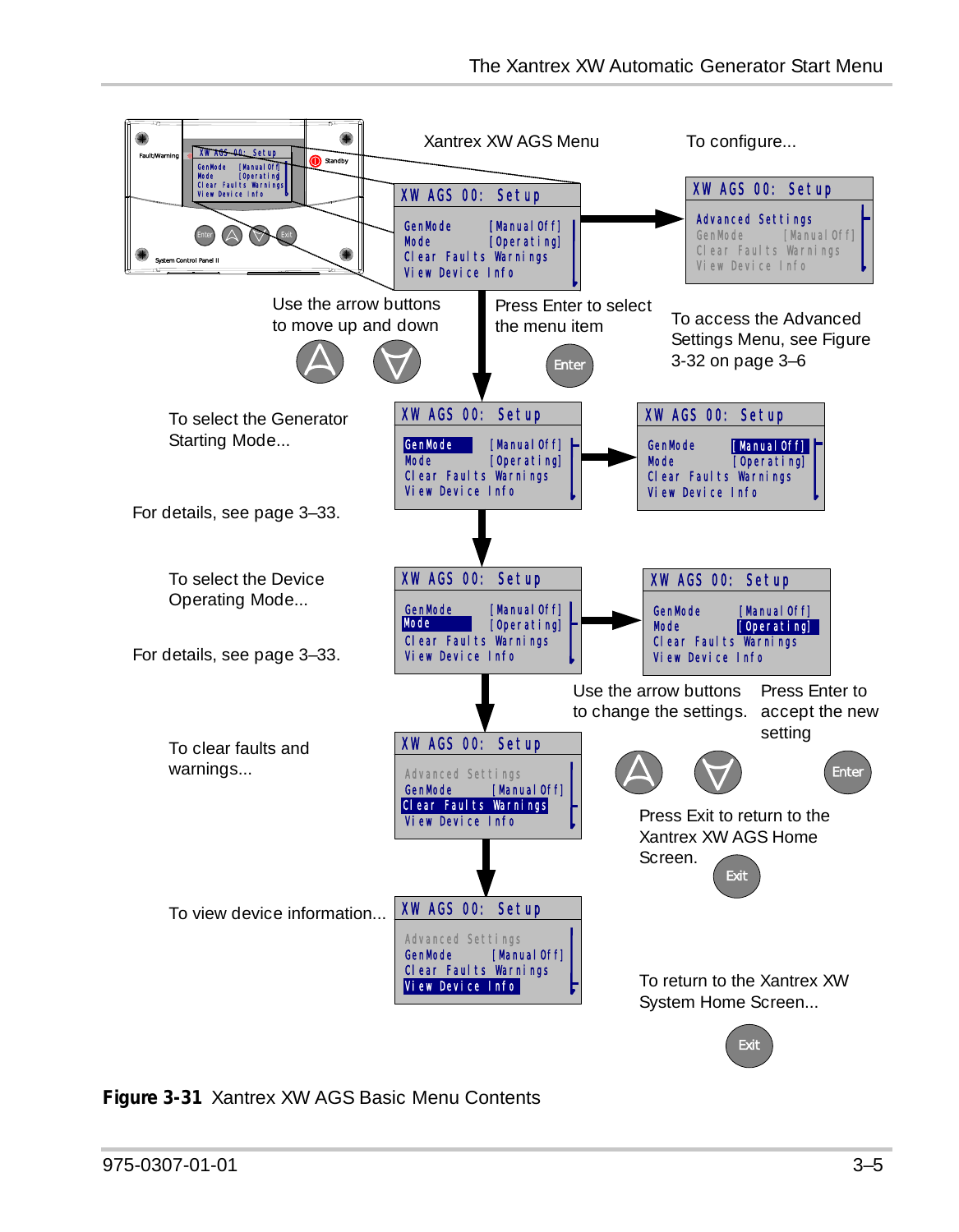Xantrex XW AGS Menu

To configure...

```
XW AGS 00: Setup
GenMode        [Manual Off]
Mode           [Operating]
Clear Faults Warnings
View Device Info
```

```
XW AGS 00: Setup
Advanced Settings
GenMode        [Manual Off]
Clear Faults Warnings
View Device Info
```

Use the arrow buttons to move up and down

Press Enter to select the menu item

To access the Advanced Settings Menu, see Figure 3-32 on page 3–6

To select the Generator Starting Mode...

For details, see page 3–33.

To select the Device Operating Mode...

For details, see page 3–33.

Use the arrow buttons to change the settings.

Press Enter to accept the new setting

To clear faults and warnings...

Press Exit to return to the Xantrex XW AGS Home Screen.

To view device information...

To return to the Xantrex XW System Home Screen...

**Figure 3-31** Xantrex XW AGS Basic Menu Contents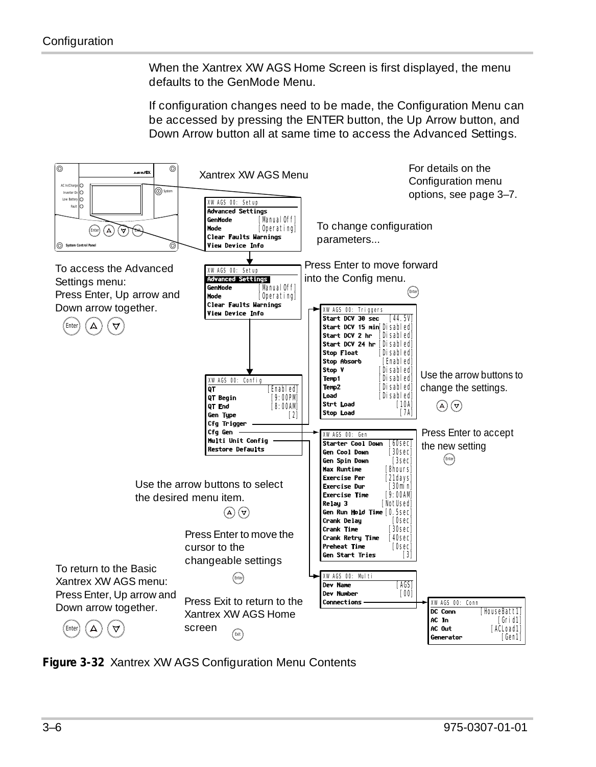When the Xantrex XW AGS Home Screen is first displayed, the menu defaults to the GenMode Menu.

If configuration changes need to be made, the Configuration Menu can be accessed by pressing the ENTER button, the Up Arrow button, and Down Arrow button all at same time to access the Advanced Settings.

Xantrex XW AGS Menu

For details on the Configuration menu options, see page 3–7.

```
XW AGS 00: Setup
Advanced Settings
GenMode          [ManualOff]
Mode             [Operating]
Clear Faults Warnings
View Device Info
```

To change configuration parameters...

To access the Advanced Settings menu: Press Enter, Up arrow and Down arrow together.

```
XW AGS 00: Setup
Advanced Settings
GenMode          [ManualOff]
Mode             [Operating]
Clear Faults Warnings
View Device Info
```

Press Enter to move forward into the Config menu.

```
XW AGS 00: Triggers
Start DCV 30 sec     [44.5V]
Start DCV 15 min  [Disabled]
Start DCV 2 hr    [Disabled]
Start DCV 24 hr   [Disabled]
Stop Float        [Disabled]
Stop Absorb        [Enabled]
Stop V            [Disabled]
Temp1             [Disabled]
Temp2             [Disabled]
Load              [Disabled]
Strt Load            [10A]
Stop Load             [7A]
```

Use the arrow buttons to change the settings.

```
XW AGS 00: Config
QT                 [Enabled]
QT Begin           [9:00PM]
QT End             [8:00AM]
Gen Type               [2]
Cfg Trigger
Cfg Gen
Multi Unit Config
Restore Defaults
```

Press Enter to accept the new setting

```
XW AGS 00: Gen
Starter Cool Down    [60sec]
Gen Cool Down        [30sec]
Gen Spin Down         [3sec]
Max Runtime         [8hours]
Exercise Per       [21days]
Exercise Dur        [30min]
Exercise Time      [9:00AM]
Relay 3           [NotUsed]
Gen Run Hold Time [0.5sec]
Crank Delay           [0sec]
Crank Time           [30sec]
Crank Retry Time     [40sec]
Preheat Time          [0sec]
Gen Start Tries          [3]
```

Use the arrow buttons to select the desired menu item.

Press Enter to move the cursor to the changeable settings

```
XW AGS 00: Multi
Dev Name             [AGS]
Dev Number            [00]
Connections
```

```
XW AGS 00: Conn
DC Conn       [HouseBatt1]
AC In              [Grid1]
AC Out           [ACLoad1]
Generator           [Gen1]
```

To return to the Basic Xantrex XW AGS menu: Press Enter, Up arrow and Down arrow together.

Press Exit to return to the Xantrex XW AGS Home screen

**Figure 3-32** Xantrex XW AGS Configuration Menu Contents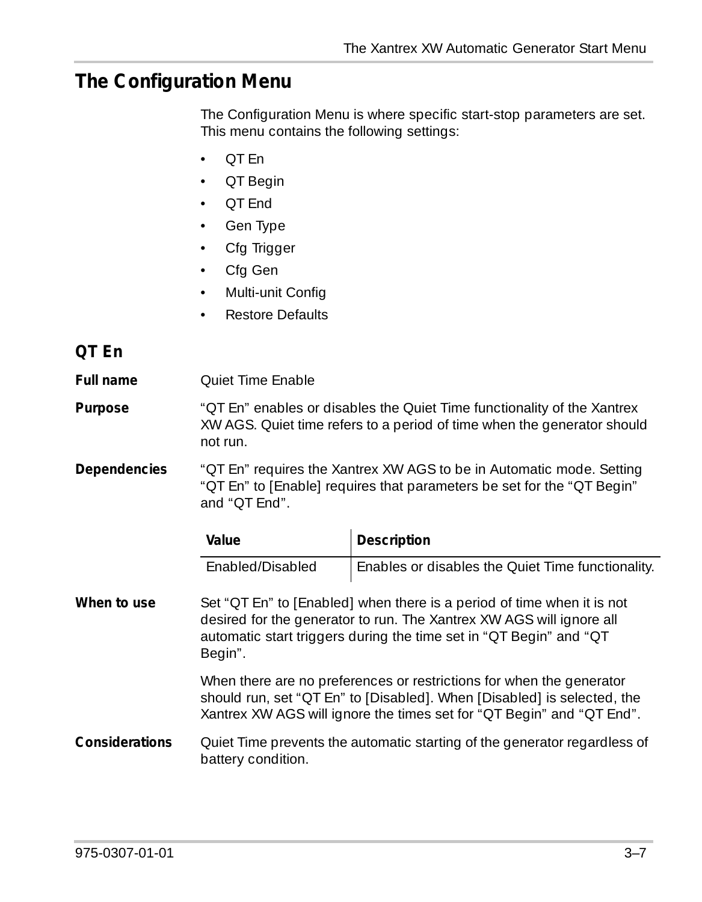## The Configuration Menu

The Configuration Menu is where specific start-stop parameters are set. This menu contains the following settings:

- QT En
- QT Begin
- QT End
- Gen Type
- Cfg Trigger
- Cfg Gen
- Multi-unit Config
- Restore Defaults

### QT En

**Full name** Quiet Time Enable

**Purpose** "QT En" enables or disables the Quiet Time functionality of the Xantrex XW AGS. Quiet time refers to a period of time when the generator should not run.

**Dependencies** "QT En" requires the Xantrex XW AGS to be in Automatic mode. Setting "QT En" to [Enable] requires that parameters be set for the "QT Begin" and "QT End".

| Value | Description |
| --- | --- |
| Enabled/Disabled | Enables or disables the Quiet Time functionality. |

**When to use** Set "QT En" to [Enabled] when there is a period of time when it is not desired for the generator to run. The Xantrex XW AGS will ignore all automatic start triggers during the time set in "QT Begin" and "QT Begin".

When there are no preferences or restrictions for when the generator should run, set "QT En" to [Disabled]. When [Disabled] is selected, the Xantrex XW AGS will ignore the times set for "QT Begin" and "QT End".

**Considerations** Quiet Time prevents the automatic starting of the generator regardless of battery condition.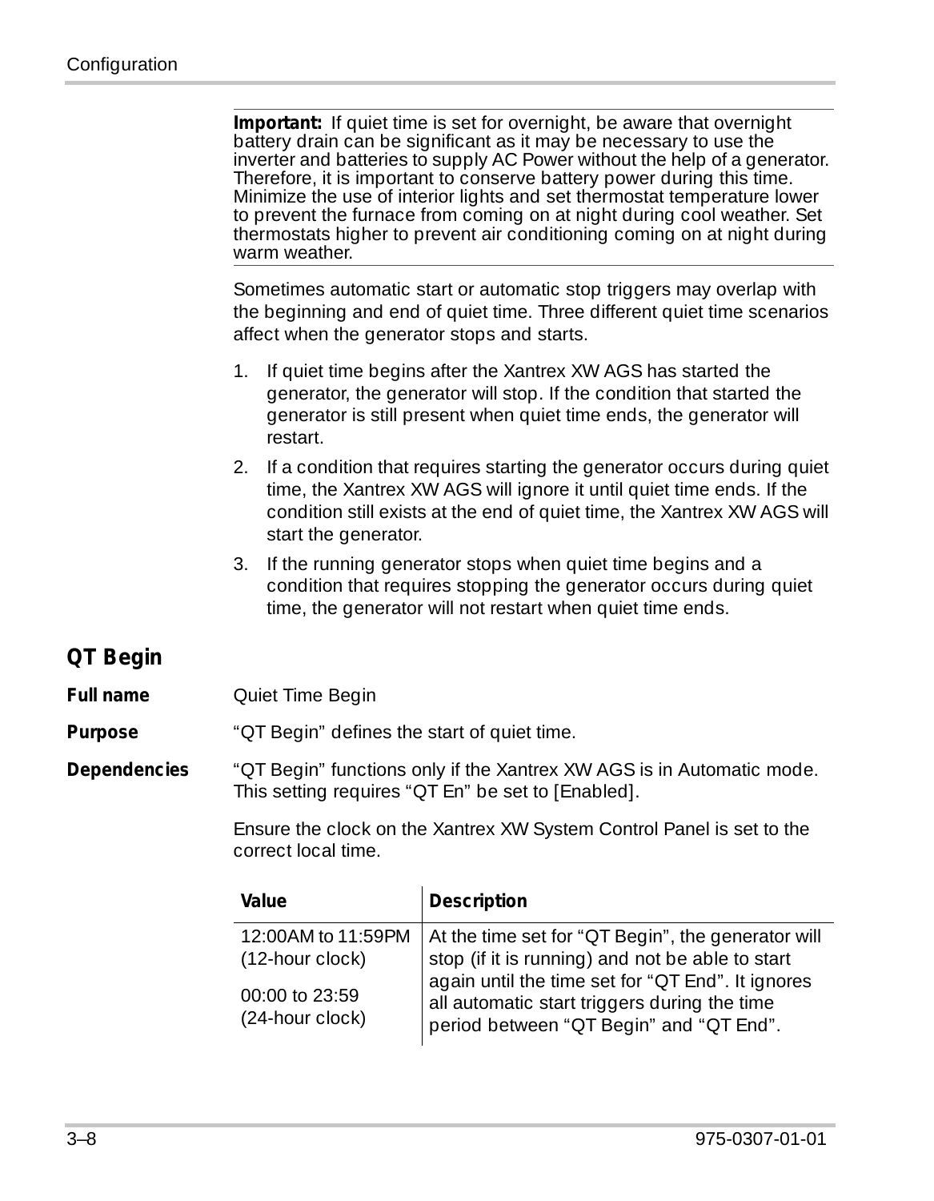**Important:** If quiet time is set for overnight, be aware that overnight battery drain can be significant as it may be necessary to use the inverter and batteries to supply AC Power without the help of a generator. Therefore, it is important to conserve battery power during this time. Minimize the use of interior lights and set thermostat temperature lower to prevent the furnace from coming on at night during cool weather. Set thermostats higher to prevent air conditioning coming on at night during warm weather.

Sometimes automatic start or automatic stop triggers may overlap with the beginning and end of quiet time. Three different quiet time scenarios affect when the generator stops and starts.

1. If quiet time begins after the Xantrex XW AGS has started the generator, the generator will stop. If the condition that started the generator is still present when quiet time ends, the generator will restart.
2. If a condition that requires starting the generator occurs during quiet time, the Xantrex XW AGS will ignore it until quiet time ends. If the condition still exists at the end of quiet time, the Xantrex XW AGS will start the generator.
3. If the running generator stops when quiet time begins and a condition that requires stopping the generator occurs during quiet time, the generator will not restart when quiet time ends.

## QT Begin

**Full name** Quiet Time Begin

**Purpose** "QT Begin" defines the start of quiet time.

**Dependencies** "QT Begin" functions only if the Xantrex XW AGS is in Automatic mode. This setting requires "QT En" be set to [Enabled].

Ensure the clock on the Xantrex XW System Control Panel is set to the correct local time.

| Value | Description |
|---|---|
| 12:00AM to 11:59PM (12-hour clock)<br>00:00 to 23:59 (24-hour clock) | At the time set for "QT Begin", the generator will stop (if it is running) and not be able to start again until the time set for "QT End". It ignores all automatic start triggers during the time period between "QT Begin" and "QT End". |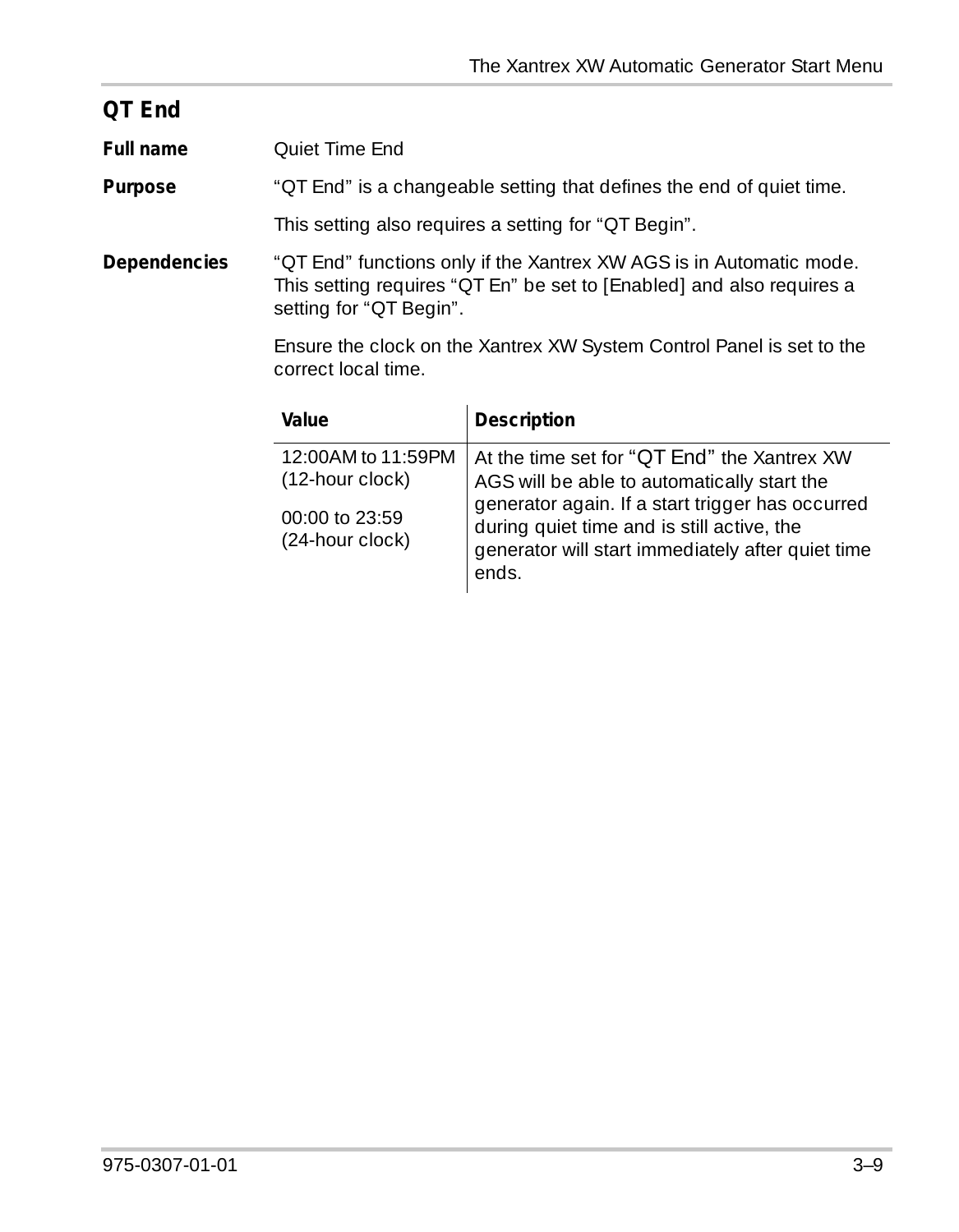## QT End

**Full name** Quiet Time End

**Purpose** “QT End” is a changeable setting that defines the end of quiet time.

This setting also requires a setting for “QT Begin”.

**Dependencies** “QT End” functions only if the Xantrex XW AGS is in Automatic mode. This setting requires “QT En” be set to [Enabled] and also requires a setting for “QT Begin”.

Ensure the clock on the Xantrex XW System Control Panel is set to the correct local time.

| Value | Description |
|---|---|
| 12:00AM to 11:59PM (12-hour clock)<br><br>00:00 to 23:59 (24-hour clock) | At the time set for “QT End” the Xantrex XW AGS will be able to automatically start the generator again. If a start trigger has occurred during quiet time and is still active, the generator will start immediately after quiet time ends. |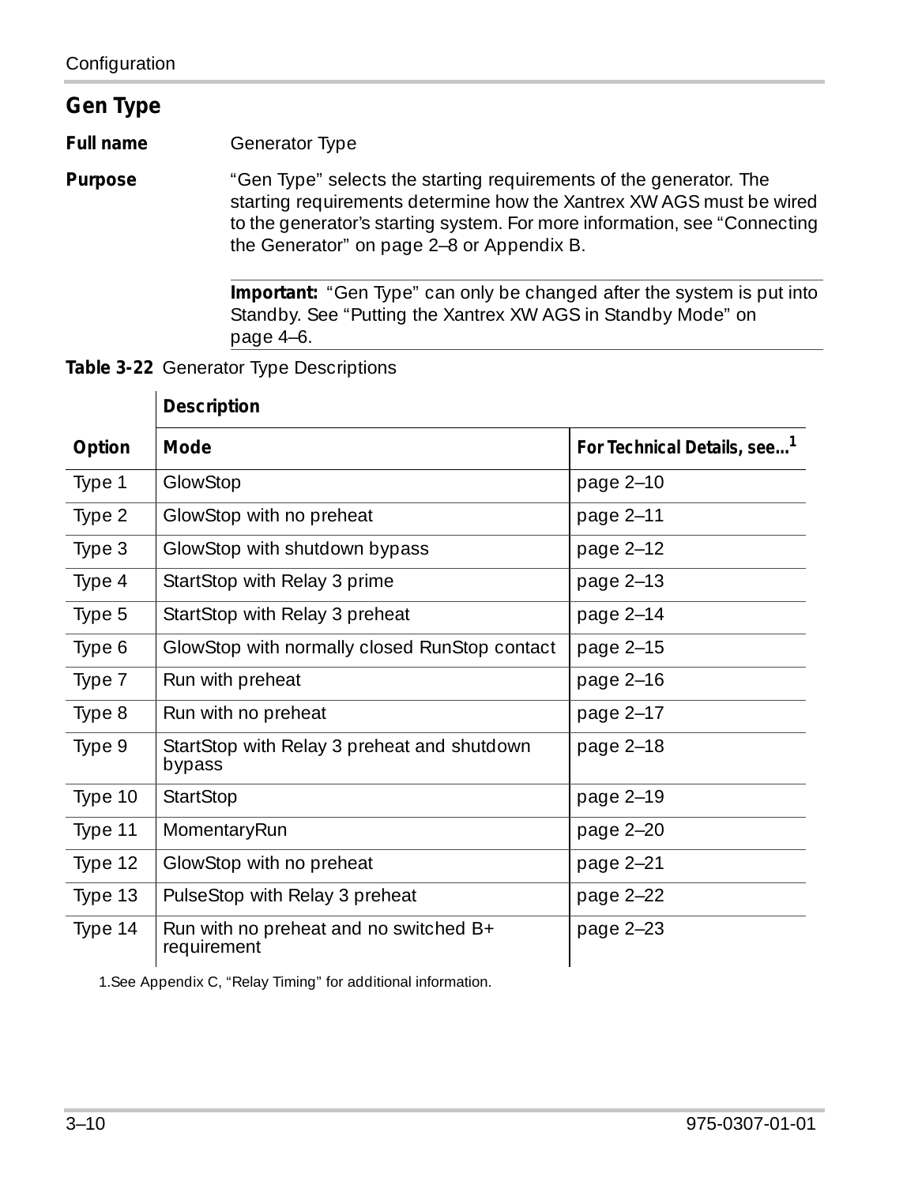## Gen Type

**Full name** Generator Type

**Purpose** "Gen Type" selects the starting requirements of the generator. The starting requirements determine how the Xantrex XW AGS must be wired to the generator's starting system. For more information, see "Connecting the Generator" on page 2–8 or Appendix B.

**Important:** "Gen Type" can only be changed after the system is put into Standby. See "Putting the Xantrex XW AGS in Standby Mode" on page 4–6.

**Table 3-22** Generator Type Descriptions

| | Description | |
|---|---|---|
| **Option** | **Mode** | **For Technical Details, see...**[1] |
| Type 1 | GlowStop | page 2–10 |
| Type 2 | GlowStop with no preheat | page 2–11 |
| Type 3 | GlowStop with shutdown bypass | page 2–12 |
| Type 4 | StartStop with Relay 3 prime | page 2–13 |
| Type 5 | StartStop with Relay 3 preheat | page 2–14 |
| Type 6 | GlowStop with normally closed RunStop contact | page 2–15 |
| Type 7 | Run with preheat | page 2–16 |
| Type 8 | Run with no preheat | page 2–17 |
| Type 9 | StartStop with Relay 3 preheat and shutdown bypass | page 2–18 |
| Type 10 | StartStop | page 2–19 |
| Type 11 | MomentaryRun | page 2–20 |
| Type 12 | GlowStop with no preheat | page 2–21 |
| Type 13 | PulseStop with Relay 3 preheat | page 2–22 |
| Type 14 | Run with no preheat and no switched B+ requirement | page 2–23 |

1.See Appendix C, "Relay Timing" for additional information.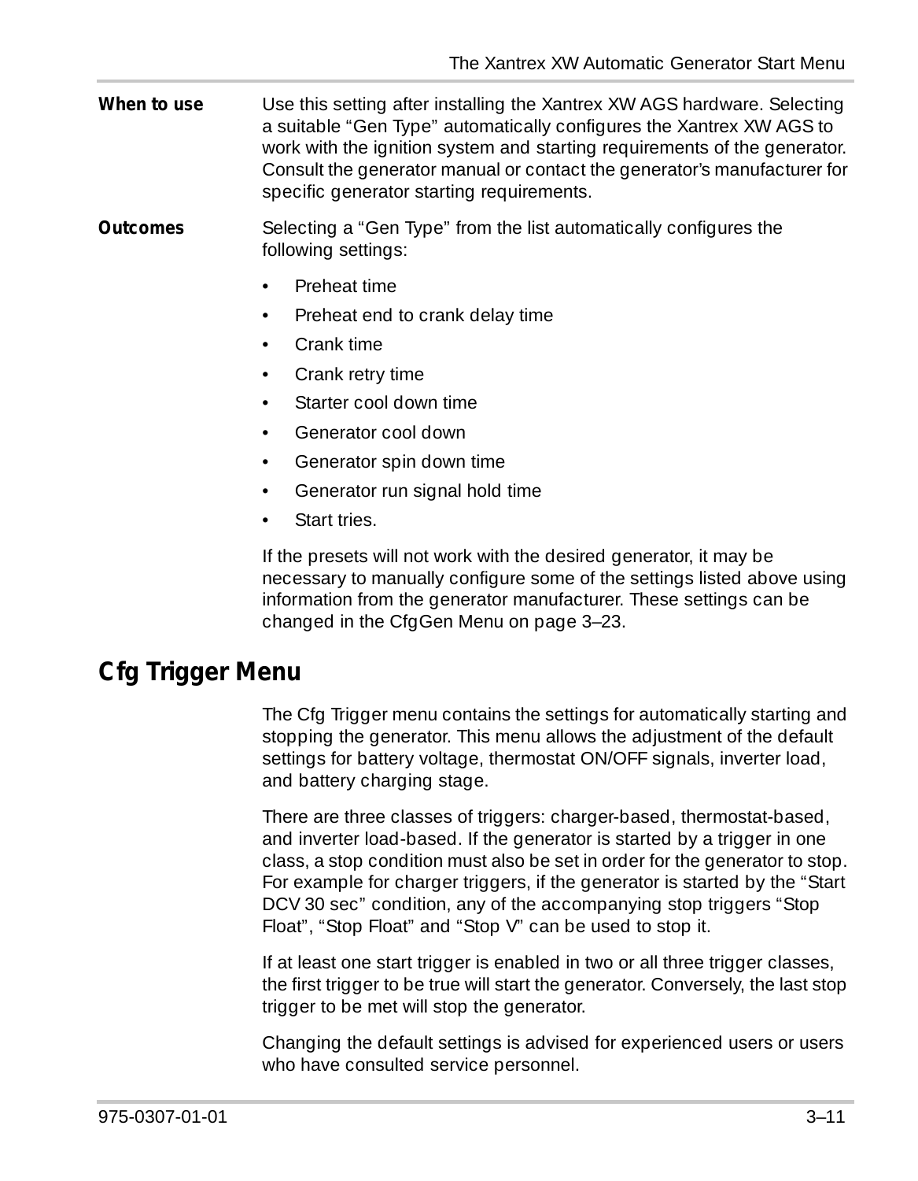**When to use** Use this setting after installing the Xantrex XW AGS hardware. Selecting a suitable “Gen Type” automatically configures the Xantrex XW AGS to work with the ignition system and starting requirements of the generator. Consult the generator manual or contact the generator’s manufacturer for specific generator starting requirements.

**Outcomes** Selecting a “Gen Type” from the list automatically configures the following settings:

- Preheat time
- Preheat end to crank delay time
- Crank time
- Crank retry time
- Starter cool down time
- Generator cool down
- Generator spin down time
- Generator run signal hold time
- Start tries.

If the presets will not work with the desired generator, it may be necessary to manually configure some of the settings listed above using information from the generator manufacturer. These settings can be changed in the CfgGen Menu on page 3–23.

## Cfg Trigger Menu

The Cfg Trigger menu contains the settings for automatically starting and stopping the generator. This menu allows the adjustment of the default settings for battery voltage, thermostat ON/OFF signals, inverter load, and battery charging stage.

There are three classes of triggers: charger-based, thermostat-based, and inverter load-based. If the generator is started by a trigger in one class, a stop condition must also be set in order for the generator to stop. For example for charger triggers, if the generator is started by the “Start DCV 30 sec” condition, any of the accompanying stop triggers “Stop Float”, “Stop Float” and “Stop V” can be used to stop it.

If at least one start trigger is enabled in two or all three trigger classes, the first trigger to be true will start the generator. Conversely, the last stop trigger to be met will stop the generator.

Changing the default settings is advised for experienced users or users who have consulted service personnel.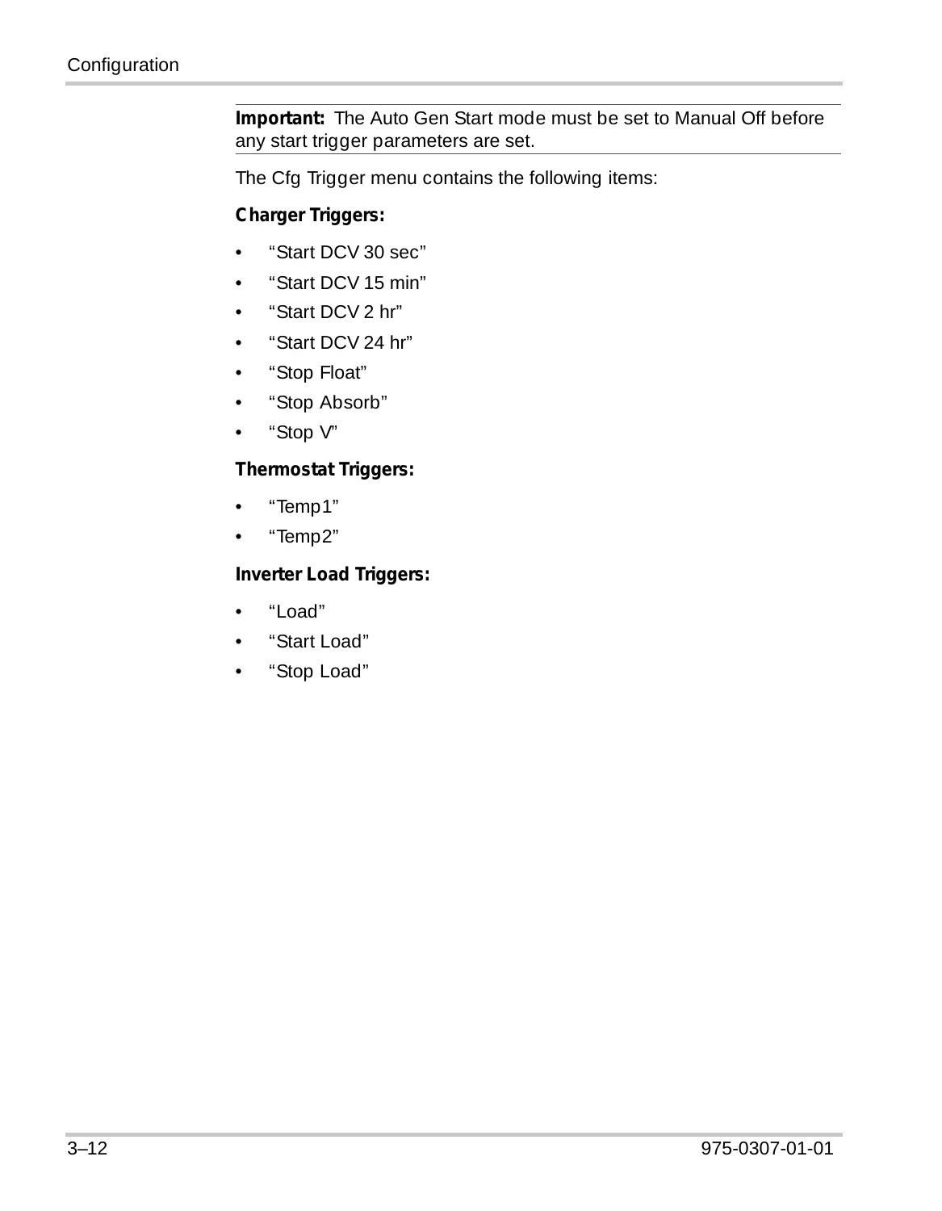**Important:** The Auto Gen Start mode must be set to Manual Off before any start trigger parameters are set.

The Cfg Trigger menu contains the following items:

**Charger Triggers:**

- "Start DCV 30 sec"
- "Start DCV 15 min"
- "Start DCV 2 hr"
- "Start DCV 24 hr"
- "Stop Float"
- "Stop Absorb"
- "Stop V"

**Thermostat Triggers:**

- "Temp1"
- "Temp2"

**Inverter Load Triggers:**

- "Load"
- "Start Load"
- "Stop Load"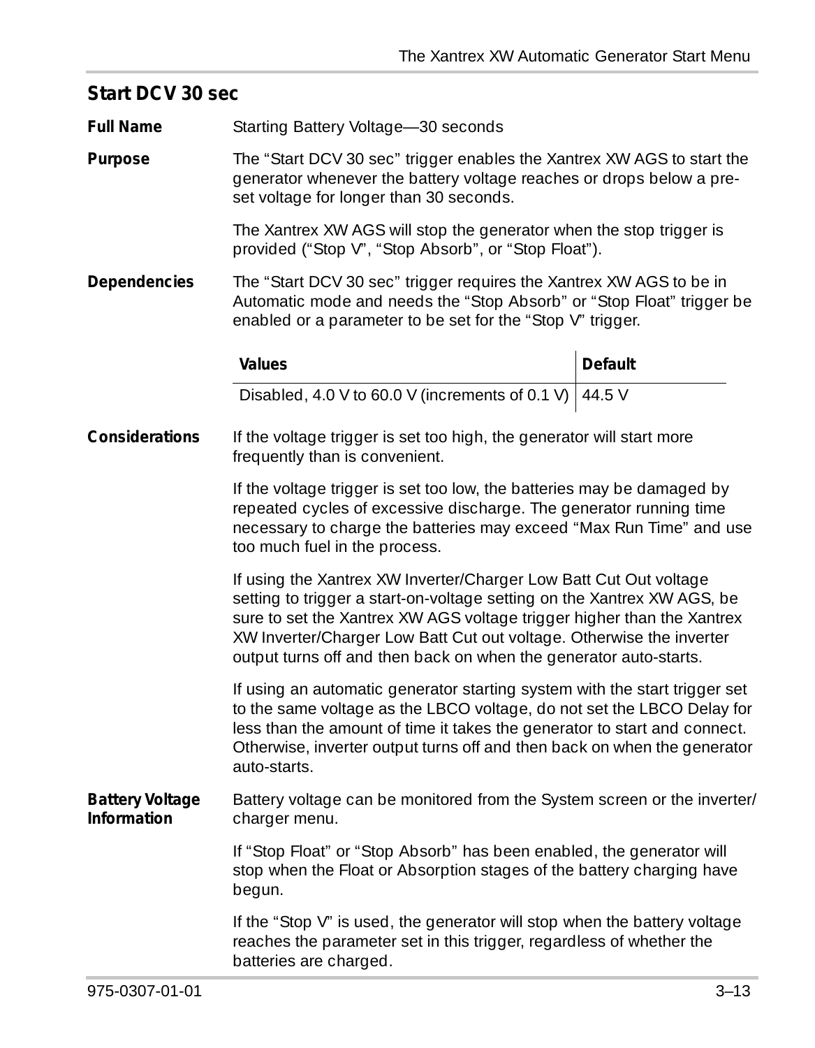## Start DCV 30 sec

**Full Name**

Starting Battery Voltage—30 seconds

**Purpose**

The “Start DCV 30 sec” trigger enables the Xantrex XW AGS to start the generator whenever the battery voltage reaches or drops below a pre-set voltage for longer than 30 seconds.

The Xantrex XW AGS will stop the generator when the stop trigger is provided (“Stop V”, “Stop Absorb”, or “Stop Float”).

**Dependencies**

The “Start DCV 30 sec” trigger requires the Xantrex XW AGS to be in Automatic mode and needs the “Stop Absorb” or “Stop Float” trigger be enabled or a parameter to be set for the “Stop V” trigger.

| Values | Default |
|---|---|
| Disabled, 4.0 V to 60.0 V (increments of 0.1 V) | 44.5 V |

**Considerations**

If the voltage trigger is set too high, the generator will start more frequently than is convenient.

If the voltage trigger is set too low, the batteries may be damaged by repeated cycles of excessive discharge. The generator running time necessary to charge the batteries may exceed “Max Run Time” and use too much fuel in the process.

If using the Xantrex XW Inverter/Charger Low Batt Cut Out voltage setting to trigger a start-on-voltage setting on the Xantrex XW AGS, be sure to set the Xantrex XW AGS voltage trigger higher than the Xantrex XW Inverter/Charger Low Batt Cut out voltage. Otherwise the inverter output turns off and then back on when the generator auto-starts.

If using an automatic generator starting system with the start trigger set to the same voltage as the LBCO voltage, do not set the LBCO Delay for less than the amount of time it takes the generator to start and connect. Otherwise, inverter output turns off and then back on when the generator auto-starts.

**Battery Voltage Information**

Battery voltage can be monitored from the System screen or the inverter/charger menu.

If “Stop Float” or “Stop Absorb” has been enabled, the generator will stop when the Float or Absorption stages of the battery charging have begun.

If the “Stop V” is used, the generator will stop when the battery voltage reaches the parameter set in this trigger, regardless of whether the batteries are charged.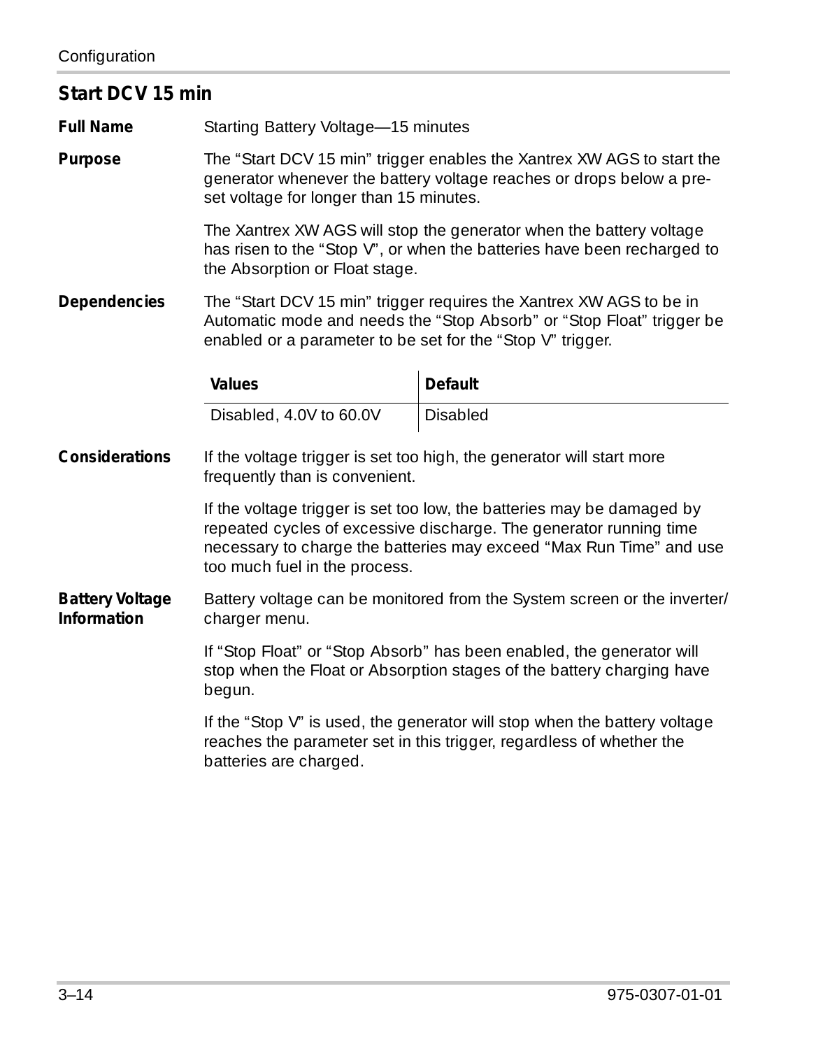## Start DCV 15 min

**Full Name** Starting Battery Voltage—15 minutes

**Purpose** The “Start DCV 15 min” trigger enables the Xantrex XW AGS to start the generator whenever the battery voltage reaches or drops below a pre-set voltage for longer than 15 minutes.

The Xantrex XW AGS will stop the generator when the battery voltage has risen to the “Stop V”, or when the batteries have been recharged to the Absorption or Float stage.

**Dependencies** The “Start DCV 15 min” trigger requires the Xantrex XW AGS to be in Automatic mode and needs the “Stop Absorb” or “Stop Float” trigger be enabled or a parameter to be set for the “Stop V” trigger.

| Values | Default |
| --- | --- |
| Disabled, 4.0V to 60.0V | Disabled |

**Considerations** If the voltage trigger is set too high, the generator will start more frequently than is convenient.

If the voltage trigger is set too low, the batteries may be damaged by repeated cycles of excessive discharge. The generator running time necessary to charge the batteries may exceed “Max Run Time” and use too much fuel in the process.

**Battery Voltage Information** Battery voltage can be monitored from the System screen or the inverter/charger menu.

If “Stop Float” or “Stop Absorb” has been enabled, the generator will stop when the Float or Absorption stages of the battery charging have begun.

If the “Stop V” is used, the generator will stop when the battery voltage reaches the parameter set in this trigger, regardless of whether the batteries are charged.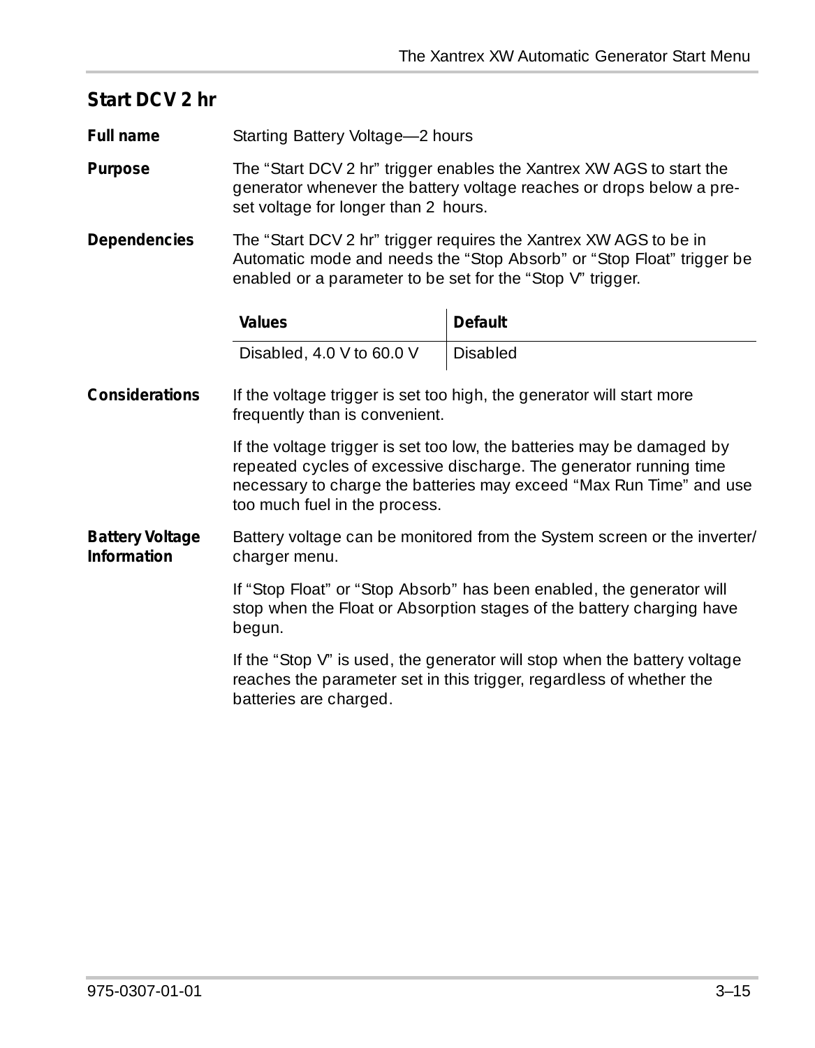## Start DCV 2 hr

**Full name** Starting Battery Voltage—2 hours

**Purpose** The "Start DCV 2 hr" trigger enables the Xantrex XW AGS to start the generator whenever the battery voltage reaches or drops below a pre-set voltage for longer than 2 hours.

**Dependencies** The "Start DCV 2 hr" trigger requires the Xantrex XW AGS to be in Automatic mode and needs the "Stop Absorb" or "Stop Float" trigger be enabled or a parameter to be set for the "Stop V" trigger.

| Values | Default |
|---|---|
| Disabled, 4.0 V to 60.0 V | Disabled |

**Considerations** If the voltage trigger is set too high, the generator will start more frequently than is convenient.

If the voltage trigger is set too low, the batteries may be damaged by repeated cycles of excessive discharge. The generator running time necessary to charge the batteries may exceed "Max Run Time" and use too much fuel in the process.

**Battery Voltage Information** Battery voltage can be monitored from the System screen or the inverter/charger menu.

If "Stop Float" or "Stop Absorb" has been enabled, the generator will stop when the Float or Absorption stages of the battery charging have begun.

If the "Stop V" is used, the generator will stop when the battery voltage reaches the parameter set in this trigger, regardless of whether the batteries are charged.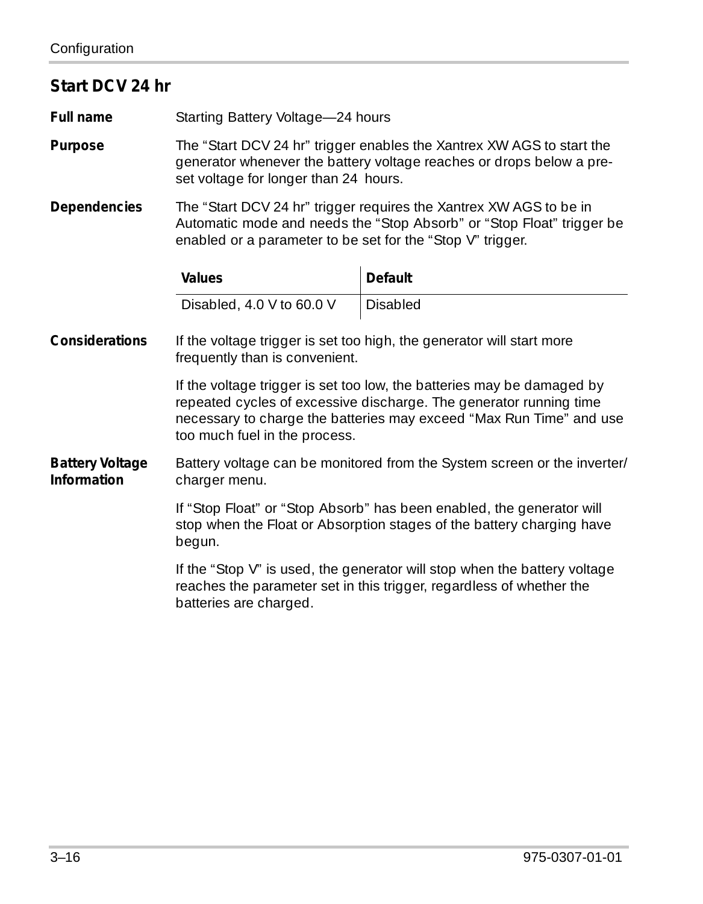## Start DCV 24 hr

**Full name** Starting Battery Voltage—24 hours

**Purpose** The “Start DCV 24 hr” trigger enables the Xantrex XW AGS to start the generator whenever the battery voltage reaches or drops below a pre-set voltage for longer than 24 hours.

**Dependencies** The “Start DCV 24 hr” trigger requires the Xantrex XW AGS to be in Automatic mode and needs the “Stop Absorb” or “Stop Float” trigger be enabled or a parameter to be set for the “Stop V” trigger.

| Values | Default |
|---|---|
| Disabled, 4.0 V to 60.0 V | Disabled |

**Considerations** If the voltage trigger is set too high, the generator will start more frequently than is convenient.

If the voltage trigger is set too low, the batteries may be damaged by repeated cycles of excessive discharge. The generator running time necessary to charge the batteries may exceed “Max Run Time” and use too much fuel in the process.

**Battery Voltage Information** Battery voltage can be monitored from the System screen or the inverter/charger menu.

If “Stop Float” or “Stop Absorb” has been enabled, the generator will stop when the Float or Absorption stages of the battery charging have begun.

If the “Stop V” is used, the generator will stop when the battery voltage reaches the parameter set in this trigger, regardless of whether the batteries are charged.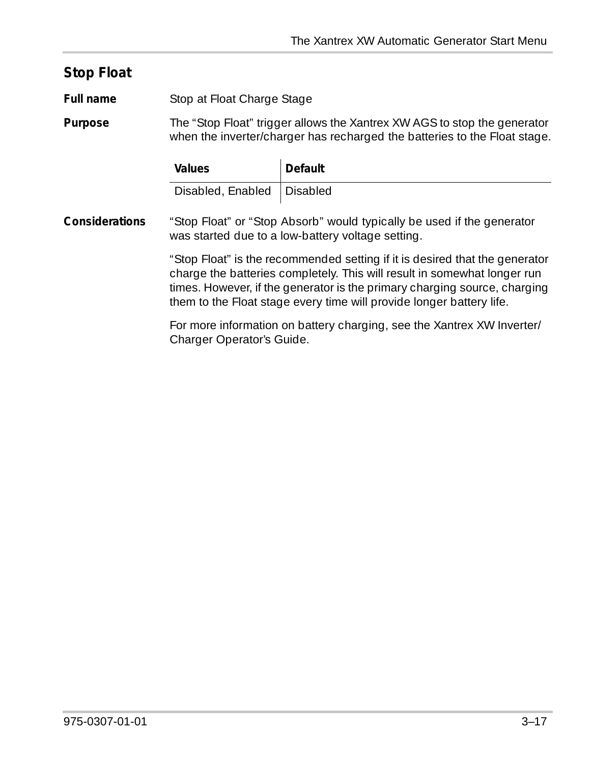## Stop Float

**Full name** Stop at Float Charge Stage

**Purpose** The “Stop Float” trigger allows the Xantrex XW AGS to stop the generator when the inverter/charger has recharged the batteries to the Float stage.

| Values | Default |
|---|---|
| Disabled, Enabled | Disabled |

**Considerations** “Stop Float” or “Stop Absorb” would typically be used if the generator was started due to a low-battery voltage setting.

“Stop Float” is the recommended setting if it is desired that the generator charge the batteries completely. This will result in somewhat longer run times. However, if the generator is the primary charging source, charging them to the Float stage every time will provide longer battery life.

For more information on battery charging, see the Xantrex XW Inverter/Charger Operator’s Guide.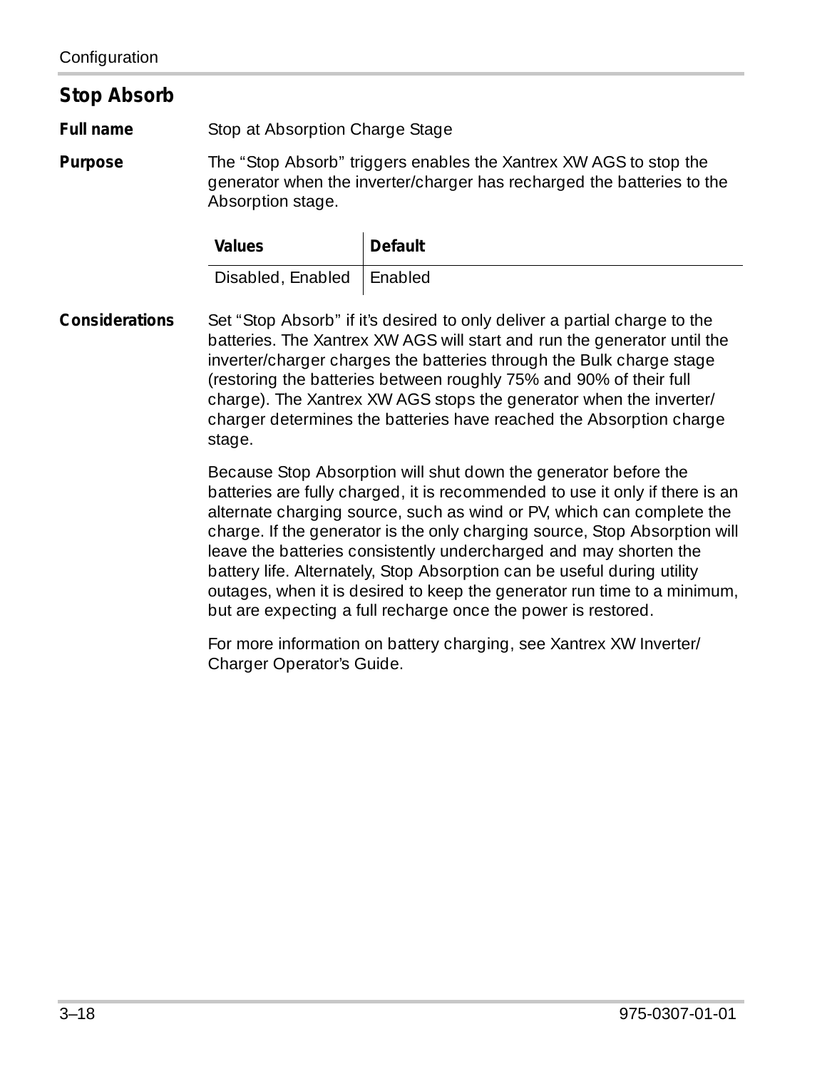## Stop Absorb

**Full name** Stop at Absorption Charge Stage

**Purpose** The “Stop Absorb” triggers enables the Xantrex XW AGS to stop the generator when the inverter/charger has recharged the batteries to the Absorption stage.

| Values | Default |
|---|---|
| Disabled, Enabled | Enabled |

**Considerations** Set “Stop Absorb” if it’s desired to only deliver a partial charge to the batteries. The Xantrex XW AGS will start and run the generator until the inverter/charger charges the batteries through the Bulk charge stage (restoring the batteries between roughly 75% and 90% of their full charge). The Xantrex XW AGS stops the generator when the inverter/charger determines the batteries have reached the Absorption charge stage.

Because Stop Absorption will shut down the generator before the batteries are fully charged, it is recommended to use it only if there is an alternate charging source, such as wind or PV, which can complete the charge. If the generator is the only charging source, Stop Absorption will leave the batteries consistently undercharged and may shorten the battery life. Alternately, Stop Absorption can be useful during utility outages, when it is desired to keep the generator run time to a minimum, but are expecting a full recharge once the power is restored.

For more information on battery charging, see Xantrex XW Inverter/Charger Operator’s Guide.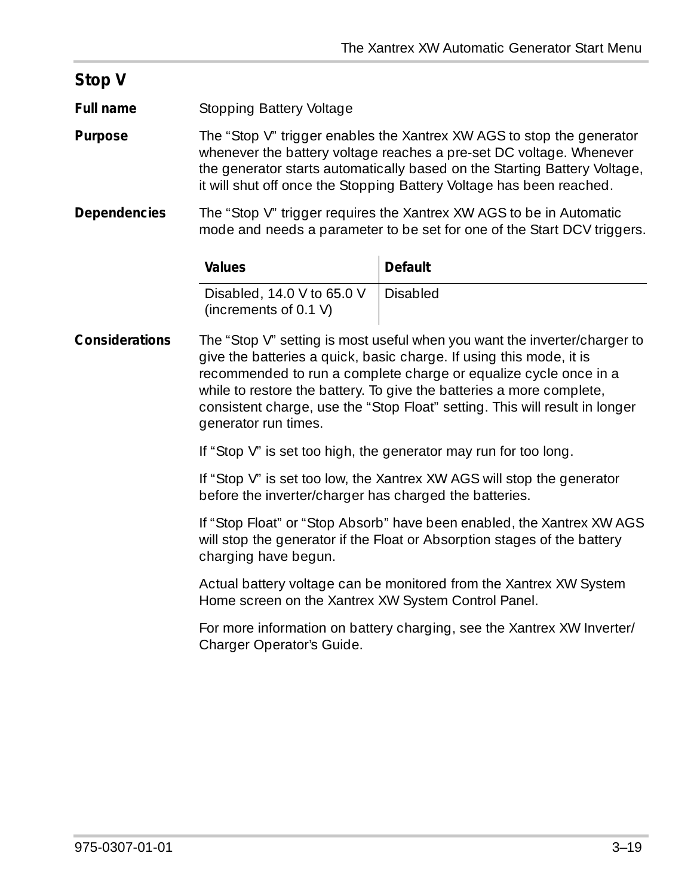## Stop V

**Full name** Stopping Battery Voltage

**Purpose** The “Stop V” trigger enables the Xantrex XW AGS to stop the generator whenever the battery voltage reaches a pre-set DC voltage. Whenever the generator starts automatically based on the Starting Battery Voltage, it will shut off once the Stopping Battery Voltage has been reached.

**Dependencies** The “Stop V” trigger requires the Xantrex XW AGS to be in Automatic mode and needs a parameter to be set for one of the Start DCV triggers.

| Values | Default |
|---|---|
| Disabled, 14.0 V to 65.0 V (increments of 0.1 V) | Disabled |

**Considerations** The “Stop V” setting is most useful when you want the inverter/charger to give the batteries a quick, basic charge. If using this mode, it is recommended to run a complete charge or equalize cycle once in a while to restore the battery. To give the batteries a more complete, consistent charge, use the “Stop Float” setting. This will result in longer generator run times.

If “Stop V” is set too high, the generator may run for too long.

If “Stop V” is set too low, the Xantrex XW AGS will stop the generator before the inverter/charger has charged the batteries.

If “Stop Float” or “Stop Absorb” have been enabled, the Xantrex XW AGS will stop the generator if the Float or Absorption stages of the battery charging have begun.

Actual battery voltage can be monitored from the Xantrex XW System Home screen on the Xantrex XW System Control Panel.

For more information on battery charging, see the Xantrex XW Inverter/Charger Operator’s Guide.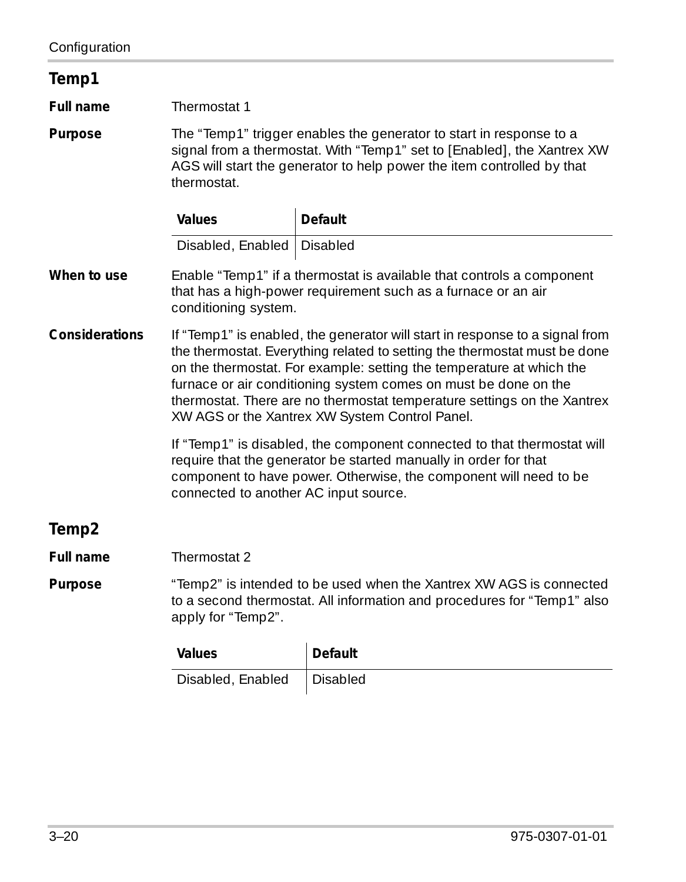## Temp1

**Full name** Thermostat 1

**Purpose** The “Temp1” trigger enables the generator to start in response to a signal from a thermostat. With “Temp1” set to [Enabled], the Xantrex XW AGS will start the generator to help power the item controlled by that thermostat.

| Values | Default |
|---|---|
| Disabled, Enabled | Disabled |

**When to use** Enable “Temp1” if a thermostat is available that controls a component that has a high-power requirement such as a furnace or an air conditioning system.

**Considerations** If “Temp1” is enabled, the generator will start in response to a signal from the thermostat. Everything related to setting the thermostat must be done on the thermostat. For example: setting the temperature at which the furnace or air conditioning system comes on must be done on the thermostat. There are no thermostat temperature settings on the Xantrex XW AGS or the Xantrex XW System Control Panel.

If “Temp1” is disabled, the component connected to that thermostat will require that the generator be started manually in order for that component to have power. Otherwise, the component will need to be connected to another AC input source.

## Temp2

**Full name** Thermostat 2

**Purpose** “Temp2” is intended to be used when the Xantrex XW AGS is connected to a second thermostat. All information and procedures for “Temp1” also apply for “Temp2”.

| Values | Default |
|---|---|
| Disabled, Enabled | Disabled |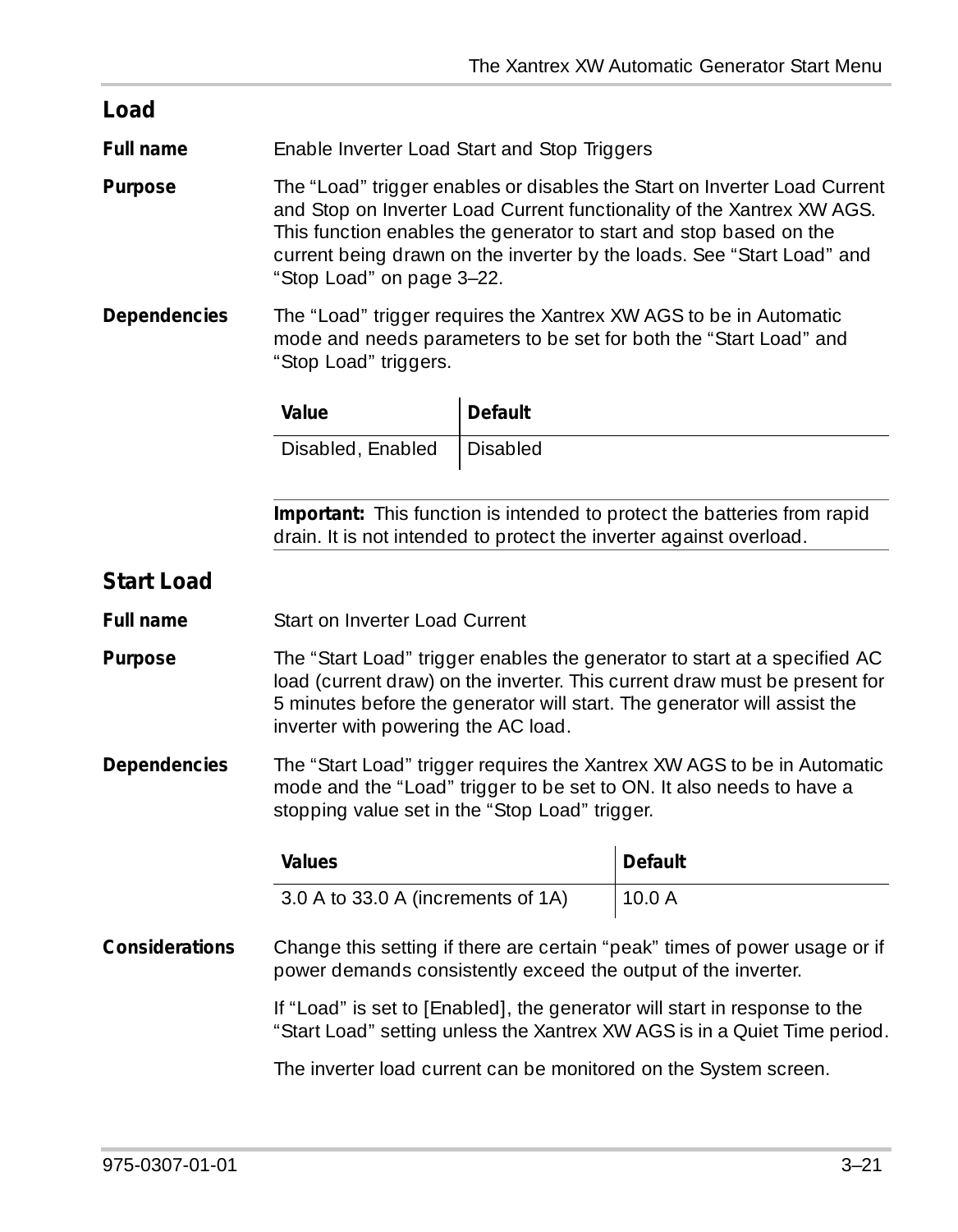## Load

**Full name** Enable Inverter Load Start and Stop Triggers

**Purpose** The “Load” trigger enables or disables the Start on Inverter Load Current and Stop on Inverter Load Current functionality of the Xantrex XW AGS. This function enables the generator to start and stop based on the current being drawn on the inverter by the loads. See “Start Load” and “Stop Load” on page 3–22.

**Dependencies** The “Load” trigger requires the Xantrex XW AGS to be in Automatic mode and needs parameters to be set for both the “Start Load” and “Stop Load” triggers.

| Value | Default |
|---|---|
| Disabled, Enabled | Disabled |

**Important:** This function is intended to protect the batteries from rapid drain. It is not intended to protect the inverter against overload.

## Start Load

**Full name** Start on Inverter Load Current

**Purpose** The “Start Load” trigger enables the generator to start at a specified AC load (current draw) on the inverter. This current draw must be present for 5 minutes before the generator will start. The generator will assist the inverter with powering the AC load.

**Dependencies** The “Start Load” trigger requires the Xantrex XW AGS to be in Automatic mode and the “Load” trigger to be set to ON. It also needs to have a stopping value set in the “Stop Load” trigger.

| Values | Default |
|---|---|
| 3.0 A to 33.0 A (increments of 1A) | 10.0 A |

**Considerations** Change this setting if there are certain “peak” times of power usage or if power demands consistently exceed the output of the inverter.

If “Load” is set to [Enabled], the generator will start in response to the “Start Load” setting unless the Xantrex XW AGS is in a Quiet Time period.

The inverter load current can be monitored on the System screen.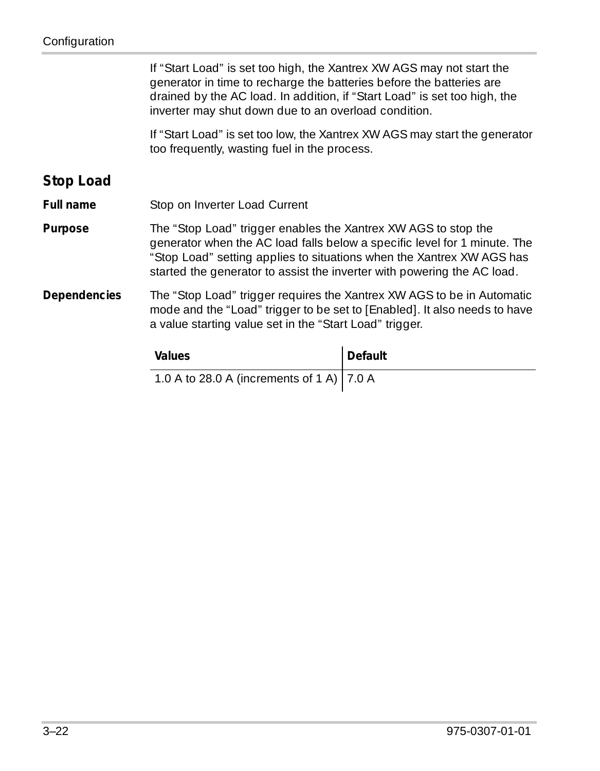If “Start Load” is set too high, the Xantrex XW AGS may not start the generator in time to recharge the batteries before the batteries are drained by the AC load. In addition, if “Start Load” is set too high, the inverter may shut down due to an overload condition.

If “Start Load” is set too low, the Xantrex XW AGS may start the generator too frequently, wasting fuel in the process.

## Stop Load

**Full name** Stop on Inverter Load Current

**Purpose** The “Stop Load” trigger enables the Xantrex XW AGS to stop the generator when the AC load falls below a specific level for 1 minute. The “Stop Load” setting applies to situations when the Xantrex XW AGS has started the generator to assist the inverter with powering the AC load.

**Dependencies** The “Stop Load” trigger requires the Xantrex XW AGS to be in Automatic mode and the “Load” trigger to be set to [Enabled]. It also needs to have a value starting value set in the “Start Load” trigger.

| Values | Default |
|---|---|
| 1.0 A to 28.0 A (increments of 1 A) | 7.0 A |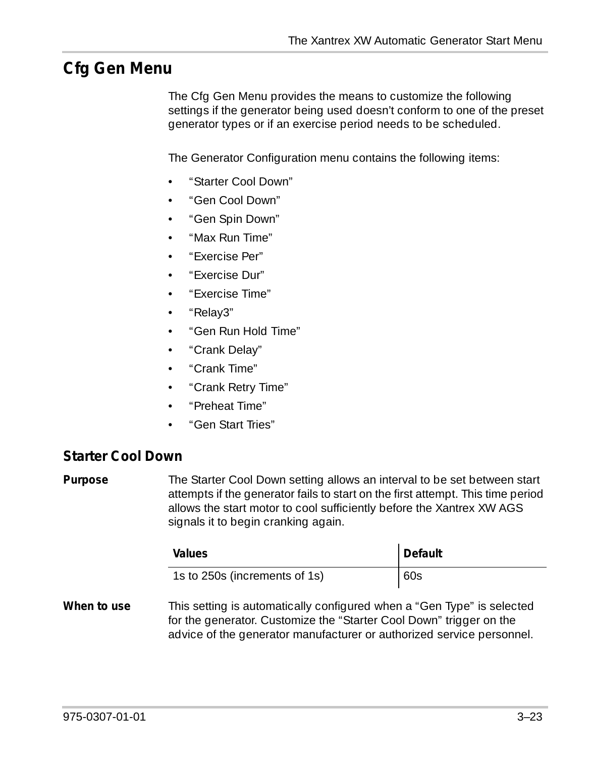## Cfg Gen Menu

The Cfg Gen Menu provides the means to customize the following settings if the generator being used doesn’t conform to one of the preset generator types or if an exercise period needs to be scheduled.

The Generator Configuration menu contains the following items:

- “Starter Cool Down”
- “Gen Cool Down”
- “Gen Spin Down”
- “Max Run Time”
- “Exercise Per”
- “Exercise Dur”
- “Exercise Time”
- “Relay3”
- “Gen Run Hold Time”
- “Crank Delay”
- “Crank Time”
- “Crank Retry Time”
- “Preheat Time”
- “Gen Start Tries”

### Starter Cool Down

**Purpose** The Starter Cool Down setting allows an interval to be set between start attempts if the generator fails to start on the first attempt. This time period allows the start motor to cool sufficiently before the Xantrex XW AGS signals it to begin cranking again.

| Values | Default |
|---|---|
| 1s to 250s (increments of 1s) | 60s |

**When to use** This setting is automatically configured when a “Gen Type” is selected for the generator. Customize the “Starter Cool Down” trigger on the advice of the generator manufacturer or authorized service personnel.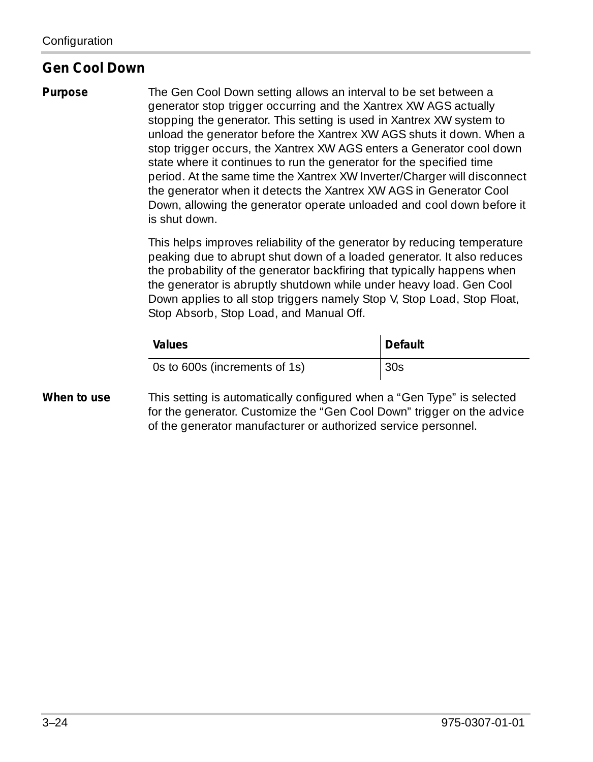## Gen Cool Down

**Purpose**

The Gen Cool Down setting allows an interval to be set between a generator stop trigger occurring and the Xantrex XW AGS actually stopping the generator. This setting is used in Xantrex XW system to unload the generator before the Xantrex XW AGS shuts it down. When a stop trigger occurs, the Xantrex XW AGS enters a Generator cool down state where it continues to run the generator for the specified time period. At the same time the Xantrex XW Inverter/Charger will disconnect the generator when it detects the Xantrex XW AGS in Generator Cool Down, allowing the generator operate unloaded and cool down before it is shut down.

This helps improves reliability of the generator by reducing temperature peaking due to abrupt shut down of a loaded generator. It also reduces the probability of the generator backfiring that typically happens when the generator is abruptly shutdown while under heavy load. Gen Cool Down applies to all stop triggers namely Stop V, Stop Load, Stop Float, Stop Absorb, Stop Load, and Manual Off.

| Values | Default |
|---|---|
| 0s to 600s (increments of 1s) | 30s |

**When to use**

This setting is automatically configured when a “Gen Type” is selected for the generator. Customize the “Gen Cool Down” trigger on the advice of the generator manufacturer or authorized service personnel.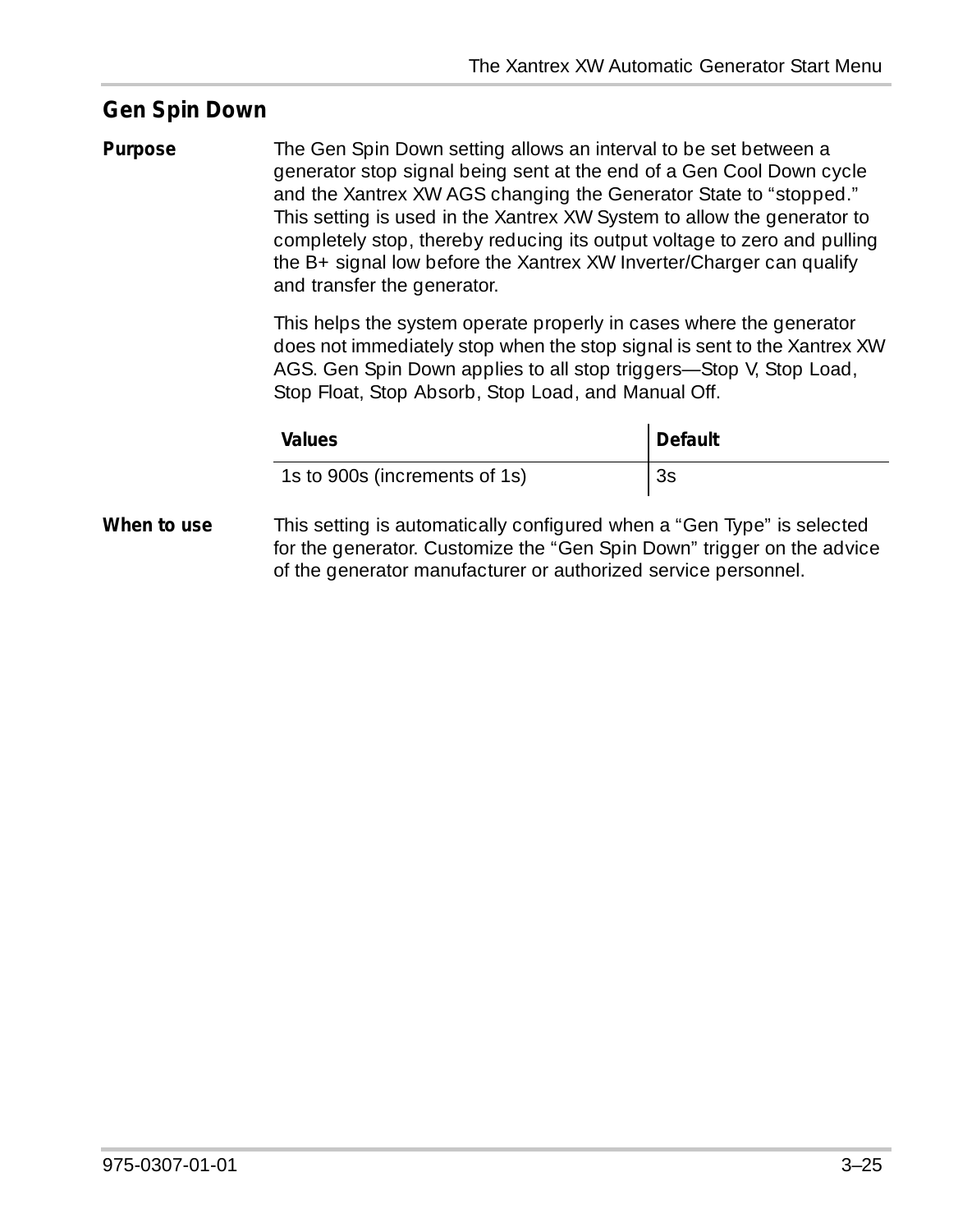## Gen Spin Down

**Purpose**

The Gen Spin Down setting allows an interval to be set between a generator stop signal being sent at the end of a Gen Cool Down cycle and the Xantrex XW AGS changing the Generator State to “stopped.” This setting is used in the Xantrex XW System to allow the generator to completely stop, thereby reducing its output voltage to zero and pulling the B+ signal low before the Xantrex XW Inverter/Charger can qualify and transfer the generator.

This helps the system operate properly in cases where the generator does not immediately stop when the stop signal is sent to the Xantrex XW AGS. Gen Spin Down applies to all stop triggers—Stop V, Stop Load, Stop Float, Stop Absorb, Stop Load, and Manual Off.

| Values | Default |
|---|---|
| 1s to 900s (increments of 1s) | 3s |

**When to use**

This setting is automatically configured when a “Gen Type” is selected for the generator. Customize the “Gen Spin Down” trigger on the advice of the generator manufacturer or authorized service personnel.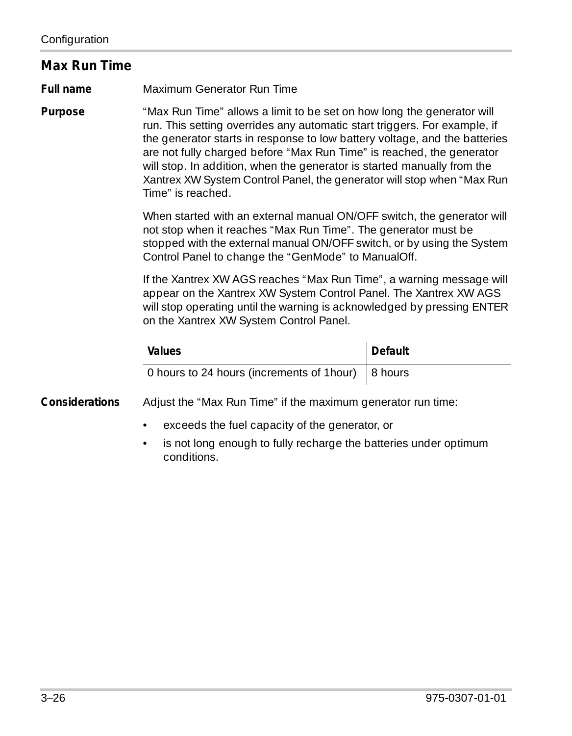## Max Run Time

**Full name** Maximum Generator Run Time

**Purpose** "Max Run Time" allows a limit to be set on how long the generator will run. This setting overrides any automatic start triggers. For example, if the generator starts in response to low battery voltage, and the batteries are not fully charged before "Max Run Time" is reached, the generator will stop. In addition, when the generator is started manually from the Xantrex XW System Control Panel, the generator will stop when "Max Run Time" is reached.

When started with an external manual ON/OFF switch, the generator will not stop when it reaches "Max Run Time". The generator must be stopped with the external manual ON/OFF switch, or by using the System Control Panel to change the "GenMode" to ManualOff.

If the Xantrex XW AGS reaches "Max Run Time", a warning message will appear on the Xantrex XW System Control Panel. The Xantrex XW AGS will stop operating until the warning is acknowledged by pressing ENTER on the Xantrex XW System Control Panel.

| Values | Default |
|---|---|
| 0 hours to 24 hours (increments of 1hour) | 8 hours |

**Considerations** Adjust the "Max Run Time" if the maximum generator run time:

- exceeds the fuel capacity of the generator, or
- is not long enough to fully recharge the batteries under optimum conditions.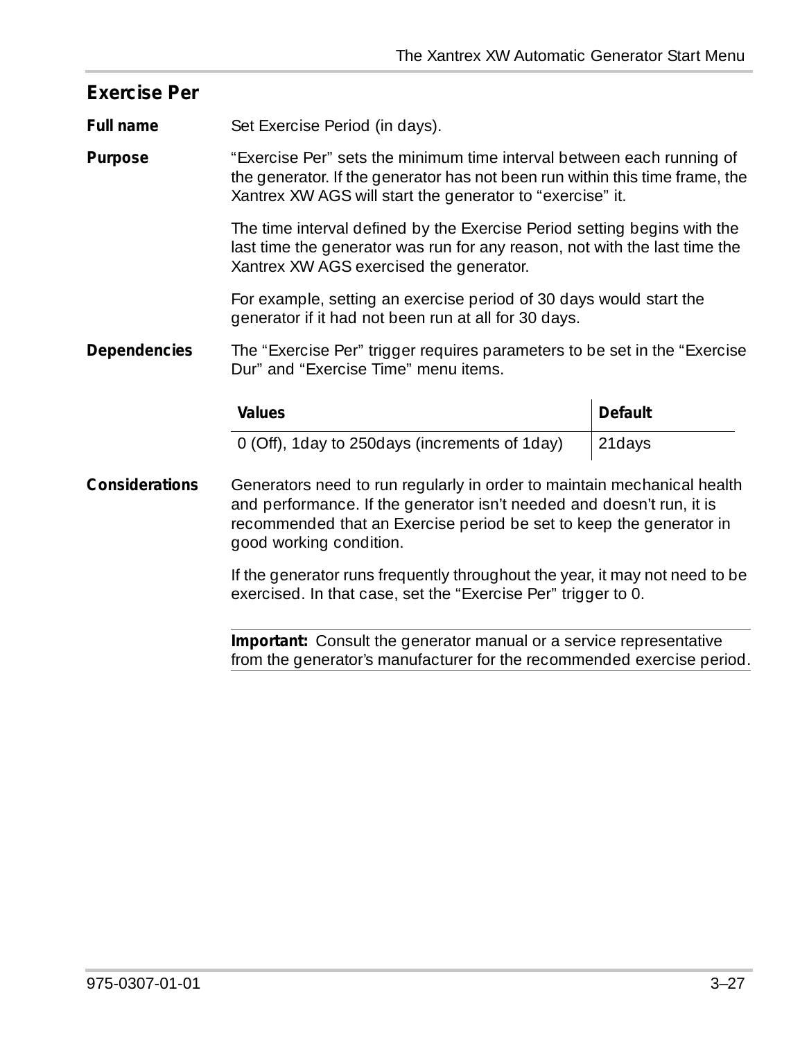## Exercise Per

**Full name** Set Exercise Period (in days).

**Purpose** “Exercise Per” sets the minimum time interval between each running of the generator. If the generator has not been run within this time frame, the Xantrex XW AGS will start the generator to “exercise” it.

The time interval defined by the Exercise Period setting begins with the last time the generator was run for any reason, not with the last time the Xantrex XW AGS exercised the generator.

For example, setting an exercise period of 30 days would start the generator if it had not been run at all for 30 days.

**Dependencies** The “Exercise Per” trigger requires parameters to be set in the “Exercise Dur” and “Exercise Time” menu items.

| Values | Default |
|---|---|
| 0 (Off), 1day to 250days (increments of 1day) | 21days |

**Considerations** Generators need to run regularly in order to maintain mechanical health and performance. If the generator isn’t needed and doesn’t run, it is recommended that an Exercise period be set to keep the generator in good working condition.

If the generator runs frequently throughout the year, it may not need to be exercised. In that case, set the “Exercise Per” trigger to 0.

**Important:** Consult the generator manual or a service representative from the generator’s manufacturer for the recommended exercise period.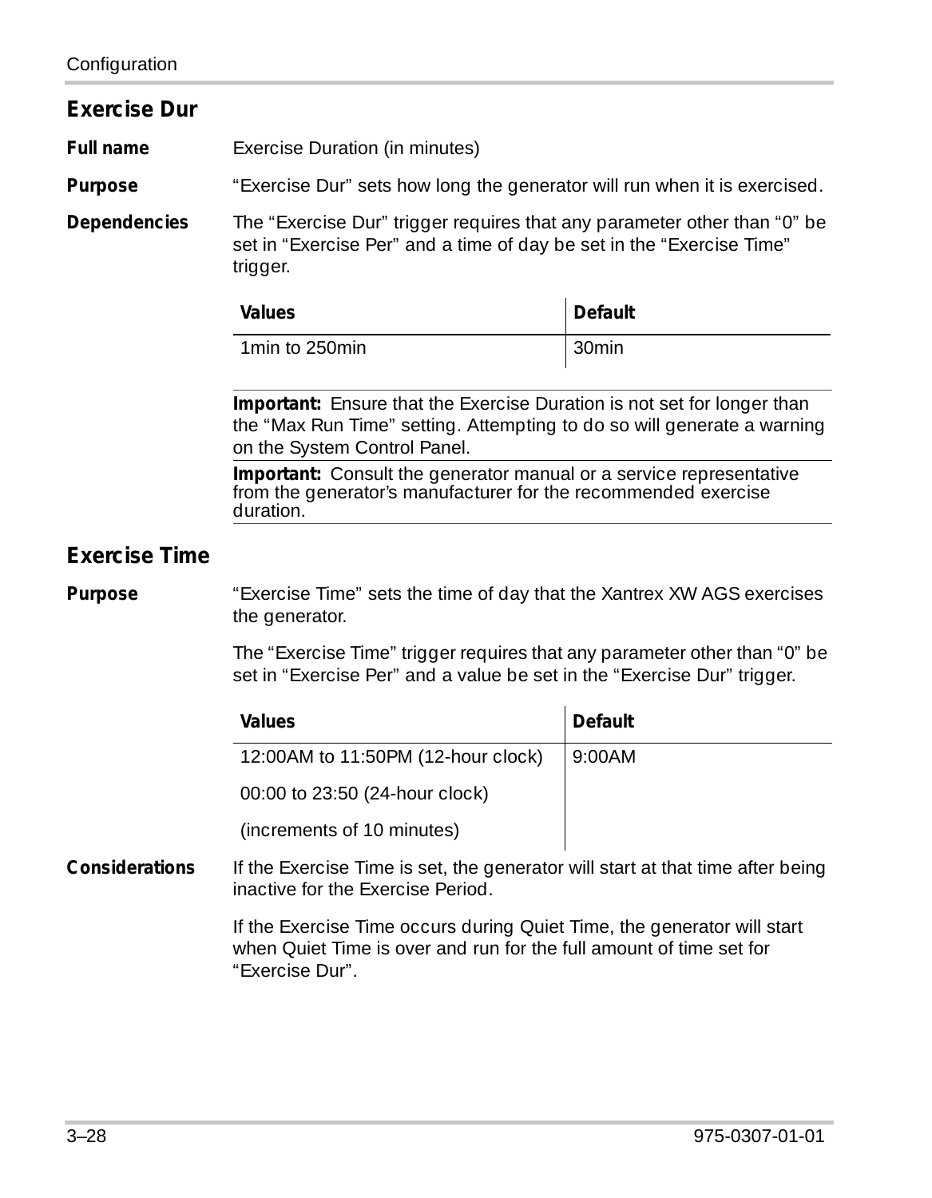## Exercise Dur

**Full name** Exercise Duration (in minutes)

**Purpose** “Exercise Dur” sets how long the generator will run when it is exercised.

**Dependencies** The “Exercise Dur” trigger requires that any parameter other than “0” be set in “Exercise Per” and a time of day be set in the “Exercise Time” trigger.

| Values | Default |
|---|---|
| 1min to 250min | 30min |

**Important:** Ensure that the Exercise Duration is not set for longer than the “Max Run Time” setting. Attempting to do so will generate a warning on the System Control Panel.

**Important:** Consult the generator manual or a service representative from the generator’s manufacturer for the recommended exercise duration.

## Exercise Time

**Purpose** “Exercise Time” sets the time of day that the Xantrex XW AGS exercises the generator.

The “Exercise Time” trigger requires that any parameter other than “0” be set in “Exercise Per” and a value be set in the “Exercise Dur” trigger.

| Values | Default |
|---|---|
| 12:00AM to 11:50PM (12-hour clock) | 9:00AM |
| 00:00 to 23:50 (24-hour clock) | |
| (increments of 10 minutes) | |

**Considerations** If the Exercise Time is set, the generator will start at that time after being inactive for the Exercise Period.

If the Exercise Time occurs during Quiet Time, the generator will start when Quiet Time is over and run for the full amount of time set for “Exercise Dur”.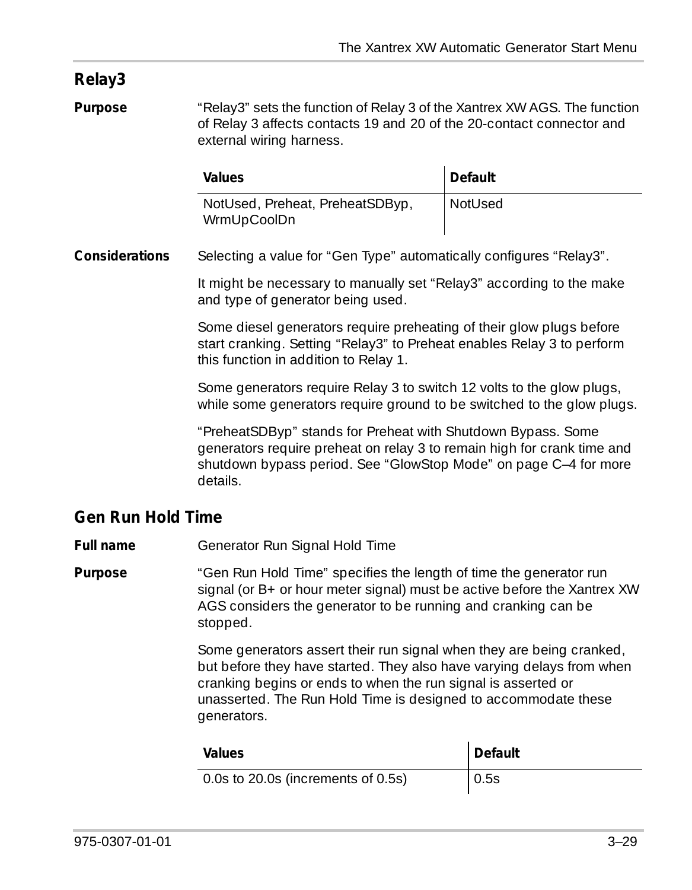## Relay3

**Purpose**

"Relay3" sets the function of Relay 3 of the Xantrex XW AGS. The function of Relay 3 affects contacts 19 and 20 of the 20-contact connector and external wiring harness.

| Values | Default |
|---|---|
| NotUsed, Preheat, PreheatSDByp, WrmUpCoolDn | NotUsed |

**Considerations**

Selecting a value for "Gen Type" automatically configures "Relay3".

It might be necessary to manually set "Relay3" according to the make and type of generator being used.

Some diesel generators require preheating of their glow plugs before start cranking. Setting "Relay3" to Preheat enables Relay 3 to perform this function in addition to Relay 1.

Some generators require Relay 3 to switch 12 volts to the glow plugs, while some generators require ground to be switched to the glow plugs.

"PreheatSDByp" stands for Preheat with Shutdown Bypass. Some generators require preheat on relay 3 to remain high for crank time and shutdown bypass period. See "GlowStop Mode" on page C–4 for more details.

## Gen Run Hold Time

**Full name**

Generator Run Signal Hold Time

**Purpose**

"Gen Run Hold Time" specifies the length of time the generator run signal (or B+ or hour meter signal) must be active before the Xantrex XW AGS considers the generator to be running and cranking can be stopped.

Some generators assert their run signal when they are being cranked, but before they have started. They also have varying delays from when cranking begins or ends to when the run signal is asserted or unasserted. The Run Hold Time is designed to accommodate these generators.

| Values | Default |
|---|---|
| 0.0s to 20.0s (increments of 0.5s) | 0.5s |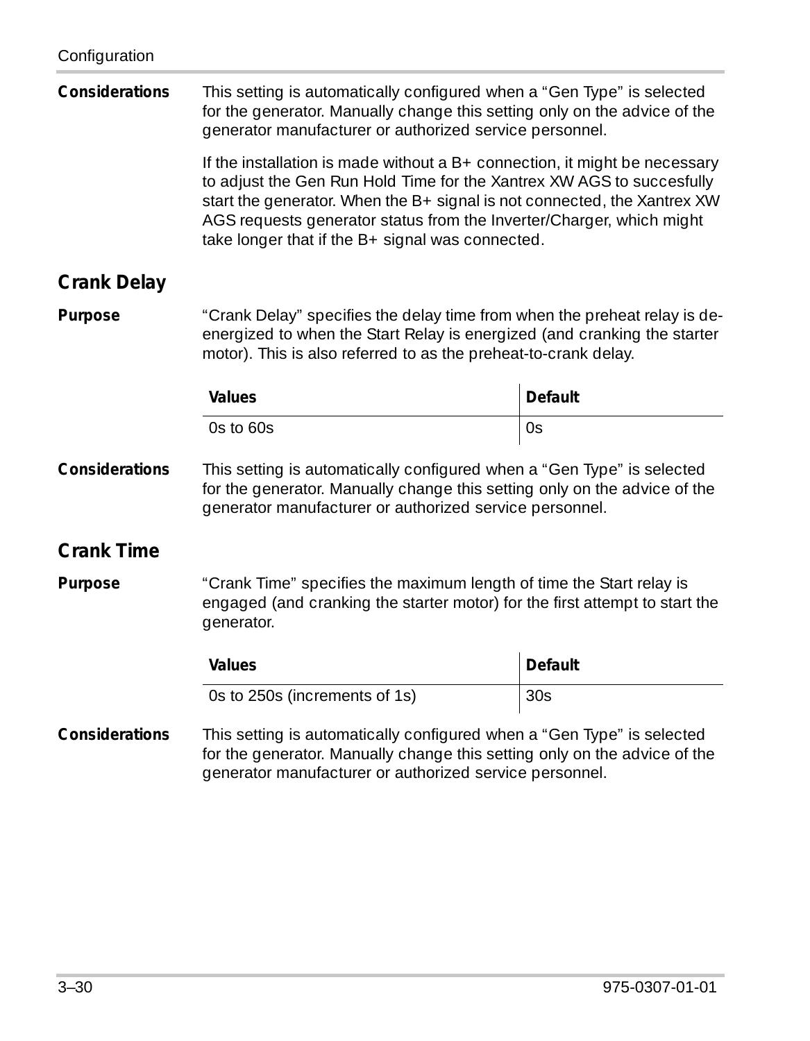**Considerations** This setting is automatically configured when a “Gen Type” is selected for the generator. Manually change this setting only on the advice of the generator manufacturer or authorized service personnel.

If the installation is made without a B+ connection, it might be necessary to adjust the Gen Run Hold Time for the Xantrex XW AGS to succesfully start the generator. When the B+ signal is not connected, the Xantrex XW AGS requests generator status from the Inverter/Charger, which might take longer that if the B+ signal was connected.

## Crank Delay

**Purpose** “Crank Delay” specifies the delay time from when the preheat relay is de-energized to when the Start Relay is energized (and cranking the starter motor). This is also referred to as the preheat-to-crank delay.

| Values | Default |
|---|---|
| 0s to 60s | 0s |

**Considerations** This setting is automatically configured when a “Gen Type” is selected for the generator. Manually change this setting only on the advice of the generator manufacturer or authorized service personnel.

## Crank Time

**Purpose** “Crank Time” specifies the maximum length of time the Start relay is engaged (and cranking the starter motor) for the first attempt to start the generator.

| Values | Default |
|---|---|
| 0s to 250s (increments of 1s) | 30s |

**Considerations** This setting is automatically configured when a “Gen Type” is selected for the generator. Manually change this setting only on the advice of the generator manufacturer or authorized service personnel.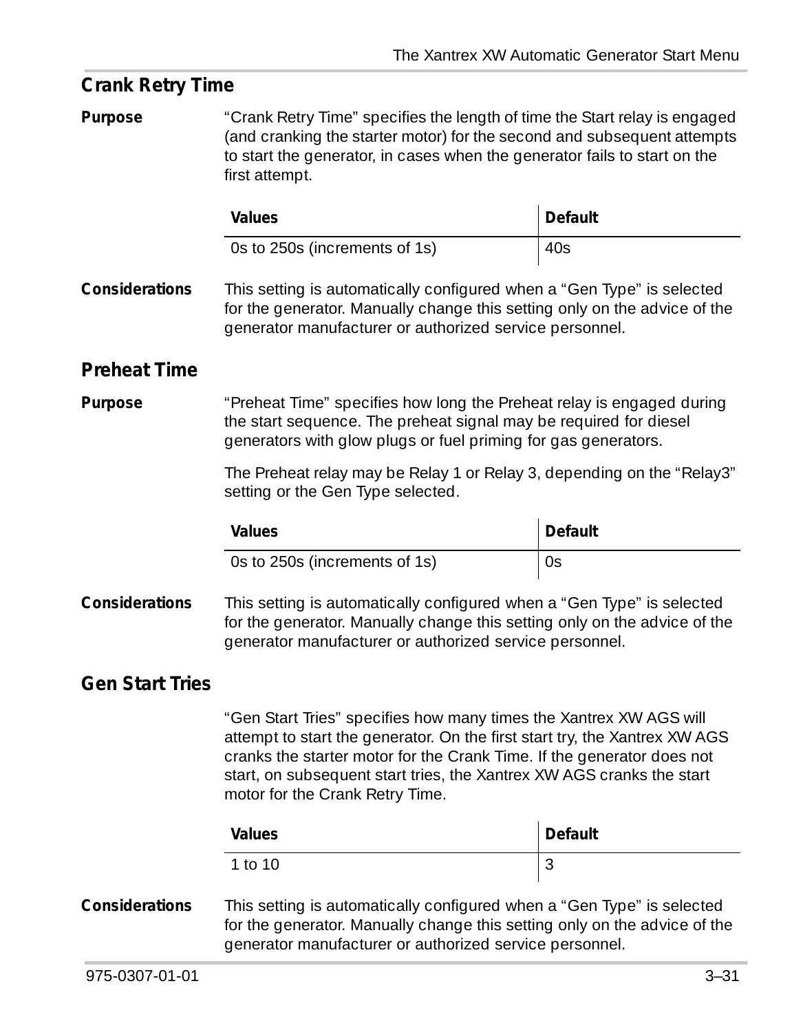## Crank Retry Time

**Purpose** "Crank Retry Time" specifies the length of time the Start relay is engaged (and cranking the starter motor) for the second and subsequent attempts to start the generator, in cases when the generator fails to start on the first attempt.

| Values | Default |
|---|---|
| 0s to 250s (increments of 1s) | 40s |

**Considerations** This setting is automatically configured when a "Gen Type" is selected for the generator. Manually change this setting only on the advice of the generator manufacturer or authorized service personnel.

## Preheat Time

**Purpose** "Preheat Time" specifies how long the Preheat relay is engaged during the start sequence. The preheat signal may be required for diesel generators with glow plugs or fuel priming for gas generators.

The Preheat relay may be Relay 1 or Relay 3, depending on the "Relay3" setting or the Gen Type selected.

| Values | Default |
|---|---|
| 0s to 250s (increments of 1s) | 0s |

**Considerations** This setting is automatically configured when a "Gen Type" is selected for the generator. Manually change this setting only on the advice of the generator manufacturer or authorized service personnel.

## Gen Start Tries

"Gen Start Tries" specifies how many times the Xantrex XW AGS will attempt to start the generator. On the first start try, the Xantrex XW AGS cranks the starter motor for the Crank Time. If the generator does not start, on subsequent start tries, the Xantrex XW AGS cranks the start motor for the Crank Retry Time.

| Values | Default |
|---|---|
| 1 to 10 | 3 |

**Considerations** This setting is automatically configured when a "Gen Type" is selected for the generator. Manually change this setting only on the advice of the generator manufacturer or authorized service personnel.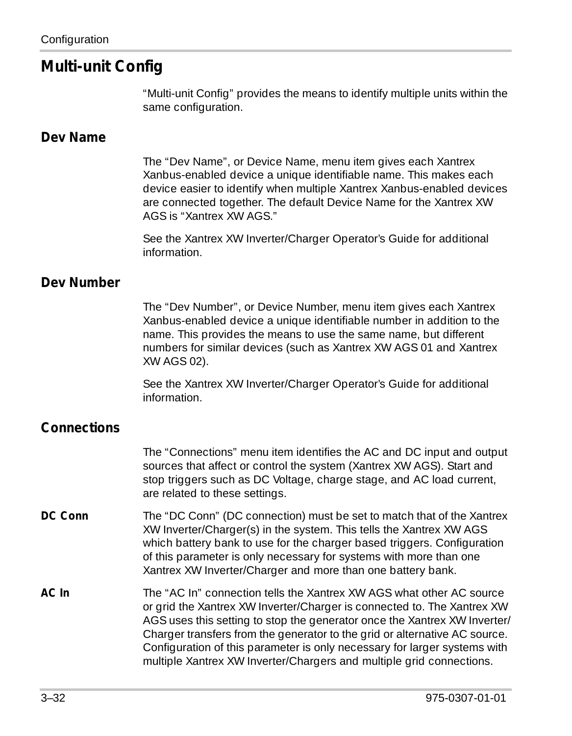## Multi-unit Config

“Multi-unit Config” provides the means to identify multiple units within the same configuration.

### Dev Name

The “Dev Name”, or Device Name, menu item gives each Xantrex Xanbus-enabled device a unique identifiable name. This makes each device easier to identify when multiple Xantrex Xanbus-enabled devices are connected together. The default Device Name for the Xantrex XW AGS is “Xantrex XW AGS.”

See the Xantrex XW Inverter/Charger Operator’s Guide for additional information.

### Dev Number

The “Dev Number”, or Device Number, menu item gives each Xantrex Xanbus-enabled device a unique identifiable number in addition to the name. This provides the means to use the same name, but different numbers for similar devices (such as Xantrex XW AGS 01 and Xantrex XW AGS 02).

See the Xantrex XW Inverter/Charger Operator’s Guide for additional information.

### Connections

The “Connections” menu item identifies the AC and DC input and output sources that affect or control the system (Xantrex XW AGS). Start and stop triggers such as DC Voltage, charge stage, and AC load current, are related to these settings.

**DC Conn** The “DC Conn” (DC connection) must be set to match that of the Xantrex XW Inverter/Charger(s) in the system. This tells the Xantrex XW AGS which battery bank to use for the charger based triggers. Configuration of this parameter is only necessary for systems with more than one Xantrex XW Inverter/Charger and more than one battery bank.

**AC In** The “AC In” connection tells the Xantrex XW AGS what other AC source or grid the Xantrex XW Inverter/Charger is connected to. The Xantrex XW AGS uses this setting to stop the generator once the Xantrex XW Inverter/Charger transfers from the generator to the grid or alternative AC source. Configuration of this parameter is only necessary for larger systems with multiple Xantrex XW Inverter/Chargers and multiple grid connections.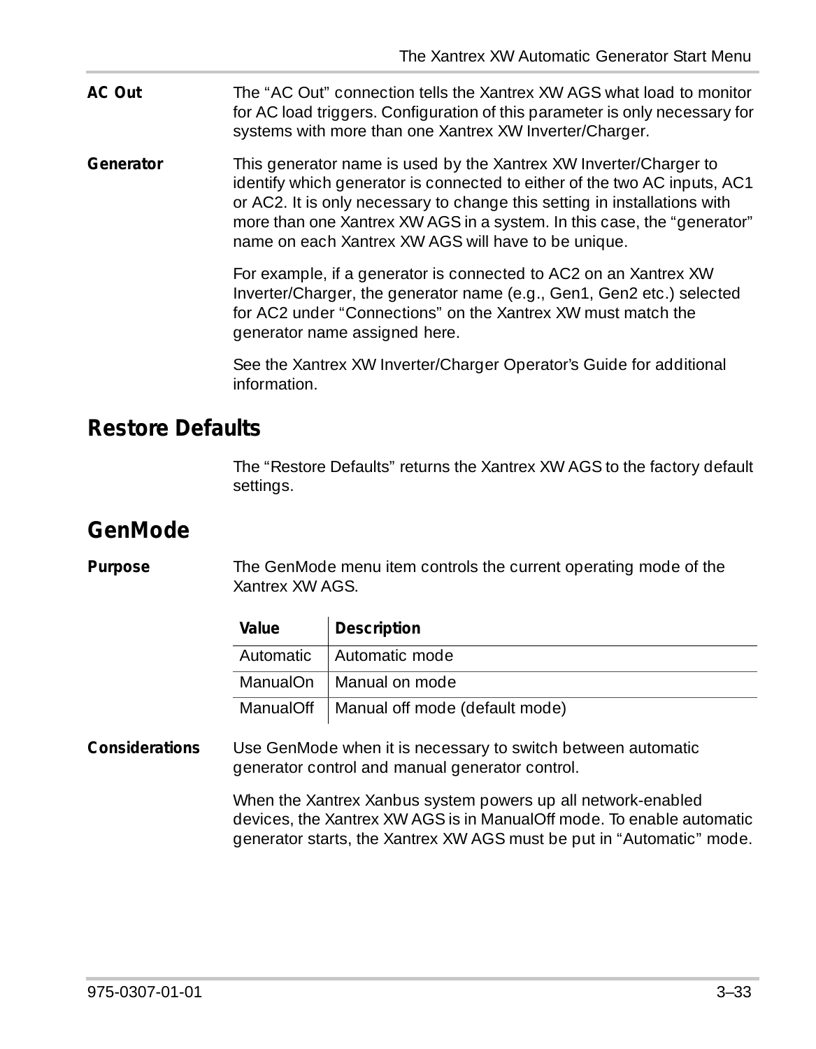**AC Out** The "AC Out" connection tells the Xantrex XW AGS what load to monitor for AC load triggers. Configuration of this parameter is only necessary for systems with more than one Xantrex XW Inverter/Charger.

**Generator** This generator name is used by the Xantrex XW Inverter/Charger to identify which generator is connected to either of the two AC inputs, AC1 or AC2. It is only necessary to change this setting in installations with more than one Xantrex XW AGS in a system. In this case, the "generator" name on each Xantrex XW AGS will have to be unique.

For example, if a generator is connected to AC2 on an Xantrex XW Inverter/Charger, the generator name (e.g., Gen1, Gen2 etc.) selected for AC2 under "Connections" on the Xantrex XW must match the generator name assigned here.

See the Xantrex XW Inverter/Charger Operator's Guide for additional information.

## Restore Defaults

The "Restore Defaults" returns the Xantrex XW AGS to the factory default settings.

## GenMode

**Purpose** The GenMode menu item controls the current operating mode of the Xantrex XW AGS.

| Value | Description |
|---|---|
| Automatic | Automatic mode |
| ManualOn | Manual on mode |
| ManualOff | Manual off mode (default mode) |

**Considerations** Use GenMode when it is necessary to switch between automatic generator control and manual generator control.

When the Xantrex Xanbus system powers up all network-enabled devices, the Xantrex XW AGS is in ManualOff mode. To enable automatic generator starts, the Xantrex XW AGS must be put in "Automatic" mode.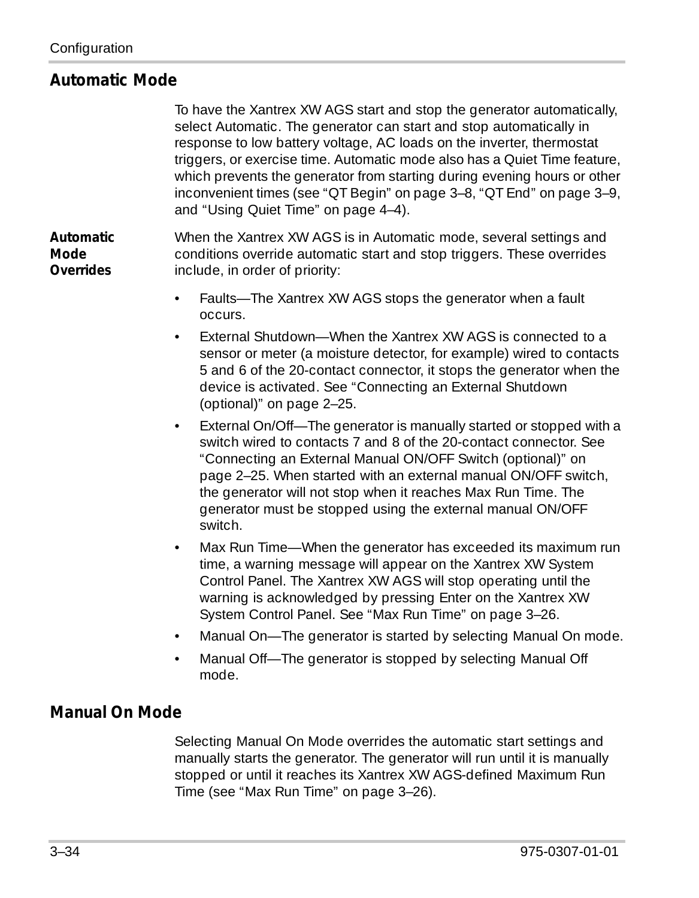## Automatic Mode

To have the Xantrex XW AGS start and stop the generator automatically, select Automatic. The generator can start and stop automatically in response to low battery voltage, AC loads on the inverter, thermostat triggers, or exercise time. Automatic mode also has a Quiet Time feature, which prevents the generator from starting during evening hours or other inconvenient times (see "QT Begin" on page 3–8, "QT End" on page 3–9, and "Using Quiet Time" on page 4–4).

**Automatic Mode Overrides**

When the Xantrex XW AGS is in Automatic mode, several settings and conditions override automatic start and stop triggers. These overrides include, in order of priority:

- Faults—The Xantrex XW AGS stops the generator when a fault occurs.
- External Shutdown—When the Xantrex XW AGS is connected to a sensor or meter (a moisture detector, for example) wired to contacts 5 and 6 of the 20-contact connector, it stops the generator when the device is activated. See "Connecting an External Shutdown (optional)" on page 2–25.
- External On/Off—The generator is manually started or stopped with a switch wired to contacts 7 and 8 of the 20-contact connector. See "Connecting an External Manual ON/OFF Switch (optional)" on page 2–25. When started with an external manual ON/OFF switch, the generator will not stop when it reaches Max Run Time. The generator must be stopped using the external manual ON/OFF switch.
- Max Run Time—When the generator has exceeded its maximum run time, a warning message will appear on the Xantrex XW System Control Panel. The Xantrex XW AGS will stop operating until the warning is acknowledged by pressing Enter on the Xantrex XW System Control Panel. See "Max Run Time" on page 3–26.
- Manual On—The generator is started by selecting Manual On mode.
- Manual Off—The generator is stopped by selecting Manual Off mode.

## Manual On Mode

Selecting Manual On Mode overrides the automatic start settings and manually starts the generator. The generator will run until it is manually stopped or until it reaches its Xantrex XW AGS-defined Maximum Run Time (see "Max Run Time" on page 3–26).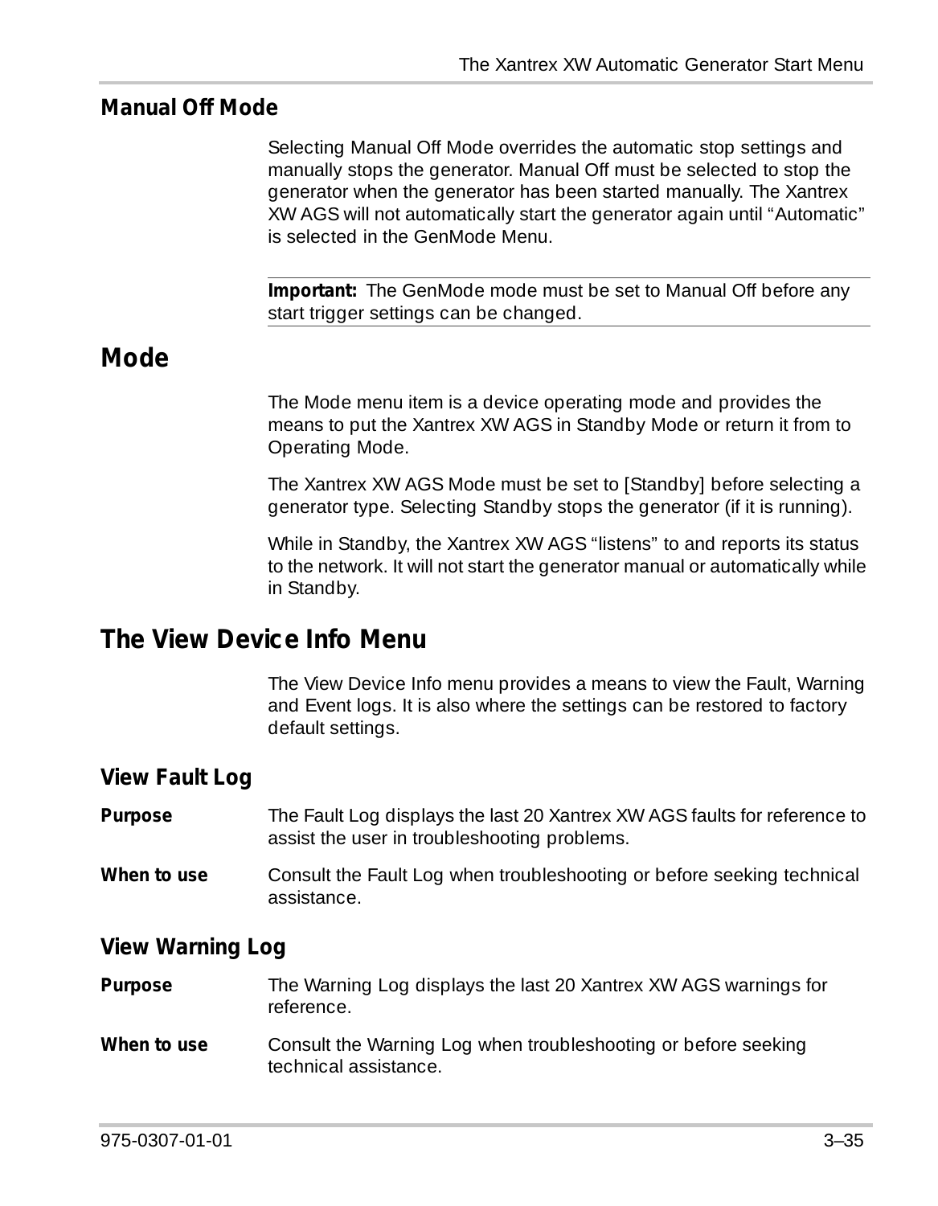### Manual Off Mode

Selecting Manual Off Mode overrides the automatic stop settings and manually stops the generator. Manual Off must be selected to stop the generator when the generator has been started manually. The Xantrex XW AGS will not automatically start the generator again until “Automatic” is selected in the GenMode Menu.

**Important:** The GenMode mode must be set to Manual Off before any start trigger settings can be changed.

## Mode

The Mode menu item is a device operating mode and provides the means to put the Xantrex XW AGS in Standby Mode or return it from to Operating Mode.

The Xantrex XW AGS Mode must be set to [Standby] before selecting a generator type. Selecting Standby stops the generator (if it is running).

While in Standby, the Xantrex XW AGS “listens” to and reports its status to the network. It will not start the generator manual or automatically while in Standby.

## The View Device Info Menu

The View Device Info menu provides a means to view the Fault, Warning and Event logs. It is also where the settings can be restored to factory default settings.

### View Fault Log

**Purpose** The Fault Log displays the last 20 Xantrex XW AGS faults for reference to assist the user in troubleshooting problems.

**When to use** Consult the Fault Log when troubleshooting or before seeking technical assistance.

### View Warning Log

**Purpose** The Warning Log displays the last 20 Xantrex XW AGS warnings for reference.

**When to use** Consult the Warning Log when troubleshooting or before seeking technical assistance.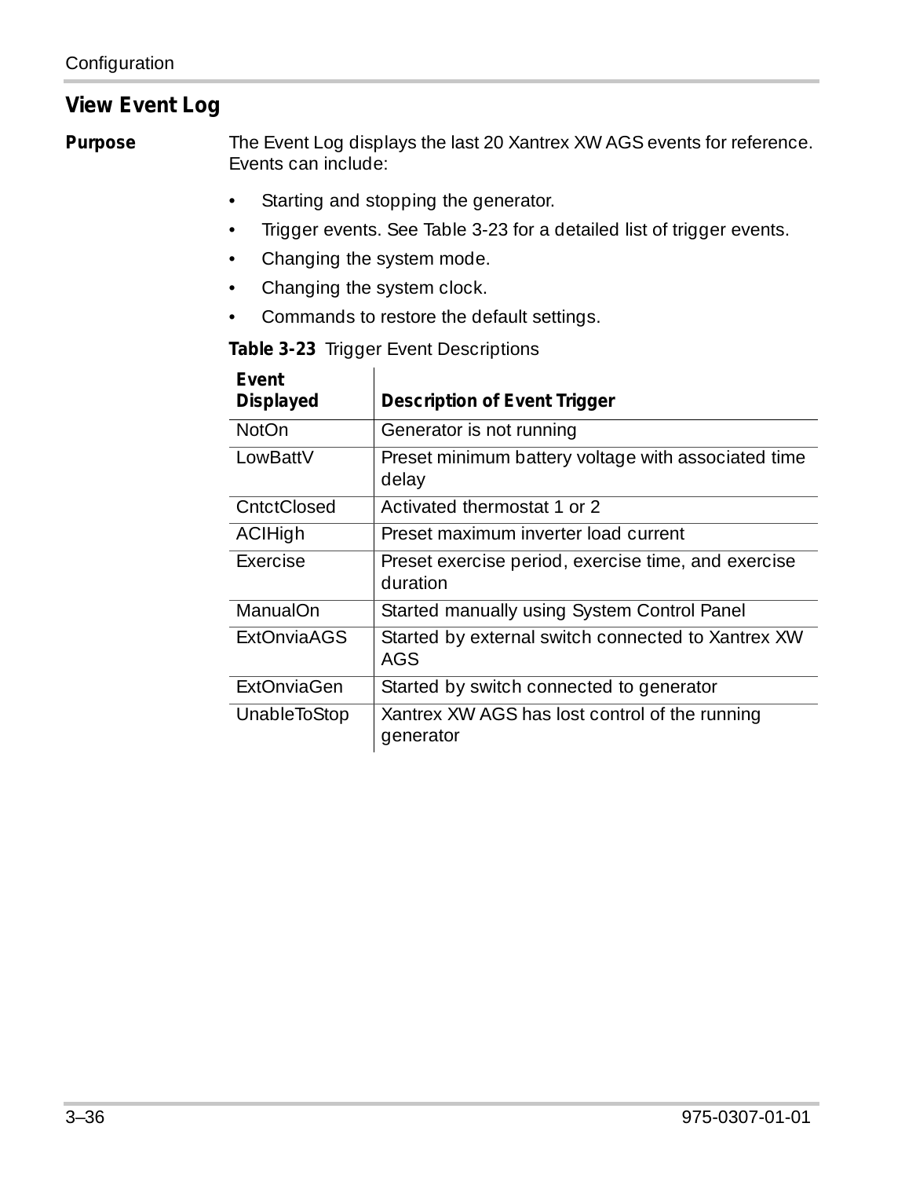## View Event Log

**Purpose**

The Event Log displays the last 20 Xantrex XW AGS events for reference. Events can include:

- Starting and stopping the generator.
- Trigger events. See Table 3-23 for a detailed list of trigger events.
- Changing the system mode.
- Changing the system clock.
- Commands to restore the default settings.

**Table 3-23** Trigger Event Descriptions

| Event Displayed | Description of Event Trigger |
|---|---|
| NotOn | Generator is not running |
| LowBattV | Preset minimum battery voltage with associated time delay |
| CntctClosed | Activated thermostat 1 or 2 |
| ACIHigh | Preset maximum inverter load current |
| Exercise | Preset exercise period, exercise time, and exercise duration |
| ManualOn | Started manually using System Control Panel |
| ExtOnviaAGS | Started by external switch connected to Xantrex XW AGS |
| ExtOnviaGen | Started by switch connected to generator |
| UnableToStop | Xantrex XW AGS has lost control of the running generator |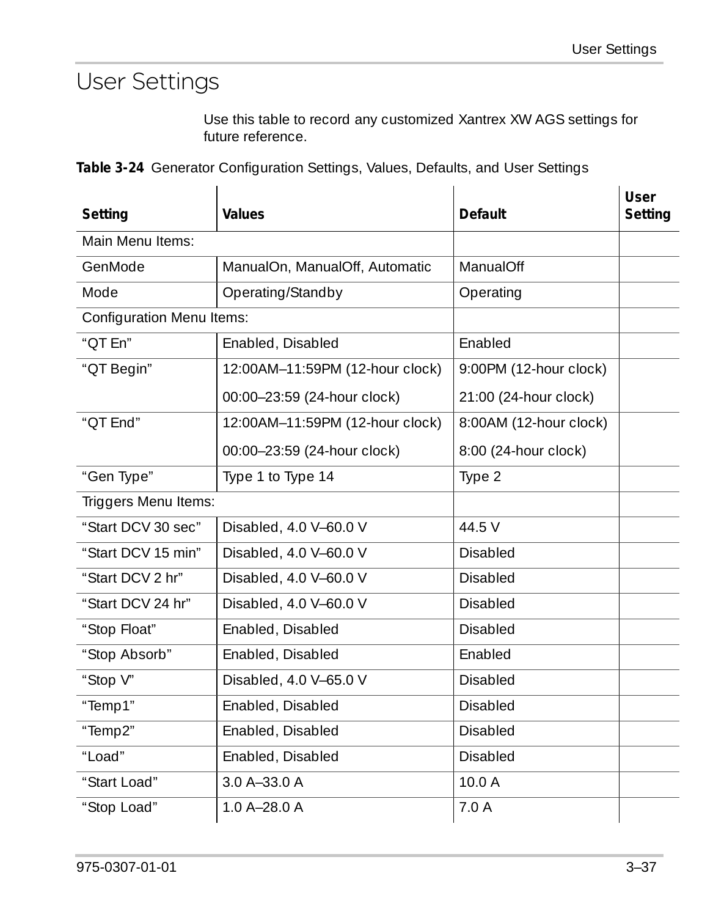# User Settings

Use this table to record any customized Xantrex XW AGS settings for future reference.

**Table 3-24** Generator Configuration Settings, Values, Defaults, and User Settings

| Setting | Values | Default | User Setting |
|---|---|---|---|
| Main Menu Items: | | | |
| GenMode | ManualOn, ManualOff, Automatic | ManualOff | |
| Mode | Operating/Standby | Operating | |
| Configuration Menu Items: | | | |
| “QT En” | Enabled, Disabled | Enabled | |
| “QT Begin” | 12:00AM–11:59PM (12-hour clock)<br>00:00–23:59 (24-hour clock) | 9:00PM (12-hour clock)<br>21:00 (24-hour clock) | |
| “QT End” | 12:00AM–11:59PM (12-hour clock)<br>00:00–23:59 (24-hour clock) | 8:00AM (12-hour clock)<br>8:00 (24-hour clock) | |
| “Gen Type” | Type 1 to Type 14 | Type 2 | |
| Triggers Menu Items: | | | |
| “Start DCV 30 sec” | Disabled, 4.0 V–60.0 V | 44.5 V | |
| “Start DCV 15 min” | Disabled, 4.0 V–60.0 V | Disabled | |
| “Start DCV 2 hr” | Disabled, 4.0 V–60.0 V | Disabled | |
| “Start DCV 24 hr” | Disabled, 4.0 V–60.0 V | Disabled | |
| “Stop Float” | Enabled, Disabled | Disabled | |
| “Stop Absorb” | Enabled, Disabled | Enabled | |
| “Stop V” | Disabled, 4.0 V–65.0 V | Disabled | |
| “Temp1” | Enabled, Disabled | Disabled | |
| “Temp2” | Enabled, Disabled | Disabled | |
| “Load” | Enabled, Disabled | Disabled | |
| “Start Load” | 3.0 A–33.0 A | 10.0 A | |
| “Stop Load” | 1.0 A–28.0 A | 7.0 A | |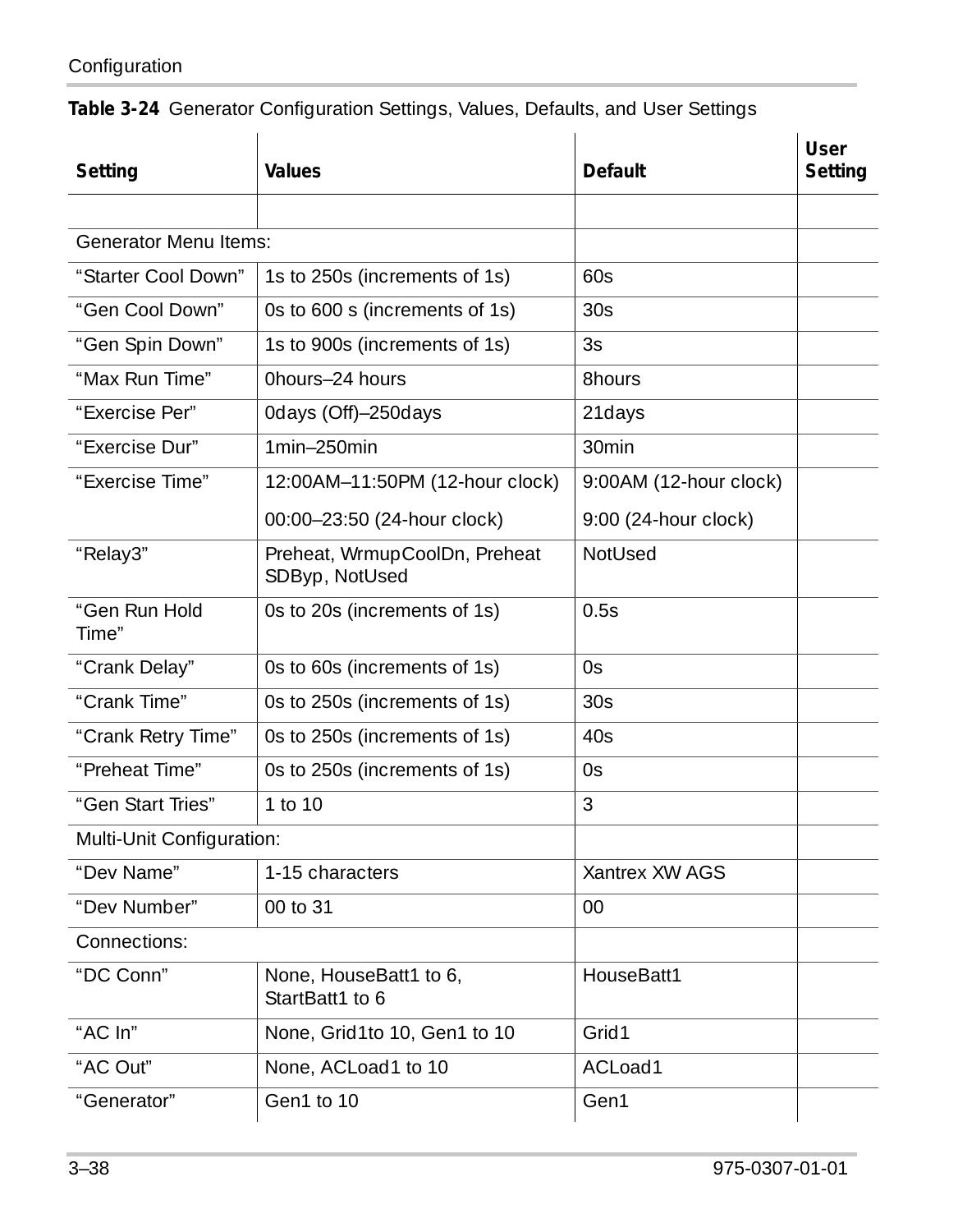**Table 3-24** Generator Configuration Settings, Values, Defaults, and User Settings

| Setting | Values | Default | User Setting |
|---|---|---|---|
| | | | |
| Generator Menu Items: | | | |
| “Starter Cool Down” | 1s to 250s (increments of 1s) | 60s | |
| “Gen Cool Down” | 0s to 600 s (increments of 1s) | 30s | |
| “Gen Spin Down” | 1s to 900s (increments of 1s) | 3s | |
| “Max Run Time” | 0hours–24 hours | 8hours | |
| “Exercise Per” | 0days (Off)–250days | 21days | |
| “Exercise Dur” | 1min–250min | 30min | |
| “Exercise Time” | 12:00AM–11:50PM (12-hour clock)<br>00:00–23:50 (24-hour clock) | 9:00AM (12-hour clock)<br>9:00 (24-hour clock) | |
| “Relay3” | Preheat, WrmupCoolDn, Preheat SDByp, NotUsed | NotUsed | |
| “Gen Run Hold Time” | 0s to 20s (increments of 1s) | 0.5s | |
| “Crank Delay” | 0s to 60s (increments of 1s) | 0s | |
| “Crank Time” | 0s to 250s (increments of 1s) | 30s | |
| “Crank Retry Time” | 0s to 250s (increments of 1s) | 40s | |
| “Preheat Time” | 0s to 250s (increments of 1s) | 0s | |
| “Gen Start Tries” | 1 to 10 | 3 | |
| Multi-Unit Configuration: | | | |
| “Dev Name” | 1-15 characters | Xantrex XW AGS | |
| “Dev Number” | 00 to 31 | 00 | |
| Connections: | | | |
| “DC Conn” | None, HouseBatt1 to 6, StartBatt1 to 6 | HouseBatt1 | |
| “AC In” | None, Grid1to 10, Gen1 to 10 | Grid1 | |
| “AC Out” | None, ACLoad1 to 10 | ACLoad1 | |
| “Generator” | Gen1 to 10 | Gen1 | |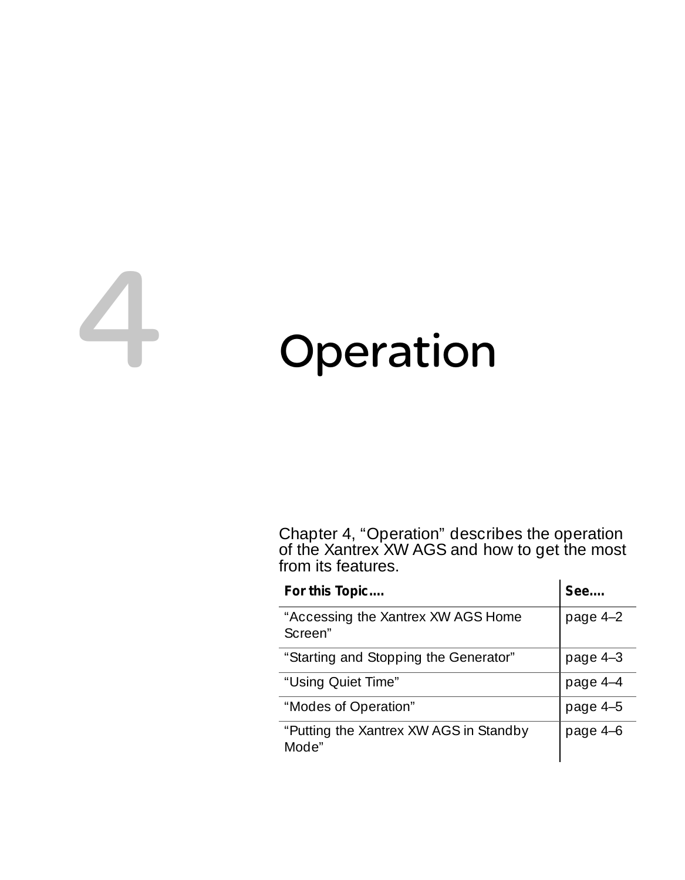# 4 Operation

Chapter 4, “Operation” describes the operation of the Xantrex XW AGS and how to get the most from its features.

| For this Topic.... | See.... |
|---|---|
| “Accessing the Xantrex XW AGS Home Screen” | page 4–2 |
| “Starting and Stopping the Generator” | page 4–3 |
| “Using Quiet Time” | page 4–4 |
| “Modes of Operation” | page 4–5 |
| “Putting the Xantrex XW AGS in Standby Mode” | page 4–6 |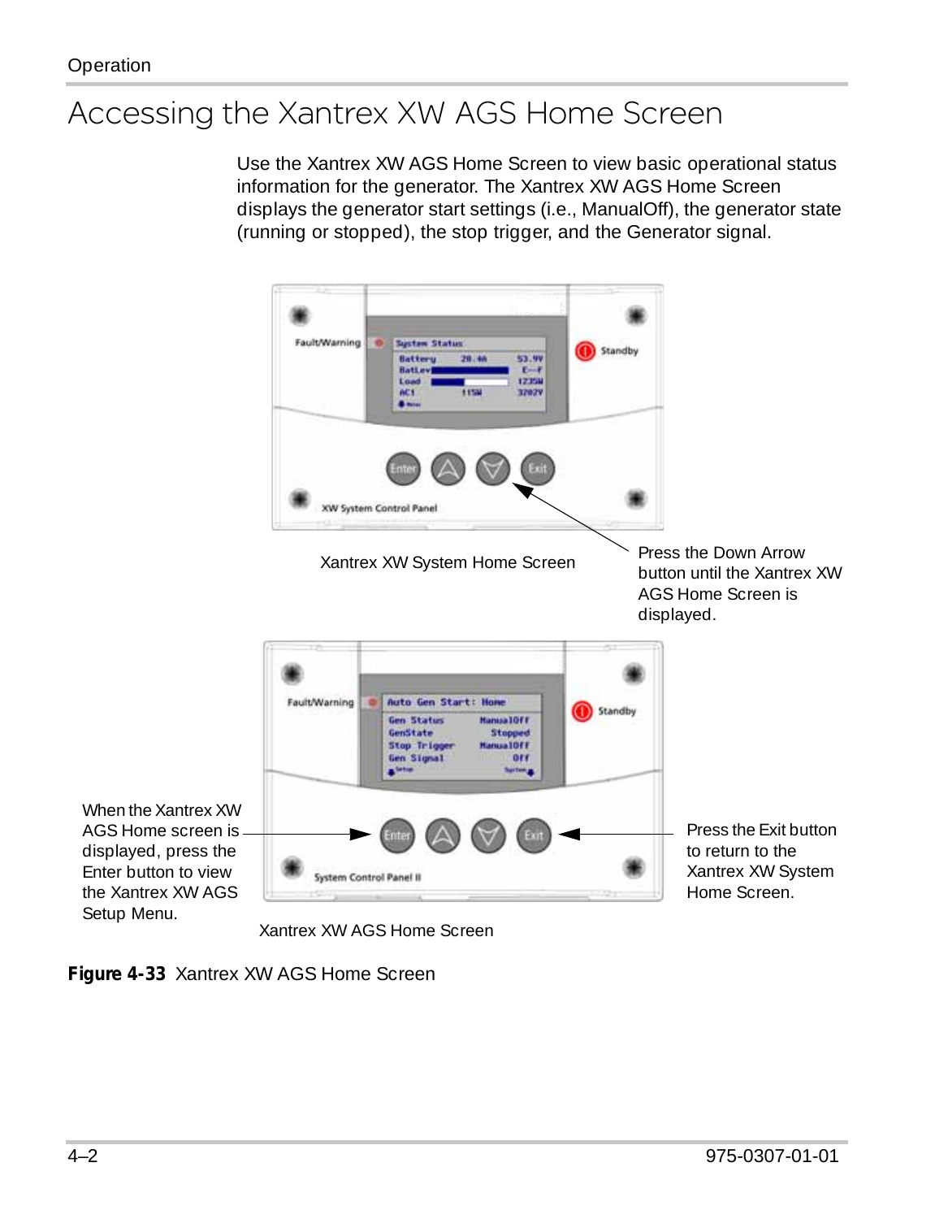# Accessing the Xantrex XW AGS Home Screen

Use the Xantrex XW AGS Home Screen to view basic operational status information for the generator. The Xantrex XW AGS Home Screen displays the generator start settings (i.e., ManualOff), the generator state (running or stopped), the stop trigger, and the Generator signal.

Xantrex XW System Home Screen

Press the Down Arrow button until the Xantrex XW AGS Home Screen is displayed.

When the Xantrex XW AGS Home screen is displayed, press the Enter button to view the Xantrex XW AGS Setup Menu.

Press the Exit button to return to the Xantrex XW System Home Screen.

Xantrex XW AGS Home Screen

**Figure 4-33** Xantrex XW AGS Home Screen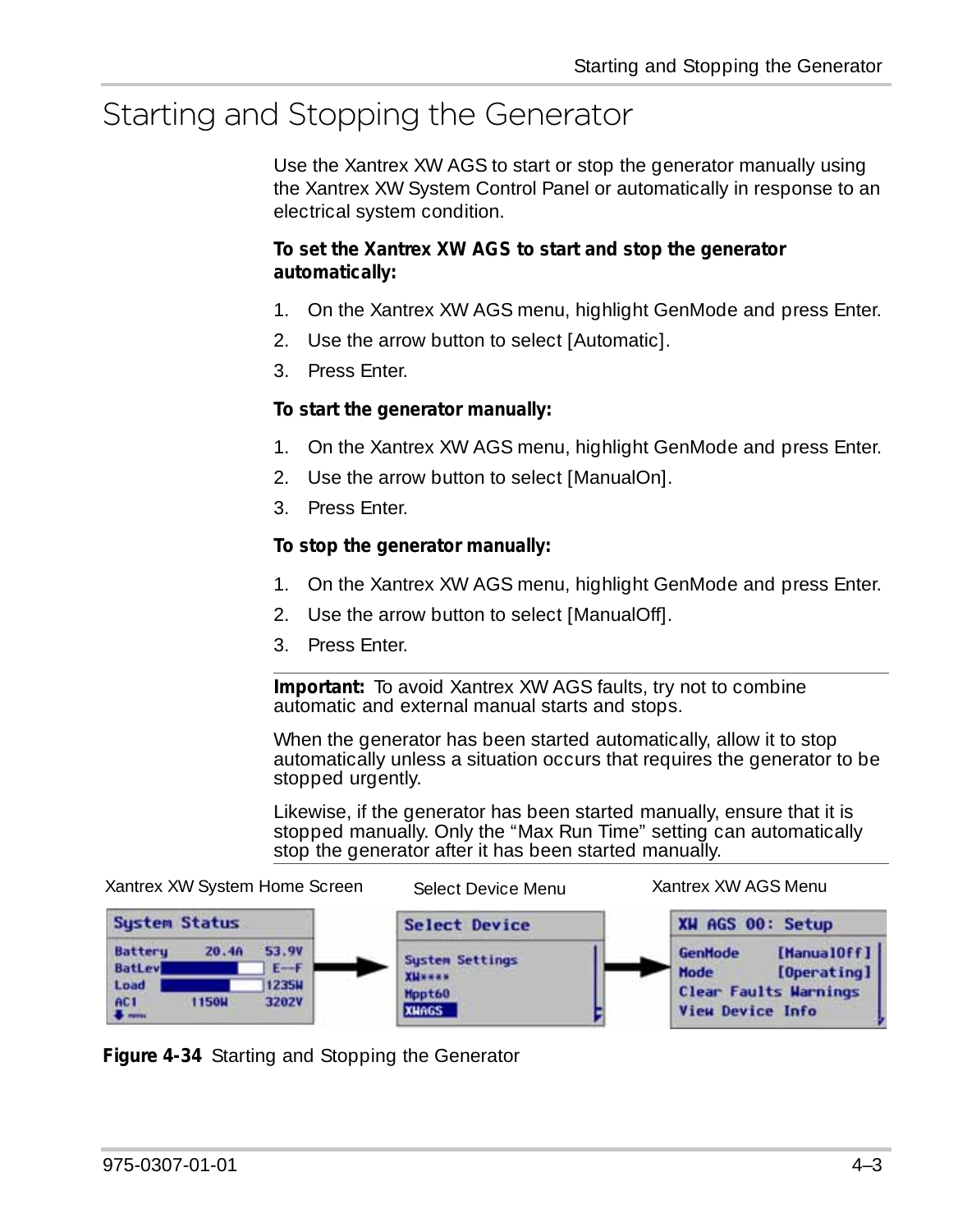# Starting and Stopping the Generator

Use the Xantrex XW AGS to start or stop the generator manually using the Xantrex XW System Control Panel or automatically in response to an electrical system condition.

**To set the Xantrex XW AGS to start and stop the generator automatically:**

1. On the Xantrex XW AGS menu, highlight GenMode and press Enter.
2. Use the arrow button to select [Automatic].
3. Press Enter.

**To start the generator manually:**

1. On the Xantrex XW AGS menu, highlight GenMode and press Enter.
2. Use the arrow button to select [ManualOn].
3. Press Enter.

**To stop the generator manually:**

1. On the Xantrex XW AGS menu, highlight GenMode and press Enter.
2. Use the arrow button to select [ManualOff].
3. Press Enter.

---

**Important:** To avoid Xantrex XW AGS faults, try not to combine automatic and external manual starts and stops.

When the generator has been started automatically, allow it to stop automatically unless a situation occurs that requires the generator to be stopped urgently.

Likewise, if the generator has been started manually, ensure that it is stopped manually. Only the "Max Run Time" setting can automatically stop the generator after it has been started manually.

---

Xantrex XW System Home Screen | Select Device Menu | Xantrex XW AGS Menu

**Figure 4-34** Starting and Stopping the Generator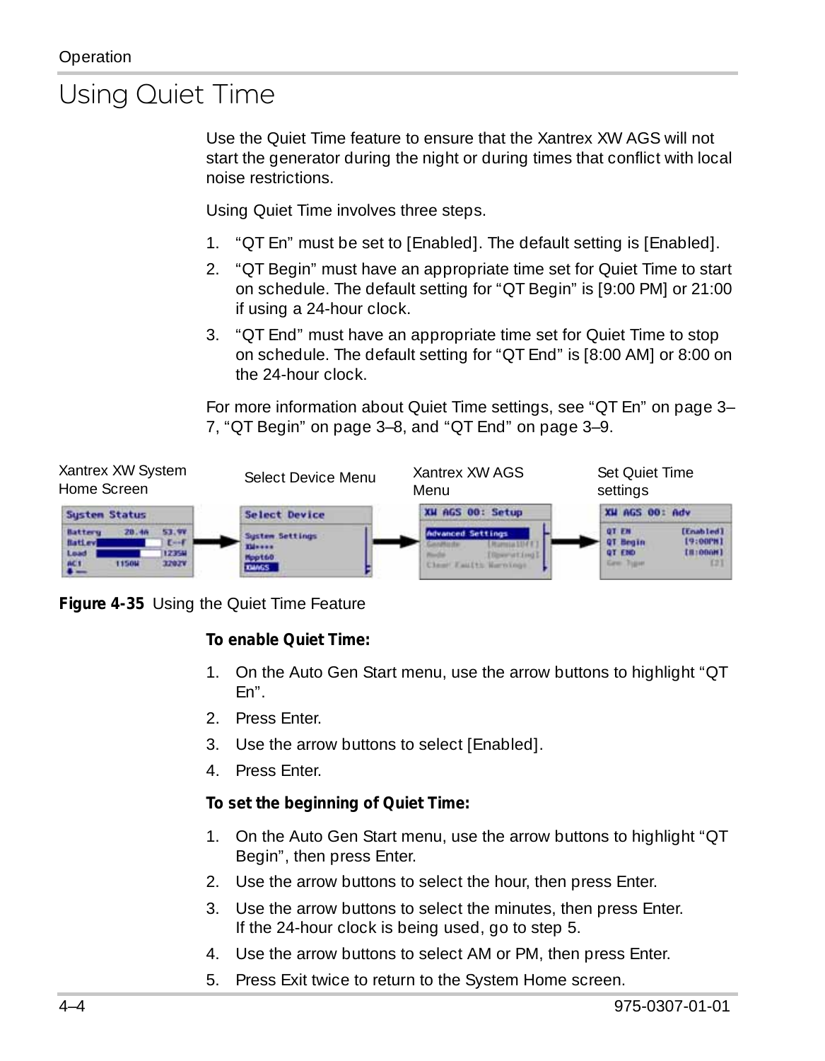## Using Quiet Time

Use the Quiet Time feature to ensure that the Xantrex XW AGS will not start the generator during the night or during times that conflict with local noise restrictions.

Using Quiet Time involves three steps.

1. “QT En” must be set to [Enabled]. The default setting is [Enabled].
2. “QT Begin” must have an appropriate time set for Quiet Time to start on schedule. The default setting for “QT Begin” is [9:00 PM] or 21:00 if using a 24-hour clock.
3. “QT End” must have an appropriate time set for Quiet Time to stop on schedule. The default setting for “QT End” is [8:00 AM] or 8:00 on the 24-hour clock.

For more information about Quiet Time settings, see “QT En” on page 3–7, “QT Begin” on page 3–8, and “QT End” on page 3–9.

Xantrex XW System Home Screen → Select Device Menu → Xantrex XW AGS Menu → Set Quiet Time settings

**Figure 4-35** Using the Quiet Time Feature

**To enable Quiet Time:**

1. On the Auto Gen Start menu, use the arrow buttons to highlight “QT En”.
2. Press Enter.
3. Use the arrow buttons to select [Enabled].
4. Press Enter.

**To set the beginning of Quiet Time:**

1. On the Auto Gen Start menu, use the arrow buttons to highlight “QT Begin”, then press Enter.
2. Use the arrow buttons to select the hour, then press Enter.
3. Use the arrow buttons to select the minutes, then press Enter.
   If the 24-hour clock is being used, go to step 5.
4. Use the arrow buttons to select AM or PM, then press Enter.
5. Press Exit twice to return to the System Home screen.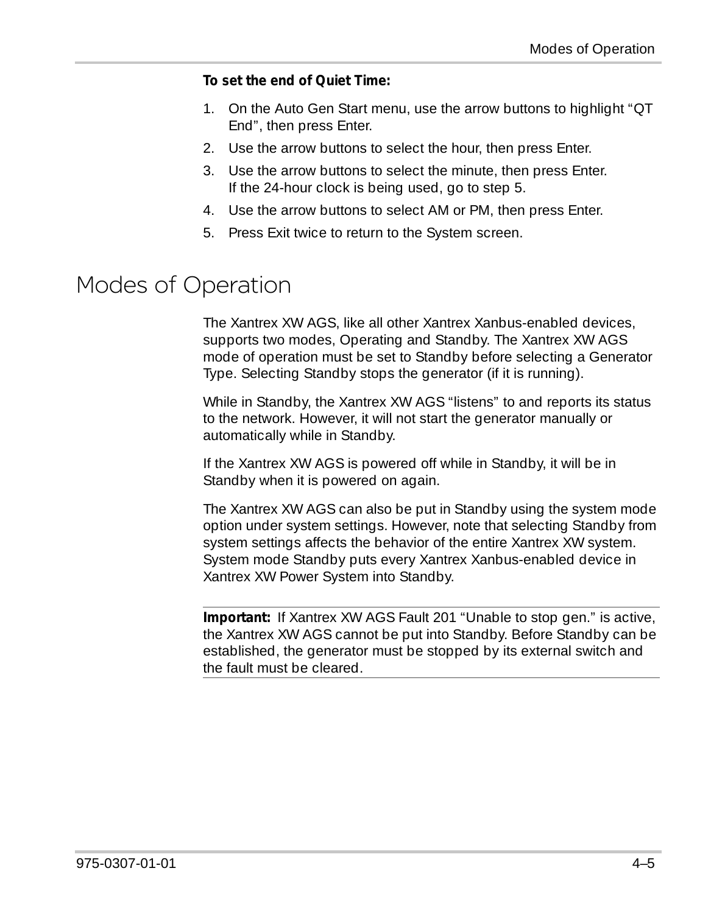**To set the end of Quiet Time:**

1. On the Auto Gen Start menu, use the arrow buttons to highlight “QT End”, then press Enter.
2. Use the arrow buttons to select the hour, then press Enter.
3. Use the arrow buttons to select the minute, then press Enter. If the 24-hour clock is being used, go to step 5.
4. Use the arrow buttons to select AM or PM, then press Enter.
5. Press Exit twice to return to the System screen.

## Modes of Operation

The Xantrex XW AGS, like all other Xantrex Xanbus-enabled devices, supports two modes, Operating and Standby. The Xantrex XW AGS mode of operation must be set to Standby before selecting a Generator Type. Selecting Standby stops the generator (if it is running).

While in Standby, the Xantrex XW AGS “listens” to and reports its status to the network. However, it will not start the generator manually or automatically while in Standby.

If the Xantrex XW AGS is powered off while in Standby, it will be in Standby when it is powered on again.

The Xantrex XW AGS can also be put in Standby using the system mode option under system settings. However, note that selecting Standby from system settings affects the behavior of the entire Xantrex XW system. System mode Standby puts every Xantrex Xanbus-enabled device in Xantrex XW Power System into Standby.

---

**Important:** If Xantrex XW AGS Fault 201 “Unable to stop gen.” is active, the Xantrex XW AGS cannot be put into Standby. Before Standby can be established, the generator must be stopped by its external switch and the fault must be cleared.

---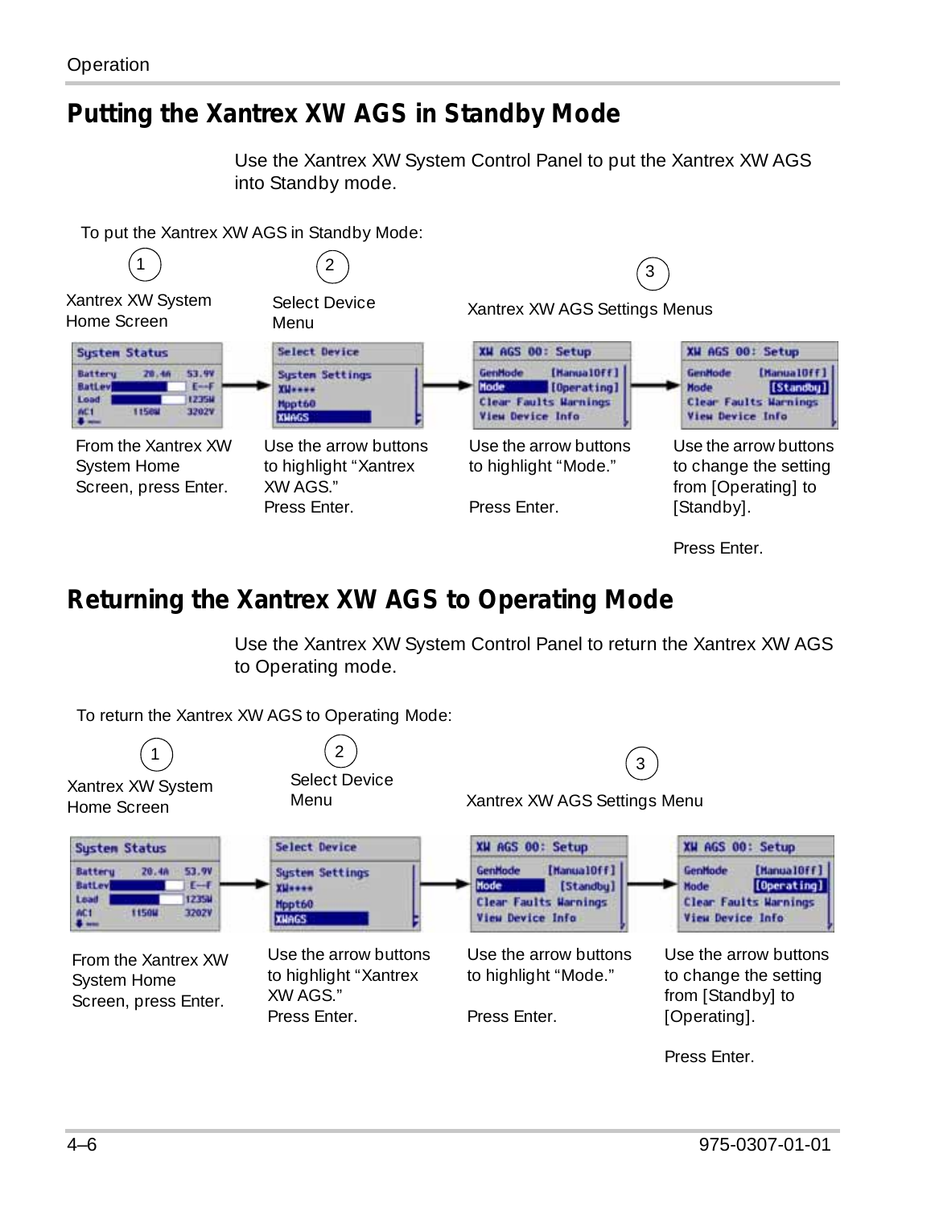## Putting the Xantrex XW AGS in Standby Mode

Use the Xantrex XW System Control Panel to put the Xantrex XW AGS into Standby mode.

To put the Xantrex XW AGS in Standby Mode:

1. Xantrex XW System Home Screen
   From the Xantrex XW System Home Screen, press Enter.
2. Select Device Menu
   Use the arrow buttons to highlight "Xantrex XW AGS."
   Press Enter.
3. Xantrex XW AGS Settings Menus
   Use the arrow buttons to highlight "Mode."
   Press Enter.
   Use the arrow buttons to change the setting from [Operating] to [Standby].
   Press Enter.

## Returning the Xantrex XW AGS to Operating Mode

Use the Xantrex XW System Control Panel to return the Xantrex XW AGS to Operating mode.

To return the Xantrex XW AGS to Operating Mode:

1. Xantrex XW System Home Screen
   From the Xantrex XW System Home Screen, press Enter.
2. Select Device Menu
   Use the arrow buttons to highlight "Xantrex XW AGS."
   Press Enter.
3. Xantrex XW AGS Settings Menu
   Use the arrow buttons to highlight "Mode."
   Press Enter.
   Use the arrow buttons to change the setting from [Standby] to [Operating].
   Press Enter.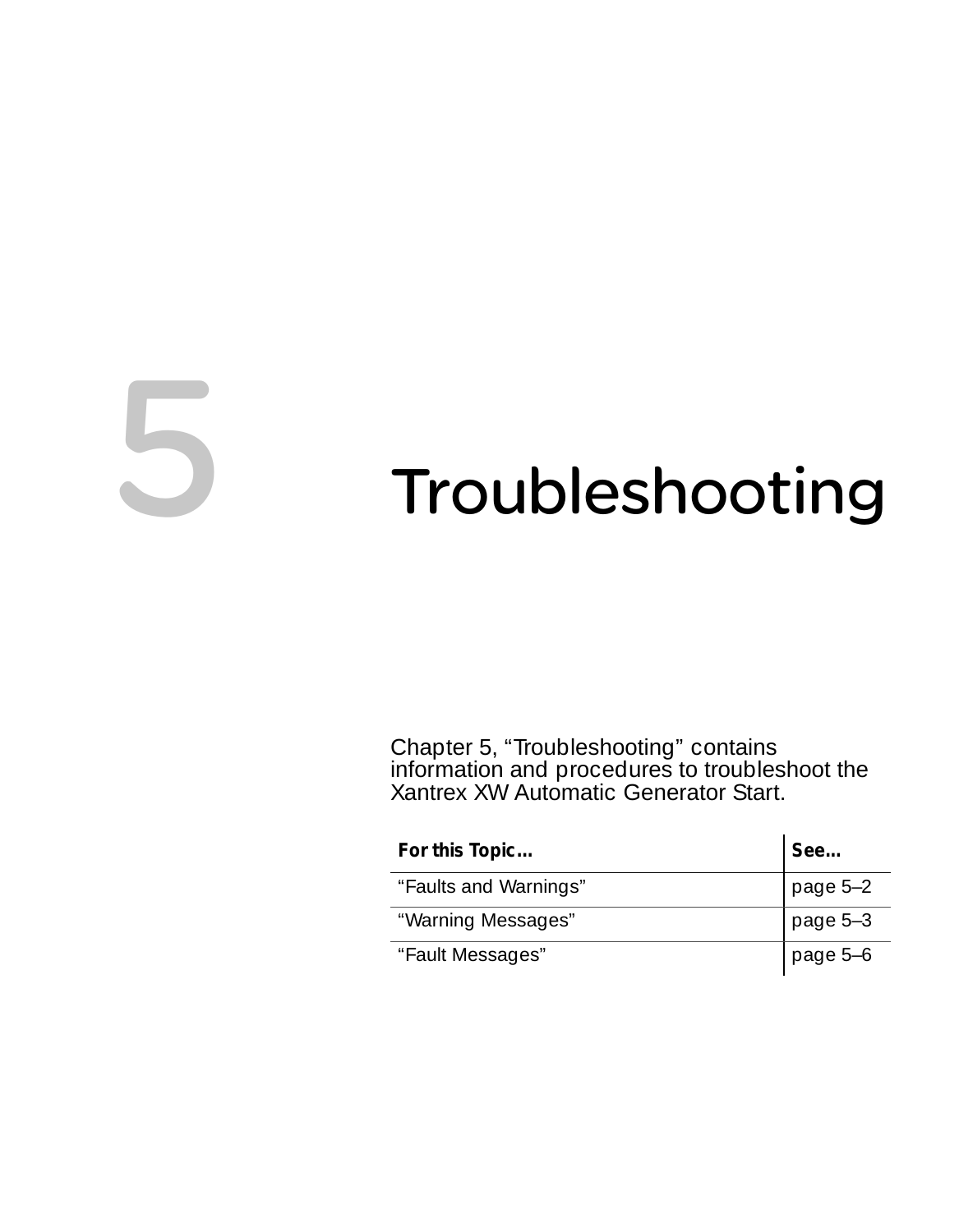# 5 Troubleshooting

Chapter 5, “Troubleshooting” contains information and procedures to troubleshoot the Xantrex XW Automatic Generator Start.

| For this Topic… | See… |
|---|---|
| “Faults and Warnings” | page 5–2 |
| “Warning Messages” | page 5–3 |
| “Fault Messages” | page 5–6 |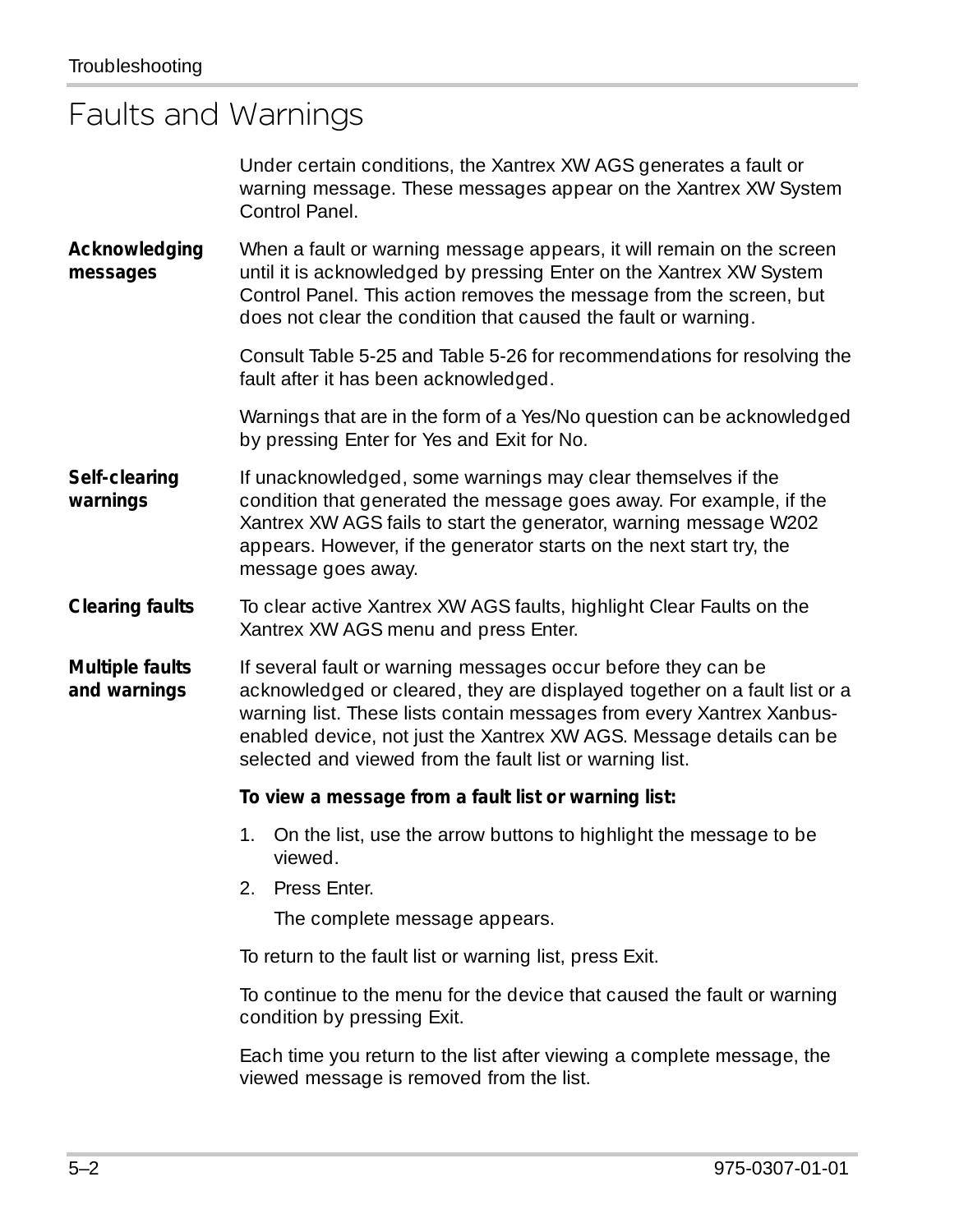# Faults and Warnings

Under certain conditions, the Xantrex XW AGS generates a fault or warning message. These messages appear on the Xantrex XW System Control Panel.

**Acknowledging messages**

When a fault or warning message appears, it will remain on the screen until it is acknowledged by pressing Enter on the Xantrex XW System Control Panel. This action removes the message from the screen, but does not clear the condition that caused the fault or warning.

Consult Table 5-25 and Table 5-26 for recommendations for resolving the fault after it has been acknowledged.

Warnings that are in the form of a Yes/No question can be acknowledged by pressing Enter for Yes and Exit for No.

**Self-clearing warnings**

If unacknowledged, some warnings may clear themselves if the condition that generated the message goes away. For example, if the Xantrex XW AGS fails to start the generator, warning message W202 appears. However, if the generator starts on the next start try, the message goes away.

**Clearing faults**

To clear active Xantrex XW AGS faults, highlight Clear Faults on the Xantrex XW AGS menu and press Enter.

**Multiple faults and warnings**

If several fault or warning messages occur before they can be acknowledged or cleared, they are displayed together on a fault list or a warning list. These lists contain messages from every Xantrex Xanbus-enabled device, not just the Xantrex XW AGS. Message details can be selected and viewed from the fault list or warning list.

**To view a message from a fault list or warning list:**

1. On the list, use the arrow buttons to highlight the message to be viewed.
2. Press Enter.

   The complete message appears.

To return to the fault list or warning list, press Exit.

To continue to the menu for the device that caused the fault or warning condition by pressing Exit.

Each time you return to the list after viewing a complete message, the viewed message is removed from the list.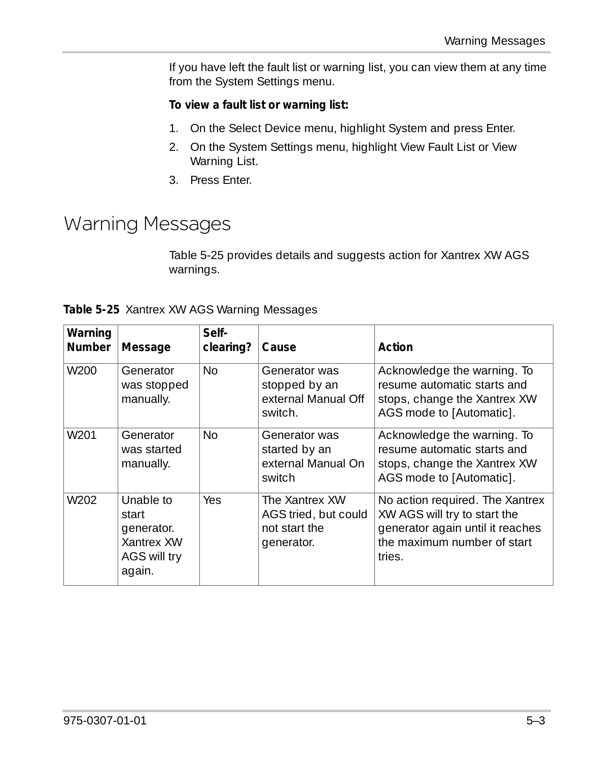If you have left the fault list or warning list, you can view them at any time from the System Settings menu.

**To view a fault list or warning list:**

1. On the Select Device menu, highlight System and press Enter.
2. On the System Settings menu, highlight View Fault List or View Warning List.
3. Press Enter.

# Warning Messages

Table 5-25 provides details and suggests action for Xantrex XW AGS warnings.

**Table 5-25** Xantrex XW AGS Warning Messages

| Warning Number | Message | Self-clearing? | Cause | Action |
|---|---|---|---|---|
| W200 | Generator was stopped manually. | No | Generator was stopped by an external Manual Off switch. | Acknowledge the warning. To resume automatic starts and stops, change the Xantrex XW AGS mode to [Automatic]. |
| W201 | Generator was started manually. | No | Generator was started by an external Manual On switch | Acknowledge the warning. To resume automatic starts and stops, change the Xantrex XW AGS mode to [Automatic]. |
| W202 | Unable to start generator. Xantrex XW AGS will try again. | Yes | The Xantrex XW AGS tried, but could not start the generator. | No action required. The Xantrex XW AGS will try to start the generator again until it reaches the maximum number of start tries. |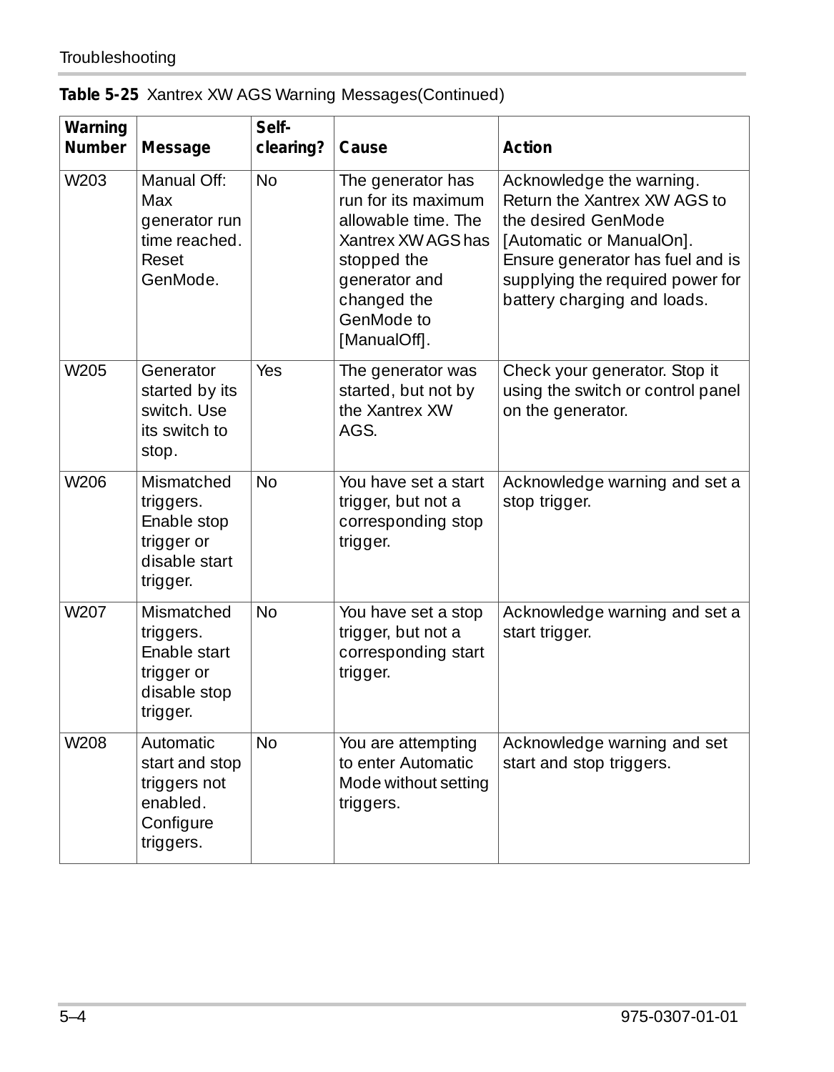**Table 5-25** Xantrex XW AGS Warning Messages(Continued)

| Warning Number | Message | Self-clearing? | Cause | Action |
|---|---|---|---|---|
| W203 | Manual Off: Max generator run time reached. Reset GenMode. | No | The generator has run for its maximum allowable time. The Xantrex XW AGS has stopped the generator and changed the GenMode to [ManualOff]. | Acknowledge the warning. Return the Xantrex XW AGS to the desired GenMode [Automatic or ManualOn]. Ensure generator has fuel and is supplying the required power for battery charging and loads. |
| W205 | Generator started by its switch. Use its switch to stop. | Yes | The generator was started, but not by the Xantrex XW AGS. | Check your generator. Stop it using the switch or control panel on the generator. |
| W206 | Mismatched triggers. Enable stop trigger or disable start trigger. | No | You have set a start trigger, but not a corresponding stop trigger. | Acknowledge warning and set a stop trigger. |
| W207 | Mismatched triggers. Enable start trigger or disable stop trigger. | No | You have set a stop trigger, but not a corresponding start trigger. | Acknowledge warning and set a start trigger. |
| W208 | Automatic start and stop triggers not enabled. Configure triggers. | No | You are attempting to enter Automatic Mode without setting triggers. | Acknowledge warning and set start and stop triggers. |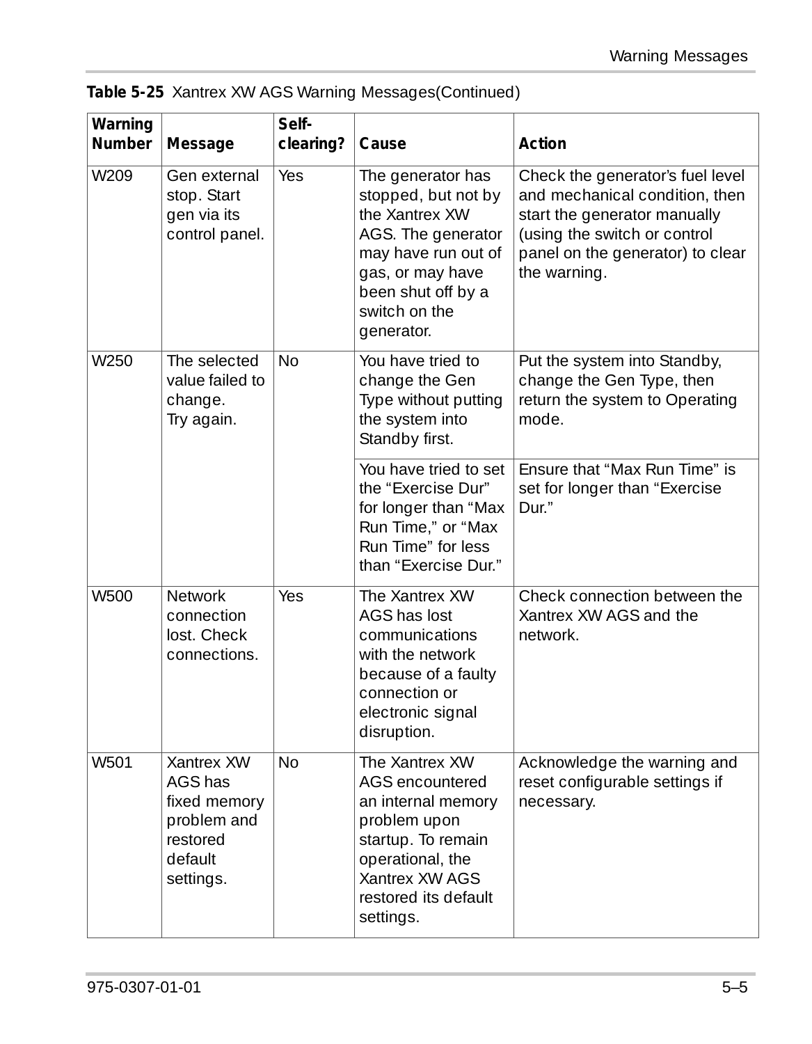**Table 5-25** Xantrex XW AGS Warning Messages(Continued)

| Warning Number | Message | Self-clearing? | Cause | Action |
|---|---|---|---|---|
| W209 | Gen external stop. Start gen via its control panel. | Yes | The generator has stopped, but not by the Xantrex XW AGS. The generator may have run out of gas, or may have been shut off by a switch on the generator. | Check the generator's fuel level and mechanical condition, then start the generator manually (using the switch or control panel on the generator) to clear the warning. |
| W250 | The selected value failed to change. Try again. | No | You have tried to change the Gen Type without putting the system into Standby first. | Put the system into Standby, change the Gen Type, then return the system to Operating mode. |
| | | | You have tried to set the "Exercise Dur" for longer than "Max Run Time," or "Max Run Time" for less than "Exercise Dur." | Ensure that "Max Run Time" is set for longer than "Exercise Dur." |
| W500 | Network connection lost. Check connections. | Yes | The Xantrex XW AGS has lost communications with the network because of a faulty connection or electronic signal disruption. | Check connection between the Xantrex XW AGS and the network. |
| W501 | Xantrex XW AGS has fixed memory problem and restored default settings. | No | The Xantrex XW AGS encountered an internal memory problem upon startup. To remain operational, the Xantrex XW AGS restored its default settings. | Acknowledge the warning and reset configurable settings if necessary. |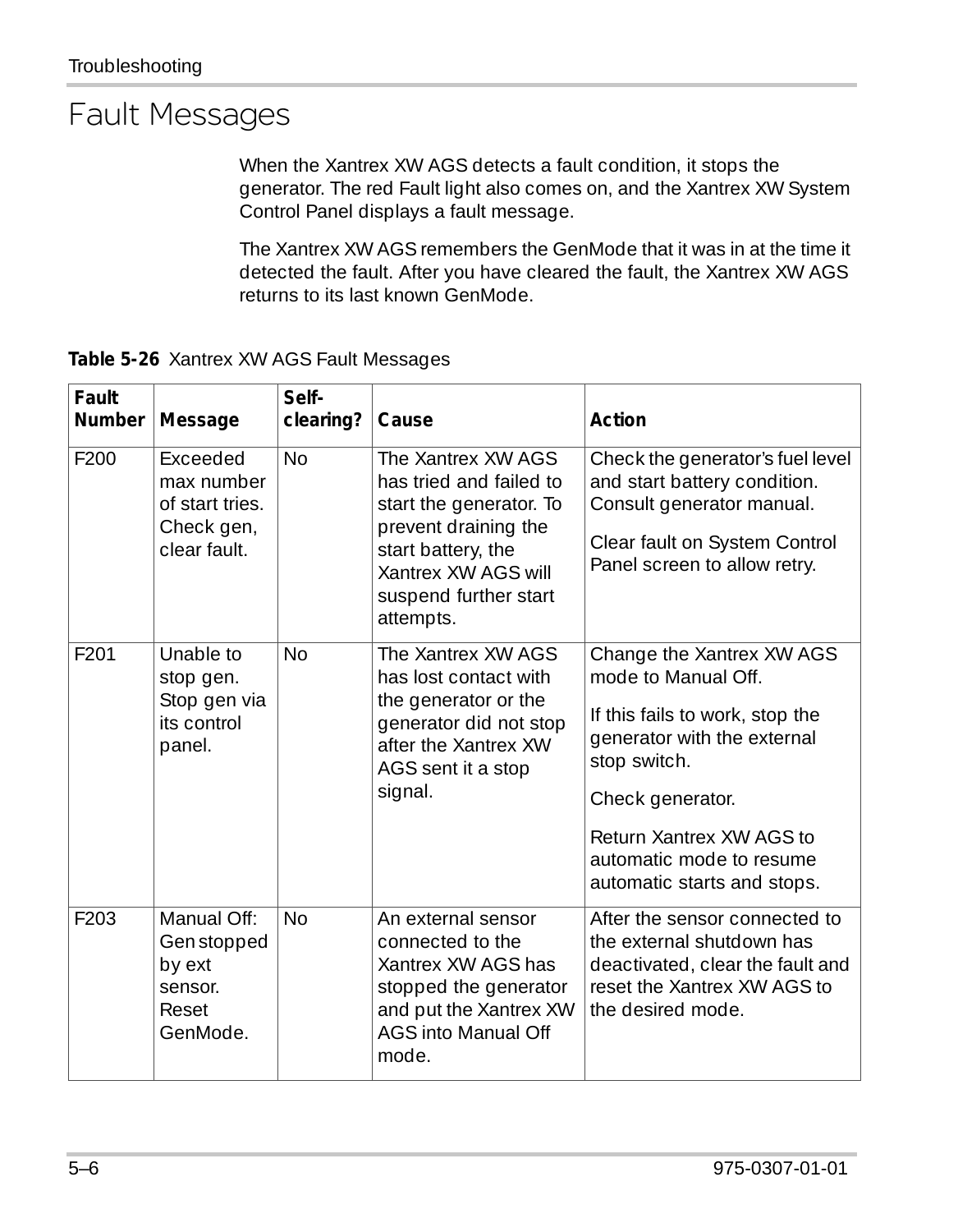# Fault Messages

When the Xantrex XW AGS detects a fault condition, it stops the generator. The red Fault light also comes on, and the Xantrex XW System Control Panel displays a fault message.

The Xantrex XW AGS remembers the GenMode that it was in at the time it detected the fault. After you have cleared the fault, the Xantrex XW AGS returns to its last known GenMode.

**Table 5-26** Xantrex XW AGS Fault Messages

| Fault Number | Message | Self-clearing? | Cause | Action |
|---|---|---|---|---|
| F200 | Exceeded max number of start tries. Check gen, clear fault. | No | The Xantrex XW AGS has tried and failed to start the generator. To prevent draining the start battery, the Xantrex XW AGS will suspend further start attempts. | Check the generator's fuel level and start battery condition. Consult generator manual.<br><br>Clear fault on System Control Panel screen to allow retry. |
| F201 | Unable to stop gen. Stop gen via its control panel. | No | The Xantrex XW AGS has lost contact with the generator or the generator did not stop after the Xantrex XW AGS sent it a stop signal. | Change the Xantrex XW AGS mode to Manual Off.<br><br>If this fails to work, stop the generator with the external stop switch.<br><br>Check generator.<br><br>Return Xantrex XW AGS to automatic mode to resume automatic starts and stops. |
| F203 | Manual Off: Gen stopped by ext sensor. Reset GenMode. | No | An external sensor connected to the Xantrex XW AGS has stopped the generator and put the Xantrex XW AGS into Manual Off mode. | After the sensor connected to the external shutdown has deactivated, clear the fault and reset the Xantrex XW AGS to the desired mode. |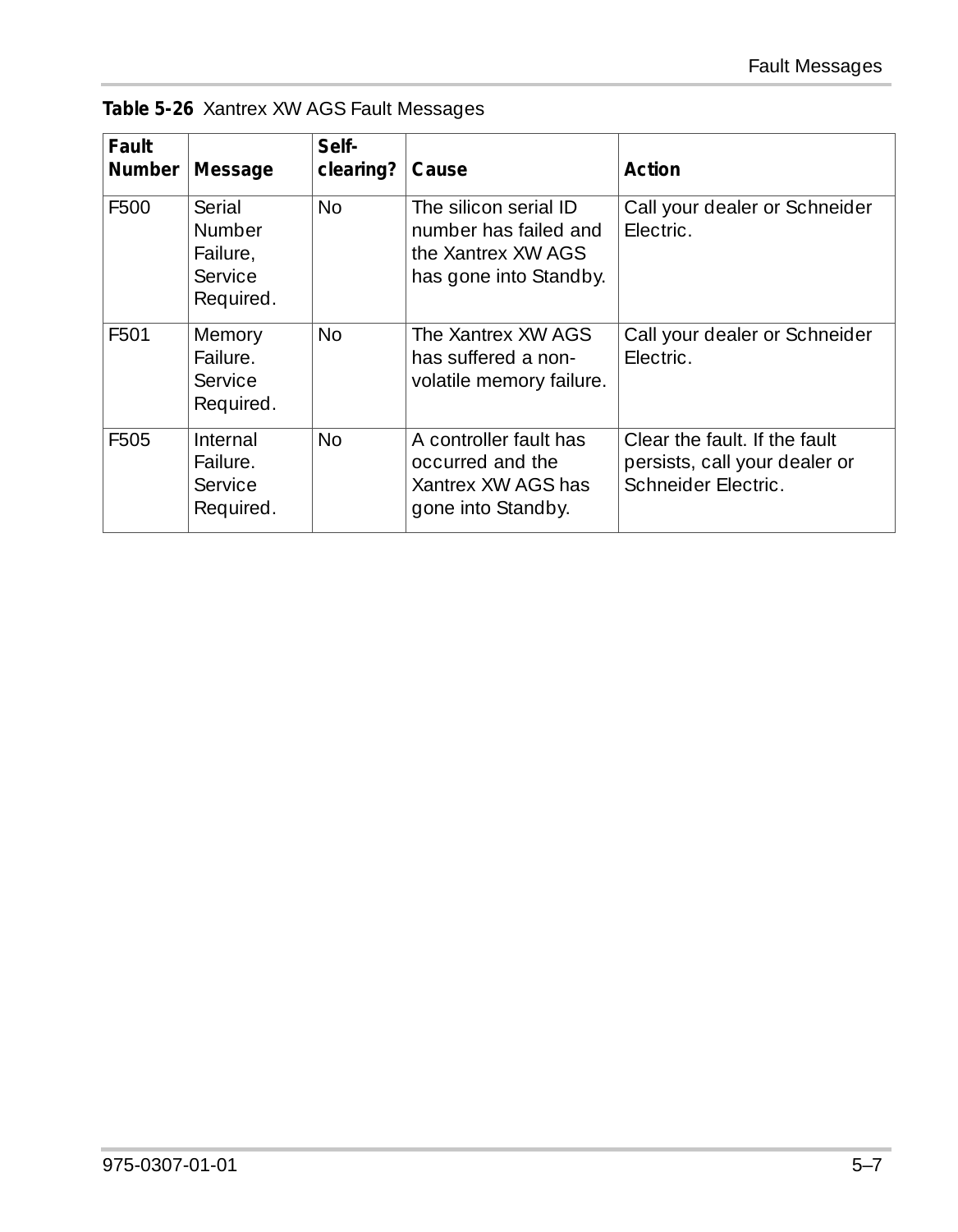**Table 5-26** Xantrex XW AGS Fault Messages

| Fault Number | Message | Self-clearing? | Cause | Action |
|---|---|---|---|---|
| F500 | Serial Number Failure, Service Required. | No | The silicon serial ID number has failed and the Xantrex XW AGS has gone into Standby. | Call your dealer or Schneider Electric. |
| F501 | Memory Failure. Service Required. | No | The Xantrex XW AGS has suffered a non-volatile memory failure. | Call your dealer or Schneider Electric. |
| F505 | Internal Failure. Service Required. | No | A controller fault has occurred and the Xantrex XW AGS has gone into Standby. | Clear the fault. If the fault persists, call your dealer or Schneider Electric. |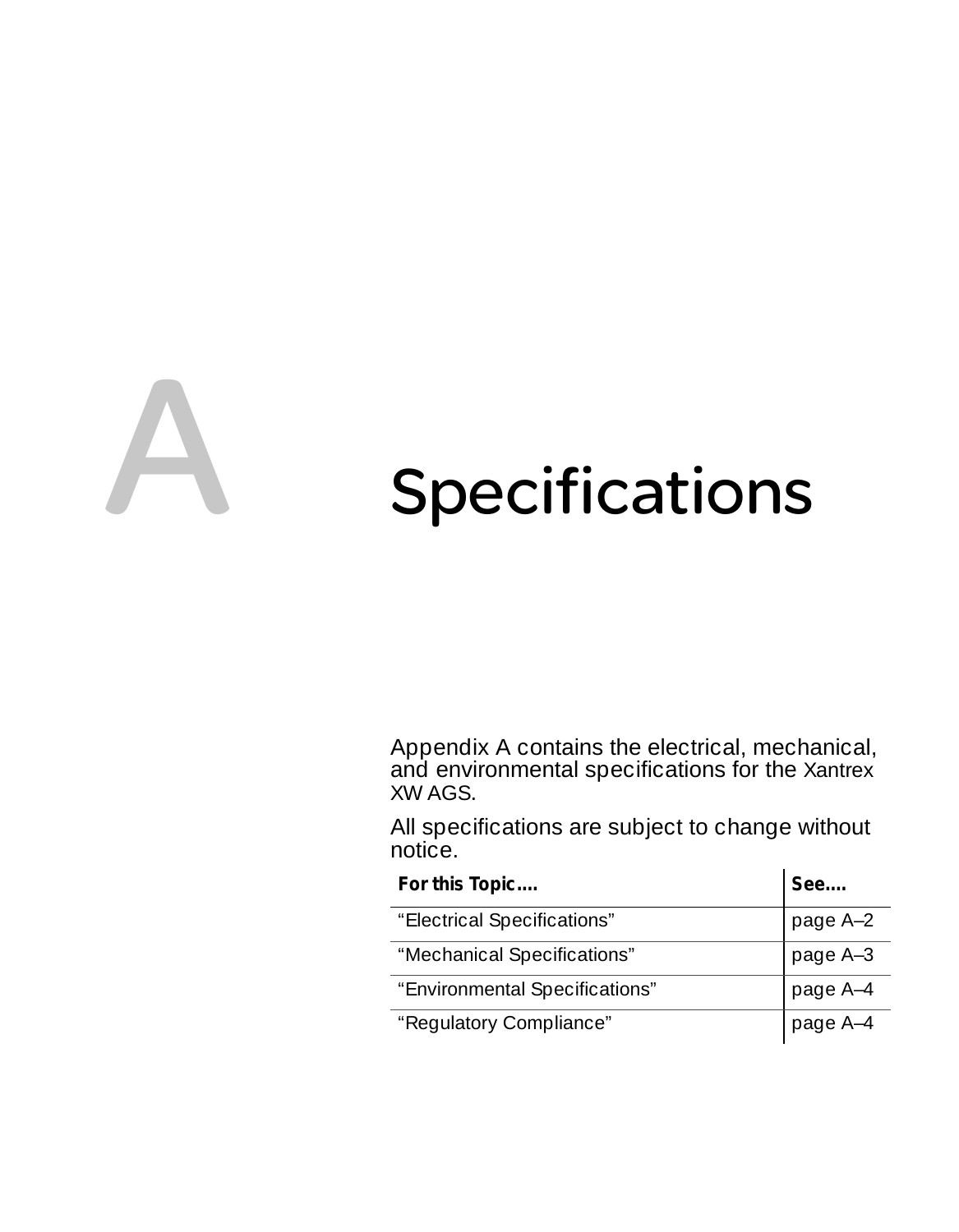# A Specifications

Appendix A contains the electrical, mechanical, and environmental specifications for the Xantrex XW AGS.

All specifications are subject to change without notice.

| For this Topic.... | See.... |
|---|---|
| "Electrical Specifications" | page A–2 |
| "Mechanical Specifications" | page A–3 |
| "Environmental Specifications" | page A–4 |
| "Regulatory Compliance" | page A–4 |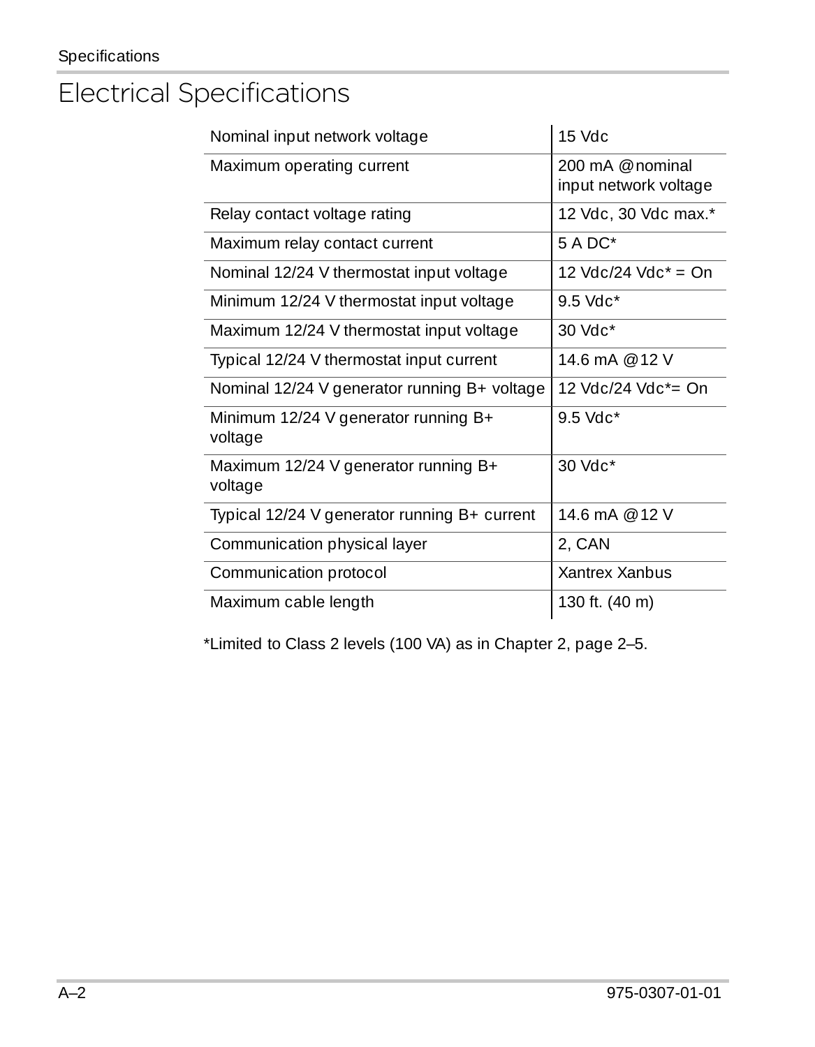# Electrical Specifications

| | |
|---|---|
| Nominal input network voltage | 15 Vdc |
| Maximum operating current | 200 mA @nominal input network voltage |
| Relay contact voltage rating | 12 Vdc, 30 Vdc max.* |
| Maximum relay contact current | 5 A DC* |
| Nominal 12/24 V thermostat input voltage | 12 Vdc/24 Vdc* = On |
| Minimum 12/24 V thermostat input voltage | 9.5 Vdc* |
| Maximum 12/24 V thermostat input voltage | 30 Vdc* |
| Typical 12/24 V thermostat input current | 14.6 mA @12 V |
| Nominal 12/24 V generator running B+ voltage | 12 Vdc/24 Vdc*= On |
| Minimum 12/24 V generator running B+ voltage | 9.5 Vdc* |
| Maximum 12/24 V generator running B+ voltage | 30 Vdc* |
| Typical 12/24 V generator running B+ current | 14.6 mA @12 V |
| Communication physical layer | 2, CAN |
| Communication protocol | Xantrex Xanbus |
| Maximum cable length | 130 ft. (40 m) |

*Limited to Class 2 levels (100 VA) as in Chapter 2, page 2–5.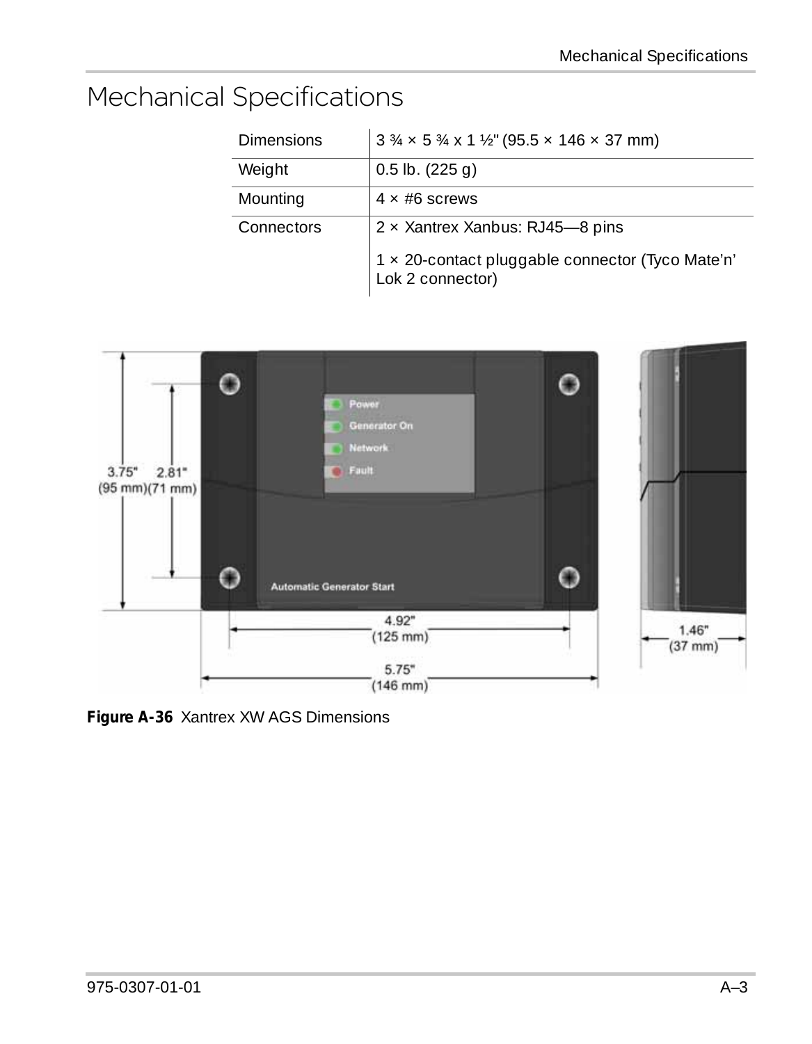# Mechanical Specifications

| | |
|---|---|
| Dimensions | 3 ¾ × 5 ¾ x 1 ½" (95.5 × 146 × 37 mm) |
| Weight | 0.5 lb. (225 g) |
| Mounting | 4 × #6 screws |
| Connectors | 2 × Xantrex Xanbus: RJ45—8 pins<br>1 × 20-contact pluggable connector (Tyco Mate'n' Lok 2 connector) |

**Figure A-36** Xantrex XW AGS Dimensions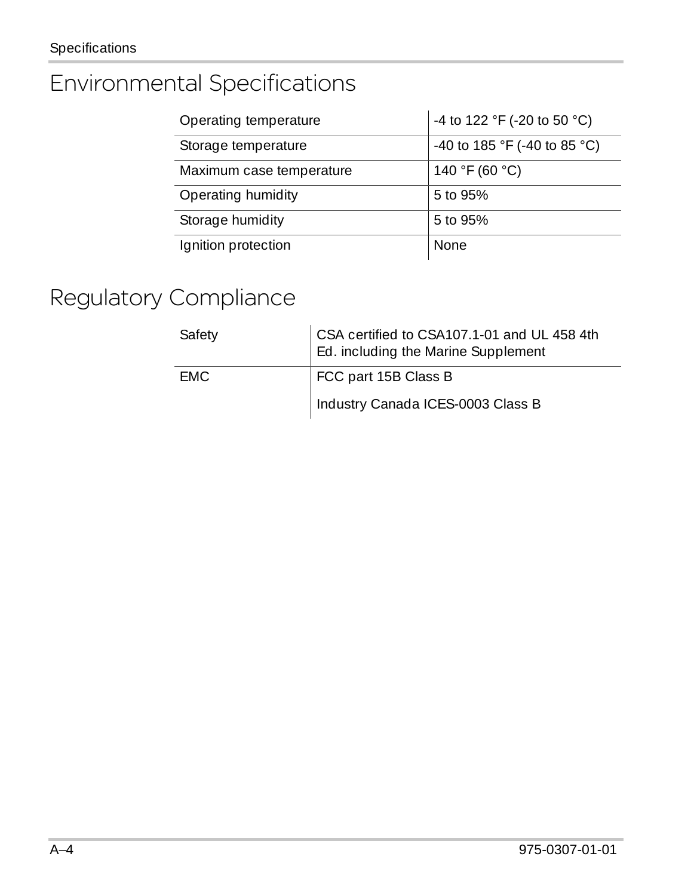## Environmental Specifications

| | |
|---|---|
| Operating temperature | -4 to 122 °F (-20 to 50 °C) |
| Storage temperature | -40 to 185 °F (-40 to 85 °C) |
| Maximum case temperature | 140 °F (60 °C) |
| Operating humidity | 5 to 95% |
| Storage humidity | 5 to 95% |
| Ignition protection | None |

## Regulatory Compliance

| | |
|---|---|
| Safety | CSA certified to CSA107.1-01 and UL 458 4th Ed. including the Marine Supplement |
| EMC | FCC part 15B Class B<br>Industry Canada ICES-0003 Class B |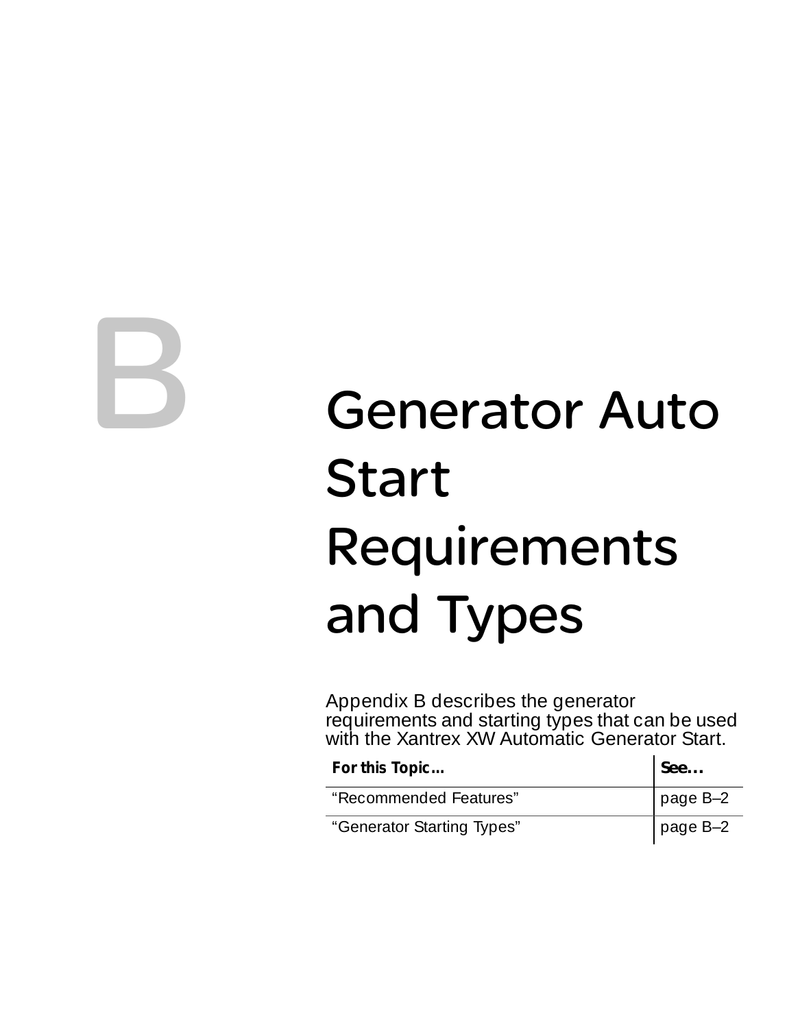# B Generator Auto Start Requirements and Types

Appendix B describes the generator requirements and starting types that can be used with the Xantrex XW Automatic Generator Start.

| For this Topic… | See… |
| --- | --- |
| “Recommended Features” | page B–2 |
| “Generator Starting Types” | page B–2 |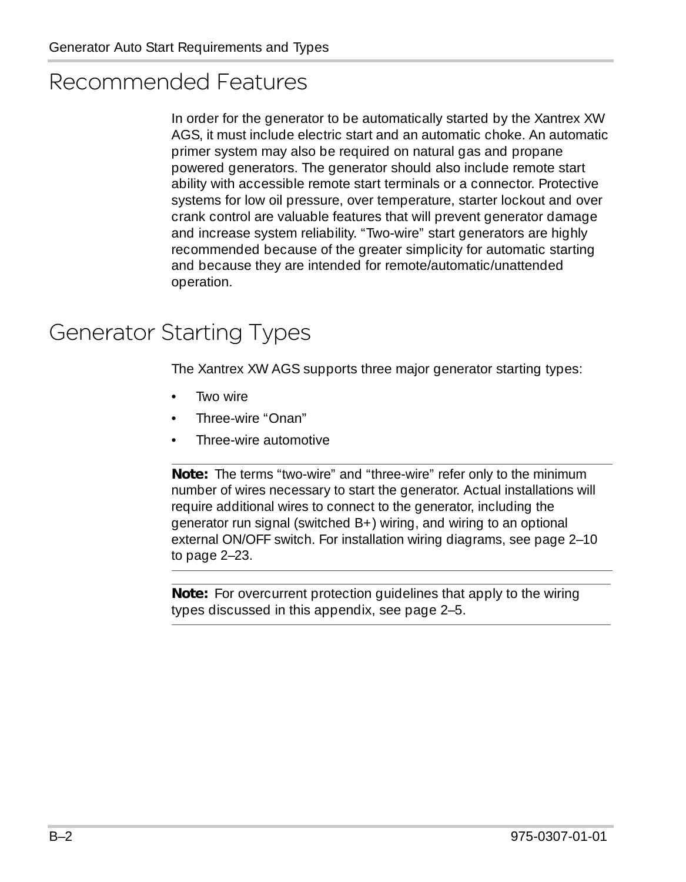## Recommended Features

In order for the generator to be automatically started by the Xantrex XW AGS, it must include electric start and an automatic choke. An automatic primer system may also be required on natural gas and propane powered generators. The generator should also include remote start ability with accessible remote start terminals or a connector. Protective systems for low oil pressure, over temperature, starter lockout and over crank control are valuable features that will prevent generator damage and increase system reliability. “Two-wire” start generators are highly recommended because of the greater simplicity for automatic starting and because they are intended for remote/automatic/unattended operation.

## Generator Starting Types

The Xantrex XW AGS supports three major generator starting types:

- Two wire
- Three-wire “Onan”
- Three-wire automotive

**Note:** The terms “two-wire” and “three-wire” refer only to the minimum number of wires necessary to start the generator. Actual installations will require additional wires to connect to the generator, including the generator run signal (switched B+) wiring, and wiring to an optional external ON/OFF switch. For installation wiring diagrams, see page 2–10 to page 2–23.

**Note:** For overcurrent protection guidelines that apply to the wiring types discussed in this appendix, see page 2–5.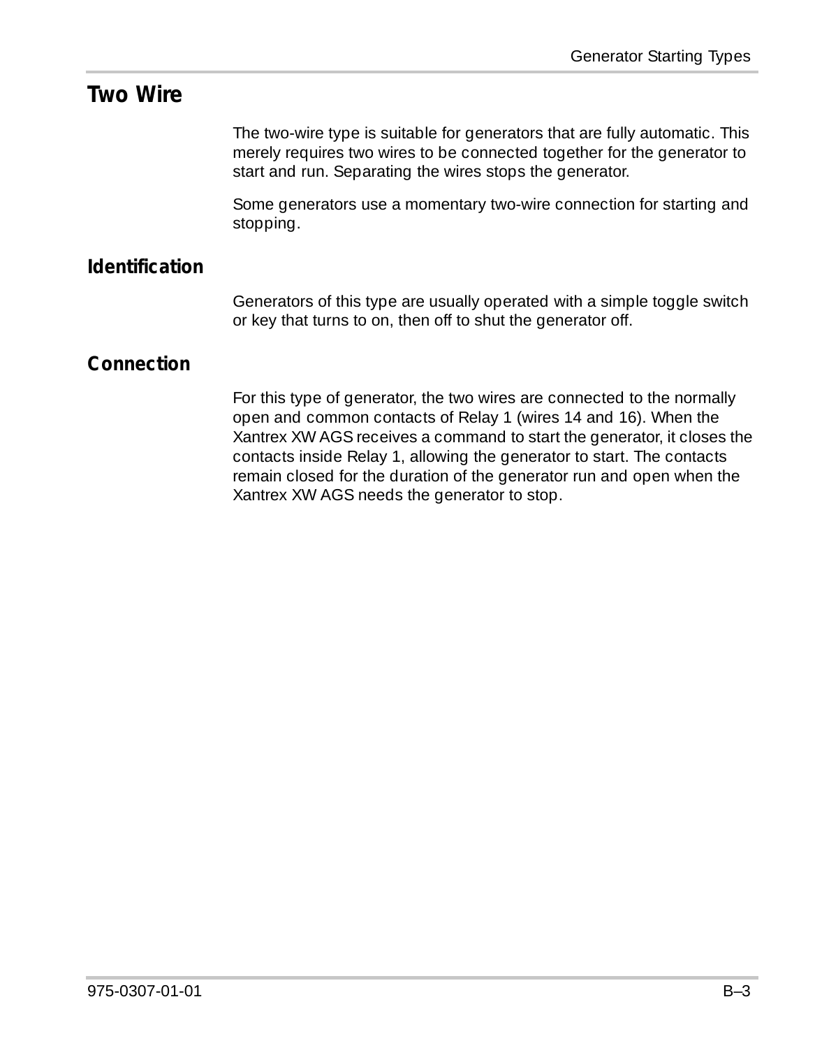## Two Wire

The two-wire type is suitable for generators that are fully automatic. This merely requires two wires to be connected together for the generator to start and run. Separating the wires stops the generator.

Some generators use a momentary two-wire connection for starting and stopping.

### Identification

Generators of this type are usually operated with a simple toggle switch or key that turns to on, then off to shut the generator off.

### Connection

For this type of generator, the two wires are connected to the normally open and common contacts of Relay 1 (wires 14 and 16). When the Xantrex XW AGS receives a command to start the generator, it closes the contacts inside Relay 1, allowing the generator to start. The contacts remain closed for the duration of the generator run and open when the Xantrex XW AGS needs the generator to stop.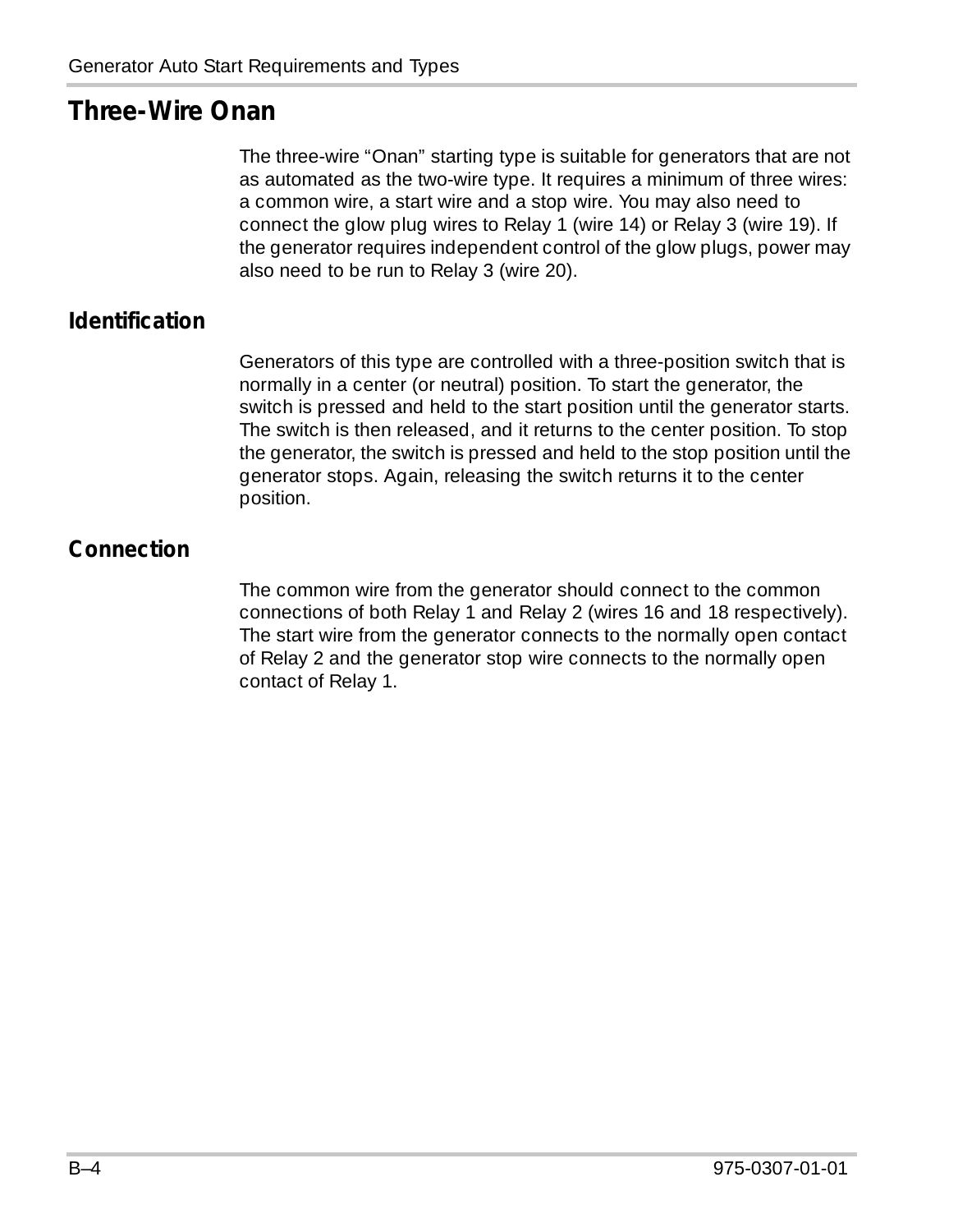## Three-Wire Onan

The three-wire "Onan" starting type is suitable for generators that are not as automated as the two-wire type. It requires a minimum of three wires: a common wire, a start wire and a stop wire. You may also need to connect the glow plug wires to Relay 1 (wire 14) or Relay 3 (wire 19). If the generator requires independent control of the glow plugs, power may also need to be run to Relay 3 (wire 20).

### Identification

Generators of this type are controlled with a three-position switch that is normally in a center (or neutral) position. To start the generator, the switch is pressed and held to the start position until the generator starts. The switch is then released, and it returns to the center position. To stop the generator, the switch is pressed and held to the stop position until the generator stops. Again, releasing the switch returns it to the center position.

### Connection

The common wire from the generator should connect to the common connections of both Relay 1 and Relay 2 (wires 16 and 18 respectively). The start wire from the generator connects to the normally open contact of Relay 2 and the generator stop wire connects to the normally open contact of Relay 1.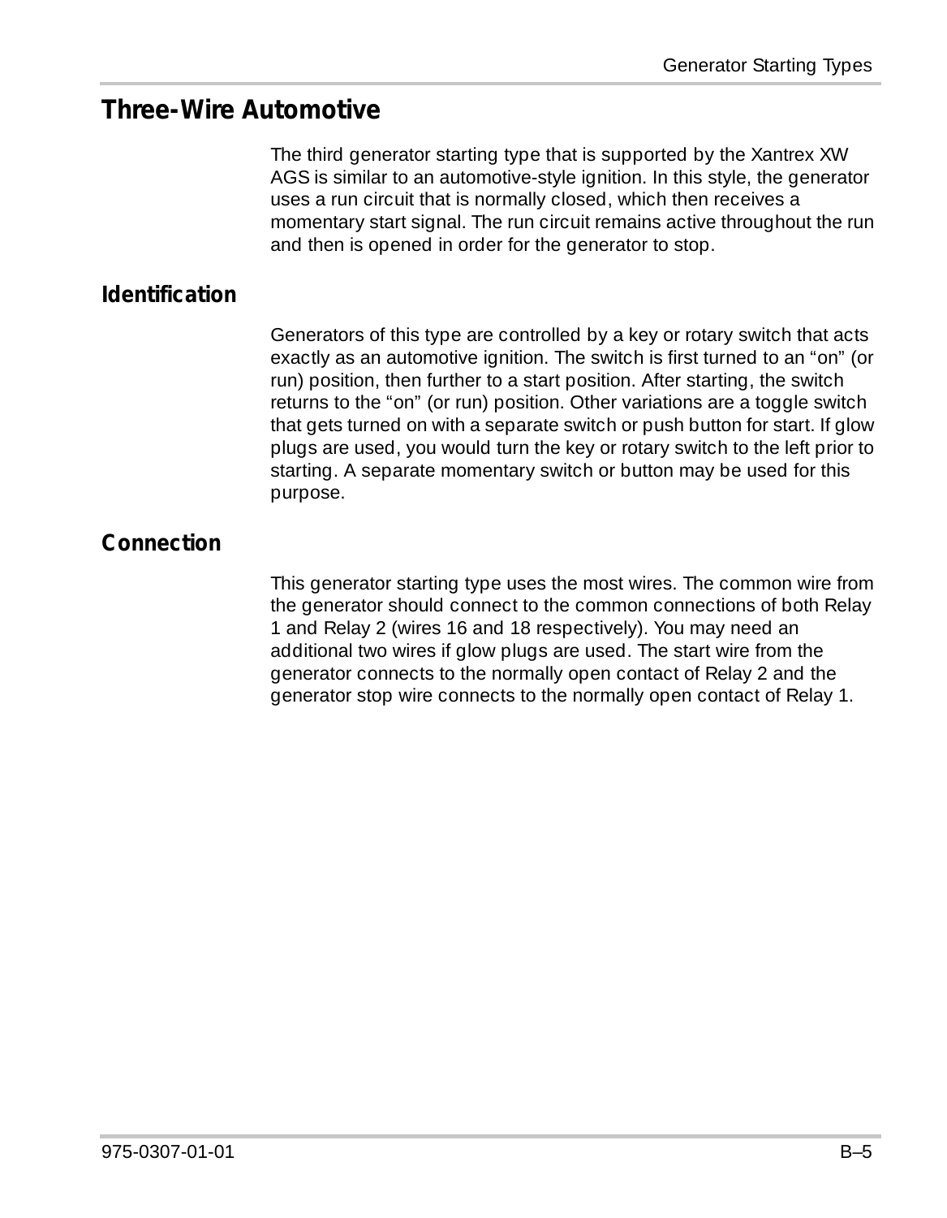## Three-Wire Automotive

The third generator starting type that is supported by the Xantrex XW AGS is similar to an automotive-style ignition. In this style, the generator uses a run circuit that is normally closed, which then receives a momentary start signal. The run circuit remains active throughout the run and then is opened in order for the generator to stop.

### Identification

Generators of this type are controlled by a key or rotary switch that acts exactly as an automotive ignition. The switch is first turned to an “on” (or run) position, then further to a start position. After starting, the switch returns to the “on” (or run) position. Other variations are a toggle switch that gets turned on with a separate switch or push button for start. If glow plugs are used, you would turn the key or rotary switch to the left prior to starting. A separate momentary switch or button may be used for this purpose.

### Connection

This generator starting type uses the most wires. The common wire from the generator should connect to the common connections of both Relay 1 and Relay 2 (wires 16 and 18 respectively). You may need an additional two wires if glow plugs are used. The start wire from the generator connects to the normally open contact of Relay 2 and the generator stop wire connects to the normally open contact of Relay 1.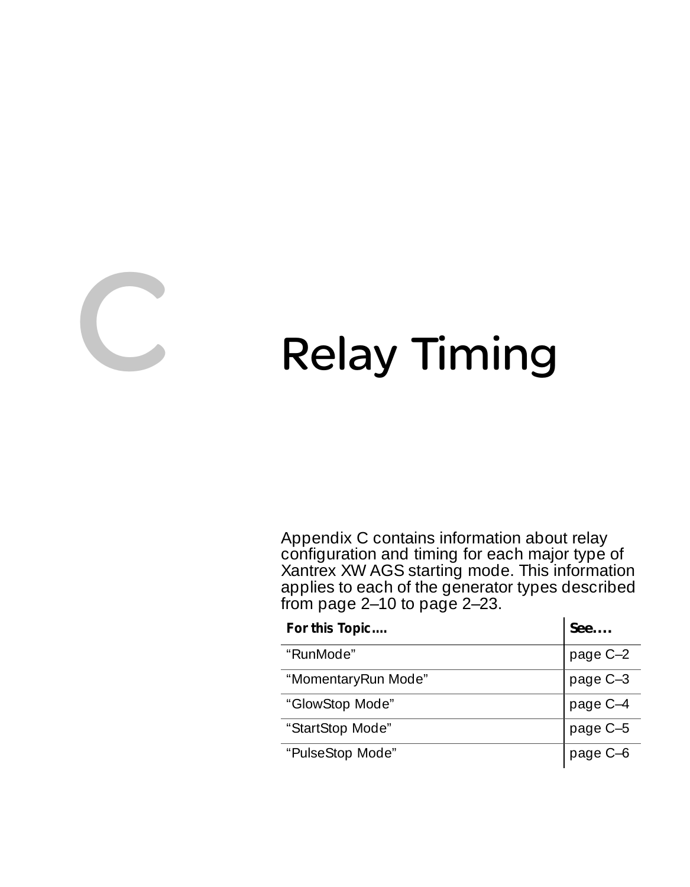# C Relay Timing

Appendix C contains information about relay configuration and timing for each major type of Xantrex XW AGS starting mode. This information applies to each of the generator types described from page 2–10 to page 2–23.

| For this Topic.... | See.... |
|---|---|
| "RunMode" | page C–2 |
| "MomentaryRun Mode" | page C–3 |
| "GlowStop Mode" | page C–4 |
| "StartStop Mode" | page C–5 |
| "PulseStop Mode" | page C–6 |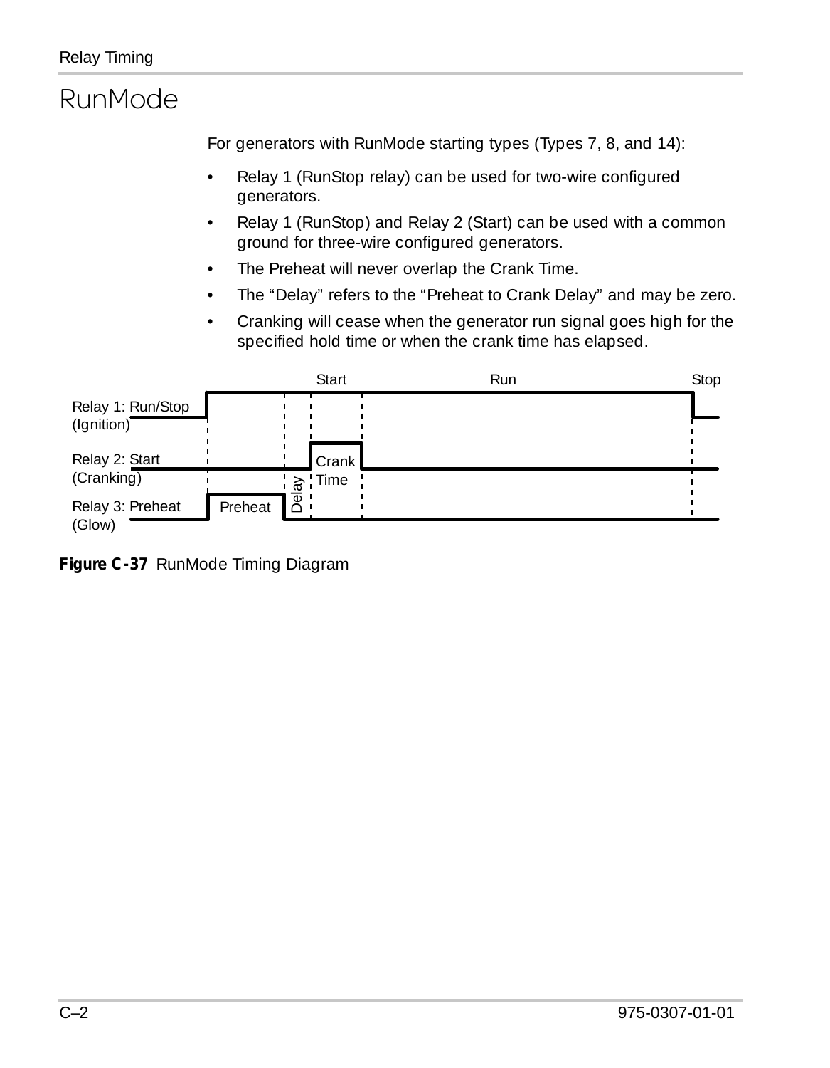# RunMode

For generators with RunMode starting types (Types 7, 8, and 14):

- Relay 1 (RunStop relay) can be used for two-wire configured generators.
- Relay 1 (RunStop) and Relay 2 (Start) can be used with a common ground for three-wire configured generators.
- The Preheat will never overlap the Crank Time.
- The “Delay” refers to the “Preheat to Crank Delay” and may be zero.
- Cranking will cease when the generator run signal goes high for the specified hold time or when the crank time has elapsed.

**Figure C-37** RunMode Timing Diagram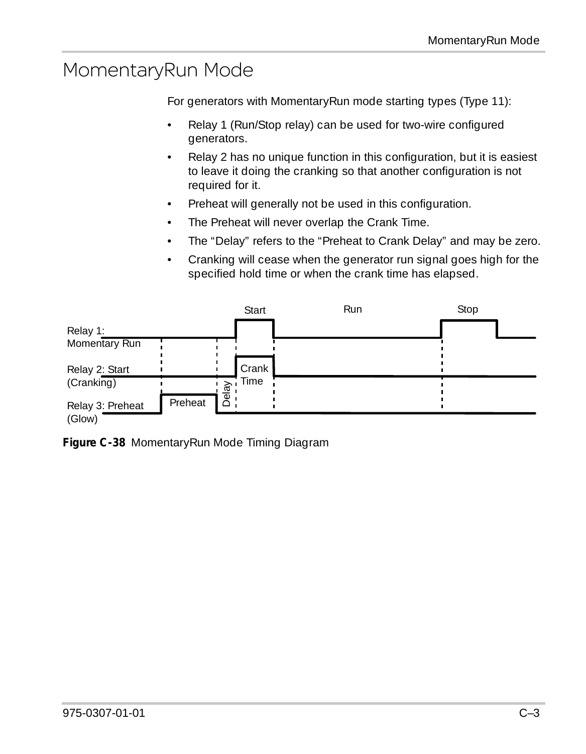# MomentaryRun Mode

For generators with MomentaryRun mode starting types (Type 11):

- Relay 1 (Run/Stop relay) can be used for two-wire configured generators.
- Relay 2 has no unique function in this configuration, but it is easiest to leave it doing the cranking so that another configuration is not required for it.
- Preheat will generally not be used in this configuration.
- The Preheat will never overlap the Crank Time.
- The “Delay” refers to the “Preheat to Crank Delay” and may be zero.
- Cranking will cease when the generator run signal goes high for the specified hold time or when the crank time has elapsed.

**Figure C-38** MomentaryRun Mode Timing Diagram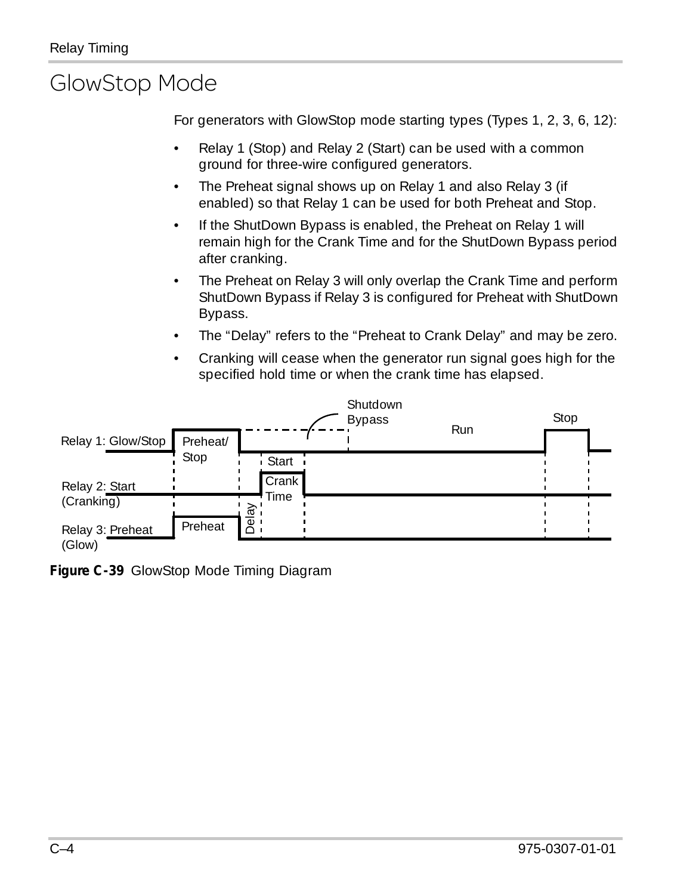# GlowStop Mode

For generators with GlowStop mode starting types (Types 1, 2, 3, 6, 12):

- Relay 1 (Stop) and Relay 2 (Start) can be used with a common ground for three-wire configured generators.
- The Preheat signal shows up on Relay 1 and also Relay 3 (if enabled) so that Relay 1 can be used for both Preheat and Stop.
- If the ShutDown Bypass is enabled, the Preheat on Relay 1 will remain high for the Crank Time and for the ShutDown Bypass period after cranking.
- The Preheat on Relay 3 will only overlap the Crank Time and perform ShutDown Bypass if Relay 3 is configured for Preheat with ShutDown Bypass.
- The "Delay" refers to the "Preheat to Crank Delay" and may be zero.
- Cranking will cease when the generator run signal goes high for the specified hold time or when the crank time has elapsed.

**Figure C-39** GlowStop Mode Timing Diagram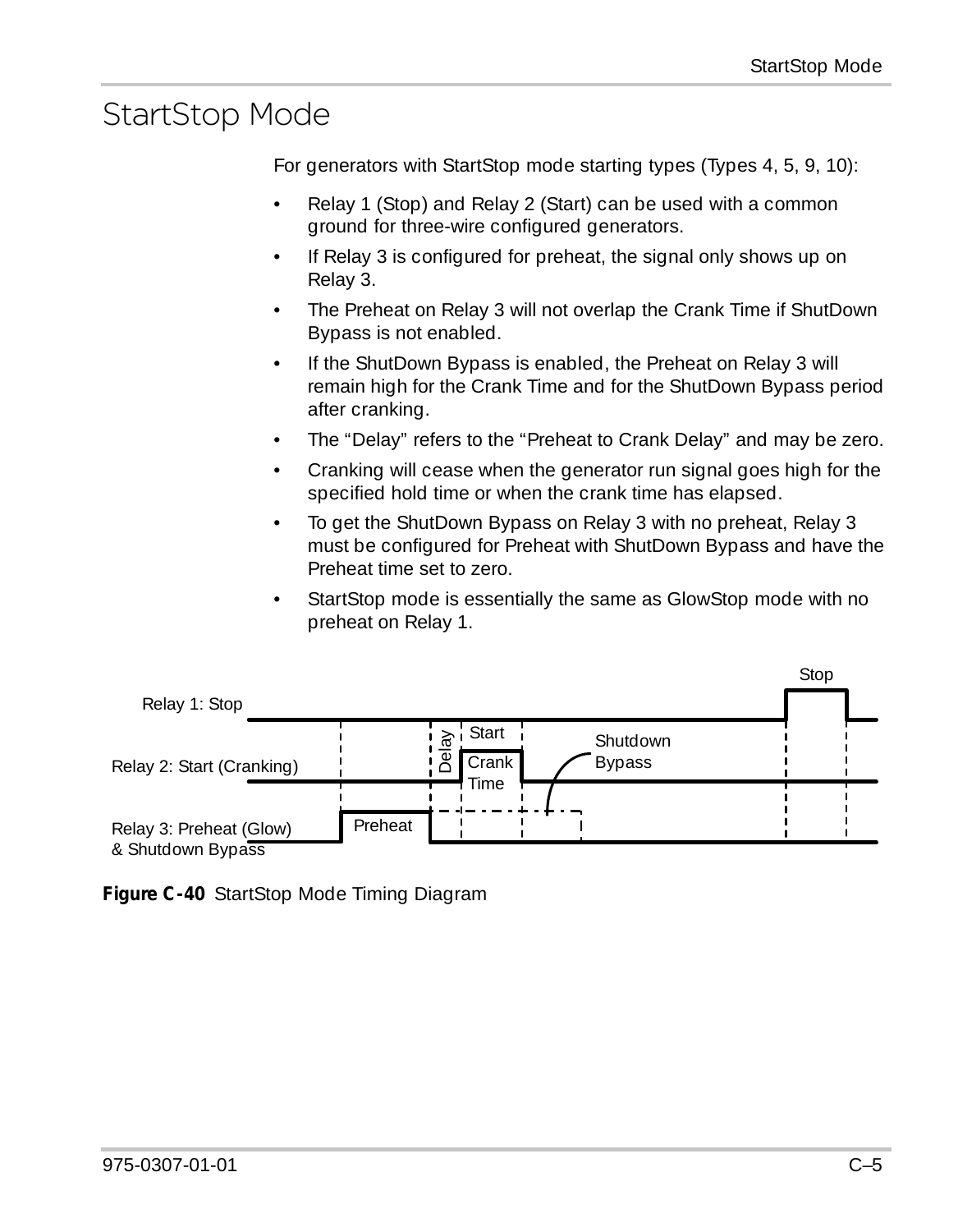# StartStop Mode

For generators with StartStop mode starting types (Types 4, 5, 9, 10):

- Relay 1 (Stop) and Relay 2 (Start) can be used with a common ground for three-wire configured generators.
- If Relay 3 is configured for preheat, the signal only shows up on Relay 3.
- The Preheat on Relay 3 will not overlap the Crank Time if ShutDown Bypass is not enabled.
- If the ShutDown Bypass is enabled, the Preheat on Relay 3 will remain high for the Crank Time and for the ShutDown Bypass period after cranking.
- The “Delay” refers to the “Preheat to Crank Delay” and may be zero.
- Cranking will cease when the generator run signal goes high for the specified hold time or when the crank time has elapsed.
- To get the ShutDown Bypass on Relay 3 with no preheat, Relay 3 must be configured for Preheat with ShutDown Bypass and have the Preheat time set to zero.
- StartStop mode is essentially the same as GlowStop mode with no preheat on Relay 1.

Stop

Relay 1: Stop

Relay 2: Start (Cranking)

Delay

Start

Crank Time

Shutdown Bypass

Relay 3: Preheat (Glow) & Shutdown Bypass

Preheat

**Figure C-40** StartStop Mode Timing Diagram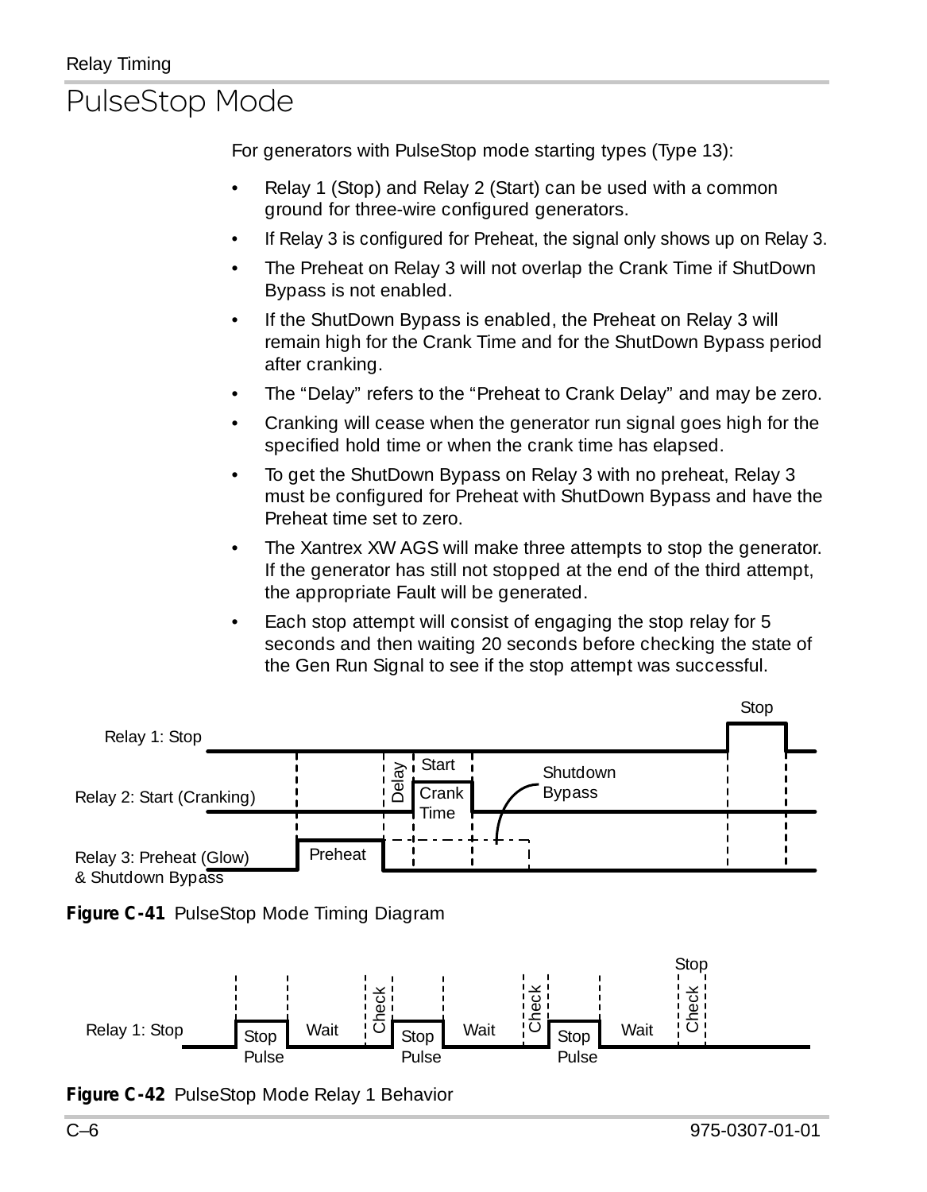# PulseStop Mode

For generators with PulseStop mode starting types (Type 13):

- Relay 1 (Stop) and Relay 2 (Start) can be used with a common ground for three-wire configured generators.
- If Relay 3 is configured for Preheat, the signal only shows up on Relay 3.
- The Preheat on Relay 3 will not overlap the Crank Time if ShutDown Bypass is not enabled.
- If the ShutDown Bypass is enabled, the Preheat on Relay 3 will remain high for the Crank Time and for the ShutDown Bypass period after cranking.
- The "Delay" refers to the "Preheat to Crank Delay" and may be zero.
- Cranking will cease when the generator run signal goes high for the specified hold time or when the crank time has elapsed.
- To get the ShutDown Bypass on Relay 3 with no preheat, Relay 3 must be configured for Preheat with ShutDown Bypass and have the Preheat time set to zero.
- The Xantrex XW AGS will make three attempts to stop the generator. If the generator has still not stopped at the end of the third attempt, the appropriate Fault will be generated.
- Each stop attempt will consist of engaging the stop relay for 5 seconds and then waiting 20 seconds before checking the state of the Gen Run Signal to see if the stop attempt was successful.

Stop

Relay 1: Stop

Start

Delay

Shutdown Bypass

Relay 2: Start (Cranking)

Crank Time

Relay 3: Preheat (Glow) & Shutdown Bypass

Preheat

**Figure C-41** PulseStop Mode Timing Diagram

Stop

Relay 1: Stop

Stop Pulse | Wait | Check | Stop Pulse | Wait | Check | Stop Pulse | Wait | Check

**Figure C-42** PulseStop Mode Relay 1 Behavior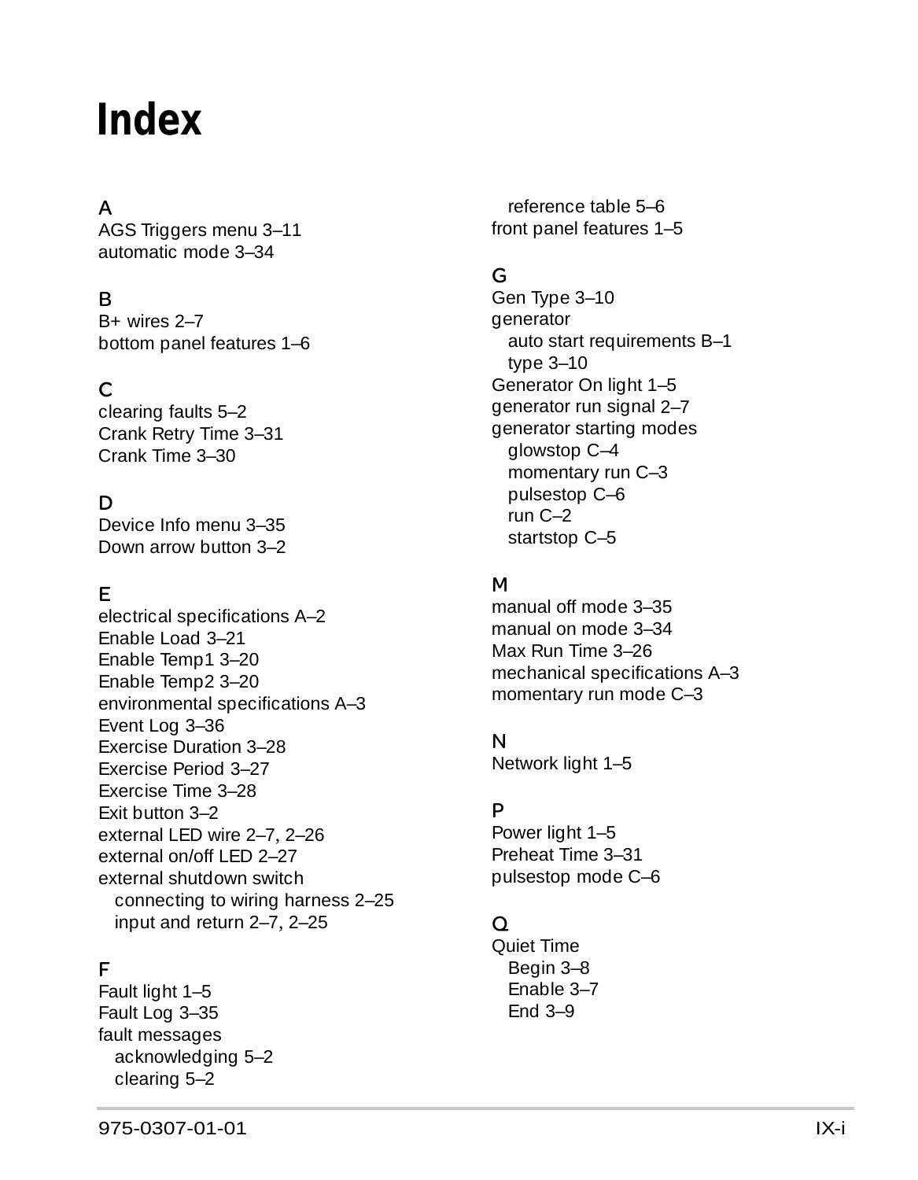# Index

## A

AGS Triggers menu 3–11
automatic mode 3–34

## B

B+ wires 2–7
bottom panel features 1–6

## C

clearing faults 5–2
Crank Retry Time 3–31
Crank Time 3–30

## D

Device Info menu 3–35
Down arrow button 3–2

## E

electrical specifications A–2
Enable Load 3–21
Enable Temp1 3–20
Enable Temp2 3–20
environmental specifications A–3
Event Log 3–36
Exercise Duration 3–28
Exercise Period 3–27
Exercise Time 3–28
Exit button 3–2
external LED wire 2–7, 2–26
external on/off LED 2–27
external shutdown switch
  connecting to wiring harness 2–25
  input and return 2–7, 2–25

## F

Fault light 1–5
Fault Log 3–35
fault messages
  acknowledging 5–2
  clearing 5–2
  reference table 5–6
front panel features 1–5

## G

Gen Type 3–10
generator
  auto start requirements B–1
  type 3–10
Generator On light 1–5
generator run signal 2–7
generator starting modes
  glowstop C–4
  momentary run C–3
  pulsestop C–6
  run C–2
  startstop C–5

## M

manual off mode 3–35
manual on mode 3–34
Max Run Time 3–26
mechanical specifications A–3
momentary run mode C–3

## N

Network light 1–5

## P

Power light 1–5
Preheat Time 3–31
pulsestop mode C–6

## Q

Quiet Time
  Begin 3–8
  Enable 3–7
  End 3–9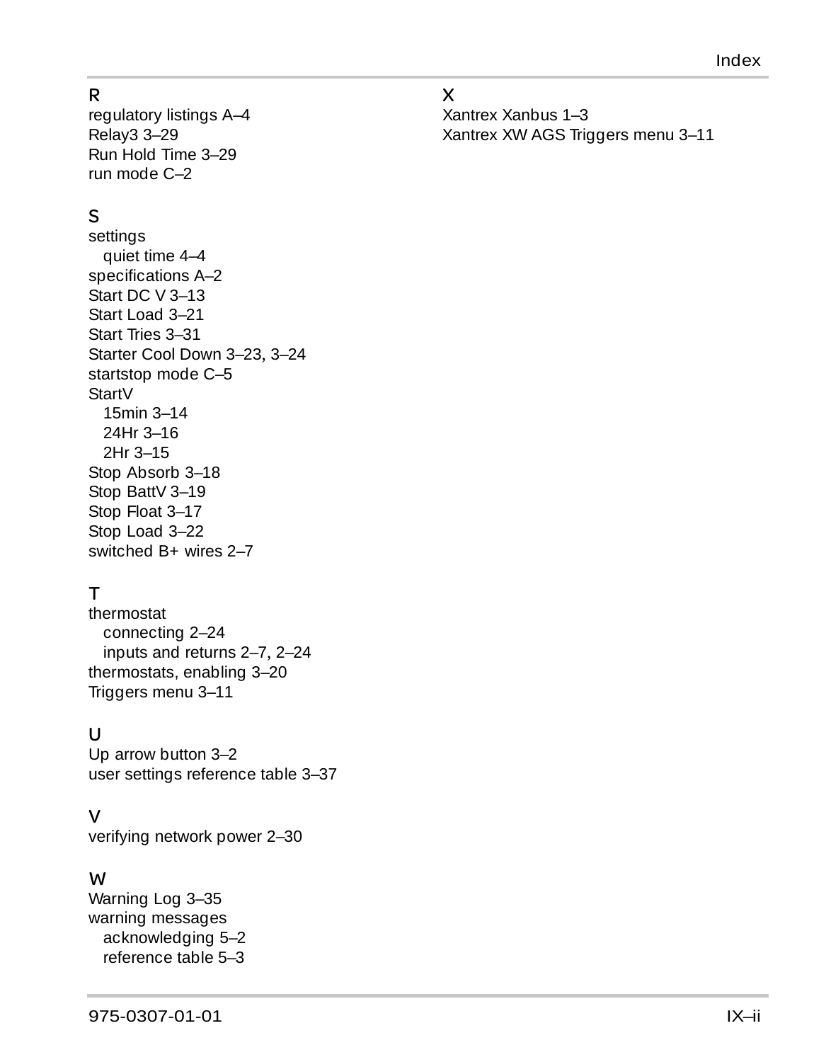## R

regulatory listings A–4
Relay3 3–29
Run Hold Time 3–29
run mode C–2

## S

settings
  quiet time 4–4
specifications A–2
Start DC V 3–13
Start Load 3–21
Start Tries 3–31
Starter Cool Down 3–23, 3–24
startstop mode C–5
StartV
  15min 3–14
  24Hr 3–16
  2Hr 3–15
Stop Absorb 3–18
Stop BattV 3–19
Stop Float 3–17
Stop Load 3–22
switched B+ wires 2–7

## T

thermostat
  connecting 2–24
  inputs and returns 2–7, 2–24
thermostats, enabling 3–20
Triggers menu 3–11

## U

Up arrow button 3–2
user settings reference table 3–37

## V

verifying network power 2–30

## W

Warning Log 3–35
warning messages
  acknowledging 5–2
  reference table 5–3

## X

Xantrex Xanbus 1–3
Xantrex XW AGS Triggers menu 3–11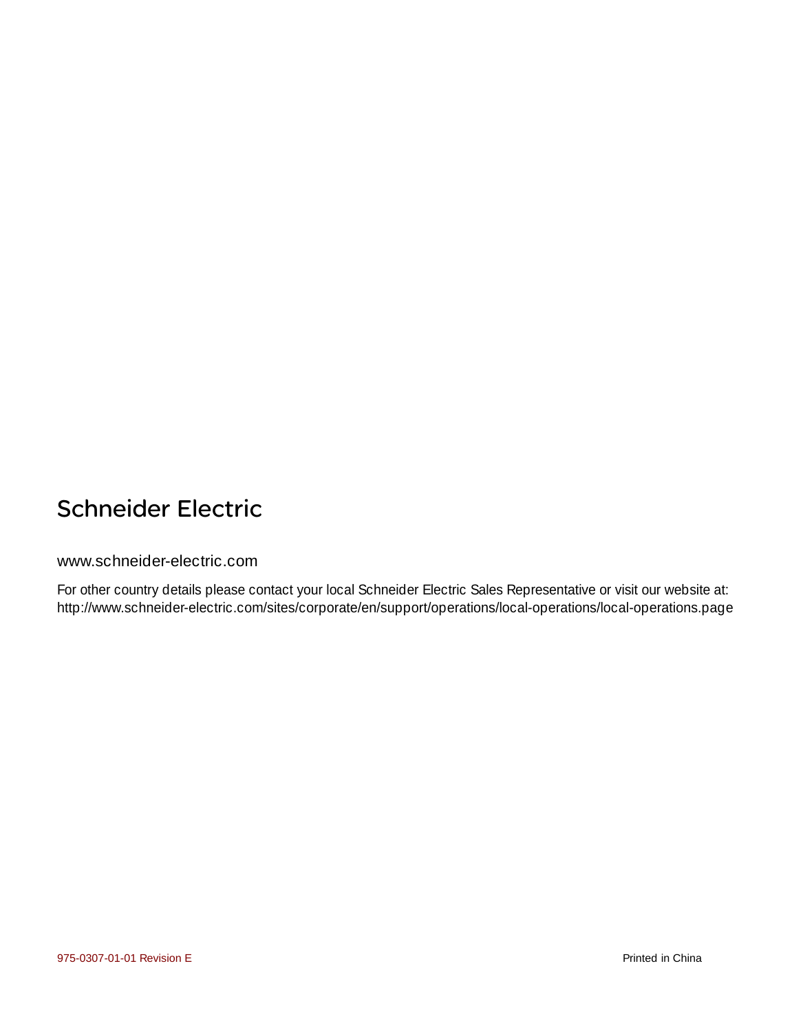# Schneider Electric

www.schneider-electric.com

For other country details please contact your local Schneider Electric Sales Representative or visit our website at:
http://www.schneider-electric.com/sites/corporate/en/support/operations/local-operations/local-operations.page

975-0307-01-01 Revision E

Printed in China